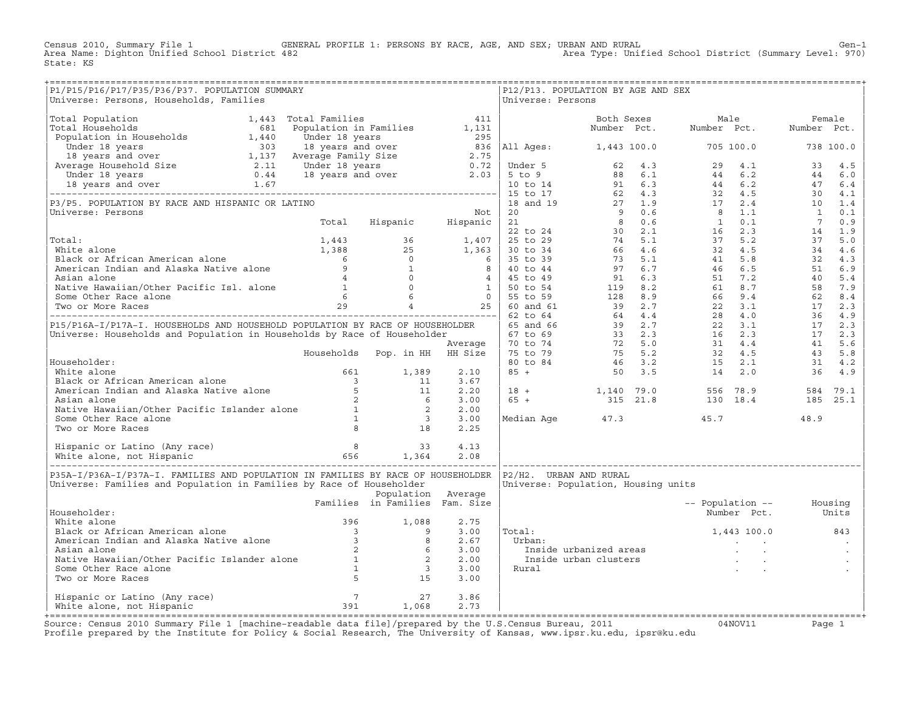Census 2010, Summary File 1 — GENERAL PROFILE 1: PERSONS BY RACE, AGE, AND SEX; URBAN AND RURAL — Gen-1

Area Name: Dighton Unified School District 482 — Area Type: Unified School District (Summary Level: 970)

State: KS

## P1/P15/P16/P17/P35/P36/P37. POPULATION SUMMARY

Universe: Persons, Households, Families

| | | | |
|---|---|---|---|
| Total Population | 1,443 | Total Families | 411 |
| Total Households | 681 | Population in Families | 1,131 |
| Population in Households | 1,440 | Under 18 years | 295 |
| Under 18 years | 303 | 18 years and over | 836 |
| 18 years and over | 1,137 | Average Family Size | 2.75 |
| Average Household Size | 2.11 | Under 18 years | 0.72 |
| Under 18 years | 0.44 | 18 years and over | 2.03 |
| 18 years and over | 1.67 | | |

## P3/P5. POPULATION BY RACE AND HISPANIC OR LATINO

Universe: Persons

| | Total | Hispanic | Not Hispanic |
|---|---|---|---|
| Total: | 1,443 | 36 | 1,407 |
| White alone | 1,388 | 25 | 1,363 |
| Black or African American alone | 6 | 0 | 6 |
| American Indian and Alaska Native alone | 9 | 1 | 8 |
| Asian alone | 4 | 0 | 4 |
| Native Hawaiian/Other Pacific Isl. alone | 1 | 0 | 1 |
| Some Other Race alone | 6 | 6 | 0 |
| Two or More Races | 29 | 4 | 25 |

## P15/P16A-I/P17A-I. HOUSEHOLDS AND HOUSEHOLD POPULATION BY RACE OF HOUSEHOLDER

Universe: Households and Population in Households by Race of Householder

| Householder: | Households | Pop. in HH | Average HH Size |
|---|---|---|---|
| White alone | 661 | 1,389 | 2.10 |
| Black or African American alone | 3 | 11 | 3.67 |
| American Indian and Alaska Native alone | 5 | 11 | 2.20 |
| Asian alone | 2 | 6 | 3.00 |
| Native Hawaiian/Other Pacific Islander alone | 1 | 2 | 2.00 |
| Some Other Race alone | 1 | 3 | 3.00 |
| Two or More Races | 8 | 18 | 2.25 |
| Hispanic or Latino (Any race) | 8 | 33 | 4.13 |
| White alone, not Hispanic | 656 | 1,364 | 2.08 |

## P35A-I/P36A-I/P37A-I. FAMILIES AND POPULATION IN FAMILIES BY RACE OF HOUSEHOLDER

Universe: Families and Population in Families by Race of Householder

| Householder: | Families | Population in Families | Average Fam. Size |
|---|---|---|---|
| White alone | 396 | 1,088 | 2.75 |
| Black or African American alone | 3 | 9 | 3.00 |
| American Indian and Alaska Native alone | 3 | 8 | 2.67 |
| Asian alone | 2 | 6 | 3.00 |
| Native Hawaiian/Other Pacific Islander alone | 1 | 2 | 2.00 |
| Some Other Race alone | 1 | 3 | 3.00 |
| Two or More Races | 5 | 15 | 3.00 |
| Hispanic or Latino (Any race) | 7 | 27 | 3.86 |
| White alone, not Hispanic | 391 | 1,068 | 2.73 |

## P12/P13. POPULATION BY AGE AND SEX

Universe: Persons

| | Both Sexes Number | Both Sexes Pct. | Male Number | Male Pct. | Female Number | Female Pct. |
|---|---|---|---|---|---|---|
| All Ages: | 1,443 | 100.0 | 705 | 100.0 | 738 | 100.0 |
| Under 5 | 62 | 4.3 | 29 | 4.1 | 33 | 4.5 |
| 5 to 9 | 88 | 6.1 | 44 | 6.2 | 44 | 6.0 |
| 10 to 14 | 91 | 6.3 | 44 | 6.2 | 47 | 6.4 |
| 15 to 17 | 62 | 4.3 | 32 | 4.5 | 30 | 4.1 |
| 18 and 19 | 27 | 1.9 | 17 | 2.4 | 10 | 1.4 |
| 20 | 9 | 0.6 | 8 | 1.1 | 1 | 0.1 |
| 21 | 8 | 0.6 | 1 | 0.1 | 7 | 0.9 |
| 22 to 24 | 30 | 2.1 | 16 | 2.3 | 14 | 1.9 |
| 25 to 29 | 74 | 5.1 | 37 | 5.2 | 37 | 5.0 |
| 30 to 34 | 66 | 4.6 | 32 | 4.5 | 34 | 4.6 |
| 35 to 39 | 73 | 5.1 | 41 | 5.8 | 32 | 4.3 |
| 40 to 44 | 97 | 6.7 | 46 | 6.5 | 51 | 6.9 |
| 45 to 49 | 91 | 6.3 | 51 | 7.2 | 40 | 5.4 |
| 50 to 54 | 119 | 8.2 | 61 | 8.7 | 58 | 7.9 |
| 55 to 59 | 128 | 8.9 | 66 | 9.4 | 62 | 8.4 |
| 60 and 61 | 39 | 2.7 | 22 | 3.1 | 17 | 2.3 |
| 62 to 64 | 64 | 4.4 | 28 | 4.0 | 36 | 4.9 |
| 65 and 66 | 39 | 2.7 | 22 | 3.1 | 17 | 2.3 |
| 67 to 69 | 33 | 2.3 | 16 | 2.3 | 17 | 2.3 |
| 70 to 74 | 72 | 5.0 | 31 | 4.4 | 41 | 5.6 |
| 75 to 79 | 75 | 5.2 | 32 | 4.5 | 43 | 5.8 |
| 80 to 84 | 46 | 3.2 | 15 | 2.1 | 31 | 4.2 |
| 85 + | 50 | 3.5 | 14 | 2.0 | 36 | 4.9 |
| 18 + | 1,140 | 79.0 | 556 | 78.9 | 584 | 79.1 |
| 65 + | 315 | 21.8 | 130 | 18.4 | 185 | 25.1 |
| Median Age | 47.3 | | 45.7 | | 48.9 | |

## P2/H2. URBAN AND RURAL

Universe: Population, Housing units

| | Population Number | Population Pct. | Housing Units |
|---|---|---|---|
| Total: | 1,443 | 100.0 | 843 |
| Urban: | . | . | . |
| Inside urbanized areas | . | . | . |
| Inside urban clusters | . | . | . |
| Rural | . | . | . |

Source: Census 2010 Summary File 1 [machine-readable data file]/prepared by the U.S.Census Bureau, 2011 — 04NOV11

Profile prepared by the Institute for Policy & Social Research, The University of Kansas, www.ipsr.ku.edu, ipsr@ku.edu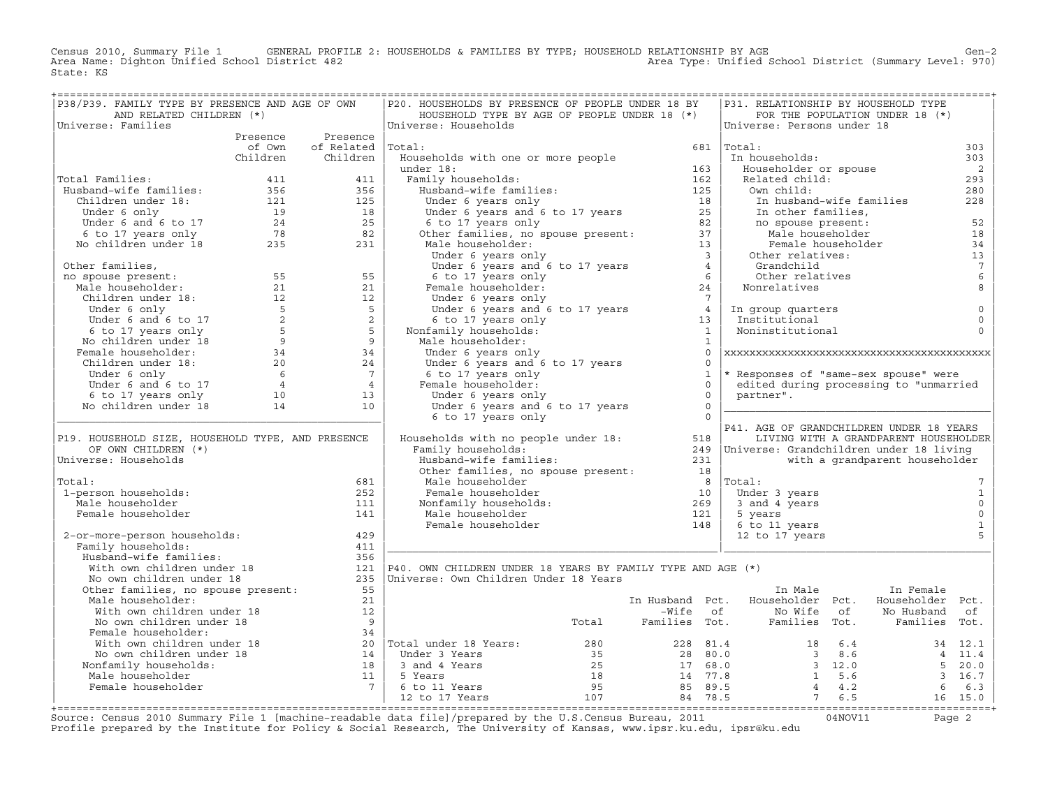Census 2010, Summary File 1 GENERAL PROFILE 2: HOUSEHOLDS & FAMILIES BY TYPE; HOUSEHOLD RELATIONSHIP BY AGE Gen-2
Area Name: Dighton Unified School District 482 Area Type: Unified School District (Summary Level: 970)
State: KS

## P38/P39. FAMILY TYPE BY PRESENCE AND AGE OF OWN AND RELATED CHILDREN (*)

Universe: Families

| | Presence of Own Children | Presence of Related Children |
|---|---|---|
| Total Families: | 411 | 411 |
| Husband-wife families: | 356 | 356 |
| Children under 18: | 121 | 125 |
| Under 6 only | 19 | 18 |
| Under 6 and 6 to 17 | 24 | 25 |
| 6 to 17 years only | 78 | 82 |
| No children under 18 | 235 | 231 |
| Other families, no spouse present: | 55 | 55 |
| Male householder: | 21 | 21 |
| Children under 18: | 12 | 12 |
| Under 6 only | 5 | 5 |
| Under 6 and 6 to 17 | 2 | 2 |
| 6 to 17 years only | 5 | 5 |
| No children under 18 | 9 | 9 |
| Female householder: | 34 | 34 |
| Children under 18: | 20 | 24 |
| Under 6 only | 6 | 7 |
| Under 6 and 6 to 17 | 4 | 4 |
| 6 to 17 years only | 10 | 13 |
| No children under 18 | 14 | 10 |

## P19. HOUSEHOLD SIZE, HOUSEHOLD TYPE, AND PRESENCE OF OWN CHILDREN (*)

Universe: Households

| | |
|---|---|
| Total: | 681 |
| 1-person households: | 252 |
| Male householder | 111 |
| Female householder | 141 |
| 2-or-more-person households: | 429 |
| Family households: | 411 |
| Husband-wife families: | 356 |
| With own children under 18 | 121 |
| No own children under 18 | 235 |
| Other families, no spouse present: | 55 |
| Male householder: | 21 |
| With own children under 18 | 12 |
| No own children under 18 | 9 |
| Female householder: | 34 |
| With own children under 18 | 20 |
| No own children under 18 | 14 |
| Nonfamily households: | 18 |
| Male householder | 11 |
| Female householder | 7 |

## P20. HOUSEHOLDS BY PRESENCE OF PEOPLE UNDER 18 BY HOUSEHOLD TYPE BY AGE OF PEOPLE UNDER 18 (*)

Universe: Households

| | |
|---|---|
| Total: | 681 |
| Households with one or more people under 18: | 163 |
| Family households: | 162 |
| Husband-wife families: | 125 |
| Under 6 years only | 18 |
| Under 6 years and 6 to 17 years | 25 |
| 6 to 17 years only | 82 |
| Other families, no spouse present: | 37 |
| Male householder: | 13 |
| Under 6 years only | 3 |
| Under 6 years and 6 to 17 years | 4 |
| 6 to 17 years only | 6 |
| Female householder: | 24 |
| Under 6 years only | 7 |
| Under 6 years and 6 to 17 years | 4 |
| 6 to 17 years only | 13 |
| Nonfamily households: | 1 |
| Male householder: | 1 |
| Under 6 years only | 0 |
| Under 6 years and 6 to 17 years | 0 |
| 6 to 17 years only | 1 |
| Female householder: | 0 |
| Under 6 years only | 0 |
| Under 6 years and 6 to 17 years | 0 |
| 6 to 17 years only | 0 |
| Households with no people under 18: | 518 |
| Family households: | 249 |
| Husband-wife families: | 231 |
| Other families, no spouse present: | 18 |
| Male householder | 8 |
| Female householder | 10 |
| Nonfamily households: | 269 |
| Male householder | 121 |
| Female householder | 148 |

## P31. RELATIONSHIP BY HOUSEHOLD TYPE FOR THE POPULATION UNDER 18 (*)

Universe: Persons under 18

| | |
|---|---|
| Total: | 303 |
| In households: | 303 |
| Householder or spouse | 2 |
| Related child: | 293 |
| Own child: | 280 |
| In husband-wife families | 228 |
| In other families, no spouse present: | 52 |
| Male householder | 18 |
| Female householder | 34 |
| Other relatives: | 13 |
| Grandchild | 7 |
| Other relatives | 6 |
| Nonrelatives | 8 |
| In group quarters | 0 |
| Institutional | 0 |
| Noninstitutional | 0 |

* Responses of "same-sex spouse" were edited during processing to "unmarried partner".

## P41. AGE OF GRANDCHILDREN UNDER 18 YEARS LIVING WITH A GRANDPARENT HOUSEHOLDER

Universe: Grandchildren under 18 living with a grandparent householder

| | |
|---|---|
| Total: | 7 |
| Under 3 years | 1 |
| 3 and 4 years | 0 |
| 5 years | 0 |
| 6 to 11 years | 1 |
| 12 to 17 years | 5 |

## P40. OWN CHILDREN UNDER 18 YEARS BY FAMILY TYPE AND AGE (*)

Universe: Own Children Under 18 Years

| | Total | In Husband-Wife Families | Pct. of Tot. | In Male Householder No Wife Families | Pct. of Tot. | In Female Householder No Husband Families | Pct. of Tot. |
|---|---|---|---|---|---|---|---|
| Total under 18 Years: | 280 | 228 | 81.4 | 18 | 6.4 | 34 | 12.1 |
| Under 3 Years | 35 | 28 | 80.0 | 3 | 8.6 | 4 | 11.4 |
| 3 and 4 Years | 25 | 17 | 68.0 | 3 | 12.0 | 5 | 20.0 |
| 5 Years | 18 | 14 | 77.8 | 1 | 5.6 | 3 | 16.7 |
| 6 to 11 Years | 95 | 85 | 89.5 | 4 | 4.2 | 6 | 6.3 |
| 12 to 17 Years | 107 | 84 | 78.5 | 7 | 6.5 | 16 | 15.0 |

Source: Census 2010 Summary File 1 [machine-readable data file]/prepared by the U.S.Census Bureau, 2011 04NOV11
Profile prepared by the Institute for Policy & Social Research, The University of Kansas, www.ipsr.ku.edu, ipsr@ku.edu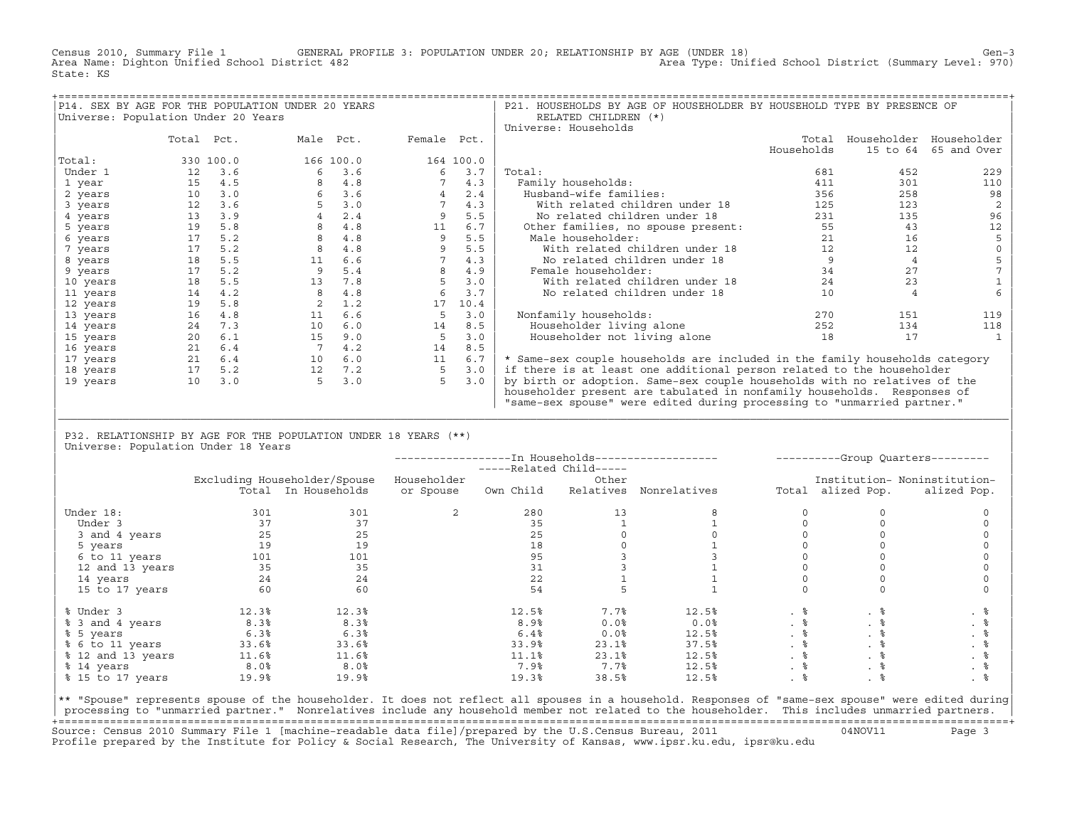Census 2010, Summary File 1 GENERAL PROFILE 3: POPULATION UNDER 20; RELATIONSHIP BY AGE (UNDER 18) Gen-3
Area Name: Dighton Unified School District 482 Area Type: Unified School District (Summary Level: 970)
State: KS

## P14. SEX BY AGE FOR THE POPULATION UNDER 20 YEARS

Universe: Population Under 20 Years

| | Total | Pct. | Male | Pct. | Female | Pct. |
|---|---|---|---|---|---|---|
| Total: | 330 | 100.0 | 166 | 100.0 | 164 | 100.0 |
| Under 1 | 12 | 3.6 | 6 | 3.6 | 6 | 3.7 |
| 1 year | 15 | 4.5 | 8 | 4.8 | 7 | 4.3 |
| 2 years | 10 | 3.0 | 6 | 3.6 | 4 | 2.4 |
| 3 years | 12 | 3.6 | 5 | 3.0 | 7 | 4.3 |
| 4 years | 13 | 3.9 | 4 | 2.4 | 9 | 5.5 |
| 5 years | 19 | 5.8 | 8 | 4.8 | 11 | 6.7 |
| 6 years | 17 | 5.2 | 8 | 4.8 | 9 | 5.5 |
| 7 years | 17 | 5.2 | 8 | 4.8 | 9 | 5.5 |
| 8 years | 18 | 5.5 | 11 | 6.6 | 7 | 4.3 |
| 9 years | 17 | 5.2 | 9 | 5.4 | 8 | 4.9 |
| 10 years | 18 | 5.5 | 13 | 7.8 | 5 | 3.0 |
| 11 years | 14 | 4.2 | 8 | 4.8 | 6 | 3.7 |
| 12 years | 19 | 5.8 | 2 | 1.2 | 17 | 10.4 |
| 13 years | 16 | 4.8 | 11 | 6.6 | 5 | 3.0 |
| 14 years | 24 | 7.3 | 10 | 6.0 | 14 | 8.5 |
| 15 years | 20 | 6.1 | 15 | 9.0 | 5 | 3.0 |
| 16 years | 21 | 6.4 | 7 | 4.2 | 14 | 8.5 |
| 17 years | 21 | 6.4 | 10 | 6.0 | 11 | 6.7 |
| 18 years | 17 | 5.2 | 12 | 7.2 | 5 | 3.0 |
| 19 years | 10 | 3.0 | 5 | 3.0 | 5 | 3.0 |

## P21. HOUSEHOLDS BY AGE OF HOUSEHOLDER BY HOUSEHOLD TYPE BY PRESENCE OF RELATED CHILDREN (*)

Universe: Households

| | Total Households | Householder 15 to 64 | Householder 65 and Over |
|---|---|---|---|
| Total: | 681 | 452 | 229 |
| Family households: | 411 | 301 | 110 |
| Husband-wife families: | 356 | 258 | 98 |
| With related children under 18 | 125 | 123 | 2 |
| No related children under 18 | 231 | 135 | 96 |
| Other families, no spouse present: | 55 | 43 | 12 |
| Male householder: | 21 | 16 | 5 |
| With related children under 18 | 12 | 12 | 0 |
| No related children under 18 | 9 | 4 | 5 |
| Female householder: | 34 | 27 | 7 |
| With related children under 18 | 24 | 23 | 1 |
| No related children under 18 | 10 | 4 | 6 |
| Nonfamily households: | 270 | 151 | 119 |
| Householder living alone | 252 | 134 | 118 |
| Householder not living alone | 18 | 17 | 1 |

* Same-sex couple households are included in the family households category if there is at least one additional person related to the householder by birth or adoption. Same-sex couple households with no relatives of the householder present are tabulated in nonfamily households. Responses of "same-sex spouse" were edited during processing to "unmarried partner."

## P32. RELATIONSHIP BY AGE FOR THE POPULATION UNDER 18 YEARS (**)

Universe: Population Under 18 Years

| | Excluding Householder/Spouse Total | Excluding Householder/Spouse In Households | In Households: Householder or Spouse | In Households: Related Child: Own Child | In Households: Related Child: Other Relatives | In Households: Nonrelatives | Group Quarters: Total | Group Quarters: Institutionalized Pop. | Group Quarters: Noninstitutionalized Pop. |
|---|---|---|---|---|---|---|---|---|---|
| Under 18: | 301 | 301 | 2 | 280 | 13 | 8 | 0 | 0 | 0 |
| Under 3 | 37 | 37 | | 35 | 1 | 1 | 0 | 0 | 0 |
| 3 and 4 years | 25 | 25 | | 25 | 0 | 0 | 0 | 0 | 0 |
| 5 years | 19 | 19 | | 18 | 0 | 1 | 0 | 0 | 0 |
| 6 to 11 years | 101 | 101 | | 95 | 3 | 3 | 0 | 0 | 0 |
| 12 and 13 years | 35 | 35 | | 31 | 3 | 1 | 0 | 0 | 0 |
| 14 years | 24 | 24 | | 22 | 1 | 1 | 0 | 0 | 0 |
| 15 to 17 years | 60 | 60 | | 54 | 5 | 1 | 0 | 0 | 0 |
| % Under 3 | 12.3% | 12.3% | | 12.5% | 7.7% | 12.5% | . % | . % | . % |
| % 3 and 4 years | 8.3% | 8.3% | | 8.9% | 0.0% | 0.0% | . % | . % | . % |
| % 5 years | 6.3% | 6.3% | | 6.4% | 0.0% | 12.5% | . % | . % | . % |
| % 6 to 11 years | 33.6% | 33.6% | | 33.9% | 23.1% | 37.5% | . % | . % | . % |
| % 12 and 13 years | 11.6% | 11.6% | | 11.1% | 23.1% | 12.5% | . % | . % | . % |
| % 14 years | 8.0% | 8.0% | | 7.9% | 7.7% | 12.5% | . % | . % | . % |
| % 15 to 17 years | 19.9% | 19.9% | | 19.3% | 38.5% | 12.5% | . % | . % | . % |

** "Spouse" represents spouse of the householder. It does not reflect all spouses in a household. Responses of "same-sex spouse" were edited during processing to "unmarried partner." Nonrelatives include any household member not related to the householder. This includes unmarried partners.

Source: Census 2010 Summary File 1 [machine-readable data file]/prepared by the U.S.Census Bureau, 2011 04NOV11
Profile prepared by the Institute for Policy & Social Research, The University of Kansas, www.ipsr.ku.edu, ipsr@ku.edu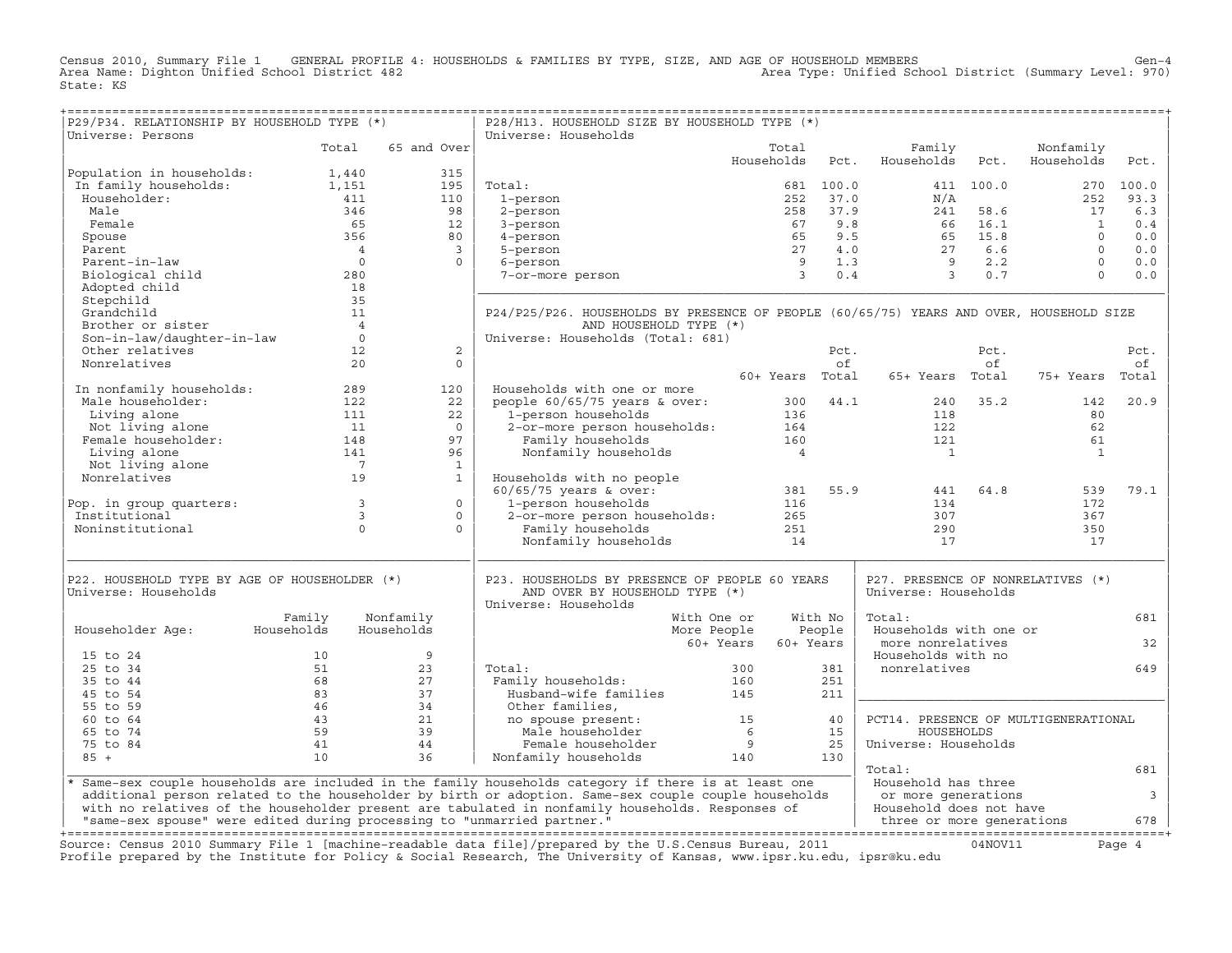Census 2010, Summary File 1 GENERAL PROFILE 4: HOUSEHOLDS & FAMILIES BY TYPE, SIZE, AND AGE OF HOUSEHOLD MEMBERS Gen-4
Area Name: Dighton Unified School District 482 Area Type: Unified School District (Summary Level: 970)
State: KS

## P29/P34. RELATIONSHIP BY HOUSEHOLD TYPE (*)

Universe: Persons

| | Total | 65 and Over |
|---|---|---|
| Population in households: | 1,440 | 315 |
| In family households: | 1,151 | 195 |
| Householder: | 411 | 110 |
| Male | 346 | 98 |
| Female | 65 | 12 |
| Spouse | 356 | 80 |
| Parent | 4 | 3 |
| Parent-in-law | 0 | 0 |
| Biological child | 280 | |
| Adopted child | 18 | |
| Stepchild | 35 | |
| Grandchild | 11 | |
| Brother or sister | 4 | |
| Son-in-law/daughter-in-law | 0 | |
| Other relatives | 12 | 2 |
| Nonrelatives | 20 | 0 |
| In nonfamily households: | 289 | 120 |
| Male householder: | 122 | 22 |
| Living alone | 111 | 22 |
| Not living alone | 11 | 0 |
| Female householder: | 148 | 97 |
| Living alone | 141 | 96 |
| Not living alone | 7 | 1 |
| Nonrelatives | 19 | 1 |
| Pop. in group quarters: | 3 | 0 |
| Institutional | 3 | 0 |
| Noninstitutional | 0 | 0 |

## P28/H13. HOUSEHOLD SIZE BY HOUSEHOLD TYPE (*)

Universe: Households

| | Total Households | Pct. | Family Households | Pct. | Nonfamily Households | Pct. |
|---|---|---|---|---|---|---|
| Total: | 681 | 100.0 | 411 | 100.0 | 270 | 100.0 |
| 1-person | 252 | 37.0 | N/A | | 252 | 93.3 |
| 2-person | 258 | 37.9 | 241 | 58.6 | 17 | 6.3 |
| 3-person | 67 | 9.8 | 66 | 16.1 | 1 | 0.4 |
| 4-person | 65 | 9.5 | 65 | 15.8 | 0 | 0.0 |
| 5-person | 27 | 4.0 | 27 | 6.6 | 0 | 0.0 |
| 6-person | 9 | 1.3 | 9 | 2.2 | 0 | 0.0 |
| 7-or-more person | 3 | 0.4 | 3 | 0.7 | 0 | 0.0 |

## P24/P25/P26. HOUSEHOLDS BY PRESENCE OF PEOPLE (60/65/75) YEARS AND OVER, HOUSEHOLD SIZE AND HOUSEHOLD TYPE (*)

Universe: Households (Total: 681)

| | 60+ Years | Pct. of Total | 65+ Years | Pct. of Total | 75+ Years | Pct. of Total |
|---|---|---|---|---|---|---|
| Households with one or more people 60/65/75 years & over: | 300 | 44.1 | 240 | 35.2 | 142 | 20.9 |
| 1-person households | 136 | | 118 | | 80 | |
| 2-or-more person households: | 164 | | 122 | | 62 | |
| Family households | 160 | | 121 | | 61 | |
| Nonfamily households | 4 | | 1 | | 1 | |
| Households with no people 60/65/75 years & over: | 381 | 55.9 | 441 | 64.8 | 539 | 79.1 |
| 1-person households | 116 | | 134 | | 172 | |
| 2-or-more person households: | 265 | | 307 | | 367 | |
| Family households | 251 | | 290 | | 350 | |
| Nonfamily households | 14 | | 17 | | 17 | |

## P22. HOUSEHOLD TYPE BY AGE OF HOUSEHOLDER (*)

Universe: Households

| Householder Age: | Family Households | Nonfamily Households |
|---|---|---|
| 15 to 24 | 10 | 9 |
| 25 to 34 | 51 | 23 |
| 35 to 44 | 68 | 27 |
| 45 to 54 | 83 | 37 |
| 55 to 59 | 46 | 34 |
| 60 to 64 | 43 | 21 |
| 65 to 74 | 59 | 39 |
| 75 to 84 | 41 | 44 |
| 85 + | 10 | 36 |

## P23. HOUSEHOLDS BY PRESENCE OF PEOPLE 60 YEARS AND OVER BY HOUSEHOLD TYPE (*)

Universe: Households

| | With One or More People 60+ Years | With No People 60+ Years |
|---|---|---|
| Total: | 300 | 381 |
| Family households: | 160 | 251 |
| Husband-wife families | 145 | 211 |
| Other families, no spouse present: | 15 | 40 |
| Male householder | 6 | 15 |
| Female householder | 9 | 25 |
| Nonfamily households | 140 | 130 |

## P27. PRESENCE OF NONRELATIVES (*)

Universe: Households

| | |
|---|---|
| Total: | 681 |
| Households with one or more nonrelatives | 32 |
| Households with no nonrelatives | 649 |

## PCT14. PRESENCE OF MULTIGENERATIONAL HOUSEHOLDS

Universe: Households

| | |
|---|---|
| Total: | 681 |
| Household has three or more generations | 3 |
| Household does not have three or more generations | 678 |

* Same-sex couple households are included in the family households category if there is at least one additional person related to the householder by birth or adoption. Same-sex couple couple households with no relatives of the householder present are tabulated in nonfamily households. Responses of "same-sex spouse" were edited during processing to "unmarried partner."

Source: Census 2010 Summary File 1 [machine-readable data file]/prepared by the U.S.Census Bureau, 2011 04NOV11
Profile prepared by the Institute for Policy & Social Research, The University of Kansas, www.ipsr.ku.edu, ipsr@ku.edu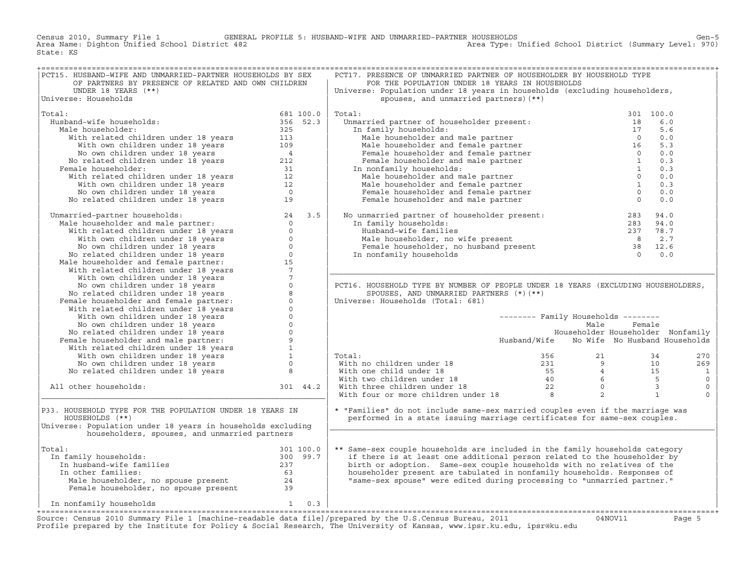Census 2010, Summary File 1 — GENERAL PROFILE 5: HUSBAND-WIFE AND UNMARRIED-PARTNER HOUSEHOLDS — Gen-5
Area Name: Dighton Unified School District 482 — Area Type: Unified School District (Summary Level: 970)
State: KS

## PCT15. HUSBAND-WIFE AND UNMARRIED-PARTNER HOUSEHOLDS BY SEX OF PARTNERS BY PRESENCE OF RELATED AND OWN CHILDREN UNDER 18 YEARS (**)

Universe: Households

| | Number | Percent |
|---|---|---|
| Total: | 681 | 100.0 |
| Husband-wife households: | 356 | 52.3 |
| Male householder: | 325 | |
| With related children under 18 years | 113 | |
| With own children under 18 years | 109 | |
| No own children under 18 years | 4 | |
| No related children under 18 years | 212 | |
| Female householder: | 31 | |
| With related children under 18 years | 12 | |
| With own children under 18 years | 12 | |
| No own children under 18 years | 0 | |
| No related children under 18 years | 19 | |
| Unmarried-partner households: | 24 | 3.5 |
| Male householder and male partner: | 0 | |
| With related children under 18 years | 0 | |
| With own children under 18 years | 0 | |
| No own children under 18 years | 0 | |
| No related children under 18 years | 0 | |
| Male householder and female partner: | 15 | |
| With related children under 18 years | 7 | |
| With own children under 18 years | 7 | |
| No own children under 18 years | 0 | |
| No related children under 18 years | 8 | |
| Female householder and female partner: | 0 | |
| With related children under 18 years | 0 | |
| With own children under 18 years | 0 | |
| No own children under 18 years | 0 | |
| No related children under 18 years | 0 | |
| Female householder and male partner: | 9 | |
| With related children under 18 years | 1 | |
| With own children under 18 years | 1 | |
| No own children under 18 years | 0 | |
| No related children under 18 years | 8 | |
| All other households: | 301 | 44.2 |

## P33. HOUSEHOLD TYPE FOR THE POPULATION UNDER 18 YEARS IN HOUSEHOLDS (**)

Universe: Population under 18 years in households excluding householders, spouses, and unmarried partners

| | Number | Percent |
|---|---|---|
| Total: | 301 | 100.0 |
| In family households: | 300 | 99.7 |
| In husband-wife families | 237 | |
| In other families: | 63 | |
| Male householder, no spouse present | 24 | |
| Female householder, no spouse present | 39 | |
| In nonfamily households | 1 | 0.3 |

## PCT17. PRESENCE OF UNMARRIED PARTNER OF HOUSEHOLDER BY HOUSEHOLD TYPE FOR THE POPULATION UNDER 18 YEARS IN HOUSEHOLDS

Universe: Population under 18 years in households (excluding householders, spouses, and unmarried partners) (**)

| | Number | Percent |
|---|---|---|
| Total: | 301 | 100.0 |
| Unmarried partner of householder present: | 18 | 6.0 |
| In family households: | 17 | 5.6 |
| Male householder and male partner | 0 | 0.0 |
| Male householder and female partner | 16 | 5.3 |
| Female householder and female partner | 0 | 0.0 |
| Female householder and male partner | 1 | 0.3 |
| In nonfamily households: | 1 | 0.3 |
| Male householder and male partner | 0 | 0.0 |
| Male householder and female partner | 1 | 0.3 |
| Female householder and female partner | 0 | 0.0 |
| Female householder and male partner | 0 | 0.0 |
| No unmarried partner of householder present: | 283 | 94.0 |
| In family households: | 283 | 94.0 |
| Husband-wife families | 237 | 78.7 |
| Male householder, no wife present | 8 | 2.7 |
| Female householder, no husband present | 38 | 12.6 |
| In nonfamily households | 0 | 0.0 |

## PCT16. HOUSEHOLD TYPE BY NUMBER OF PEOPLE UNDER 18 YEARS (EXCLUDING HOUSEHOLDERS, SPOUSES, AND UNMARRIED PARTNERS (*)(**)

Universe: Households (Total: 681)

| | Family Households: Husband/Wife | Family Households: Male Householder No Wife | Family Households: Female Householder No Husband | Nonfamily Households |
|---|---|---|---|---|
| Total: | 356 | 21 | 34 | 270 |
| With no children under 18 | 231 | 9 | 10 | 269 |
| With one child under 18 | 55 | 4 | 15 | 1 |
| With two children under 18 | 40 | 6 | 5 | 0 |
| With three children under 18 | 22 | 0 | 3 | 0 |
| With four or more children under 18 | 8 | 2 | 1 | 0 |

* "Families" do not include same-sex married couples even if the marriage was performed in a state issuing marriage certificates for same-sex couples.

** Same-sex couple households are included in the family households category if there is at least one additional person related to the householder by birth or adoption. Same-sex couple households with no relatives of the householder present are tabulated in nonfamily households. Responses of "same-sex spouse" were edited during processing to "unmarried partner."

Source: Census 2010 Summary File 1 [machine-readable data file]/prepared by the U.S.Census Bureau, 2011 04NOV11
Profile prepared by the Institute for Policy & Social Research, The University of Kansas, www.ipsr.ku.edu, ipsr@ku.edu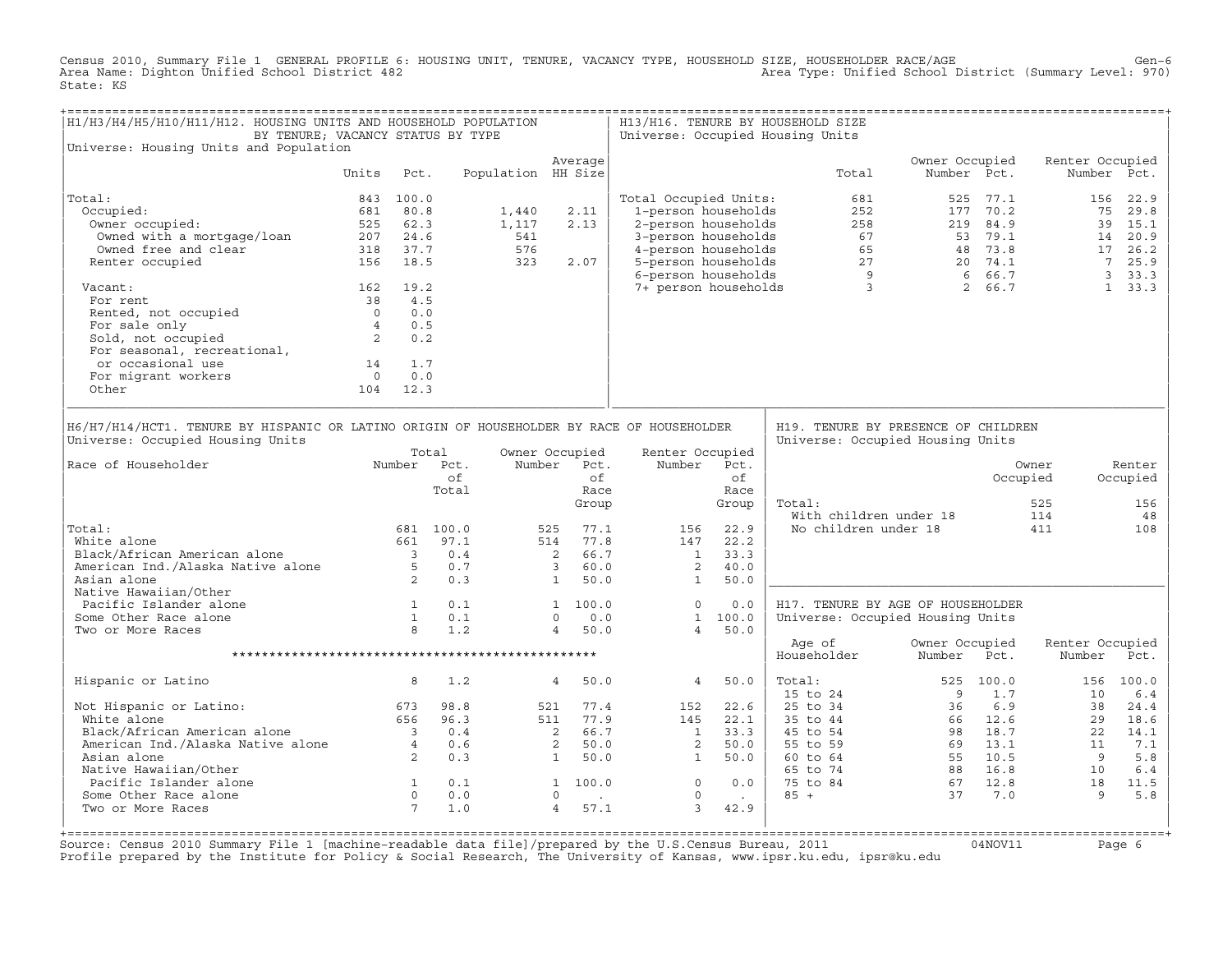Census 2010, Summary File 1 GENERAL PROFILE 6: HOUSING UNIT, TENURE, VACANCY TYPE, HOUSEHOLD SIZE, HOUSEHOLDER RACE/AGE Gen-6
Area Name: Dighton Unified School District 482 Area Type: Unified School District (Summary Level: 970)
State: KS

## H1/H3/H4/H5/H10/H11/H12. HOUSING UNITS AND HOUSEHOLD POPULATION BY TENURE; VACANCY STATUS BY TYPE

Universe: Housing Units and Population

| | Units | Pct. | Population | Average HH Size |
|---|---|---|---|---|
| Total: | 843 | 100.0 | | |
| Occupied: | 681 | 80.8 | 1,440 | 2.11 |
| Owner occupied: | 525 | 62.3 | 1,117 | 2.13 |
| Owned with a mortgage/loan | 207 | 24.6 | 541 | |
| Owned free and clear | 318 | 37.7 | 576 | |
| Renter occupied | 156 | 18.5 | 323 | 2.07 |
| Vacant: | 162 | 19.2 | | |
| For rent | 38 | 4.5 | | |
| Rented, not occupied | 0 | 0.0 | | |
| For sale only | 4 | 0.5 | | |
| Sold, not occupied | 2 | 0.2 | | |
| For seasonal, recreational, or occasional use | 14 | 1.7 | | |
| For migrant workers | 0 | 0.0 | | |
| Other | 104 | 12.3 | | |

## H13/H16. TENURE BY HOUSEHOLD SIZE

Universe: Occupied Housing Units

| | Total | Owner Occupied Number | Owner Occupied Pct. | Renter Occupied Number | Renter Occupied Pct. |
|---|---|---|---|---|---|
| Total Occupied Units: | 681 | 525 | 77.1 | 156 | 22.9 |
| 1-person households | 252 | 177 | 70.2 | 75 | 29.8 |
| 2-person households | 258 | 219 | 84.9 | 39 | 15.1 |
| 3-person households | 67 | 53 | 79.1 | 14 | 20.9 |
| 4-person households | 65 | 48 | 73.8 | 17 | 26.2 |
| 5-person households | 27 | 20 | 74.1 | 7 | 25.9 |
| 6-person households | 9 | 6 | 66.7 | 3 | 33.3 |
| 7+ person households | 3 | 2 | 66.7 | 1 | 33.3 |

## H6/H7/H14/HCT1. TENURE BY HISPANIC OR LATINO ORIGIN OF HOUSEHOLDER BY RACE OF HOUSEHOLDER

Universe: Occupied Housing Units

| Race of Householder | Total Number | Total Pct. of Total | Owner Occupied Number | Owner Occupied Pct. of Race Group | Renter Occupied Number | Renter Occupied Pct. of Race Group |
|---|---|---|---|---|---|---|
| Total: | 681 | 100.0 | 525 | 77.1 | 156 | 22.9 |
| White alone | 661 | 97.1 | 514 | 77.8 | 147 | 22.2 |
| Black/African American alone | 3 | 0.4 | 2 | 66.7 | 1 | 33.3 |
| American Ind./Alaska Native alone | 5 | 0.7 | 3 | 60.0 | 2 | 40.0 |
| Asian alone | 2 | 0.3 | 1 | 50.0 | 1 | 50.0 |
| Native Hawaiian/Other Pacific Islander alone | 1 | 0.1 | 1 | 100.0 | 0 | 0.0 |
| Some Other Race alone | 1 | 0.1 | 0 | 0.0 | 1 | 100.0 |
| Two or More Races | 8 | 1.2 | 4 | 50.0 | 4 | 50.0 |
| ************************************************** | | | | | | |
| Hispanic or Latino | 8 | 1.2 | 4 | 50.0 | 4 | 50.0 |
| Not Hispanic or Latino: | 673 | 98.8 | 521 | 77.4 | 152 | 22.6 |
| White alone | 656 | 96.3 | 511 | 77.9 | 145 | 22.1 |
| Black/African American alone | 3 | 0.4 | 2 | 66.7 | 1 | 33.3 |
| American Ind./Alaska Native alone | 4 | 0.6 | 2 | 50.0 | 2 | 50.0 |
| Asian alone | 2 | 0.3 | 1 | 50.0 | 1 | 50.0 |
| Native Hawaiian/Other Pacific Islander alone | 1 | 0.1 | 1 | 100.0 | 0 | 0.0 |
| Some Other Race alone | 0 | 0.0 | 0 | . | 0 | . |
| Two or More Races | 7 | 1.0 | 4 | 57.1 | 3 | 42.9 |

## H19. TENURE BY PRESENCE OF CHILDREN

Universe: Occupied Housing Units

| | Owner Occupied | Renter Occupied |
|---|---|---|
| Total: | 525 | 156 |
| With children under 18 | 114 | 48 |
| No children under 18 | 411 | 108 |

## H17. TENURE BY AGE OF HOUSEHOLDER

Universe: Occupied Housing Units

| Age of Householder | Owner Occupied Number | Owner Occupied Pct. | Renter Occupied Number | Renter Occupied Pct. |
|---|---|---|---|---|
| Total: | 525 | 100.0 | 156 | 100.0 |
| 15 to 24 | 9 | 1.7 | 10 | 6.4 |
| 25 to 34 | 36 | 6.9 | 38 | 24.4 |
| 35 to 44 | 66 | 12.6 | 29 | 18.6 |
| 45 to 54 | 98 | 18.7 | 22 | 14.1 |
| 55 to 59 | 69 | 13.1 | 11 | 7.1 |
| 60 to 64 | 55 | 10.5 | 9 | 5.8 |
| 65 to 74 | 88 | 16.8 | 10 | 6.4 |
| 75 to 84 | 67 | 12.8 | 18 | 11.5 |
| 85 + | 37 | 7.0 | 9 | 5.8 |

Source: Census 2010 Summary File 1 [machine-readable data file]/prepared by the U.S.Census Bureau, 2011 04NOV11
Profile prepared by the Institute for Policy & Social Research, The University of Kansas, www.ipsr.ku.edu, ipsr@ku.edu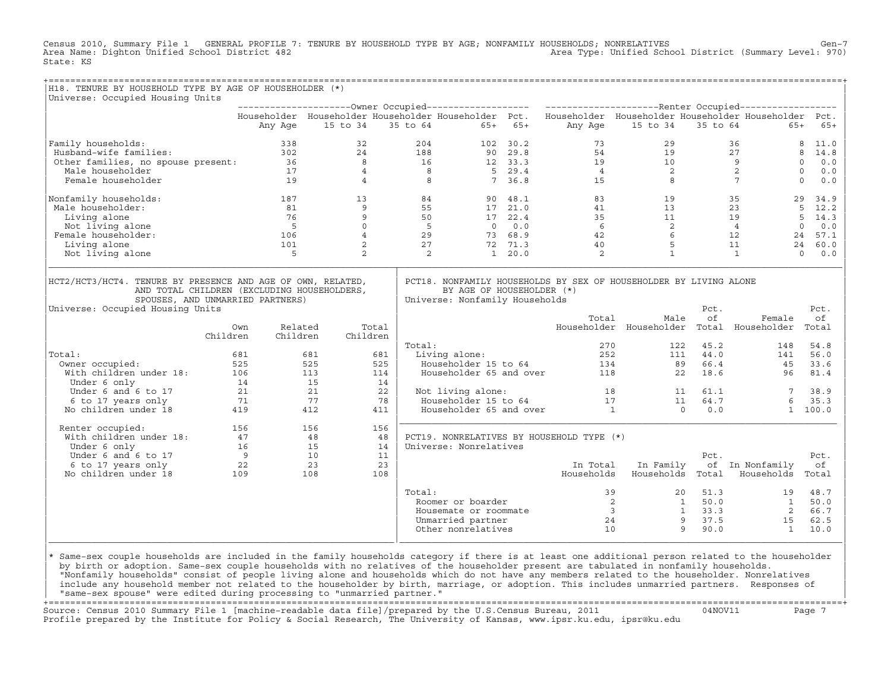Census 2010, Summary File 1 GENERAL PROFILE 7: TENURE BY HOUSEHOLD TYPE BY AGE; NONFAMILY HOUSEHOLDS; NONRELATIVES Gen-7
Area Name: Dighton Unified School District 482 Area Type: Unified School District (Summary Level: 970)
State: KS

## H18. TENURE BY HOUSEHOLD TYPE BY AGE OF HOUSEHOLDER (*)

Universe: Occupied Housing Units

| | Owner Occupied | | | | | Renter Occupied | | | | |
|---|---|---|---|---|---|---|---|---|---|---|
| | Householder Any Age | Householder 15 to 34 | Householder 35 to 64 | Householder 65+ | Pct. 65+ | Householder Any Age | Householder 15 to 34 | Householder 35 to 64 | Householder 65+ | Pct. 65+ |
| Family households: | 338 | 32 | 204 | 102 | 30.2 | 73 | 29 | 36 | 8 | 11.0 |
| Husband-wife families: | 302 | 24 | 188 | 90 | 29.8 | 54 | 19 | 27 | 8 | 14.8 |
| Other families, no spouse present: | 36 | 8 | 16 | 12 | 33.3 | 19 | 10 | 9 | 0 | 0.0 |
| Male householder | 17 | 4 | 8 | 5 | 29.4 | 4 | 2 | 2 | 0 | 0.0 |
| Female householder | 19 | 4 | 8 | 7 | 36.8 | 15 | 8 | 7 | 0 | 0.0 |
| Nonfamily households: | 187 | 13 | 84 | 90 | 48.1 | 83 | 19 | 35 | 29 | 34.9 |
| Male householder: | 81 | 9 | 55 | 17 | 21.0 | 41 | 13 | 23 | 5 | 12.2 |
| Living alone | 76 | 9 | 50 | 17 | 22.4 | 35 | 11 | 19 | 5 | 14.3 |
| Not living alone | 5 | 0 | 5 | 0 | 0.0 | 6 | 2 | 4 | 0 | 0.0 |
| Female householder: | 106 | 4 | 29 | 73 | 68.9 | 42 | 6 | 12 | 24 | 57.1 |
| Living alone | 101 | 2 | 27 | 72 | 71.3 | 40 | 5 | 11 | 24 | 60.0 |
| Not living alone | 5 | 2 | 2 | 1 | 20.0 | 2 | 1 | 1 | 0 | 0.0 |

## HCT2/HCT3/HCT4. TENURE BY PRESENCE AND AGE OF OWN, RELATED, AND TOTAL CHILDREN (EXCLUDING HOUSEHOLDERS, SPOUSES, AND UNMARRIED PARTNERS)

Universe: Occupied Housing Units

| | Own Children | Related Children | Total Children |
|---|---|---|---|
| Total: | 681 | 681 | 681 |
| Owner occupied: | 525 | 525 | 525 |
| With children under 18: | 106 | 113 | 114 |
| Under 6 only | 14 | 15 | 14 |
| Under 6 and 6 to 17 | 21 | 21 | 22 |
| 6 to 17 years only | 71 | 77 | 78 |
| No children under 18 | 419 | 412 | 411 |
| Renter occupied: | 156 | 156 | 156 |
| With children under 18: | 47 | 48 | 48 |
| Under 6 only | 16 | 15 | 14 |
| Under 6 and 6 to 17 | 9 | 10 | 11 |
| 6 to 17 years only | 22 | 23 | 23 |
| No children under 18 | 109 | 108 | 108 |

## PCT18. NONFAMILY HOUSEHOLDS BY SEX OF HOUSEHOLDER BY LIVING ALONE BY AGE OF HOUSEHOLDER (*)

Universe: Nonfamily Households

| | Total Householder | Male Householder | Pct. of Total | Female Householder | Pct. of Total |
|---|---|---|---|---|---|
| Total: | 270 | 122 | 45.2 | 148 | 54.8 |
| Living alone: | 252 | 111 | 44.0 | 141 | 56.0 |
| Householder 15 to 64 | 134 | 89 | 66.4 | 45 | 33.6 |
| Householder 65 and over | 118 | 22 | 18.6 | 96 | 81.4 |
| Not living alone: | 18 | 11 | 61.1 | 7 | 38.9 |
| Householder 15 to 64 | 17 | 11 | 64.7 | 6 | 35.3 |
| Householder 65 and over | 1 | 0 | 0.0 | 1 | 100.0 |

## PCT19. NONRELATIVES BY HOUSEHOLD TYPE (*)

Universe: Nonrelatives

| | In Total Households | In Family Households | Pct. of Total | In Nonfamily Households | Pct. of Total |
|---|---|---|---|---|---|
| Total: | 39 | 20 | 51.3 | 19 | 48.7 |
| Roomer or boarder | 2 | 1 | 50.0 | 1 | 50.0 |
| Housemate or roommate | 3 | 1 | 33.3 | 2 | 66.7 |
| Unmarried partner | 24 | 9 | 37.5 | 15 | 62.5 |
| Other nonrelatives | 10 | 9 | 90.0 | 1 | 10.0 |

* Same-sex couple households are included in the family households category if there is at least one additional person related to the householder by birth or adoption. Same-sex couple households with no relatives of the householder present are tabulated in nonfamily households. "Nonfamily households" consist of people living alone and households which do not have any members related to the householder. Nonrelatives include any household member not related to the householder by birth, marriage, or adoption. This includes unmarried partners. Responses of "same-sex spouse" were edited during processing to "unmarried partner."

Source: Census 2010 Summary File 1 [machine-readable data file]/prepared by the U.S.Census Bureau, 2011 04NOV11
Profile prepared by the Institute for Policy & Social Research, The University of Kansas, www.ipsr.ku.edu, ipsr@ku.edu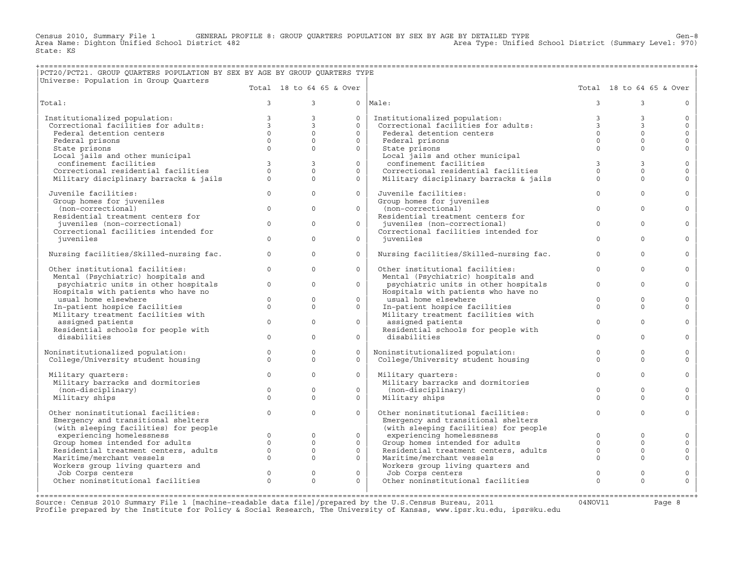Census 2010, Summary File 1 GENERAL PROFILE 8: GROUP QUARTERS POPULATION BY SEX BY AGE BY DETAILED TYPE Gen-8
Area Name: Dighton Unified School District 482 Area Type: Unified School District (Summary Level: 970)
State: KS

## PCT20/PCT21. GROUP QUARTERS POPULATION BY SEX BY AGE BY GROUP QUARTERS TYPE

Universe: Population in Group Quarters

| | Total | 18 to 64 | 65 & Over | | Total | 18 to 64 | 65 & Over |
|---|---|---|---|---|---|---|---|
| Total: | 3 | 3 | 0 | Male: | 3 | 3 | 0 |
| Institutionalized population: | 3 | 3 | 0 | Institutionalized population: | 3 | 3 | 0 |
| Correctional facilities for adults: | 3 | 3 | 0 | Correctional facilities for adults: | 3 | 3 | 0 |
| Federal detention centers | 0 | 0 | 0 | Federal detention centers | 0 | 0 | 0 |
| Federal prisons | 0 | 0 | 0 | Federal prisons | 0 | 0 | 0 |
| State prisons | 0 | 0 | 0 | State prisons | 0 | 0 | 0 |
| Local jails and other municipal confinement facilities | 3 | 3 | 0 | Local jails and other municipal confinement facilities | 3 | 3 | 0 |
| Correctional residential facilities | 0 | 0 | 0 | Correctional residential facilities | 0 | 0 | 0 |
| Military disciplinary barracks & jails | 0 | 0 | 0 | Military disciplinary barracks & jails | 0 | 0 | 0 |
| Juvenile facilities: | 0 | 0 | 0 | Juvenile facilities: | 0 | 0 | 0 |
| Group homes for juveniles (non-correctional) | 0 | 0 | 0 | Group homes for juveniles (non-correctional) | 0 | 0 | 0 |
| Residential treatment centers for juveniles (non-correctional) | 0 | 0 | 0 | Residential treatment centers for juveniles (non-correctional) | 0 | 0 | 0 |
| Correctional facilities intended for juveniles | 0 | 0 | 0 | Correctional facilities intended for juveniles | 0 | 0 | 0 |
| Nursing facilities/Skilled-nursing fac. | 0 | 0 | 0 | Nursing facilities/Skilled-nursing fac. | 0 | 0 | 0 |
| Other institutional facilities: | 0 | 0 | 0 | Other institutional facilities: | 0 | 0 | 0 |
| Mental (Psychiatric) hospitals and psychiatric units in other hospitals | 0 | 0 | 0 | Mental (Psychiatric) hospitals and psychiatric units in other hospitals | 0 | 0 | 0 |
| Hospitals with patients who have no usual home elsewhere | 0 | 0 | 0 | Hospitals with patients who have no usual home elsewhere | 0 | 0 | 0 |
| In-patient hospice facilities | 0 | 0 | 0 | In-patient hospice facilities | 0 | 0 | 0 |
| Military treatment facilities with assigned patients | 0 | 0 | 0 | Military treatment facilities with assigned patients | 0 | 0 | 0 |
| Residential schools for people with disabilities | 0 | 0 | 0 | Residential schools for people with disabilities | 0 | 0 | 0 |
| Noninstitutionalized population: | 0 | 0 | 0 | Noninstitutionalized population: | 0 | 0 | 0 |
| College/University student housing | 0 | 0 | 0 | College/University student housing | 0 | 0 | 0 |
| Military quarters: | 0 | 0 | 0 | Military quarters: | 0 | 0 | 0 |
| Military barracks and dormitories (non-disciplinary) | 0 | 0 | 0 | Military barracks and dormitories (non-disciplinary) | 0 | 0 | 0 |
| Military ships | 0 | 0 | 0 | Military ships | 0 | 0 | 0 |
| Other noninstitutional facilities: | 0 | 0 | 0 | Other noninstitutional facilities: | 0 | 0 | 0 |
| Emergency and transitional shelters (with sleeping facilities) for people experiencing homelessness | 0 | 0 | 0 | Emergency and transitional shelters (with sleeping facilities) for people experiencing homelessness | 0 | 0 | 0 |
| Group homes intended for adults | 0 | 0 | 0 | Group homes intended for adults | 0 | 0 | 0 |
| Residential treatment centers, adults | 0 | 0 | 0 | Residential treatment centers, adults | 0 | 0 | 0 |
| Maritime/merchant vessels | 0 | 0 | 0 | Maritime/merchant vessels | 0 | 0 | 0 |
| Workers group living quarters and Job Corps centers | 0 | 0 | 0 | Workers group living quarters and Job Corps centers | 0 | 0 | 0 |
| Other noninstitutional facilities | 0 | 0 | 0 | Other noninstitutional facilities | 0 | 0 | 0 |

Source: Census 2010 Summary File 1 [machine-readable data file]/prepared by the U.S.Census Bureau, 2011 04NOV11
Profile prepared by the Institute for Policy & Social Research, The University of Kansas, www.ipsr.ku.edu, ipsr@ku.edu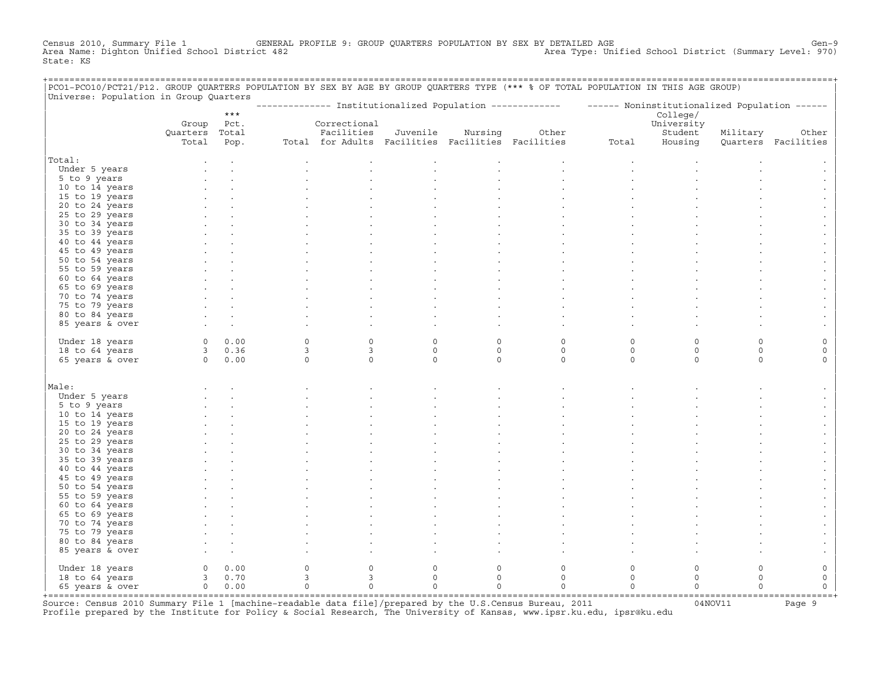Census 2010, Summary File 1 GENERAL PROFILE 9: GROUP QUARTERS POPULATION BY SEX BY DETAILED AGE Gen-9
Area Name: Dighton Unified School District 482 Area Type: Unified School District (Summary Level: 970)
State: KS

PCO1-PCO10/PCT21/P12. GROUP QUARTERS POPULATION BY SEX BY AGE BY GROUP QUARTERS TYPE (*** % OF TOTAL POPULATION IN THIS AGE GROUP)
Universe: Population in Group Quarters

| | Group Quarters Total | *** Pct. Total Pop. | Institutionalized Population: Total | Correctional Facilities for Adults | Juvenile Facilities | Nursing Facilities | Other Facilities | Noninstitutionalized Population: Total | College/ University Student Housing | Military Quarters | Other Facilities |
|---|---|---|---|---|---|---|---|---|---|---|---|
| **Total:** | . | . | . | . | . | . | . | . | . | . | . |
| Under 5 years | . | . | . | . | . | . | . | . | . | . | . |
| 5 to 9 years | . | . | . | . | . | . | . | . | . | . | . |
| 10 to 14 years | . | . | . | . | . | . | . | . | . | . | . |
| 15 to 19 years | . | . | . | . | . | . | . | . | . | . | . |
| 20 to 24 years | . | . | . | . | . | . | . | . | . | . | . |
| 25 to 29 years | . | . | . | . | . | . | . | . | . | . | . |
| 30 to 34 years | . | . | . | . | . | . | . | . | . | . | . |
| 35 to 39 years | . | . | . | . | . | . | . | . | . | . | . |
| 40 to 44 years | . | . | . | . | . | . | . | . | . | . | . |
| 45 to 49 years | . | . | . | . | . | . | . | . | . | . | . |
| 50 to 54 years | . | . | . | . | . | . | . | . | . | . | . |
| 55 to 59 years | . | . | . | . | . | . | . | . | . | . | . |
| 60 to 64 years | . | . | . | . | . | . | . | . | . | . | . |
| 65 to 69 years | . | . | . | . | . | . | . | . | . | . | . |
| 70 to 74 years | . | . | . | . | . | . | . | . | . | . | . |
| 75 to 79 years | . | . | . | . | . | . | . | . | . | . | . |
| 80 to 84 years | . | . | . | . | . | . | . | . | . | . | . |
| 85 years & over | . | . | . | . | . | . | . | . | . | . | . |
| Under 18 years | 0 | 0.00 | 0 | 0 | 0 | 0 | 0 | 0 | 0 | 0 | 0 |
| 18 to 64 years | 3 | 0.36 | 3 | 3 | 0 | 0 | 0 | 0 | 0 | 0 | 0 |
| 65 years & over | 0 | 0.00 | 0 | 0 | 0 | 0 | 0 | 0 | 0 | 0 | 0 |
| **Male:** | . | . | . | . | . | . | . | . | . | . | . |
| Under 5 years | . | . | . | . | . | . | . | . | . | . | . |
| 5 to 9 years | . | . | . | . | . | . | . | . | . | . | . |
| 10 to 14 years | . | . | . | . | . | . | . | . | . | . | . |
| 15 to 19 years | . | . | . | . | . | . | . | . | . | . | . |
| 20 to 24 years | . | . | . | . | . | . | . | . | . | . | . |
| 25 to 29 years | . | . | . | . | . | . | . | . | . | . | . |
| 30 to 34 years | . | . | . | . | . | . | . | . | . | . | . |
| 35 to 39 years | . | . | . | . | . | . | . | . | . | . | . |
| 40 to 44 years | . | . | . | . | . | . | . | . | . | . | . |
| 45 to 49 years | . | . | . | . | . | . | . | . | . | . | . |
| 50 to 54 years | . | . | . | . | . | . | . | . | . | . | . |
| 55 to 59 years | . | . | . | . | . | . | . | . | . | . | . |
| 60 to 64 years | . | . | . | . | . | . | . | . | . | . | . |
| 65 to 69 years | . | . | . | . | . | . | . | . | . | . | . |
| 70 to 74 years | . | . | . | . | . | . | . | . | . | . | . |
| 75 to 79 years | . | . | . | . | . | . | . | . | . | . | . |
| 80 to 84 years | . | . | . | . | . | . | . | . | . | . | . |
| 85 years & over | . | . | . | . | . | . | . | . | . | . | . |
| Under 18 years | 0 | 0.00 | 0 | 0 | 0 | 0 | 0 | 0 | 0 | 0 | 0 |
| 18 to 64 years | 3 | 0.70 | 3 | 3 | 0 | 0 | 0 | 0 | 0 | 0 | 0 |
| 65 years & over | 0 | 0.00 | 0 | 0 | 0 | 0 | 0 | 0 | 0 | 0 | 0 |

Source: Census 2010 Summary File 1 [machine-readable data file]/prepared by the U.S.Census Bureau, 2011 04NOV11
Profile prepared by the Institute for Policy & Social Research, The University of Kansas, www.ipsr.ku.edu, ipsr@ku.edu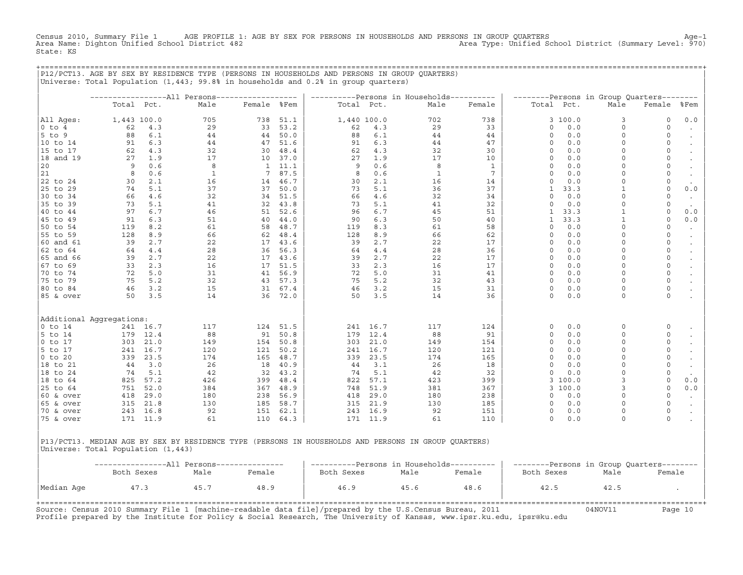Census 2010, Summary File 1 AGE PROFILE 1: AGE BY SEX FOR PERSONS IN HOUSEHOLDS AND PERSONS IN GROUP QUARTERS Age-1
Area Name: Dighton Unified School District 482 Area Type: Unified School District (Summary Level: 970)
State: KS

## P12/PCT13. AGE BY SEX BY RESIDENCE TYPE (PERSONS IN HOUSEHOLDS AND PERSONS IN GROUP QUARTERS)

Universe: Total Population (1,443; 99.8% in households and 0.2% in group quarters)

| | All Persons | | | | | Persons in Households | | | | Persons in Group Quarters | | | | |
|---|---|---|---|---|---|---|---|---|---|---|---|---|---|---|
| | Total | Pct. | Male | Female | %Fem | Total | Pct. | Male | Female | Total | Pct. | Male | Female | %Fem |
| All Ages: | 1,443 | 100.0 | 705 | 738 | 51.1 | 1,440 | 100.0 | 702 | 738 | 3 | 100.0 | 3 | 0 | 0.0 |
| 0 to 4 | 62 | 4.3 | 29 | 33 | 53.2 | 62 | 4.3 | 29 | 33 | 0 | 0.0 | 0 | 0 | . |
| 5 to 9 | 88 | 6.1 | 44 | 44 | 50.0 | 88 | 6.1 | 44 | 44 | 0 | 0.0 | 0 | 0 | . |
| 10 to 14 | 91 | 6.3 | 44 | 47 | 51.6 | 91 | 6.3 | 44 | 47 | 0 | 0.0 | 0 | 0 | . |
| 15 to 17 | 62 | 4.3 | 32 | 30 | 48.4 | 62 | 4.3 | 32 | 30 | 0 | 0.0 | 0 | 0 | . |
| 18 and 19 | 27 | 1.9 | 17 | 10 | 37.0 | 27 | 1.9 | 17 | 10 | 0 | 0.0 | 0 | 0 | . |
| 20 | 9 | 0.6 | 8 | 1 | 11.1 | 9 | 0.6 | 8 | 1 | 0 | 0.0 | 0 | 0 | . |
| 21 | 8 | 0.6 | 1 | 7 | 87.5 | 8 | 0.6 | 1 | 7 | 0 | 0.0 | 0 | 0 | . |
| 22 to 24 | 30 | 2.1 | 16 | 14 | 46.7 | 30 | 2.1 | 16 | 14 | 0 | 0.0 | 0 | 0 | . |
| 25 to 29 | 74 | 5.1 | 37 | 37 | 50.0 | 73 | 5.1 | 36 | 37 | 1 | 33.3 | 1 | 0 | 0.0 |
| 30 to 34 | 66 | 4.6 | 32 | 34 | 51.5 | 66 | 4.6 | 32 | 34 | 0 | 0.0 | 0 | 0 | . |
| 35 to 39 | 73 | 5.1 | 41 | 32 | 43.8 | 73 | 5.1 | 41 | 32 | 0 | 0.0 | 0 | 0 | . |
| 40 to 44 | 97 | 6.7 | 46 | 51 | 52.6 | 96 | 6.7 | 45 | 51 | 1 | 33.3 | 1 | 0 | 0.0 |
| 45 to 49 | 91 | 6.3 | 51 | 40 | 44.0 | 90 | 6.3 | 50 | 40 | 1 | 33.3 | 1 | 0 | 0.0 |
| 50 to 54 | 119 | 8.2 | 61 | 58 | 48.7 | 119 | 8.3 | 61 | 58 | 0 | 0.0 | 0 | 0 | . |
| 55 to 59 | 128 | 8.9 | 66 | 62 | 48.4 | 128 | 8.9 | 66 | 62 | 0 | 0.0 | 0 | 0 | . |
| 60 and 61 | 39 | 2.7 | 22 | 17 | 43.6 | 39 | 2.7 | 22 | 17 | 0 | 0.0 | 0 | 0 | . |
| 62 to 64 | 64 | 4.4 | 28 | 36 | 56.3 | 64 | 4.4 | 28 | 36 | 0 | 0.0 | 0 | 0 | . |
| 65 and 66 | 39 | 2.7 | 22 | 17 | 43.6 | 39 | 2.7 | 22 | 17 | 0 | 0.0 | 0 | 0 | . |
| 67 to 69 | 33 | 2.3 | 16 | 17 | 51.5 | 33 | 2.3 | 16 | 17 | 0 | 0.0 | 0 | 0 | . |
| 70 to 74 | 72 | 5.0 | 31 | 41 | 56.9 | 72 | 5.0 | 31 | 41 | 0 | 0.0 | 0 | 0 | . |
| 75 to 79 | 75 | 5.2 | 32 | 43 | 57.3 | 75 | 5.2 | 32 | 43 | 0 | 0.0 | 0 | 0 | . |
| 80 to 84 | 46 | 3.2 | 15 | 31 | 67.4 | 46 | 3.2 | 15 | 31 | 0 | 0.0 | 0 | 0 | . |
| 85 & over | 50 | 3.5 | 14 | 36 | 72.0 | 50 | 3.5 | 14 | 36 | 0 | 0.0 | 0 | 0 | . |
| Additional Aggregations: | | | | | | | | | | | | | | |
| 0 to 14 | 241 | 16.7 | 117 | 124 | 51.5 | 241 | 16.7 | 117 | 124 | 0 | 0.0 | 0 | 0 | . |
| 5 to 14 | 179 | 12.4 | 88 | 91 | 50.8 | 179 | 12.4 | 88 | 91 | 0 | 0.0 | 0 | 0 | . |
| 0 to 17 | 303 | 21.0 | 149 | 154 | 50.8 | 303 | 21.0 | 149 | 154 | 0 | 0.0 | 0 | 0 | . |
| 5 to 17 | 241 | 16.7 | 120 | 121 | 50.2 | 241 | 16.7 | 120 | 121 | 0 | 0.0 | 0 | 0 | . |
| 0 to 20 | 339 | 23.5 | 174 | 165 | 48.7 | 339 | 23.5 | 174 | 165 | 0 | 0.0 | 0 | 0 | . |
| 18 to 21 | 44 | 3.0 | 26 | 18 | 40.9 | 44 | 3.1 | 26 | 18 | 0 | 0.0 | 0 | 0 | . |
| 18 to 24 | 74 | 5.1 | 42 | 32 | 43.2 | 74 | 5.1 | 42 | 32 | 0 | 0.0 | 0 | 0 | . |
| 18 to 64 | 825 | 57.2 | 426 | 399 | 48.4 | 822 | 57.1 | 423 | 399 | 3 | 100.0 | 3 | 0 | 0.0 |
| 25 to 64 | 751 | 52.0 | 384 | 367 | 48.9 | 748 | 51.9 | 381 | 367 | 3 | 100.0 | 3 | 0 | 0.0 |
| 60 & over | 418 | 29.0 | 180 | 238 | 56.9 | 418 | 29.0 | 180 | 238 | 0 | 0.0 | 0 | 0 | . |
| 65 & over | 315 | 21.8 | 130 | 185 | 58.7 | 315 | 21.9 | 130 | 185 | 0 | 0.0 | 0 | 0 | . |
| 70 & over | 243 | 16.8 | 92 | 151 | 62.1 | 243 | 16.9 | 92 | 151 | 0 | 0.0 | 0 | 0 | . |
| 75 & over | 171 | 11.9 | 61 | 110 | 64.3 | 171 | 11.9 | 61 | 110 | 0 | 0.0 | 0 | 0 | . |

## P13/PCT13. MEDIAN AGE BY SEX BY RESIDENCE TYPE (PERSONS IN HOUSEHOLDS AND PERSONS IN GROUP QUARTERS)

Universe: Total Population (1,443)

| | All Persons | | | Persons in Households | | | Persons in Group Quarters | | |
|---|---|---|---|---|---|---|---|---|---|
| | Both Sexes | Male | Female | Both Sexes | Male | Female | Both Sexes | Male | Female |
| Median Age | 47.3 | 45.7 | 48.9 | 46.9 | 45.6 | 48.6 | 42.5 | 42.5 | . |

Source: Census 2010 Summary File 1 [machine-readable data file]/prepared by the U.S.Census Bureau, 2011 04NOV11
Profile prepared by the Institute for Policy & Social Research, The University of Kansas, www.ipsr.ku.edu, ipsr@ku.edu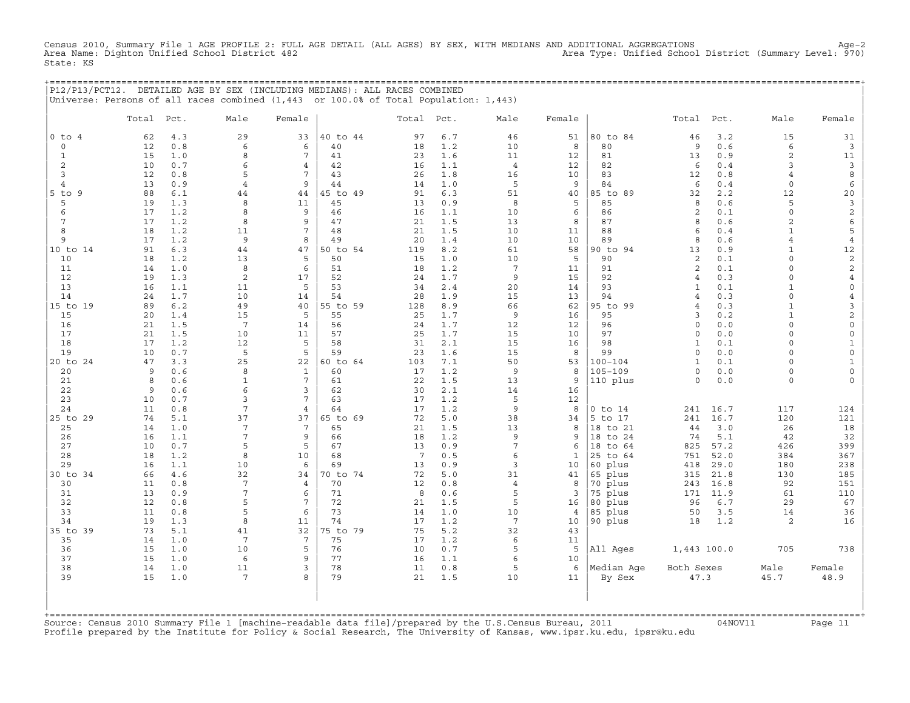Census 2010, Summary File 1 AGE PROFILE 2: FULL AGE DETAIL (ALL AGES) BY SEX, WITH MEDIANS AND ADDITIONAL AGGREGATIONS

Area Name: Dighton Unified School District 482 — Area Type: Unified School District (Summary Level: 970)

State: KS

## P12/P13/PCT12. DETAILED AGE BY SEX (INCLUDING MEDIANS): ALL RACES COMBINED

Universe: Persons of all races combined (1,443 or 100.0% of Total Population: 1,443)

| | Total | Pct. | Male | Female | | Total | Pct. | Male | Female | | Total | Pct. | Male | Female |
|---|---|---|---|---|---|---|---|---|---|---|---|---|---|---|
| 0 to 4 | 62 | 4.3 | 29 | 33 | 40 to 44 | 97 | 6.7 | 46 | 51 | 80 to 84 | 46 | 3.2 | 15 | 31 |
| 0 | 12 | 0.8 | 6 | 6 | 40 | 18 | 1.2 | 10 | 8 | 80 | 9 | 0.6 | 6 | 3 |
| 1 | 15 | 1.0 | 8 | 7 | 41 | 23 | 1.6 | 11 | 12 | 81 | 13 | 0.9 | 2 | 11 |
| 2 | 10 | 0.7 | 6 | 4 | 42 | 16 | 1.1 | 4 | 12 | 82 | 6 | 0.4 | 3 | 3 |
| 3 | 12 | 0.8 | 5 | 7 | 43 | 26 | 1.8 | 16 | 10 | 83 | 12 | 0.8 | 4 | 8 |
| 4 | 13 | 0.9 | 4 | 9 | 44 | 14 | 1.0 | 5 | 9 | 84 | 6 | 0.4 | 0 | 6 |
| 5 to 9 | 88 | 6.1 | 44 | 44 | 45 to 49 | 91 | 6.3 | 51 | 40 | 85 to 89 | 32 | 2.2 | 12 | 20 |
| 5 | 19 | 1.3 | 8 | 11 | 45 | 13 | 0.9 | 8 | 5 | 85 | 8 | 0.6 | 5 | 3 |
| 6 | 17 | 1.2 | 8 | 9 | 46 | 16 | 1.1 | 10 | 6 | 86 | 2 | 0.1 | 0 | 2 |
| 7 | 17 | 1.2 | 8 | 9 | 47 | 21 | 1.5 | 13 | 8 | 87 | 8 | 0.6 | 2 | 6 |
| 8 | 18 | 1.2 | 11 | 7 | 48 | 21 | 1.5 | 10 | 11 | 88 | 6 | 0.4 | 1 | 5 |
| 9 | 17 | 1.2 | 9 | 8 | 49 | 20 | 1.4 | 10 | 10 | 89 | 8 | 0.6 | 4 | 4 |
| 10 to 14 | 91 | 6.3 | 44 | 47 | 50 to 54 | 119 | 8.2 | 61 | 58 | 90 to 94 | 13 | 0.9 | 1 | 12 |
| 10 | 18 | 1.2 | 13 | 5 | 50 | 15 | 1.0 | 10 | 5 | 90 | 2 | 0.1 | 0 | 2 |
| 11 | 14 | 1.0 | 8 | 6 | 51 | 18 | 1.2 | 7 | 11 | 91 | 2 | 0.1 | 0 | 2 |
| 12 | 19 | 1.3 | 2 | 17 | 52 | 24 | 1.7 | 9 | 15 | 92 | 4 | 0.3 | 0 | 4 |
| 13 | 16 | 1.1 | 11 | 5 | 53 | 34 | 2.4 | 20 | 14 | 93 | 1 | 0.1 | 1 | 0 |
| 14 | 24 | 1.7 | 10 | 14 | 54 | 28 | 1.9 | 15 | 13 | 94 | 4 | 0.3 | 0 | 4 |
| 15 to 19 | 89 | 6.2 | 49 | 40 | 55 to 59 | 128 | 8.9 | 66 | 62 | 95 to 99 | 4 | 0.3 | 1 | 3 |
| 15 | 20 | 1.4 | 15 | 5 | 55 | 25 | 1.7 | 9 | 16 | 95 | 3 | 0.2 | 1 | 2 |
| 16 | 21 | 1.5 | 7 | 14 | 56 | 24 | 1.7 | 12 | 12 | 96 | 0 | 0.0 | 0 | 0 |
| 17 | 21 | 1.5 | 10 | 11 | 57 | 25 | 1.7 | 15 | 10 | 97 | 0 | 0.0 | 0 | 0 |
| 18 | 17 | 1.2 | 12 | 5 | 58 | 31 | 2.1 | 15 | 16 | 98 | 1 | 0.1 | 0 | 1 |
| 19 | 10 | 0.7 | 5 | 5 | 59 | 23 | 1.6 | 15 | 8 | 99 | 0 | 0.0 | 0 | 0 |
| 20 to 24 | 47 | 3.3 | 25 | 22 | 60 to 64 | 103 | 7.1 | 50 | 53 | 100-104 | 1 | 0.1 | 0 | 1 |
| 20 | 9 | 0.6 | 8 | 1 | 60 | 17 | 1.2 | 9 | 8 | 105-109 | 0 | 0.0 | 0 | 0 |
| 21 | 8 | 0.6 | 1 | 7 | 61 | 22 | 1.5 | 13 | 9 | 110 plus | 0 | 0.0 | 0 | 0 |
| 22 | 9 | 0.6 | 6 | 3 | 62 | 30 | 2.1 | 14 | 16 | | | | | |
| 23 | 10 | 0.7 | 3 | 7 | 63 | 17 | 1.2 | 5 | 12 | | | | | |
| 24 | 11 | 0.8 | 7 | 4 | 64 | 17 | 1.2 | 9 | 8 | 0 to 14 | 241 | 16.7 | 117 | 124 |
| 25 to 29 | 74 | 5.1 | 37 | 37 | 65 to 69 | 72 | 5.0 | 38 | 34 | 5 to 17 | 241 | 16.7 | 120 | 121 |
| 25 | 14 | 1.0 | 7 | 7 | 65 | 21 | 1.5 | 13 | 8 | 18 to 21 | 44 | 3.0 | 26 | 18 |
| 26 | 16 | 1.1 | 7 | 9 | 66 | 18 | 1.2 | 9 | 9 | 18 to 24 | 74 | 5.1 | 42 | 32 |
| 27 | 10 | 0.7 | 5 | 5 | 67 | 13 | 0.9 | 7 | 6 | 18 to 64 | 825 | 57.2 | 426 | 399 |
| 28 | 18 | 1.2 | 8 | 10 | 68 | 7 | 0.5 | 6 | 1 | 25 to 64 | 751 | 52.0 | 384 | 367 |
| 29 | 16 | 1.1 | 10 | 6 | 69 | 13 | 0.9 | 3 | 10 | 60 plus | 418 | 29.0 | 180 | 238 |
| 30 to 34 | 66 | 4.6 | 32 | 34 | 70 to 74 | 72 | 5.0 | 31 | 41 | 65 plus | 315 | 21.8 | 130 | 185 |
| 30 | 11 | 0.8 | 7 | 4 | 70 | 12 | 0.8 | 4 | 8 | 70 plus | 243 | 16.8 | 92 | 151 |
| 31 | 13 | 0.9 | 7 | 6 | 71 | 8 | 0.6 | 5 | 3 | 75 plus | 171 | 11.9 | 61 | 110 |
| 32 | 12 | 0.8 | 5 | 7 | 72 | 21 | 1.5 | 5 | 16 | 80 plus | 96 | 6.7 | 29 | 67 |
| 33 | 11 | 0.8 | 5 | 6 | 73 | 14 | 1.0 | 10 | 4 | 85 plus | 50 | 3.5 | 14 | 36 |
| 34 | 19 | 1.3 | 8 | 11 | 74 | 17 | 1.2 | 7 | 10 | 90 plus | 18 | 1.2 | 2 | 16 |
| 35 to 39 | 73 | 5.1 | 41 | 32 | 75 to 79 | 75 | 5.2 | 32 | 43 | | | | | |
| 35 | 14 | 1.0 | 7 | 7 | 75 | 17 | 1.2 | 6 | 11 | | | | | |
| 36 | 15 | 1.0 | 10 | 5 | 76 | 10 | 0.7 | 5 | 5 | All Ages | 1,443 | 100.0 | 705 | 738 |
| 37 | 15 | 1.0 | 6 | 9 | 77 | 16 | 1.1 | 6 | 10 | | | | | |
| 38 | 14 | 1.0 | 11 | 3 | 78 | 11 | 0.8 | 5 | 6 | Median Age By Sex | Both Sexes 47.3 | | Male 45.7 | Female 48.9 |
| 39 | 15 | 1.0 | 7 | 8 | 79 | 21 | 1.5 | 10 | 11 | | | | | |

Source: Census 2010 Summary File 1 [machine-readable data file]/prepared by the U.S.Census Bureau, 2011 04NOV11

Profile prepared by the Institute for Policy & Social Research, The University of Kansas, www.ipsr.ku.edu, ipsr@ku.edu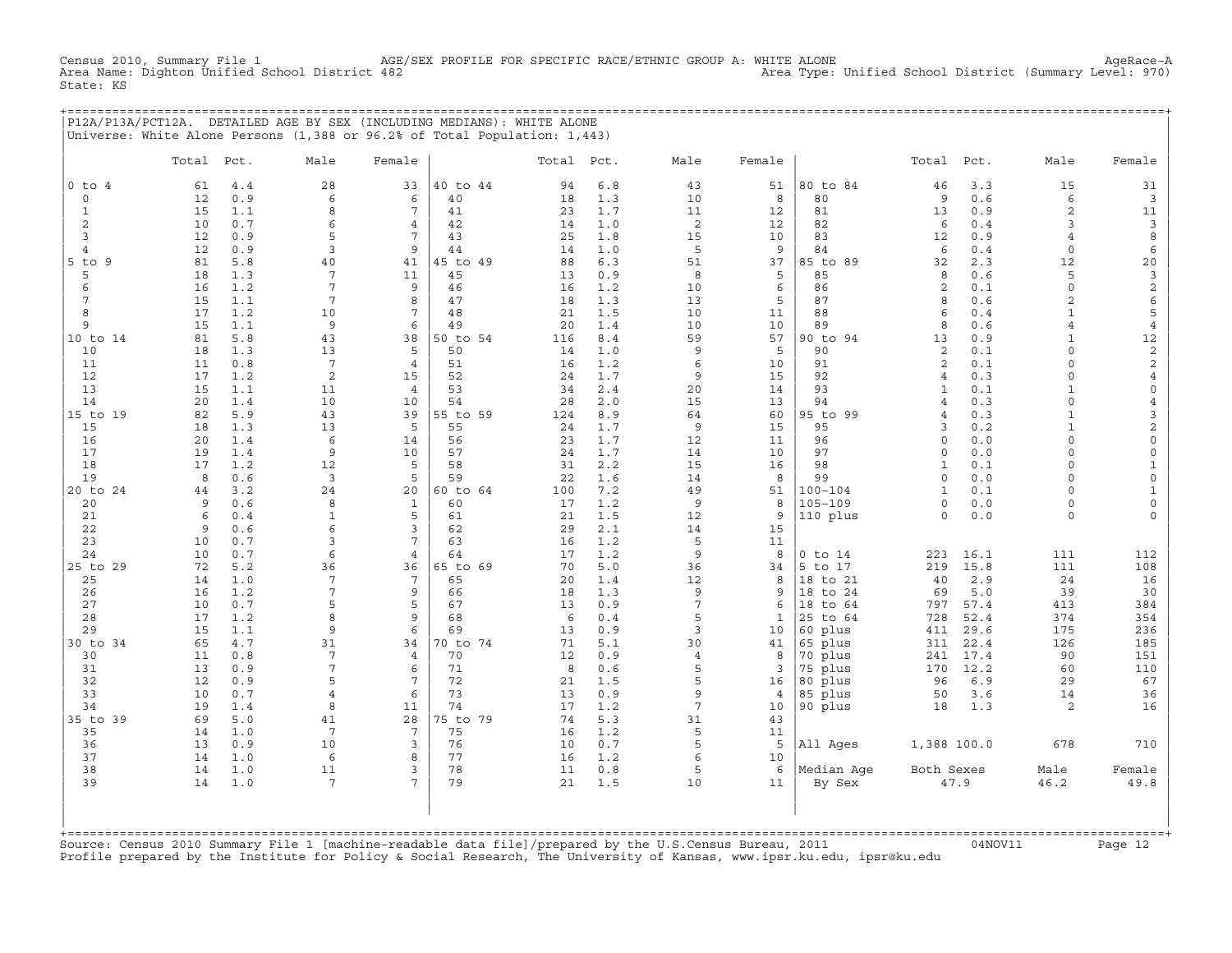Census 2010, Summary File 1 AGE/SEX PROFILE FOR SPECIFIC RACE/ETHNIC GROUP A: WHITE ALONE AgeRace-A
Area Name: Dighton Unified School District 482 Area Type: Unified School District (Summary Level: 970)
State: KS

## P12A/P13A/PCT12A. DETAILED AGE BY SEX (INCLUDING MEDIANS): WHITE ALONE

Universe: White Alone Persons (1,388 or 96.2% of Total Population: 1,443)

| | Total | Pct. | Male | Female | | Total | Pct. | Male | Female | | Total | Pct. | Male | Female |
|---|---|---|---|---|---|---|---|---|---|---|---|---|---|---|
| 0 to 4 | 61 | 4.4 | 28 | 33 | 40 to 44 | 94 | 6.8 | 43 | 51 | 80 to 84 | 46 | 3.3 | 15 | 31 |
| 0 | 12 | 0.9 | 6 | 6 | 40 | 18 | 1.3 | 10 | 8 | 80 | 9 | 0.6 | 6 | 3 |
| 1 | 15 | 1.1 | 8 | 7 | 41 | 23 | 1.7 | 11 | 12 | 81 | 13 | 0.9 | 2 | 11 |
| 2 | 10 | 0.7 | 6 | 4 | 42 | 14 | 1.0 | 2 | 12 | 82 | 6 | 0.4 | 3 | 3 |
| 3 | 12 | 0.9 | 5 | 7 | 43 | 25 | 1.8 | 15 | 10 | 83 | 12 | 0.9 | 4 | 8 |
| 4 | 12 | 0.9 | 3 | 9 | 44 | 14 | 1.0 | 5 | 9 | 84 | 6 | 0.4 | 0 | 6 |
| 5 to 9 | 81 | 5.8 | 40 | 41 | 45 to 49 | 88 | 6.3 | 51 | 37 | 85 to 89 | 32 | 2.3 | 12 | 20 |
| 5 | 18 | 1.3 | 7 | 11 | 45 | 13 | 0.9 | 8 | 5 | 85 | 8 | 0.6 | 5 | 3 |
| 6 | 16 | 1.2 | 7 | 9 | 46 | 16 | 1.2 | 10 | 6 | 86 | 2 | 0.1 | 0 | 2 |
| 7 | 15 | 1.1 | 7 | 8 | 47 | 18 | 1.3 | 13 | 5 | 87 | 8 | 0.6 | 2 | 6 |
| 8 | 17 | 1.2 | 10 | 7 | 48 | 21 | 1.5 | 10 | 11 | 88 | 6 | 0.4 | 1 | 5 |
| 9 | 15 | 1.1 | 9 | 6 | 49 | 20 | 1.4 | 10 | 10 | 89 | 8 | 0.6 | 4 | 4 |
| 10 to 14 | 81 | 5.8 | 43 | 38 | 50 to 54 | 116 | 8.4 | 59 | 57 | 90 to 94 | 13 | 0.9 | 1 | 12 |
| 10 | 18 | 1.3 | 13 | 5 | 50 | 14 | 1.0 | 9 | 5 | 90 | 2 | 0.1 | 0 | 2 |
| 11 | 11 | 0.8 | 7 | 4 | 51 | 16 | 1.2 | 6 | 10 | 91 | 2 | 0.1 | 0 | 2 |
| 12 | 17 | 1.2 | 2 | 15 | 52 | 24 | 1.7 | 9 | 15 | 92 | 4 | 0.3 | 0 | 4 |
| 13 | 15 | 1.1 | 11 | 4 | 53 | 34 | 2.4 | 20 | 14 | 93 | 1 | 0.1 | 1 | 0 |
| 14 | 20 | 1.4 | 10 | 10 | 54 | 28 | 2.0 | 15 | 13 | 94 | 4 | 0.3 | 0 | 4 |
| 15 to 19 | 82 | 5.9 | 43 | 39 | 55 to 59 | 124 | 8.9 | 64 | 60 | 95 to 99 | 4 | 0.3 | 1 | 3 |
| 15 | 18 | 1.3 | 13 | 5 | 55 | 24 | 1.7 | 9 | 15 | 95 | 3 | 0.2 | 1 | 2 |
| 16 | 20 | 1.4 | 6 | 14 | 56 | 23 | 1.7 | 12 | 11 | 96 | 0 | 0.0 | 0 | 0 |
| 17 | 19 | 1.4 | 9 | 10 | 57 | 24 | 1.7 | 14 | 10 | 97 | 0 | 0.0 | 0 | 0 |
| 18 | 17 | 1.2 | 12 | 5 | 58 | 31 | 2.2 | 15 | 16 | 98 | 1 | 0.1 | 0 | 1 |
| 19 | 8 | 0.6 | 3 | 5 | 59 | 22 | 1.6 | 14 | 8 | 99 | 0 | 0.0 | 0 | 0 |
| 20 to 24 | 44 | 3.2 | 24 | 20 | 60 to 64 | 100 | 7.2 | 49 | 51 | 100-104 | 1 | 0.1 | 0 | 1 |
| 20 | 9 | 0.6 | 8 | 1 | 60 | 17 | 1.2 | 9 | 8 | 105-109 | 0 | 0.0 | 0 | 0 |
| 21 | 6 | 0.4 | 1 | 5 | 61 | 21 | 1.5 | 12 | 9 | 110 plus | 0 | 0.0 | 0 | 0 |
| 22 | 9 | 0.6 | 6 | 3 | 62 | 29 | 2.1 | 14 | 15 | | | | | |
| 23 | 10 | 0.7 | 3 | 7 | 63 | 16 | 1.2 | 5 | 11 | | | | | |
| 24 | 10 | 0.7 | 6 | 4 | 64 | 17 | 1.2 | 9 | 8 | 0 to 14 | 223 | 16.1 | 111 | 112 |
| 25 to 29 | 72 | 5.2 | 36 | 36 | 65 to 69 | 70 | 5.0 | 36 | 34 | 5 to 17 | 219 | 15.8 | 111 | 108 |
| 25 | 14 | 1.0 | 7 | 7 | 65 | 20 | 1.4 | 12 | 8 | 18 to 21 | 40 | 2.9 | 24 | 16 |
| 26 | 16 | 1.2 | 7 | 9 | 66 | 18 | 1.3 | 9 | 9 | 18 to 24 | 69 | 5.0 | 39 | 30 |
| 27 | 10 | 0.7 | 5 | 5 | 67 | 13 | 0.9 | 7 | 6 | 18 to 64 | 797 | 57.4 | 413 | 384 |
| 28 | 17 | 1.2 | 8 | 9 | 68 | 6 | 0.4 | 5 | 1 | 25 to 64 | 728 | 52.4 | 374 | 354 |
| 29 | 15 | 1.1 | 9 | 6 | 69 | 13 | 0.9 | 3 | 10 | 60 plus | 411 | 29.6 | 175 | 236 |
| 30 to 34 | 65 | 4.7 | 31 | 34 | 70 to 74 | 71 | 5.1 | 30 | 41 | 65 plus | 311 | 22.4 | 126 | 185 |
| 30 | 11 | 0.8 | 7 | 4 | 70 | 12 | 0.9 | 4 | 8 | 70 plus | 241 | 17.4 | 90 | 151 |
| 31 | 13 | 0.9 | 7 | 6 | 71 | 8 | 0.6 | 5 | 3 | 75 plus | 170 | 12.2 | 60 | 110 |
| 32 | 12 | 0.9 | 5 | 7 | 72 | 21 | 1.5 | 5 | 16 | 80 plus | 96 | 6.9 | 29 | 67 |
| 33 | 10 | 0.7 | 4 | 6 | 73 | 13 | 0.9 | 9 | 4 | 85 plus | 50 | 3.6 | 14 | 36 |
| 34 | 19 | 1.4 | 8 | 11 | 74 | 17 | 1.2 | 7 | 10 | 90 plus | 18 | 1.3 | 2 | 16 |
| 35 to 39 | 69 | 5.0 | 41 | 28 | 75 to 79 | 74 | 5.3 | 31 | 43 | | | | | |
| 35 | 14 | 1.0 | 7 | 7 | 75 | 16 | 1.2 | 5 | 11 | | | | | |
| 36 | 13 | 0.9 | 10 | 3 | 76 | 10 | 0.7 | 5 | 5 | All Ages | 1,388 | 100.0 | 678 | 710 |
| 37 | 14 | 1.0 | 6 | 8 | 77 | 16 | 1.2 | 6 | 10 | | | | | |
| 38 | 14 | 1.0 | 11 | 3 | 78 | 11 | 0.8 | 5 | 6 | Median Age | Both Sexes | | Male | Female |
| 39 | 14 | 1.0 | 7 | 7 | 79 | 21 | 1.5 | 10 | 11 | By Sex | 47.9 | | 46.2 | 49.8 |

Source: Census 2010 Summary File 1 [machine-readable data file]/prepared by the U.S.Census Bureau, 2011 04NOV11
Profile prepared by the Institute for Policy & Social Research, The University of Kansas, www.ipsr.ku.edu, ipsr@ku.edu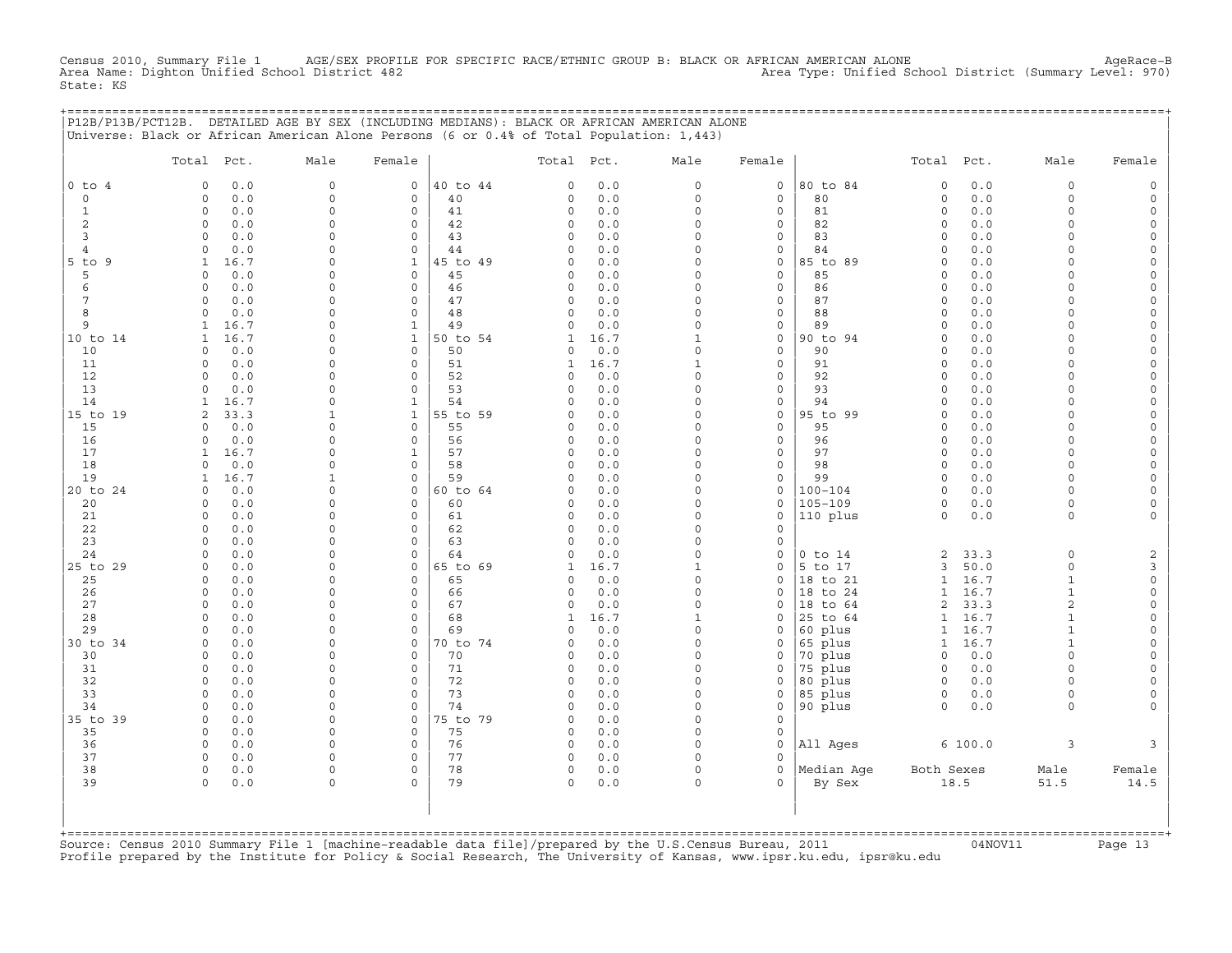Census 2010, Summary File 1 AGE/SEX PROFILE FOR SPECIFIC RACE/ETHNIC GROUP B: BLACK OR AFRICAN AMERICAN ALONE AgeRace-B
Area Name: Dighton Unified School District 482 Area Type: Unified School District (Summary Level: 970)
State: KS

## P12B/P13B/PCT12B. DETAILED AGE BY SEX (INCLUDING MEDIANS): BLACK OR AFRICAN AMERICAN ALONE

Universe: Black or African American Alone Persons (6 or 0.4% of Total Population: 1,443)

| | Total | Pct. | Male | Female | | Total | Pct. | Male | Female | | Total | Pct. | Male | Female |
|---|---|---|---|---|---|---|---|---|---|---|---|---|---|---|
| 0 to 4 | 0 | 0.0 | 0 | 0 | 40 to 44 | 0 | 0.0 | 0 | 0 | 80 to 84 | 0 | 0.0 | 0 | 0 |
| 0 | 0 | 0.0 | 0 | 0 | 40 | 0 | 0.0 | 0 | 0 | 80 | 0 | 0.0 | 0 | 0 |
| 1 | 0 | 0.0 | 0 | 0 | 41 | 0 | 0.0 | 0 | 0 | 81 | 0 | 0.0 | 0 | 0 |
| 2 | 0 | 0.0 | 0 | 0 | 42 | 0 | 0.0 | 0 | 0 | 82 | 0 | 0.0 | 0 | 0 |
| 3 | 0 | 0.0 | 0 | 0 | 43 | 0 | 0.0 | 0 | 0 | 83 | 0 | 0.0 | 0 | 0 |
| 4 | 0 | 0.0 | 0 | 0 | 44 | 0 | 0.0 | 0 | 0 | 84 | 0 | 0.0 | 0 | 0 |
| 5 to 9 | 1 | 16.7 | 0 | 1 | 45 to 49 | 0 | 0.0 | 0 | 0 | 85 to 89 | 0 | 0.0 | 0 | 0 |
| 5 | 0 | 0.0 | 0 | 0 | 45 | 0 | 0.0 | 0 | 0 | 85 | 0 | 0.0 | 0 | 0 |
| 6 | 0 | 0.0 | 0 | 0 | 46 | 0 | 0.0 | 0 | 0 | 86 | 0 | 0.0 | 0 | 0 |
| 7 | 0 | 0.0 | 0 | 0 | 47 | 0 | 0.0 | 0 | 0 | 87 | 0 | 0.0 | 0 | 0 |
| 8 | 0 | 0.0 | 0 | 0 | 48 | 0 | 0.0 | 0 | 0 | 88 | 0 | 0.0 | 0 | 0 |
| 9 | 1 | 16.7 | 0 | 1 | 49 | 0 | 0.0 | 0 | 0 | 89 | 0 | 0.0 | 0 | 0 |
| 10 to 14 | 1 | 16.7 | 0 | 1 | 50 to 54 | 1 | 16.7 | 1 | 0 | 90 to 94 | 0 | 0.0 | 0 | 0 |
| 10 | 0 | 0.0 | 0 | 0 | 50 | 0 | 0.0 | 0 | 0 | 90 | 0 | 0.0 | 0 | 0 |
| 11 | 0 | 0.0 | 0 | 0 | 51 | 1 | 16.7 | 1 | 0 | 91 | 0 | 0.0 | 0 | 0 |
| 12 | 0 | 0.0 | 0 | 0 | 52 | 0 | 0.0 | 0 | 0 | 92 | 0 | 0.0 | 0 | 0 |
| 13 | 0 | 0.0 | 0 | 0 | 53 | 0 | 0.0 | 0 | 0 | 93 | 0 | 0.0 | 0 | 0 |
| 14 | 1 | 16.7 | 0 | 1 | 54 | 0 | 0.0 | 0 | 0 | 94 | 0 | 0.0 | 0 | 0 |
| 15 to 19 | 2 | 33.3 | 1 | 1 | 55 to 59 | 0 | 0.0 | 0 | 0 | 95 to 99 | 0 | 0.0 | 0 | 0 |
| 15 | 0 | 0.0 | 0 | 0 | 55 | 0 | 0.0 | 0 | 0 | 95 | 0 | 0.0 | 0 | 0 |
| 16 | 0 | 0.0 | 0 | 0 | 56 | 0 | 0.0 | 0 | 0 | 96 | 0 | 0.0 | 0 | 0 |
| 17 | 1 | 16.7 | 0 | 1 | 57 | 0 | 0.0 | 0 | 0 | 97 | 0 | 0.0 | 0 | 0 |
| 18 | 0 | 0.0 | 0 | 0 | 58 | 0 | 0.0 | 0 | 0 | 98 | 0 | 0.0 | 0 | 0 |
| 19 | 1 | 16.7 | 1 | 0 | 59 | 0 | 0.0 | 0 | 0 | 99 | 0 | 0.0 | 0 | 0 |
| 20 to 24 | 0 | 0.0 | 0 | 0 | 60 to 64 | 0 | 0.0 | 0 | 0 | 100-104 | 0 | 0.0 | 0 | 0 |
| 20 | 0 | 0.0 | 0 | 0 | 60 | 0 | 0.0 | 0 | 0 | 105-109 | 0 | 0.0 | 0 | 0 |
| 21 | 0 | 0.0 | 0 | 0 | 61 | 0 | 0.0 | 0 | 0 | 110 plus | 0 | 0.0 | 0 | 0 |
| 22 | 0 | 0.0 | 0 | 0 | 62 | 0 | 0.0 | 0 | 0 | | | | | |
| 23 | 0 | 0.0 | 0 | 0 | 63 | 0 | 0.0 | 0 | 0 | | | | | |
| 24 | 0 | 0.0 | 0 | 0 | 64 | 0 | 0.0 | 0 | 0 | 0 to 14 | 2 | 33.3 | 0 | 2 |
| 25 to 29 | 0 | 0.0 | 0 | 0 | 65 to 69 | 1 | 16.7 | 1 | 0 | 5 to 17 | 3 | 50.0 | 0 | 3 |
| 25 | 0 | 0.0 | 0 | 0 | 65 | 0 | 0.0 | 0 | 0 | 18 to 21 | 1 | 16.7 | 1 | 0 |
| 26 | 0 | 0.0 | 0 | 0 | 66 | 0 | 0.0 | 0 | 0 | 18 to 24 | 1 | 16.7 | 1 | 0 |
| 27 | 0 | 0.0 | 0 | 0 | 67 | 0 | 0.0 | 0 | 0 | 18 to 64 | 2 | 33.3 | 2 | 0 |
| 28 | 0 | 0.0 | 0 | 0 | 68 | 1 | 16.7 | 1 | 0 | 25 to 64 | 1 | 16.7 | 1 | 0 |
| 29 | 0 | 0.0 | 0 | 0 | 69 | 0 | 0.0 | 0 | 0 | 60 plus | 1 | 16.7 | 1 | 0 |
| 30 to 34 | 0 | 0.0 | 0 | 0 | 70 to 74 | 0 | 0.0 | 0 | 0 | 65 plus | 1 | 16.7 | 1 | 0 |
| 30 | 0 | 0.0 | 0 | 0 | 70 | 0 | 0.0 | 0 | 0 | 70 plus | 0 | 0.0 | 0 | 0 |
| 31 | 0 | 0.0 | 0 | 0 | 71 | 0 | 0.0 | 0 | 0 | 75 plus | 0 | 0.0 | 0 | 0 |
| 32 | 0 | 0.0 | 0 | 0 | 72 | 0 | 0.0 | 0 | 0 | 80 plus | 0 | 0.0 | 0 | 0 |
| 33 | 0 | 0.0 | 0 | 0 | 73 | 0 | 0.0 | 0 | 0 | 85 plus | 0 | 0.0 | 0 | 0 |
| 34 | 0 | 0.0 | 0 | 0 | 74 | 0 | 0.0 | 0 | 0 | 90 plus | 0 | 0.0 | 0 | 0 |
| 35 to 39 | 0 | 0.0 | 0 | 0 | 75 to 79 | 0 | 0.0 | 0 | 0 | | | | | |
| 35 | 0 | 0.0 | 0 | 0 | 75 | 0 | 0.0 | 0 | 0 | | | | | |
| 36 | 0 | 0.0 | 0 | 0 | 76 | 0 | 0.0 | 0 | 0 | All Ages | 6 | 100.0 | 3 | 3 |
| 37 | 0 | 0.0 | 0 | 0 | 77 | 0 | 0.0 | 0 | 0 | | | | | |
| 38 | 0 | 0.0 | 0 | 0 | 78 | 0 | 0.0 | 0 | 0 | Median Age | Both Sexes | | Male | Female |
| 39 | 0 | 0.0 | 0 | 0 | 79 | 0 | 0.0 | 0 | 0 | By Sex | 18.5 | | 51.5 | 14.5 |

Source: Census 2010 Summary File 1 [machine-readable data file]/prepared by the U.S.Census Bureau, 2011 04NOV11
Profile prepared by the Institute for Policy & Social Research, The University of Kansas, www.ipsr.ku.edu, ipsr@ku.edu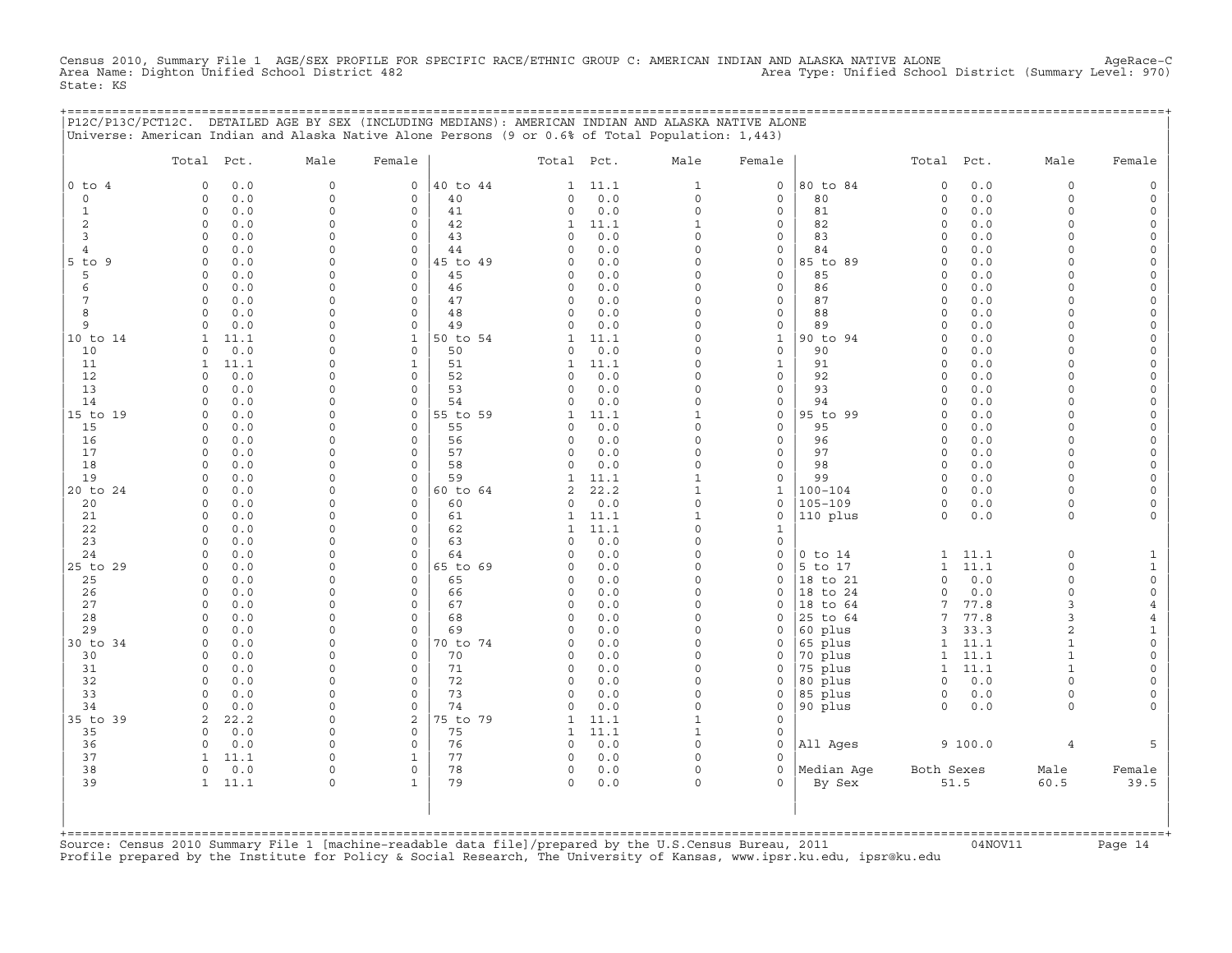Census 2010, Summary File 1 AGE/SEX PROFILE FOR SPECIFIC RACE/ETHNIC GROUP C: AMERICAN INDIAN AND ALASKA NATIVE ALONE AgeRace-C
Area Name: Dighton Unified School District 482 Area Type: Unified School District (Summary Level: 970)
State: KS

P12C/P13C/PCT12C. DETAILED AGE BY SEX (INCLUDING MEDIANS): AMERICAN INDIAN AND ALASKA NATIVE ALONE
Universe: American Indian and Alaska Native Alone Persons (9 or 0.6% of Total Population: 1,443)

| | Total | Pct. | Male | Female | | Total | Pct. | Male | Female | | Total | Pct. | Male | Female |
|---|---|---|---|---|---|---|---|---|---|---|---|---|---|---|
| 0 to 4 | 0 | 0.0 | 0 | 0 | 40 to 44 | 1 | 11.1 | 1 | 0 | 80 to 84 | 0 | 0.0 | 0 | 0 |
| 0 | 0 | 0.0 | 0 | 0 | 40 | 0 | 0.0 | 0 | 0 | 80 | 0 | 0.0 | 0 | 0 |
| 1 | 0 | 0.0 | 0 | 0 | 41 | 0 | 0.0 | 0 | 0 | 81 | 0 | 0.0 | 0 | 0 |
| 2 | 0 | 0.0 | 0 | 0 | 42 | 1 | 11.1 | 1 | 0 | 82 | 0 | 0.0 | 0 | 0 |
| 3 | 0 | 0.0 | 0 | 0 | 43 | 0 | 0.0 | 0 | 0 | 83 | 0 | 0.0 | 0 | 0 |
| 4 | 0 | 0.0 | 0 | 0 | 44 | 0 | 0.0 | 0 | 0 | 84 | 0 | 0.0 | 0 | 0 |
| 5 to 9 | 0 | 0.0 | 0 | 0 | 45 to 49 | 0 | 0.0 | 0 | 0 | 85 to 89 | 0 | 0.0 | 0 | 0 |
| 5 | 0 | 0.0 | 0 | 0 | 45 | 0 | 0.0 | 0 | 0 | 85 | 0 | 0.0 | 0 | 0 |
| 6 | 0 | 0.0 | 0 | 0 | 46 | 0 | 0.0 | 0 | 0 | 86 | 0 | 0.0 | 0 | 0 |
| 7 | 0 | 0.0 | 0 | 0 | 47 | 0 | 0.0 | 0 | 0 | 87 | 0 | 0.0 | 0 | 0 |
| 8 | 0 | 0.0 | 0 | 0 | 48 | 0 | 0.0 | 0 | 0 | 88 | 0 | 0.0 | 0 | 0 |
| 9 | 0 | 0.0 | 0 | 0 | 49 | 0 | 0.0 | 0 | 0 | 89 | 0 | 0.0 | 0 | 0 |
| 10 to 14 | 1 | 11.1 | 0 | 1 | 50 to 54 | 1 | 11.1 | 0 | 1 | 90 to 94 | 0 | 0.0 | 0 | 0 |
| 10 | 0 | 0.0 | 0 | 0 | 50 | 0 | 0.0 | 0 | 0 | 90 | 0 | 0.0 | 0 | 0 |
| 11 | 1 | 11.1 | 0 | 1 | 51 | 1 | 11.1 | 0 | 1 | 91 | 0 | 0.0 | 0 | 0 |
| 12 | 0 | 0.0 | 0 | 0 | 52 | 0 | 0.0 | 0 | 0 | 92 | 0 | 0.0 | 0 | 0 |
| 13 | 0 | 0.0 | 0 | 0 | 53 | 0 | 0.0 | 0 | 0 | 93 | 0 | 0.0 | 0 | 0 |
| 14 | 0 | 0.0 | 0 | 0 | 54 | 0 | 0.0 | 0 | 0 | 94 | 0 | 0.0 | 0 | 0 |
| 15 to 19 | 0 | 0.0 | 0 | 0 | 55 to 59 | 1 | 11.1 | 1 | 0 | 95 to 99 | 0 | 0.0 | 0 | 0 |
| 15 | 0 | 0.0 | 0 | 0 | 55 | 0 | 0.0 | 0 | 0 | 95 | 0 | 0.0 | 0 | 0 |
| 16 | 0 | 0.0 | 0 | 0 | 56 | 0 | 0.0 | 0 | 0 | 96 | 0 | 0.0 | 0 | 0 |
| 17 | 0 | 0.0 | 0 | 0 | 57 | 0 | 0.0 | 0 | 0 | 97 | 0 | 0.0 | 0 | 0 |
| 18 | 0 | 0.0 | 0 | 0 | 58 | 0 | 0.0 | 0 | 0 | 98 | 0 | 0.0 | 0 | 0 |
| 19 | 0 | 0.0 | 0 | 0 | 59 | 1 | 11.1 | 1 | 0 | 99 | 0 | 0.0 | 0 | 0 |
| 20 to 24 | 0 | 0.0 | 0 | 0 | 60 to 64 | 2 | 22.2 | 1 | 1 | 100-104 | 0 | 0.0 | 0 | 0 |
| 20 | 0 | 0.0 | 0 | 0 | 60 | 0 | 0.0 | 0 | 0 | 105-109 | 0 | 0.0 | 0 | 0 |
| 21 | 0 | 0.0 | 0 | 0 | 61 | 1 | 11.1 | 1 | 0 | 110 plus | 0 | 0.0 | 0 | 0 |
| 22 | 0 | 0.0 | 0 | 0 | 62 | 1 | 11.1 | 0 | 1 | | | | | |
| 23 | 0 | 0.0 | 0 | 0 | 63 | 0 | 0.0 | 0 | 0 | | | | | |
| 24 | 0 | 0.0 | 0 | 0 | 64 | 0 | 0.0 | 0 | 0 | 0 to 14 | 1 | 11.1 | 0 | 1 |
| 25 to 29 | 0 | 0.0 | 0 | 0 | 65 to 69 | 0 | 0.0 | 0 | 0 | 5 to 17 | 1 | 11.1 | 0 | 1 |
| 25 | 0 | 0.0 | 0 | 0 | 65 | 0 | 0.0 | 0 | 0 | 18 to 21 | 0 | 0.0 | 0 | 0 |
| 26 | 0 | 0.0 | 0 | 0 | 66 | 0 | 0.0 | 0 | 0 | 18 to 24 | 0 | 0.0 | 0 | 0 |
| 27 | 0 | 0.0 | 0 | 0 | 67 | 0 | 0.0 | 0 | 0 | 18 to 64 | 7 | 77.8 | 3 | 4 |
| 28 | 0 | 0.0 | 0 | 0 | 68 | 0 | 0.0 | 0 | 0 | 25 to 64 | 7 | 77.8 | 3 | 4 |
| 29 | 0 | 0.0 | 0 | 0 | 69 | 0 | 0.0 | 0 | 0 | 60 plus | 3 | 33.3 | 2 | 1 |
| 30 to 34 | 0 | 0.0 | 0 | 0 | 70 to 74 | 0 | 0.0 | 0 | 0 | 65 plus | 1 | 11.1 | 1 | 0 |
| 30 | 0 | 0.0 | 0 | 0 | 70 | 0 | 0.0 | 0 | 0 | 70 plus | 1 | 11.1 | 1 | 0 |
| 31 | 0 | 0.0 | 0 | 0 | 71 | 0 | 0.0 | 0 | 0 | 75 plus | 1 | 11.1 | 1 | 0 |
| 32 | 0 | 0.0 | 0 | 0 | 72 | 0 | 0.0 | 0 | 0 | 80 plus | 0 | 0.0 | 0 | 0 |
| 33 | 0 | 0.0 | 0 | 0 | 73 | 0 | 0.0 | 0 | 0 | 85 plus | 0 | 0.0 | 0 | 0 |
| 34 | 0 | 0.0 | 0 | 0 | 74 | 0 | 0.0 | 0 | 0 | 90 plus | 0 | 0.0 | 0 | 0 |
| 35 to 39 | 2 | 22.2 | 0 | 2 | 75 to 79 | 1 | 11.1 | 1 | 0 | | | | | |
| 35 | 0 | 0.0 | 0 | 0 | 75 | 1 | 11.1 | 1 | 0 | | | | | |
| 36 | 0 | 0.0 | 0 | 0 | 76 | 0 | 0.0 | 0 | 0 | All Ages | 9 | 100.0 | 4 | 5 |
| 37 | 1 | 11.1 | 0 | 1 | 77 | 0 | 0.0 | 0 | 0 | | | | | |
| 38 | 0 | 0.0 | 0 | 0 | 78 | 0 | 0.0 | 0 | 0 | Median Age | Both Sexes | | Male | Female |
| 39 | 1 | 11.1 | 0 | 1 | 79 | 0 | 0.0 | 0 | 0 | By Sex | 51.5 | | 60.5 | 39.5 |

Source: Census 2010 Summary File 1 [machine-readable data file]/prepared by the U.S.Census Bureau, 2011 04NOV11
Profile prepared by the Institute for Policy & Social Research, The University of Kansas, www.ipsr.ku.edu, ipsr@ku.edu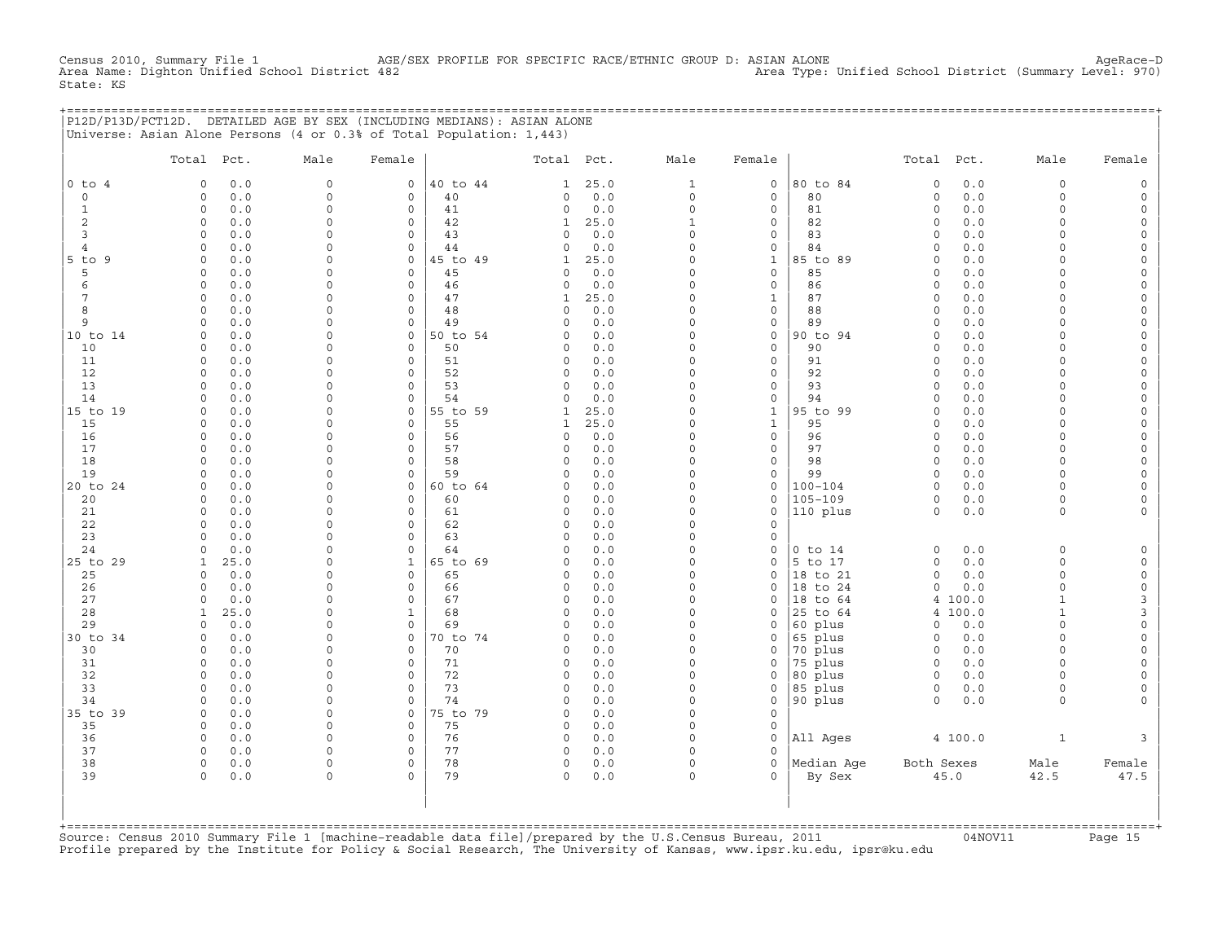Census 2010, Summary File 1 AGE/SEX PROFILE FOR SPECIFIC RACE/ETHNIC GROUP D: ASIAN ALONE AgeRace-D
Area Name: Dighton Unified School District 482 Area Type: Unified School District (Summary Level: 970)
State: KS

## P12D/P13D/PCT12D. DETAILED AGE BY SEX (INCLUDING MEDIANS): ASIAN ALONE

Universe: Asian Alone Persons (4 or 0.3% of Total Population: 1,443)

| | Total | Pct. | Male | Female | | Total | Pct. | Male | Female | | Total | Pct. | Male | Female |
|---|---|---|---|---|---|---|---|---|---|---|---|---|---|---|
| 0 to 4 | 0 | 0.0 | 0 | 0 | 40 to 44 | 1 | 25.0 | 1 | 0 | 80 to 84 | 0 | 0.0 | 0 | 0 |
| 0 | 0 | 0.0 | 0 | 0 | 40 | 0 | 0.0 | 0 | 0 | 80 | 0 | 0.0 | 0 | 0 |
| 1 | 0 | 0.0 | 0 | 0 | 41 | 0 | 0.0 | 0 | 0 | 81 | 0 | 0.0 | 0 | 0 |
| 2 | 0 | 0.0 | 0 | 0 | 42 | 1 | 25.0 | 1 | 0 | 82 | 0 | 0.0 | 0 | 0 |
| 3 | 0 | 0.0 | 0 | 0 | 43 | 0 | 0.0 | 0 | 0 | 83 | 0 | 0.0 | 0 | 0 |
| 4 | 0 | 0.0 | 0 | 0 | 44 | 0 | 0.0 | 0 | 0 | 84 | 0 | 0.0 | 0 | 0 |
| 5 to 9 | 0 | 0.0 | 0 | 0 | 45 to 49 | 1 | 25.0 | 0 | 1 | 85 to 89 | 0 | 0.0 | 0 | 0 |
| 5 | 0 | 0.0 | 0 | 0 | 45 | 0 | 0.0 | 0 | 0 | 85 | 0 | 0.0 | 0 | 0 |
| 6 | 0 | 0.0 | 0 | 0 | 46 | 0 | 0.0 | 0 | 0 | 86 | 0 | 0.0 | 0 | 0 |
| 7 | 0 | 0.0 | 0 | 0 | 47 | 1 | 25.0 | 0 | 1 | 87 | 0 | 0.0 | 0 | 0 |
| 8 | 0 | 0.0 | 0 | 0 | 48 | 0 | 0.0 | 0 | 0 | 88 | 0 | 0.0 | 0 | 0 |
| 9 | 0 | 0.0 | 0 | 0 | 49 | 0 | 0.0 | 0 | 0 | 89 | 0 | 0.0 | 0 | 0 |
| 10 to 14 | 0 | 0.0 | 0 | 0 | 50 to 54 | 0 | 0.0 | 0 | 0 | 90 to 94 | 0 | 0.0 | 0 | 0 |
| 10 | 0 | 0.0 | 0 | 0 | 50 | 0 | 0.0 | 0 | 0 | 90 | 0 | 0.0 | 0 | 0 |
| 11 | 0 | 0.0 | 0 | 0 | 51 | 0 | 0.0 | 0 | 0 | 91 | 0 | 0.0 | 0 | 0 |
| 12 | 0 | 0.0 | 0 | 0 | 52 | 0 | 0.0 | 0 | 0 | 92 | 0 | 0.0 | 0 | 0 |
| 13 | 0 | 0.0 | 0 | 0 | 53 | 0 | 0.0 | 0 | 0 | 93 | 0 | 0.0 | 0 | 0 |
| 14 | 0 | 0.0 | 0 | 0 | 54 | 0 | 0.0 | 0 | 0 | 94 | 0 | 0.0 | 0 | 0 |
| 15 to 19 | 0 | 0.0 | 0 | 0 | 55 to 59 | 1 | 25.0 | 0 | 1 | 95 to 99 | 0 | 0.0 | 0 | 0 |
| 15 | 0 | 0.0 | 0 | 0 | 55 | 1 | 25.0 | 0 | 1 | 95 | 0 | 0.0 | 0 | 0 |
| 16 | 0 | 0.0 | 0 | 0 | 56 | 0 | 0.0 | 0 | 0 | 96 | 0 | 0.0 | 0 | 0 |
| 17 | 0 | 0.0 | 0 | 0 | 57 | 0 | 0.0 | 0 | 0 | 97 | 0 | 0.0 | 0 | 0 |
| 18 | 0 | 0.0 | 0 | 0 | 58 | 0 | 0.0 | 0 | 0 | 98 | 0 | 0.0 | 0 | 0 |
| 19 | 0 | 0.0 | 0 | 0 | 59 | 0 | 0.0 | 0 | 0 | 99 | 0 | 0.0 | 0 | 0 |
| 20 to 24 | 0 | 0.0 | 0 | 0 | 60 to 64 | 0 | 0.0 | 0 | 0 | 100-104 | 0 | 0.0 | 0 | 0 |
| 20 | 0 | 0.0 | 0 | 0 | 60 | 0 | 0.0 | 0 | 0 | 105-109 | 0 | 0.0 | 0 | 0 |
| 21 | 0 | 0.0 | 0 | 0 | 61 | 0 | 0.0 | 0 | 0 | 110 plus | 0 | 0.0 | 0 | 0 |
| 22 | 0 | 0.0 | 0 | 0 | 62 | 0 | 0.0 | 0 | 0 | | | | | |
| 23 | 0 | 0.0 | 0 | 0 | 63 | 0 | 0.0 | 0 | 0 | | | | | |
| 24 | 0 | 0.0 | 0 | 0 | 64 | 0 | 0.0 | 0 | 0 | 0 to 14 | 0 | 0.0 | 0 | 0 |
| 25 to 29 | 1 | 25.0 | 0 | 1 | 65 to 69 | 0 | 0.0 | 0 | 0 | 5 to 17 | 0 | 0.0 | 0 | 0 |
| 25 | 0 | 0.0 | 0 | 0 | 65 | 0 | 0.0 | 0 | 0 | 18 to 21 | 0 | 0.0 | 0 | 0 |
| 26 | 0 | 0.0 | 0 | 0 | 66 | 0 | 0.0 | 0 | 0 | 18 to 24 | 0 | 0.0 | 0 | 0 |
| 27 | 0 | 0.0 | 0 | 0 | 67 | 0 | 0.0 | 0 | 0 | 18 to 64 | 4 | 100.0 | 1 | 3 |
| 28 | 1 | 25.0 | 0 | 1 | 68 | 0 | 0.0 | 0 | 0 | 25 to 64 | 4 | 100.0 | 1 | 3 |
| 29 | 0 | 0.0 | 0 | 0 | 69 | 0 | 0.0 | 0 | 0 | 60 plus | 0 | 0.0 | 0 | 0 |
| 30 to 34 | 0 | 0.0 | 0 | 0 | 70 to 74 | 0 | 0.0 | 0 | 0 | 65 plus | 0 | 0.0 | 0 | 0 |
| 30 | 0 | 0.0 | 0 | 0 | 70 | 0 | 0.0 | 0 | 0 | 70 plus | 0 | 0.0 | 0 | 0 |
| 31 | 0 | 0.0 | 0 | 0 | 71 | 0 | 0.0 | 0 | 0 | 75 plus | 0 | 0.0 | 0 | 0 |
| 32 | 0 | 0.0 | 0 | 0 | 72 | 0 | 0.0 | 0 | 0 | 80 plus | 0 | 0.0 | 0 | 0 |
| 33 | 0 | 0.0 | 0 | 0 | 73 | 0 | 0.0 | 0 | 0 | 85 plus | 0 | 0.0 | 0 | 0 |
| 34 | 0 | 0.0 | 0 | 0 | 74 | 0 | 0.0 | 0 | 0 | 90 plus | 0 | 0.0 | 0 | 0 |
| 35 to 39 | 0 | 0.0 | 0 | 0 | 75 to 79 | 0 | 0.0 | 0 | 0 | | | | | |
| 35 | 0 | 0.0 | 0 | 0 | 75 | 0 | 0.0 | 0 | 0 | | | | | |
| 36 | 0 | 0.0 | 0 | 0 | 76 | 0 | 0.0 | 0 | 0 | All Ages | 4 | 100.0 | 1 | 3 |
| 37 | 0 | 0.0 | 0 | 0 | 77 | 0 | 0.0 | 0 | 0 | | | | | |
| 38 | 0 | 0.0 | 0 | 0 | 78 | 0 | 0.0 | 0 | 0 | Median Age | Both Sexes | | Male | Female |
| 39 | 0 | 0.0 | 0 | 0 | 79 | 0 | 0.0 | 0 | 0 | By Sex | 45.0 | | 42.5 | 47.5 |

Source: Census 2010 Summary File 1 [machine-readable data file]/prepared by the U.S.Census Bureau, 2011 04NOV11
Profile prepared by the Institute for Policy & Social Research, The University of Kansas, www.ipsr.ku.edu, ipsr@ku.edu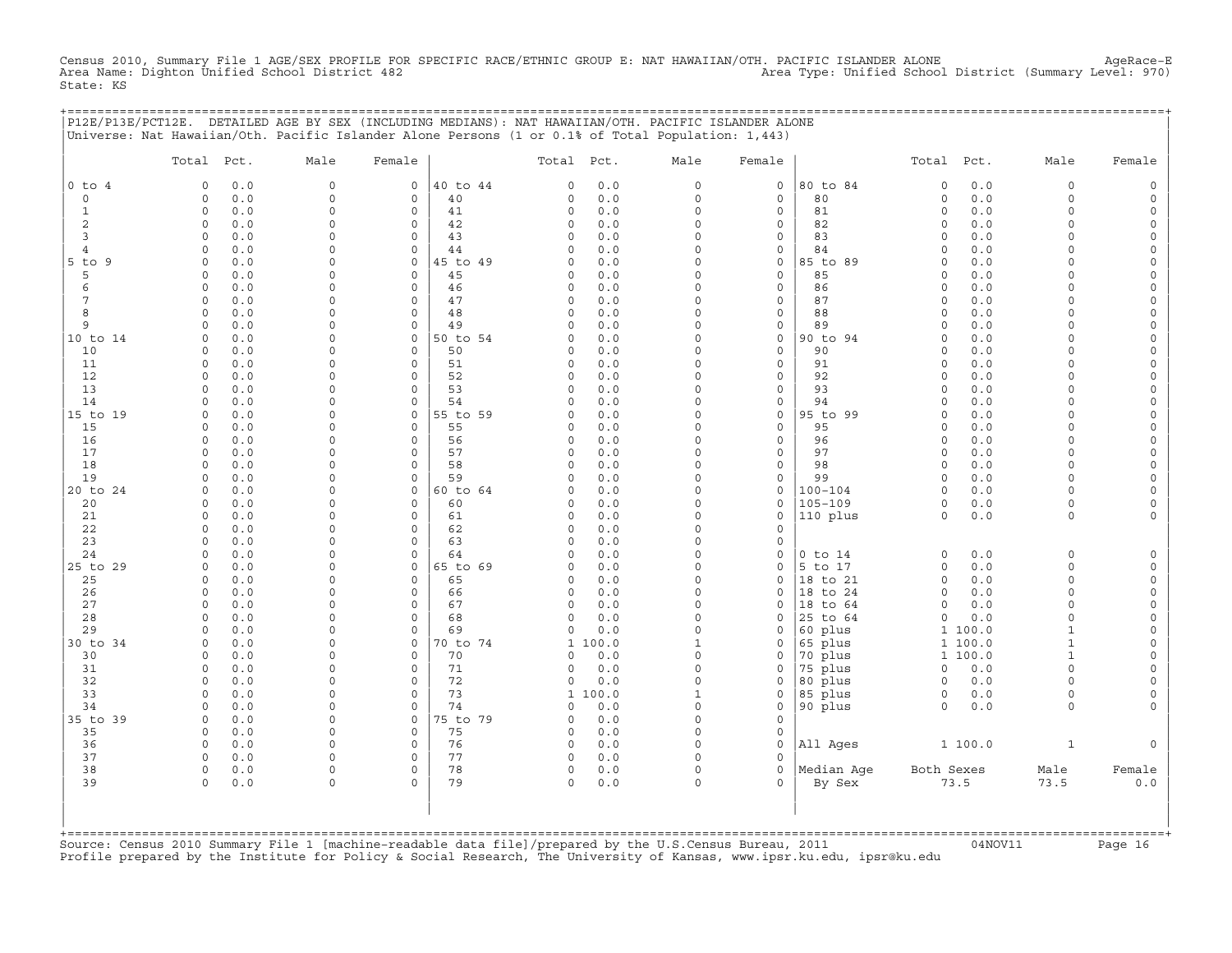Census 2010, Summary File 1 AGE/SEX PROFILE FOR SPECIFIC RACE/ETHNIC GROUP E: NAT HAWAIIAN/OTH. PACIFIC ISLANDER ALONE AgeRace-E
Area Name: Dighton Unified School District 482 Area Type: Unified School District (Summary Level: 970)
State: KS

P12E/P13E/PCT12E. DETAILED AGE BY SEX (INCLUDING MEDIANS): NAT HAWAIIAN/OTH. PACIFIC ISLANDER ALONE
Universe: Nat Hawaiian/Oth. Pacific Islander Alone Persons (1 or 0.1% of Total Population: 1,443)

| | Total | Pct. | Male | Female | | Total | Pct. | Male | Female | | Total | Pct. | Male | Female |
|---|---|---|---|---|---|---|---|---|---|---|---|---|---|---|
| 0 to 4 | 0 | 0.0 | 0 | 0 | 40 to 44 | 0 | 0.0 | 0 | 0 | 80 to 84 | 0 | 0.0 | 0 | 0 |
| 0 | 0 | 0.0 | 0 | 0 | 40 | 0 | 0.0 | 0 | 0 | 80 | 0 | 0.0 | 0 | 0 |
| 1 | 0 | 0.0 | 0 | 0 | 41 | 0 | 0.0 | 0 | 0 | 81 | 0 | 0.0 | 0 | 0 |
| 2 | 0 | 0.0 | 0 | 0 | 42 | 0 | 0.0 | 0 | 0 | 82 | 0 | 0.0 | 0 | 0 |
| 3 | 0 | 0.0 | 0 | 0 | 43 | 0 | 0.0 | 0 | 0 | 83 | 0 | 0.0 | 0 | 0 |
| 4 | 0 | 0.0 | 0 | 0 | 44 | 0 | 0.0 | 0 | 0 | 84 | 0 | 0.0 | 0 | 0 |
| 5 to 9 | 0 | 0.0 | 0 | 0 | 45 to 49 | 0 | 0.0 | 0 | 0 | 85 to 89 | 0 | 0.0 | 0 | 0 |
| 5 | 0 | 0.0 | 0 | 0 | 45 | 0 | 0.0 | 0 | 0 | 85 | 0 | 0.0 | 0 | 0 |
| 6 | 0 | 0.0 | 0 | 0 | 46 | 0 | 0.0 | 0 | 0 | 86 | 0 | 0.0 | 0 | 0 |
| 7 | 0 | 0.0 | 0 | 0 | 47 | 0 | 0.0 | 0 | 0 | 87 | 0 | 0.0 | 0 | 0 |
| 8 | 0 | 0.0 | 0 | 0 | 48 | 0 | 0.0 | 0 | 0 | 88 | 0 | 0.0 | 0 | 0 |
| 9 | 0 | 0.0 | 0 | 0 | 49 | 0 | 0.0 | 0 | 0 | 89 | 0 | 0.0 | 0 | 0 |
| 10 to 14 | 0 | 0.0 | 0 | 0 | 50 to 54 | 0 | 0.0 | 0 | 0 | 90 to 94 | 0 | 0.0 | 0 | 0 |
| 10 | 0 | 0.0 | 0 | 0 | 50 | 0 | 0.0 | 0 | 0 | 90 | 0 | 0.0 | 0 | 0 |
| 11 | 0 | 0.0 | 0 | 0 | 51 | 0 | 0.0 | 0 | 0 | 91 | 0 | 0.0 | 0 | 0 |
| 12 | 0 | 0.0 | 0 | 0 | 52 | 0 | 0.0 | 0 | 0 | 92 | 0 | 0.0 | 0 | 0 |
| 13 | 0 | 0.0 | 0 | 0 | 53 | 0 | 0.0 | 0 | 0 | 93 | 0 | 0.0 | 0 | 0 |
| 14 | 0 | 0.0 | 0 | 0 | 54 | 0 | 0.0 | 0 | 0 | 94 | 0 | 0.0 | 0 | 0 |
| 15 to 19 | 0 | 0.0 | 0 | 0 | 55 to 59 | 0 | 0.0 | 0 | 0 | 95 to 99 | 0 | 0.0 | 0 | 0 |
| 15 | 0 | 0.0 | 0 | 0 | 55 | 0 | 0.0 | 0 | 0 | 95 | 0 | 0.0 | 0 | 0 |
| 16 | 0 | 0.0 | 0 | 0 | 56 | 0 | 0.0 | 0 | 0 | 96 | 0 | 0.0 | 0 | 0 |
| 17 | 0 | 0.0 | 0 | 0 | 57 | 0 | 0.0 | 0 | 0 | 97 | 0 | 0.0 | 0 | 0 |
| 18 | 0 | 0.0 | 0 | 0 | 58 | 0 | 0.0 | 0 | 0 | 98 | 0 | 0.0 | 0 | 0 |
| 19 | 0 | 0.0 | 0 | 0 | 59 | 0 | 0.0 | 0 | 0 | 99 | 0 | 0.0 | 0 | 0 |
| 20 to 24 | 0 | 0.0 | 0 | 0 | 60 to 64 | 0 | 0.0 | 0 | 0 | 100-104 | 0 | 0.0 | 0 | 0 |
| 20 | 0 | 0.0 | 0 | 0 | 60 | 0 | 0.0 | 0 | 0 | 105-109 | 0 | 0.0 | 0 | 0 |
| 21 | 0 | 0.0 | 0 | 0 | 61 | 0 | 0.0 | 0 | 0 | 110 plus | 0 | 0.0 | 0 | 0 |
| 22 | 0 | 0.0 | 0 | 0 | 62 | 0 | 0.0 | 0 | 0 | | | | | |
| 23 | 0 | 0.0 | 0 | 0 | 63 | 0 | 0.0 | 0 | 0 | | | | | |
| 24 | 0 | 0.0 | 0 | 0 | 64 | 0 | 0.0 | 0 | 0 | 0 to 14 | 0 | 0.0 | 0 | 0 |
| 25 to 29 | 0 | 0.0 | 0 | 0 | 65 to 69 | 0 | 0.0 | 0 | 0 | 5 to 17 | 0 | 0.0 | 0 | 0 |
| 25 | 0 | 0.0 | 0 | 0 | 65 | 0 | 0.0 | 0 | 0 | 18 to 21 | 0 | 0.0 | 0 | 0 |
| 26 | 0 | 0.0 | 0 | 0 | 66 | 0 | 0.0 | 0 | 0 | 18 to 24 | 0 | 0.0 | 0 | 0 |
| 27 | 0 | 0.0 | 0 | 0 | 67 | 0 | 0.0 | 0 | 0 | 18 to 64 | 0 | 0.0 | 0 | 0 |
| 28 | 0 | 0.0 | 0 | 0 | 68 | 0 | 0.0 | 0 | 0 | 25 to 64 | 0 | 0.0 | 0 | 0 |
| 29 | 0 | 0.0 | 0 | 0 | 69 | 0 | 0.0 | 0 | 0 | 60 plus | 1 | 100.0 | 1 | 0 |
| 30 to 34 | 0 | 0.0 | 0 | 0 | 70 to 74 | 1 | 100.0 | 1 | 0 | 65 plus | 1 | 100.0 | 1 | 0 |
| 30 | 0 | 0.0 | 0 | 0 | 70 | 0 | 0.0 | 0 | 0 | 70 plus | 1 | 100.0 | 1 | 0 |
| 31 | 0 | 0.0 | 0 | 0 | 71 | 0 | 0.0 | 0 | 0 | 75 plus | 0 | 0.0 | 0 | 0 |
| 32 | 0 | 0.0 | 0 | 0 | 72 | 0 | 0.0 | 0 | 0 | 80 plus | 0 | 0.0 | 0 | 0 |
| 33 | 0 | 0.0 | 0 | 0 | 73 | 1 | 100.0 | 1 | 0 | 85 plus | 0 | 0.0 | 0 | 0 |
| 34 | 0 | 0.0 | 0 | 0 | 74 | 0 | 0.0 | 0 | 0 | 90 plus | 0 | 0.0 | 0 | 0 |
| 35 to 39 | 0 | 0.0 | 0 | 0 | 75 to 79 | 0 | 0.0 | 0 | 0 | | | | | |
| 35 | 0 | 0.0 | 0 | 0 | 75 | 0 | 0.0 | 0 | 0 | | | | | |
| 36 | 0 | 0.0 | 0 | 0 | 76 | 0 | 0.0 | 0 | 0 | All Ages | 1 | 100.0 | 1 | 0 |
| 37 | 0 | 0.0 | 0 | 0 | 77 | 0 | 0.0 | 0 | 0 | | | | | |
| 38 | 0 | 0.0 | 0 | 0 | 78 | 0 | 0.0 | 0 | 0 | Median Age | Both Sexes | | Male | Female |
| 39 | 0 | 0.0 | 0 | 0 | 79 | 0 | 0.0 | 0 | 0 | By Sex | 73.5 | | 73.5 | 0.0 |

Source: Census 2010 Summary File 1 [machine-readable data file]/prepared by the U.S.Census Bureau, 2011 04NOV11
Profile prepared by the Institute for Policy & Social Research, The University of Kansas, www.ipsr.ku.edu, ipsr@ku.edu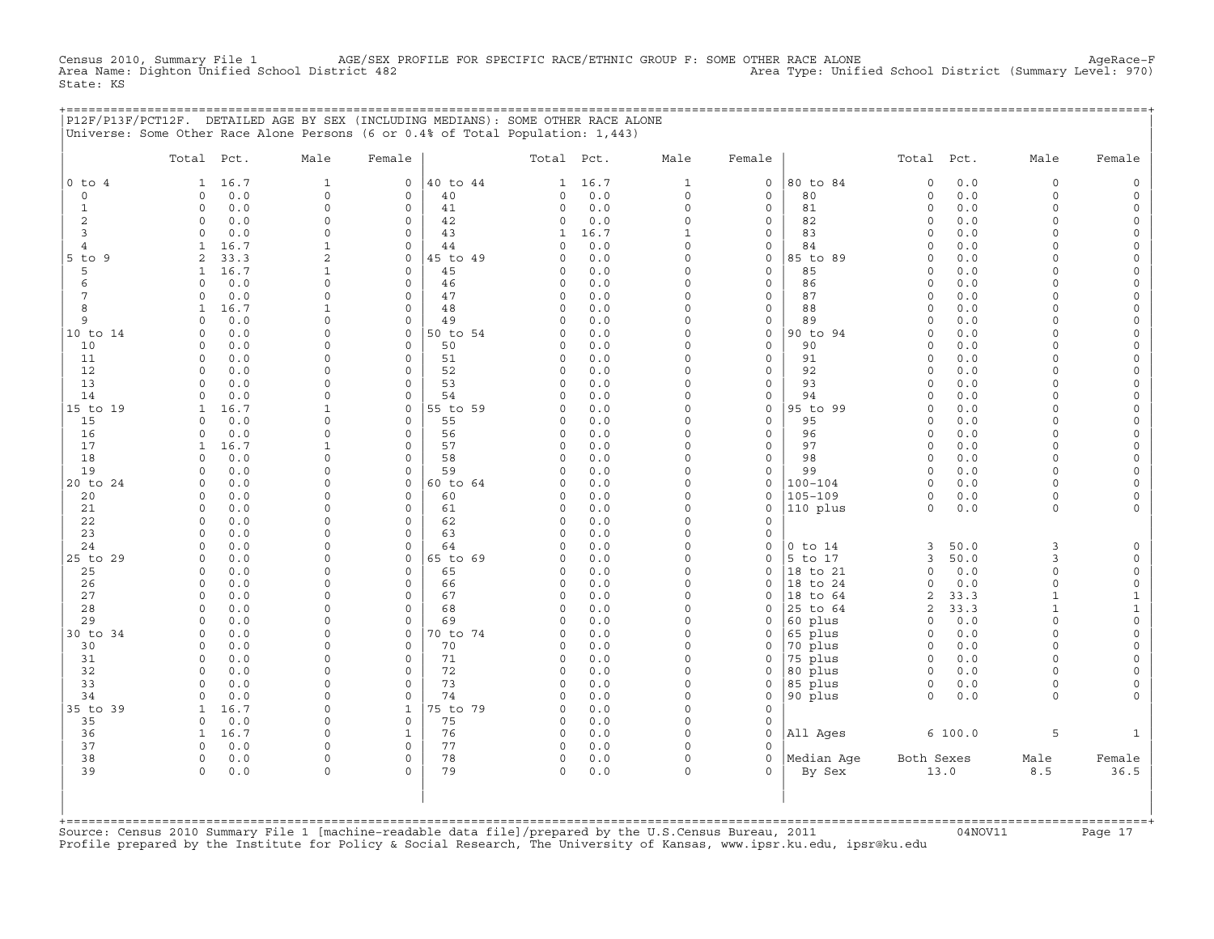Census 2010, Summary File 1 AGE/SEX PROFILE FOR SPECIFIC RACE/ETHNIC GROUP F: SOME OTHER RACE ALONE AgeRace-F
Area Name: Dighton Unified School District 482 Area Type: Unified School District (Summary Level: 970)
State: KS

## P12F/P13F/PCT12F. DETAILED AGE BY SEX (INCLUDING MEDIANS): SOME OTHER RACE ALONE

Universe: Some Other Race Alone Persons (6 or 0.4% of Total Population: 1,443)

| | Total | Pct. | Male | Female | | Total | Pct. | Male | Female | | Total | Pct. | Male | Female |
|---|---|---|---|---|---|---|---|---|---|---|---|---|---|---|
| 0 to 4 | 1 | 16.7 | 1 | 0 | 40 to 44 | 1 | 16.7 | 1 | 0 | 80 to 84 | 0 | 0.0 | 0 | 0 |
| 0 | 0 | 0.0 | 0 | 0 | 40 | 0 | 0.0 | 0 | 0 | 80 | 0 | 0.0 | 0 | 0 |
| 1 | 0 | 0.0 | 0 | 0 | 41 | 0 | 0.0 | 0 | 0 | 81 | 0 | 0.0 | 0 | 0 |
| 2 | 0 | 0.0 | 0 | 0 | 42 | 0 | 0.0 | 0 | 0 | 82 | 0 | 0.0 | 0 | 0 |
| 3 | 0 | 0.0 | 0 | 0 | 43 | 1 | 16.7 | 1 | 0 | 83 | 0 | 0.0 | 0 | 0 |
| 4 | 1 | 16.7 | 1 | 0 | 44 | 0 | 0.0 | 0 | 0 | 84 | 0 | 0.0 | 0 | 0 |
| 5 to 9 | 2 | 33.3 | 2 | 0 | 45 to 49 | 0 | 0.0 | 0 | 0 | 85 to 89 | 0 | 0.0 | 0 | 0 |
| 5 | 1 | 16.7 | 1 | 0 | 45 | 0 | 0.0 | 0 | 0 | 85 | 0 | 0.0 | 0 | 0 |
| 6 | 0 | 0.0 | 0 | 0 | 46 | 0 | 0.0 | 0 | 0 | 86 | 0 | 0.0 | 0 | 0 |
| 7 | 0 | 0.0 | 0 | 0 | 47 | 0 | 0.0 | 0 | 0 | 87 | 0 | 0.0 | 0 | 0 |
| 8 | 1 | 16.7 | 1 | 0 | 48 | 0 | 0.0 | 0 | 0 | 88 | 0 | 0.0 | 0 | 0 |
| 9 | 0 | 0.0 | 0 | 0 | 49 | 0 | 0.0 | 0 | 0 | 89 | 0 | 0.0 | 0 | 0 |
| 10 to 14 | 0 | 0.0 | 0 | 0 | 50 to 54 | 0 | 0.0 | 0 | 0 | 90 to 94 | 0 | 0.0 | 0 | 0 |
| 10 | 0 | 0.0 | 0 | 0 | 50 | 0 | 0.0 | 0 | 0 | 90 | 0 | 0.0 | 0 | 0 |
| 11 | 0 | 0.0 | 0 | 0 | 51 | 0 | 0.0 | 0 | 0 | 91 | 0 | 0.0 | 0 | 0 |
| 12 | 0 | 0.0 | 0 | 0 | 52 | 0 | 0.0 | 0 | 0 | 92 | 0 | 0.0 | 0 | 0 |
| 13 | 0 | 0.0 | 0 | 0 | 53 | 0 | 0.0 | 0 | 0 | 93 | 0 | 0.0 | 0 | 0 |
| 14 | 0 | 0.0 | 0 | 0 | 54 | 0 | 0.0 | 0 | 0 | 94 | 0 | 0.0 | 0 | 0 |
| 15 to 19 | 1 | 16.7 | 1 | 0 | 55 to 59 | 0 | 0.0 | 0 | 0 | 95 to 99 | 0 | 0.0 | 0 | 0 |
| 15 | 0 | 0.0 | 0 | 0 | 55 | 0 | 0.0 | 0 | 0 | 95 | 0 | 0.0 | 0 | 0 |
| 16 | 0 | 0.0 | 0 | 0 | 56 | 0 | 0.0 | 0 | 0 | 96 | 0 | 0.0 | 0 | 0 |
| 17 | 1 | 16.7 | 1 | 0 | 57 | 0 | 0.0 | 0 | 0 | 97 | 0 | 0.0 | 0 | 0 |
| 18 | 0 | 0.0 | 0 | 0 | 58 | 0 | 0.0 | 0 | 0 | 98 | 0 | 0.0 | 0 | 0 |
| 19 | 0 | 0.0 | 0 | 0 | 59 | 0 | 0.0 | 0 | 0 | 99 | 0 | 0.0 | 0 | 0 |
| 20 to 24 | 0 | 0.0 | 0 | 0 | 60 to 64 | 0 | 0.0 | 0 | 0 | 100-104 | 0 | 0.0 | 0 | 0 |
| 20 | 0 | 0.0 | 0 | 0 | 60 | 0 | 0.0 | 0 | 0 | 105-109 | 0 | 0.0 | 0 | 0 |
| 21 | 0 | 0.0 | 0 | 0 | 61 | 0 | 0.0 | 0 | 0 | 110 plus | 0 | 0.0 | 0 | 0 |
| 22 | 0 | 0.0 | 0 | 0 | 62 | 0 | 0.0 | 0 | 0 | | | | | |
| 23 | 0 | 0.0 | 0 | 0 | 63 | 0 | 0.0 | 0 | 0 | | | | | |
| 24 | 0 | 0.0 | 0 | 0 | 64 | 0 | 0.0 | 0 | 0 | 0 to 14 | 3 | 50.0 | 3 | 0 |
| 25 to 29 | 0 | 0.0 | 0 | 0 | 65 to 69 | 0 | 0.0 | 0 | 0 | 5 to 17 | 3 | 50.0 | 3 | 0 |
| 25 | 0 | 0.0 | 0 | 0 | 65 | 0 | 0.0 | 0 | 0 | 18 to 21 | 0 | 0.0 | 0 | 0 |
| 26 | 0 | 0.0 | 0 | 0 | 66 | 0 | 0.0 | 0 | 0 | 18 to 24 | 0 | 0.0 | 0 | 0 |
| 27 | 0 | 0.0 | 0 | 0 | 67 | 0 | 0.0 | 0 | 0 | 18 to 64 | 2 | 33.3 | 1 | 1 |
| 28 | 0 | 0.0 | 0 | 0 | 68 | 0 | 0.0 | 0 | 0 | 25 to 64 | 2 | 33.3 | 1 | 1 |
| 29 | 0 | 0.0 | 0 | 0 | 69 | 0 | 0.0 | 0 | 0 | 60 plus | 0 | 0.0 | 0 | 0 |
| 30 to 34 | 0 | 0.0 | 0 | 0 | 70 to 74 | 0 | 0.0 | 0 | 0 | 65 plus | 0 | 0.0 | 0 | 0 |
| 30 | 0 | 0.0 | 0 | 0 | 70 | 0 | 0.0 | 0 | 0 | 70 plus | 0 | 0.0 | 0 | 0 |
| 31 | 0 | 0.0 | 0 | 0 | 71 | 0 | 0.0 | 0 | 0 | 75 plus | 0 | 0.0 | 0 | 0 |
| 32 | 0 | 0.0 | 0 | 0 | 72 | 0 | 0.0 | 0 | 0 | 80 plus | 0 | 0.0 | 0 | 0 |
| 33 | 0 | 0.0 | 0 | 0 | 73 | 0 | 0.0 | 0 | 0 | 85 plus | 0 | 0.0 | 0 | 0 |
| 34 | 0 | 0.0 | 0 | 0 | 74 | 0 | 0.0 | 0 | 0 | 90 plus | 0 | 0.0 | 0 | 0 |
| 35 to 39 | 1 | 16.7 | 0 | 1 | 75 to 79 | 0 | 0.0 | 0 | 0 | | | | | |
| 35 | 0 | 0.0 | 0 | 0 | 75 | 0 | 0.0 | 0 | 0 | | | | | |
| 36 | 1 | 16.7 | 0 | 1 | 76 | 0 | 0.0 | 0 | 0 | All Ages | 6 | 100.0 | 5 | 1 |
| 37 | 0 | 0.0 | 0 | 0 | 77 | 0 | 0.0 | 0 | 0 | | | | | |
| 38 | 0 | 0.0 | 0 | 0 | 78 | 0 | 0.0 | 0 | 0 | Median Age | Both Sexes | | Male | Female |
| 39 | 0 | 0.0 | 0 | 0 | 79 | 0 | 0.0 | 0 | 0 | By Sex | 13.0 | | 8.5 | 36.5 |

Source: Census 2010 Summary File 1 [machine-readable data file]/prepared by the U.S.Census Bureau, 2011 04NOV11
Profile prepared by the Institute for Policy & Social Research, The University of Kansas, www.ipsr.ku.edu, ipsr@ku.edu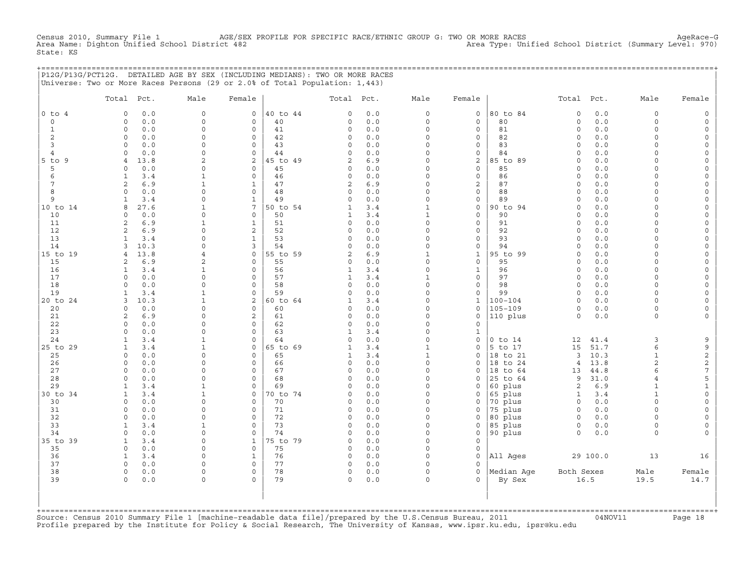Census 2010, Summary File 1 AGE/SEX PROFILE FOR SPECIFIC RACE/ETHNIC GROUP G: TWO OR MORE RACES AgeRace-G
Area Name: Dighton Unified School District 482 Area Type: Unified School District (Summary Level: 970)
State: KS

## P12G/P13G/PCT12G. DETAILED AGE BY SEX (INCLUDING MEDIANS): TWO OR MORE RACES

Universe: Two or More Races Persons (29 or 2.0% of Total Population: 1,443)

| | Total | Pct. | Male | Female | | Total | Pct. | Male | Female | | Total | Pct. | Male | Female |
|---|---|---|---|---|---|---|---|---|---|---|---|---|---|---|
| 0 to 4 | 0 | 0.0 | 0 | 0 | 40 to 44 | 0 | 0.0 | 0 | 0 | 80 to 84 | 0 | 0.0 | 0 | 0 |
| 0 | 0 | 0.0 | 0 | 0 | 40 | 0 | 0.0 | 0 | 0 | 80 | 0 | 0.0 | 0 | 0 |
| 1 | 0 | 0.0 | 0 | 0 | 41 | 0 | 0.0 | 0 | 0 | 81 | 0 | 0.0 | 0 | 0 |
| 2 | 0 | 0.0 | 0 | 0 | 42 | 0 | 0.0 | 0 | 0 | 82 | 0 | 0.0 | 0 | 0 |
| 3 | 0 | 0.0 | 0 | 0 | 43 | 0 | 0.0 | 0 | 0 | 83 | 0 | 0.0 | 0 | 0 |
| 4 | 0 | 0.0 | 0 | 0 | 44 | 0 | 0.0 | 0 | 0 | 84 | 0 | 0.0 | 0 | 0 |
| 5 to 9 | 4 | 13.8 | 2 | 2 | 45 to 49 | 2 | 6.9 | 0 | 2 | 85 to 89 | 0 | 0.0 | 0 | 0 |
| 5 | 0 | 0.0 | 0 | 0 | 45 | 0 | 0.0 | 0 | 0 | 85 | 0 | 0.0 | 0 | 0 |
| 6 | 1 | 3.4 | 1 | 0 | 46 | 0 | 0.0 | 0 | 0 | 86 | 0 | 0.0 | 0 | 0 |
| 7 | 2 | 6.9 | 1 | 1 | 47 | 2 | 6.9 | 0 | 2 | 87 | 0 | 0.0 | 0 | 0 |
| 8 | 0 | 0.0 | 0 | 0 | 48 | 0 | 0.0 | 0 | 0 | 88 | 0 | 0.0 | 0 | 0 |
| 9 | 1 | 3.4 | 0 | 1 | 49 | 0 | 0.0 | 0 | 0 | 89 | 0 | 0.0 | 0 | 0 |
| 10 to 14 | 8 | 27.6 | 1 | 7 | 50 to 54 | 1 | 3.4 | 1 | 0 | 90 to 94 | 0 | 0.0 | 0 | 0 |
| 10 | 0 | 0.0 | 0 | 0 | 50 | 1 | 3.4 | 1 | 0 | 90 | 0 | 0.0 | 0 | 0 |
| 11 | 2 | 6.9 | 1 | 1 | 51 | 0 | 0.0 | 0 | 0 | 91 | 0 | 0.0 | 0 | 0 |
| 12 | 2 | 6.9 | 0 | 2 | 52 | 0 | 0.0 | 0 | 0 | 92 | 0 | 0.0 | 0 | 0 |
| 13 | 1 | 3.4 | 0 | 1 | 53 | 0 | 0.0 | 0 | 0 | 93 | 0 | 0.0 | 0 | 0 |
| 14 | 3 | 10.3 | 0 | 3 | 54 | 0 | 0.0 | 0 | 0 | 94 | 0 | 0.0 | 0 | 0 |
| 15 to 19 | 4 | 13.8 | 4 | 0 | 55 to 59 | 2 | 6.9 | 1 | 1 | 95 to 99 | 0 | 0.0 | 0 | 0 |
| 15 | 2 | 6.9 | 2 | 0 | 55 | 0 | 0.0 | 0 | 0 | 95 | 0 | 0.0 | 0 | 0 |
| 16 | 1 | 3.4 | 1 | 0 | 56 | 1 | 3.4 | 0 | 1 | 96 | 0 | 0.0 | 0 | 0 |
| 17 | 0 | 0.0 | 0 | 0 | 57 | 1 | 3.4 | 1 | 0 | 97 | 0 | 0.0 | 0 | 0 |
| 18 | 0 | 0.0 | 0 | 0 | 58 | 0 | 0.0 | 0 | 0 | 98 | 0 | 0.0 | 0 | 0 |
| 19 | 1 | 3.4 | 1 | 0 | 59 | 0 | 0.0 | 0 | 0 | 99 | 0 | 0.0 | 0 | 0 |
| 20 to 24 | 3 | 10.3 | 1 | 2 | 60 to 64 | 1 | 3.4 | 0 | 1 | 100-104 | 0 | 0.0 | 0 | 0 |
| 20 | 0 | 0.0 | 0 | 0 | 60 | 0 | 0.0 | 0 | 0 | 105-109 | 0 | 0.0 | 0 | 0 |
| 21 | 2 | 6.9 | 0 | 2 | 61 | 0 | 0.0 | 0 | 0 | 110 plus | 0 | 0.0 | 0 | 0 |
| 22 | 0 | 0.0 | 0 | 0 | 62 | 0 | 0.0 | 0 | 0 | | | | | |
| 23 | 0 | 0.0 | 0 | 0 | 63 | 1 | 3.4 | 0 | 1 | | | | | |
| 24 | 1 | 3.4 | 1 | 0 | 64 | 0 | 0.0 | 0 | 0 | 0 to 14 | 12 | 41.4 | 3 | 9 |
| 25 to 29 | 1 | 3.4 | 1 | 0 | 65 to 69 | 1 | 3.4 | 1 | 0 | 5 to 17 | 15 | 51.7 | 6 | 9 |
| 25 | 0 | 0.0 | 0 | 0 | 65 | 1 | 3.4 | 1 | 0 | 18 to 21 | 3 | 10.3 | 1 | 2 |
| 26 | 0 | 0.0 | 0 | 0 | 66 | 0 | 0.0 | 0 | 0 | 18 to 24 | 4 | 13.8 | 2 | 2 |
| 27 | 0 | 0.0 | 0 | 0 | 67 | 0 | 0.0 | 0 | 0 | 18 to 64 | 13 | 44.8 | 6 | 7 |
| 28 | 0 | 0.0 | 0 | 0 | 68 | 0 | 0.0 | 0 | 0 | 25 to 64 | 9 | 31.0 | 4 | 5 |
| 29 | 1 | 3.4 | 1 | 0 | 69 | 0 | 0.0 | 0 | 0 | 60 plus | 2 | 6.9 | 1 | 1 |
| 30 to 34 | 1 | 3.4 | 1 | 0 | 70 to 74 | 0 | 0.0 | 0 | 0 | 65 plus | 1 | 3.4 | 1 | 0 |
| 30 | 0 | 0.0 | 0 | 0 | 70 | 0 | 0.0 | 0 | 0 | 70 plus | 0 | 0.0 | 0 | 0 |
| 31 | 0 | 0.0 | 0 | 0 | 71 | 0 | 0.0 | 0 | 0 | 75 plus | 0 | 0.0 | 0 | 0 |
| 32 | 0 | 0.0 | 0 | 0 | 72 | 0 | 0.0 | 0 | 0 | 80 plus | 0 | 0.0 | 0 | 0 |
| 33 | 1 | 3.4 | 1 | 0 | 73 | 0 | 0.0 | 0 | 0 | 85 plus | 0 | 0.0 | 0 | 0 |
| 34 | 0 | 0.0 | 0 | 0 | 74 | 0 | 0.0 | 0 | 0 | 90 plus | 0 | 0.0 | 0 | 0 |
| 35 to 39 | 1 | 3.4 | 0 | 1 | 75 to 79 | 0 | 0.0 | 0 | 0 | | | | | |
| 35 | 0 | 0.0 | 0 | 0 | 75 | 0 | 0.0 | 0 | 0 | | | | | |
| 36 | 1 | 3.4 | 0 | 1 | 76 | 0 | 0.0 | 0 | 0 | All Ages | 29 | 100.0 | 13 | 16 |
| 37 | 0 | 0.0 | 0 | 0 | 77 | 0 | 0.0 | 0 | 0 | | | | | |
| 38 | 0 | 0.0 | 0 | 0 | 78 | 0 | 0.0 | 0 | 0 | Median Age | Both Sexes | | Male | Female |
| 39 | 0 | 0.0 | 0 | 0 | 79 | 0 | 0.0 | 0 | 0 | By Sex | 16.5 | | 19.5 | 14.7 |

Source: Census 2010 Summary File 1 [machine-readable data file]/prepared by the U.S.Census Bureau, 2011 04NOV11
Profile prepared by the Institute for Policy & Social Research, The University of Kansas, www.ipsr.ku.edu, ipsr@ku.edu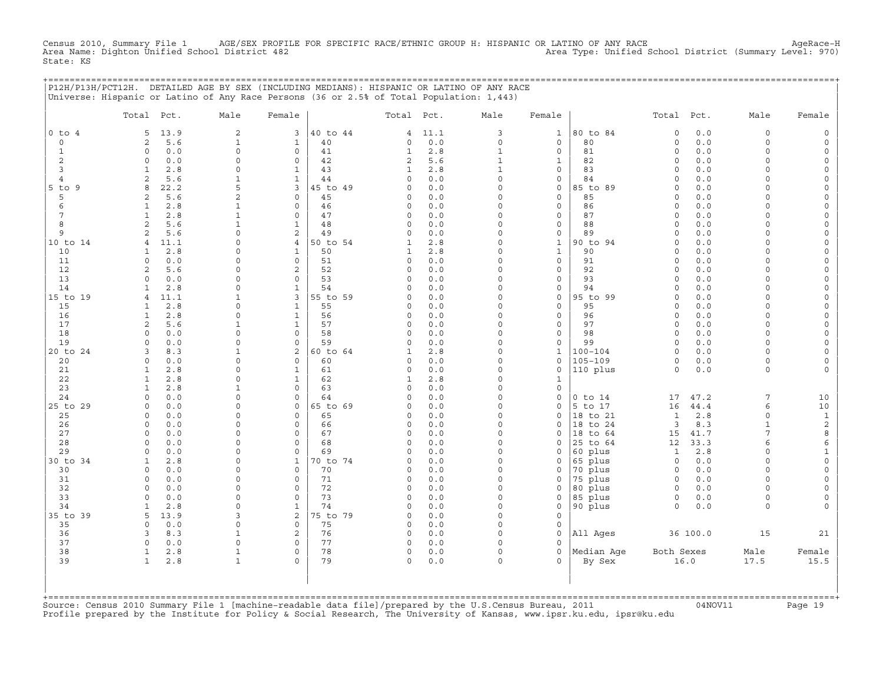Census 2010, Summary File 1 AGE/SEX PROFILE FOR SPECIFIC RACE/ETHNIC GROUP H: HISPANIC OR LATINO OF ANY RACE AgeRace-H
Area Name: Dighton Unified School District 482 Area Type: Unified School District (Summary Level: 970)
State: KS

P12H/P13H/PCT12H. DETAILED AGE BY SEX (INCLUDING MEDIANS): HISPANIC OR LATINO OF ANY RACE
Universe: Hispanic or Latino of Any Race Persons (36 or 2.5% of Total Population: 1,443)

| | Total | Pct. | Male | Female | | Total | Pct. | Male | Female | | Total | Pct. | Male | Female |
|---|---|---|---|---|---|---|---|---|---|---|---|---|---|---|
| 0 to 4 | 5 | 13.9 | 2 | 3 | 40 to 44 | 4 | 11.1 | 3 | 1 | 80 to 84 | 0 | 0.0 | 0 | 0 |
| 0 | 2 | 5.6 | 1 | 1 | 40 | 0 | 0.0 | 0 | 0 | 80 | 0 | 0.0 | 0 | 0 |
| 1 | 0 | 0.0 | 0 | 0 | 41 | 1 | 2.8 | 1 | 0 | 81 | 0 | 0.0 | 0 | 0 |
| 2 | 0 | 0.0 | 0 | 0 | 42 | 2 | 5.6 | 1 | 1 | 82 | 0 | 0.0 | 0 | 0 |
| 3 | 1 | 2.8 | 0 | 1 | 43 | 1 | 2.8 | 1 | 0 | 83 | 0 | 0.0 | 0 | 0 |
| 4 | 2 | 5.6 | 1 | 1 | 44 | 0 | 0.0 | 0 | 0 | 84 | 0 | 0.0 | 0 | 0 |
| 5 to 9 | 8 | 22.2 | 5 | 3 | 45 to 49 | 0 | 0.0 | 0 | 0 | 85 to 89 | 0 | 0.0 | 0 | 0 |
| 5 | 2 | 5.6 | 2 | 0 | 45 | 0 | 0.0 | 0 | 0 | 85 | 0 | 0.0 | 0 | 0 |
| 6 | 1 | 2.8 | 1 | 0 | 46 | 0 | 0.0 | 0 | 0 | 86 | 0 | 0.0 | 0 | 0 |
| 7 | 1 | 2.8 | 1 | 0 | 47 | 0 | 0.0 | 0 | 0 | 87 | 0 | 0.0 | 0 | 0 |
| 8 | 2 | 5.6 | 1 | 1 | 48 | 0 | 0.0 | 0 | 0 | 88 | 0 | 0.0 | 0 | 0 |
| 9 | 2 | 5.6 | 0 | 2 | 49 | 0 | 0.0 | 0 | 0 | 89 | 0 | 0.0 | 0 | 0 |
| 10 to 14 | 4 | 11.1 | 0 | 4 | 50 to 54 | 1 | 2.8 | 0 | 1 | 90 to 94 | 0 | 0.0 | 0 | 0 |
| 10 | 1 | 2.8 | 0 | 1 | 50 | 1 | 2.8 | 0 | 1 | 90 | 0 | 0.0 | 0 | 0 |
| 11 | 0 | 0.0 | 0 | 0 | 51 | 0 | 0.0 | 0 | 0 | 91 | 0 | 0.0 | 0 | 0 |
| 12 | 2 | 5.6 | 0 | 2 | 52 | 0 | 0.0 | 0 | 0 | 92 | 0 | 0.0 | 0 | 0 |
| 13 | 0 | 0.0 | 0 | 0 | 53 | 0 | 0.0 | 0 | 0 | 93 | 0 | 0.0 | 0 | 0 |
| 14 | 1 | 2.8 | 0 | 1 | 54 | 0 | 0.0 | 0 | 0 | 94 | 0 | 0.0 | 0 | 0 |
| 15 to 19 | 4 | 11.1 | 1 | 3 | 55 to 59 | 0 | 0.0 | 0 | 0 | 95 to 99 | 0 | 0.0 | 0 | 0 |
| 15 | 1 | 2.8 | 0 | 1 | 55 | 0 | 0.0 | 0 | 0 | 95 | 0 | 0.0 | 0 | 0 |
| 16 | 1 | 2.8 | 0 | 1 | 56 | 0 | 0.0 | 0 | 0 | 96 | 0 | 0.0 | 0 | 0 |
| 17 | 2 | 5.6 | 1 | 1 | 57 | 0 | 0.0 | 0 | 0 | 97 | 0 | 0.0 | 0 | 0 |
| 18 | 0 | 0.0 | 0 | 0 | 58 | 0 | 0.0 | 0 | 0 | 98 | 0 | 0.0 | 0 | 0 |
| 19 | 0 | 0.0 | 0 | 0 | 59 | 0 | 0.0 | 0 | 0 | 99 | 0 | 0.0 | 0 | 0 |
| 20 to 24 | 3 | 8.3 | 1 | 2 | 60 to 64 | 1 | 2.8 | 0 | 1 | 100-104 | 0 | 0.0 | 0 | 0 |
| 20 | 0 | 0.0 | 0 | 0 | 60 | 0 | 0.0 | 0 | 0 | 105-109 | 0 | 0.0 | 0 | 0 |
| 21 | 1 | 2.8 | 0 | 1 | 61 | 0 | 0.0 | 0 | 0 | 110 plus | 0 | 0.0 | 0 | 0 |
| 22 | 1 | 2.8 | 0 | 1 | 62 | 1 | 2.8 | 0 | 1 | | | | | |
| 23 | 1 | 2.8 | 1 | 0 | 63 | 0 | 0.0 | 0 | 0 | | | | | |
| 24 | 0 | 0.0 | 0 | 0 | 64 | 0 | 0.0 | 0 | 0 | 0 to 14 | 17 | 47.2 | 7 | 10 |
| 25 to 29 | 0 | 0.0 | 0 | 0 | 65 to 69 | 0 | 0.0 | 0 | 0 | 5 to 17 | 16 | 44.4 | 6 | 10 |
| 25 | 0 | 0.0 | 0 | 0 | 65 | 0 | 0.0 | 0 | 0 | 18 to 21 | 1 | 2.8 | 0 | 1 |
| 26 | 0 | 0.0 | 0 | 0 | 66 | 0 | 0.0 | 0 | 0 | 18 to 24 | 3 | 8.3 | 1 | 2 |
| 27 | 0 | 0.0 | 0 | 0 | 67 | 0 | 0.0 | 0 | 0 | 18 to 64 | 15 | 41.7 | 7 | 8 |
| 28 | 0 | 0.0 | 0 | 0 | 68 | 0 | 0.0 | 0 | 0 | 25 to 64 | 12 | 33.3 | 6 | 6 |
| 29 | 0 | 0.0 | 0 | 0 | 69 | 0 | 0.0 | 0 | 0 | 60 plus | 1 | 2.8 | 0 | 1 |
| 30 to 34 | 1 | 2.8 | 0 | 1 | 70 to 74 | 0 | 0.0 | 0 | 0 | 65 plus | 0 | 0.0 | 0 | 0 |
| 30 | 0 | 0.0 | 0 | 0 | 70 | 0 | 0.0 | 0 | 0 | 70 plus | 0 | 0.0 | 0 | 0 |
| 31 | 0 | 0.0 | 0 | 0 | 71 | 0 | 0.0 | 0 | 0 | 75 plus | 0 | 0.0 | 0 | 0 |
| 32 | 0 | 0.0 | 0 | 0 | 72 | 0 | 0.0 | 0 | 0 | 80 plus | 0 | 0.0 | 0 | 0 |
| 33 | 0 | 0.0 | 0 | 0 | 73 | 0 | 0.0 | 0 | 0 | 85 plus | 0 | 0.0 | 0 | 0 |
| 34 | 1 | 2.8 | 0 | 1 | 74 | 0 | 0.0 | 0 | 0 | 90 plus | 0 | 0.0 | 0 | 0 |
| 35 to 39 | 5 | 13.9 | 3 | 2 | 75 to 79 | 0 | 0.0 | 0 | 0 | | | | | |
| 35 | 0 | 0.0 | 0 | 0 | 75 | 0 | 0.0 | 0 | 0 | | | | | |
| 36 | 3 | 8.3 | 1 | 2 | 76 | 0 | 0.0 | 0 | 0 | All Ages | 36 | 100.0 | 15 | 21 |
| 37 | 0 | 0.0 | 0 | 0 | 77 | 0 | 0.0 | 0 | 0 | | | | | |
| 38 | 1 | 2.8 | 1 | 0 | 78 | 0 | 0.0 | 0 | 0 | Median Age | Both Sexes | | Male | Female |
| 39 | 1 | 2.8 | 1 | 0 | 79 | 0 | 0.0 | 0 | 0 | By Sex | 16.0 | | 17.5 | 15.5 |

Source: Census 2010 Summary File 1 [machine-readable data file]/prepared by the U.S.Census Bureau, 2011 04NOV11
Profile prepared by the Institute for Policy & Social Research, The University of Kansas, www.ipsr.ku.edu, ipsr@ku.edu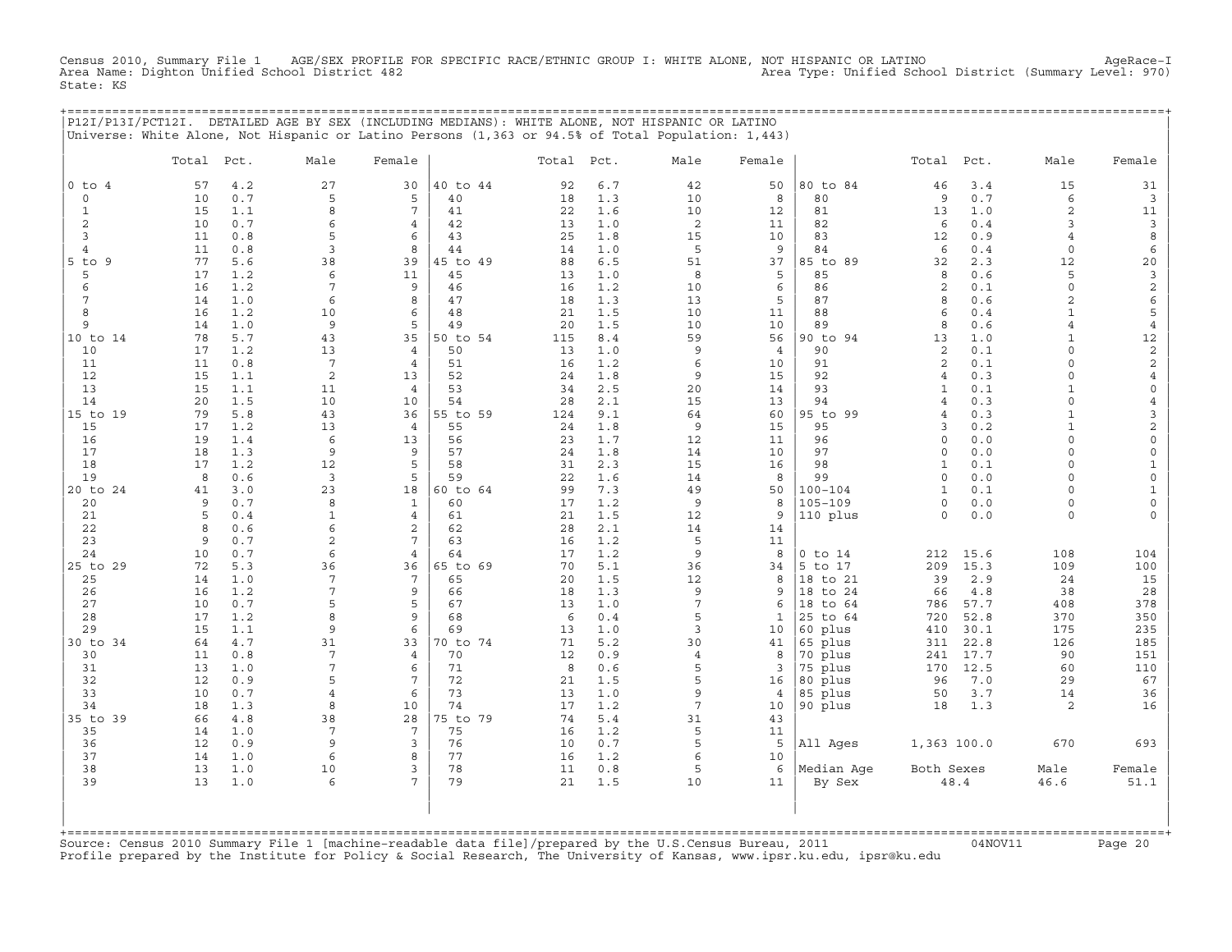Census 2010, Summary File 1 AGE/SEX PROFILE FOR SPECIFIC RACE/ETHNIC GROUP I: WHITE ALONE, NOT HISPANIC OR LATINO AgeRace-I
Area Name: Dighton Unified School District 482 Area Type: Unified School District (Summary Level: 970)
State: KS

## P12I/P13I/PCT12I. DETAILED AGE BY SEX (INCLUDING MEDIANS): WHITE ALONE, NOT HISPANIC OR LATINO

Universe: White Alone, Not Hispanic or Latino Persons (1,363 or 94.5% of Total Population: 1,443)

| | Total | Pct. | Male | Female | | Total | Pct. | Male | Female | | Total | Pct. | Male | Female |
|---|---|---|---|---|---|---|---|---|---|---|---|---|---|---|
| 0 to 4 | 57 | 4.2 | 27 | 30 | 40 to 44 | 92 | 6.7 | 42 | 50 | 80 to 84 | 46 | 3.4 | 15 | 31 |
| 0 | 10 | 0.7 | 5 | 5 | 40 | 18 | 1.3 | 10 | 8 | 80 | 9 | 0.7 | 6 | 3 |
| 1 | 15 | 1.1 | 8 | 7 | 41 | 22 | 1.6 | 10 | 12 | 81 | 13 | 1.0 | 2 | 11 |
| 2 | 10 | 0.7 | 6 | 4 | 42 | 13 | 1.0 | 2 | 11 | 82 | 6 | 0.4 | 3 | 3 |
| 3 | 11 | 0.8 | 5 | 6 | 43 | 25 | 1.8 | 15 | 10 | 83 | 12 | 0.9 | 4 | 8 |
| 4 | 11 | 0.8 | 3 | 8 | 44 | 14 | 1.0 | 5 | 9 | 84 | 6 | 0.4 | 0 | 6 |
| 5 to 9 | 77 | 5.6 | 38 | 39 | 45 to 49 | 88 | 6.5 | 51 | 37 | 85 to 89 | 32 | 2.3 | 12 | 20 |
| 5 | 17 | 1.2 | 6 | 11 | 45 | 13 | 1.0 | 8 | 5 | 85 | 8 | 0.6 | 5 | 3 |
| 6 | 16 | 1.2 | 7 | 9 | 46 | 16 | 1.2 | 10 | 6 | 86 | 2 | 0.1 | 0 | 2 |
| 7 | 14 | 1.0 | 6 | 8 | 47 | 18 | 1.3 | 13 | 5 | 87 | 8 | 0.6 | 2 | 6 |
| 8 | 16 | 1.2 | 10 | 6 | 48 | 21 | 1.5 | 10 | 11 | 88 | 6 | 0.4 | 1 | 5 |
| 9 | 14 | 1.0 | 9 | 5 | 49 | 20 | 1.5 | 10 | 10 | 89 | 8 | 0.6 | 4 | 4 |
| 10 to 14 | 78 | 5.7 | 43 | 35 | 50 to 54 | 115 | 8.4 | 59 | 56 | 90 to 94 | 13 | 1.0 | 1 | 12 |
| 10 | 17 | 1.2 | 13 | 4 | 50 | 13 | 1.0 | 9 | 4 | 90 | 2 | 0.1 | 0 | 2 |
| 11 | 11 | 0.8 | 7 | 4 | 51 | 16 | 1.2 | 6 | 10 | 91 | 2 | 0.1 | 0 | 2 |
| 12 | 15 | 1.1 | 2 | 13 | 52 | 24 | 1.8 | 9 | 15 | 92 | 4 | 0.3 | 0 | 4 |
| 13 | 15 | 1.1 | 11 | 4 | 53 | 34 | 2.5 | 20 | 14 | 93 | 1 | 0.1 | 1 | 0 |
| 14 | 20 | 1.5 | 10 | 10 | 54 | 28 | 2.1 | 15 | 13 | 94 | 4 | 0.3 | 0 | 4 |
| 15 to 19 | 79 | 5.8 | 43 | 36 | 55 to 59 | 124 | 9.1 | 64 | 60 | 95 to 99 | 4 | 0.3 | 1 | 3 |
| 15 | 17 | 1.2 | 13 | 4 | 55 | 24 | 1.8 | 9 | 15 | 95 | 3 | 0.2 | 1 | 2 |
| 16 | 19 | 1.4 | 6 | 13 | 56 | 23 | 1.7 | 12 | 11 | 96 | 0 | 0.0 | 0 | 0 |
| 17 | 18 | 1.3 | 9 | 9 | 57 | 24 | 1.8 | 14 | 10 | 97 | 0 | 0.0 | 0 | 0 |
| 18 | 17 | 1.2 | 12 | 5 | 58 | 31 | 2.3 | 15 | 16 | 98 | 1 | 0.1 | 0 | 1 |
| 19 | 8 | 0.6 | 3 | 5 | 59 | 22 | 1.6 | 14 | 8 | 99 | 0 | 0.0 | 0 | 0 |
| 20 to 24 | 41 | 3.0 | 23 | 18 | 60 to 64 | 99 | 7.3 | 49 | 50 | 100-104 | 1 | 0.1 | 0 | 1 |
| 20 | 9 | 0.7 | 8 | 1 | 60 | 17 | 1.2 | 9 | 8 | 105-109 | 0 | 0.0 | 0 | 0 |
| 21 | 5 | 0.4 | 1 | 4 | 61 | 21 | 1.5 | 12 | 9 | 110 plus | 0 | 0.0 | 0 | 0 |
| 22 | 8 | 0.6 | 6 | 2 | 62 | 28 | 2.1 | 14 | 14 | | | | | |
| 23 | 9 | 0.7 | 2 | 7 | 63 | 16 | 1.2 | 5 | 11 | | | | | |
| 24 | 10 | 0.7 | 6 | 4 | 64 | 17 | 1.2 | 9 | 8 | 0 to 14 | 212 | 15.6 | 108 | 104 |
| 25 to 29 | 72 | 5.3 | 36 | 36 | 65 to 69 | 70 | 5.1 | 36 | 34 | 5 to 17 | 209 | 15.3 | 109 | 100 |
| 25 | 14 | 1.0 | 7 | 7 | 65 | 20 | 1.5 | 12 | 8 | 18 to 21 | 39 | 2.9 | 24 | 15 |
| 26 | 16 | 1.2 | 7 | 9 | 66 | 18 | 1.3 | 9 | 9 | 18 to 24 | 66 | 4.8 | 38 | 28 |
| 27 | 10 | 0.7 | 5 | 5 | 67 | 13 | 1.0 | 7 | 6 | 18 to 64 | 786 | 57.7 | 408 | 378 |
| 28 | 17 | 1.2 | 8 | 9 | 68 | 6 | 0.4 | 5 | 1 | 25 to 64 | 720 | 52.8 | 370 | 350 |
| 29 | 15 | 1.1 | 9 | 6 | 69 | 13 | 1.0 | 3 | 10 | 60 plus | 410 | 30.1 | 175 | 235 |
| 30 to 34 | 64 | 4.7 | 31 | 33 | 70 to 74 | 71 | 5.2 | 30 | 41 | 65 plus | 311 | 22.8 | 126 | 185 |
| 30 | 11 | 0.8 | 7 | 4 | 70 | 12 | 0.9 | 4 | 8 | 70 plus | 241 | 17.7 | 90 | 151 |
| 31 | 13 | 1.0 | 7 | 6 | 71 | 8 | 0.6 | 5 | 3 | 75 plus | 170 | 12.5 | 60 | 110 |
| 32 | 12 | 0.9 | 5 | 7 | 72 | 21 | 1.5 | 5 | 16 | 80 plus | 96 | 7.0 | 29 | 67 |
| 33 | 10 | 0.7 | 4 | 6 | 73 | 13 | 1.0 | 9 | 4 | 85 plus | 50 | 3.7 | 14 | 36 |
| 34 | 18 | 1.3 | 8 | 10 | 74 | 17 | 1.2 | 7 | 10 | 90 plus | 18 | 1.3 | 2 | 16 |
| 35 to 39 | 66 | 4.8 | 38 | 28 | 75 to 79 | 74 | 5.4 | 31 | 43 | | | | | |
| 35 | 14 | 1.0 | 7 | 7 | 75 | 16 | 1.2 | 5 | 11 | | | | | |
| 36 | 12 | 0.9 | 9 | 3 | 76 | 10 | 0.7 | 5 | 5 | All Ages | 1,363 | 100.0 | 670 | 693 |
| 37 | 14 | 1.0 | 6 | 8 | 77 | 16 | 1.2 | 6 | 10 | | | | | |
| 38 | 13 | 1.0 | 10 | 3 | 78 | 11 | 0.8 | 5 | 6 | Median Age | Both Sexes | | Male | Female |
| 39 | 13 | 1.0 | 6 | 7 | 79 | 21 | 1.5 | 10 | 11 | By Sex | 48.4 | | 46.6 | 51.1 |

Source: Census 2010 Summary File 1 [machine-readable data file]/prepared by the U.S.Census Bureau, 2011 04NOV11
Profile prepared by the Institute for Policy & Social Research, The University of Kansas, www.ipsr.ku.edu, ipsr@ku.edu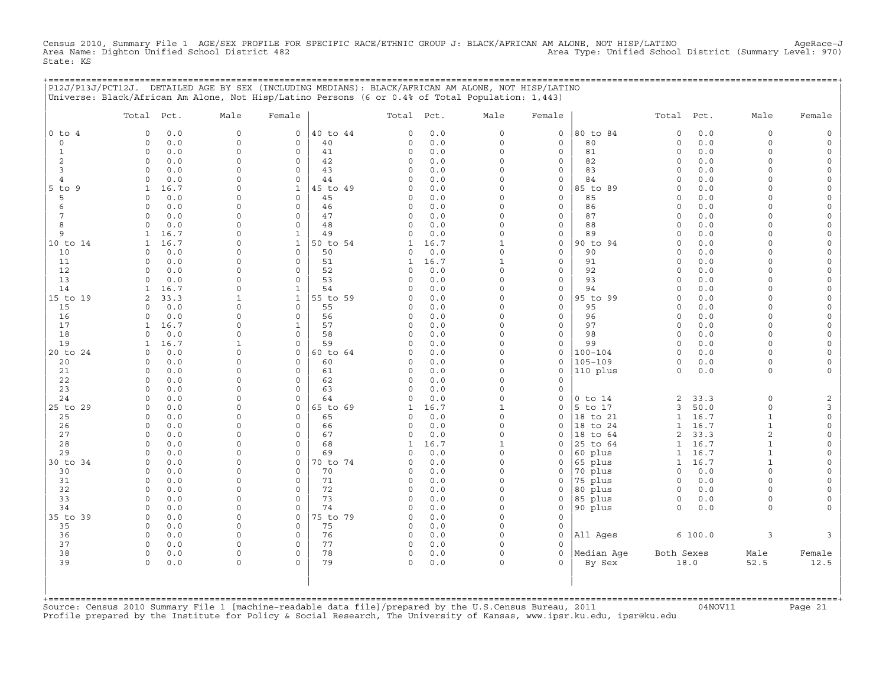Census 2010, Summary File 1 AGE/SEX PROFILE FOR SPECIFIC RACE/ETHNIC GROUP J: BLACK/AFRICAN AM ALONE, NOT HISP/LATINO AgeRace-J
Area Name: Dighton Unified School District 482 Area Type: Unified School District (Summary Level: 970)
State: KS

## P12J/P13J/PCT12J. DETAILED AGE BY SEX (INCLUDING MEDIANS): BLACK/AFRICAN AM ALONE, NOT HISP/LATINO

Universe: Black/African Am Alone, Not Hisp/Latino Persons (6 or 0.4% of Total Population: 1,443)

| | Total | Pct. | Male | Female | | Total | Pct. | Male | Female | | Total | Pct. | Male | Female |
|---|---|---|---|---|---|---|---|---|---|---|---|---|---|---|
| 0 to 4 | 0 | 0.0 | 0 | 0 | 40 to 44 | 0 | 0.0 | 0 | 0 | 80 to 84 | 0 | 0.0 | 0 | 0 |
| 0 | 0 | 0.0 | 0 | 0 | 40 | 0 | 0.0 | 0 | 0 | 80 | 0 | 0.0 | 0 | 0 |
| 1 | 0 | 0.0 | 0 | 0 | 41 | 0 | 0.0 | 0 | 0 | 81 | 0 | 0.0 | 0 | 0 |
| 2 | 0 | 0.0 | 0 | 0 | 42 | 0 | 0.0 | 0 | 0 | 82 | 0 | 0.0 | 0 | 0 |
| 3 | 0 | 0.0 | 0 | 0 | 43 | 0 | 0.0 | 0 | 0 | 83 | 0 | 0.0 | 0 | 0 |
| 4 | 0 | 0.0 | 0 | 0 | 44 | 0 | 0.0 | 0 | 0 | 84 | 0 | 0.0 | 0 | 0 |
| 5 to 9 | 1 | 16.7 | 0 | 1 | 45 to 49 | 0 | 0.0 | 0 | 0 | 85 to 89 | 0 | 0.0 | 0 | 0 |
| 5 | 0 | 0.0 | 0 | 0 | 45 | 0 | 0.0 | 0 | 0 | 85 | 0 | 0.0 | 0 | 0 |
| 6 | 0 | 0.0 | 0 | 0 | 46 | 0 | 0.0 | 0 | 0 | 86 | 0 | 0.0 | 0 | 0 |
| 7 | 0 | 0.0 | 0 | 0 | 47 | 0 | 0.0 | 0 | 0 | 87 | 0 | 0.0 | 0 | 0 |
| 8 | 0 | 0.0 | 0 | 0 | 48 | 0 | 0.0 | 0 | 0 | 88 | 0 | 0.0 | 0 | 0 |
| 9 | 1 | 16.7 | 0 | 1 | 49 | 0 | 0.0 | 0 | 0 | 89 | 0 | 0.0 | 0 | 0 |
| 10 to 14 | 1 | 16.7 | 0 | 1 | 50 to 54 | 1 | 16.7 | 1 | 0 | 90 to 94 | 0 | 0.0 | 0 | 0 |
| 10 | 0 | 0.0 | 0 | 0 | 50 | 0 | 0.0 | 0 | 0 | 90 | 0 | 0.0 | 0 | 0 |
| 11 | 0 | 0.0 | 0 | 0 | 51 | 1 | 16.7 | 1 | 0 | 91 | 0 | 0.0 | 0 | 0 |
| 12 | 0 | 0.0 | 0 | 0 | 52 | 0 | 0.0 | 0 | 0 | 92 | 0 | 0.0 | 0 | 0 |
| 13 | 0 | 0.0 | 0 | 0 | 53 | 0 | 0.0 | 0 | 0 | 93 | 0 | 0.0 | 0 | 0 |
| 14 | 1 | 16.7 | 0 | 1 | 54 | 0 | 0.0 | 0 | 0 | 94 | 0 | 0.0 | 0 | 0 |
| 15 to 19 | 2 | 33.3 | 1 | 1 | 55 to 59 | 0 | 0.0 | 0 | 0 | 95 to 99 | 0 | 0.0 | 0 | 0 |
| 15 | 0 | 0.0 | 0 | 0 | 55 | 0 | 0.0 | 0 | 0 | 95 | 0 | 0.0 | 0 | 0 |
| 16 | 0 | 0.0 | 0 | 0 | 56 | 0 | 0.0 | 0 | 0 | 96 | 0 | 0.0 | 0 | 0 |
| 17 | 1 | 16.7 | 0 | 1 | 57 | 0 | 0.0 | 0 | 0 | 97 | 0 | 0.0 | 0 | 0 |
| 18 | 0 | 0.0 | 0 | 0 | 58 | 0 | 0.0 | 0 | 0 | 98 | 0 | 0.0 | 0 | 0 |
| 19 | 1 | 16.7 | 1 | 0 | 59 | 0 | 0.0 | 0 | 0 | 99 | 0 | 0.0 | 0 | 0 |
| 20 to 24 | 0 | 0.0 | 0 | 0 | 60 to 64 | 0 | 0.0 | 0 | 0 | 100-104 | 0 | 0.0 | 0 | 0 |
| 20 | 0 | 0.0 | 0 | 0 | 60 | 0 | 0.0 | 0 | 0 | 105-109 | 0 | 0.0 | 0 | 0 |
| 21 | 0 | 0.0 | 0 | 0 | 61 | 0 | 0.0 | 0 | 0 | 110 plus | 0 | 0.0 | 0 | 0 |
| 22 | 0 | 0.0 | 0 | 0 | 62 | 0 | 0.0 | 0 | 0 | | | | | |
| 23 | 0 | 0.0 | 0 | 0 | 63 | 0 | 0.0 | 0 | 0 | | | | | |
| 24 | 0 | 0.0 | 0 | 0 | 64 | 0 | 0.0 | 0 | 0 | 0 to 14 | 2 | 33.3 | 0 | 2 |
| 25 to 29 | 0 | 0.0 | 0 | 0 | 65 to 69 | 1 | 16.7 | 1 | 0 | 5 to 17 | 3 | 50.0 | 0 | 3 |
| 25 | 0 | 0.0 | 0 | 0 | 65 | 0 | 0.0 | 0 | 0 | 18 to 21 | 1 | 16.7 | 1 | 0 |
| 26 | 0 | 0.0 | 0 | 0 | 66 | 0 | 0.0 | 0 | 0 | 18 to 24 | 1 | 16.7 | 1 | 0 |
| 27 | 0 | 0.0 | 0 | 0 | 67 | 0 | 0.0 | 0 | 0 | 18 to 64 | 2 | 33.3 | 2 | 0 |
| 28 | 0 | 0.0 | 0 | 0 | 68 | 1 | 16.7 | 1 | 0 | 25 to 64 | 1 | 16.7 | 1 | 0 |
| 29 | 0 | 0.0 | 0 | 0 | 69 | 0 | 0.0 | 0 | 0 | 60 plus | 1 | 16.7 | 1 | 0 |
| 30 to 34 | 0 | 0.0 | 0 | 0 | 70 to 74 | 0 | 0.0 | 0 | 0 | 65 plus | 1 | 16.7 | 1 | 0 |
| 30 | 0 | 0.0 | 0 | 0 | 70 | 0 | 0.0 | 0 | 0 | 70 plus | 0 | 0.0 | 0 | 0 |
| 31 | 0 | 0.0 | 0 | 0 | 71 | 0 | 0.0 | 0 | 0 | 75 plus | 0 | 0.0 | 0 | 0 |
| 32 | 0 | 0.0 | 0 | 0 | 72 | 0 | 0.0 | 0 | 0 | 80 plus | 0 | 0.0 | 0 | 0 |
| 33 | 0 | 0.0 | 0 | 0 | 73 | 0 | 0.0 | 0 | 0 | 85 plus | 0 | 0.0 | 0 | 0 |
| 34 | 0 | 0.0 | 0 | 0 | 74 | 0 | 0.0 | 0 | 0 | 90 plus | 0 | 0.0 | 0 | 0 |
| 35 to 39 | 0 | 0.0 | 0 | 0 | 75 to 79 | 0 | 0.0 | 0 | 0 | | | | | |
| 35 | 0 | 0.0 | 0 | 0 | 75 | 0 | 0.0 | 0 | 0 | | | | | |
| 36 | 0 | 0.0 | 0 | 0 | 76 | 0 | 0.0 | 0 | 0 | All Ages | 6 | 100.0 | 3 | 3 |
| 37 | 0 | 0.0 | 0 | 0 | 77 | 0 | 0.0 | 0 | 0 | | | | | |
| 38 | 0 | 0.0 | 0 | 0 | 78 | 0 | 0.0 | 0 | 0 | Median Age | Both Sexes | | Male | Female |
| 39 | 0 | 0.0 | 0 | 0 | 79 | 0 | 0.0 | 0 | 0 | By Sex | 18.0 | | 52.5 | 12.5 |

Source: Census 2010 Summary File 1 [machine-readable data file]/prepared by the U.S.Census Bureau, 2011 04NOV11
Profile prepared by the Institute for Policy & Social Research, The University of Kansas, www.ipsr.ku.edu, ipsr@ku.edu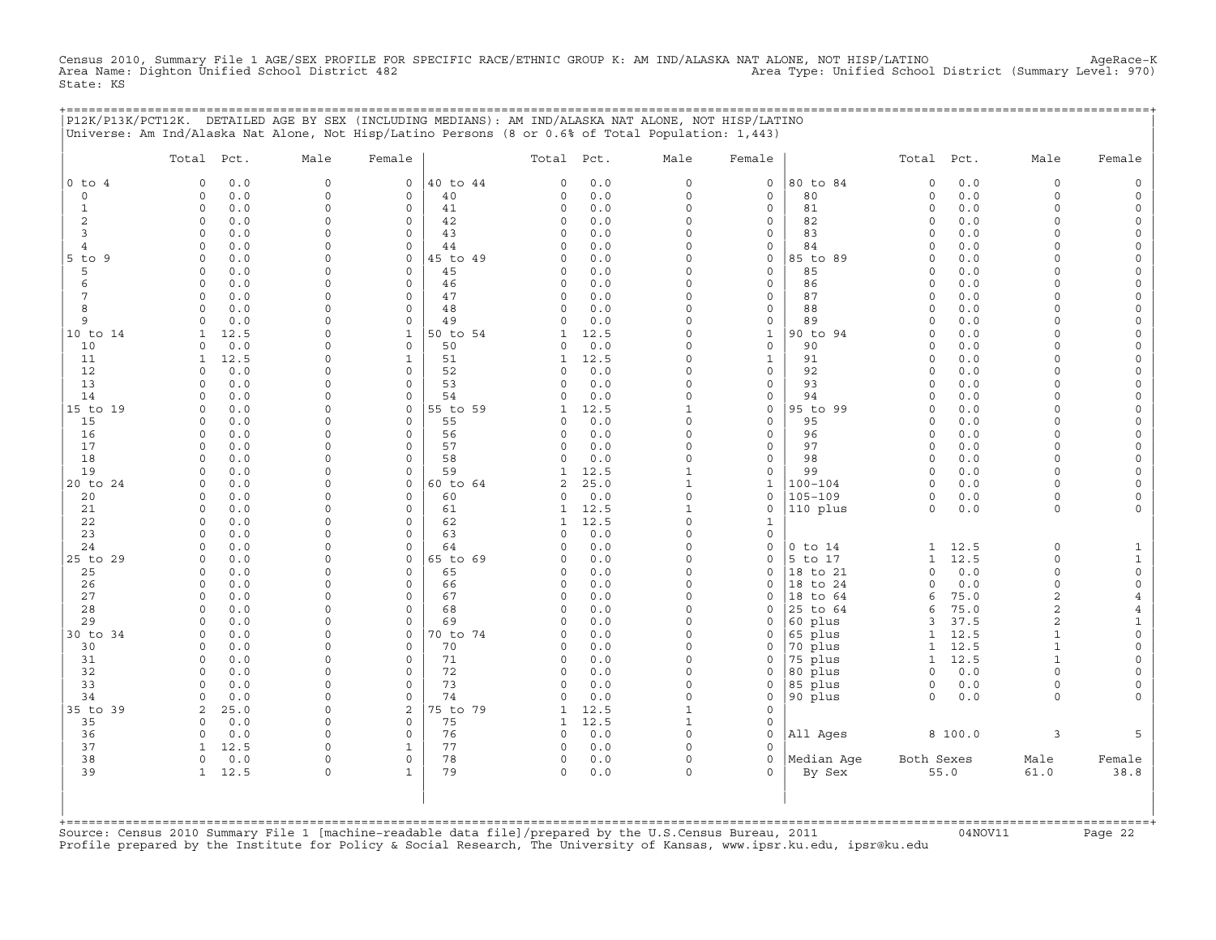Census 2010, Summary File 1 AGE/SEX PROFILE FOR SPECIFIC RACE/ETHNIC GROUP K: AM IND/ALASKA NAT ALONE, NOT HISP/LATINO AgeRace-K
Area Name: Dighton Unified School District 482 Area Type: Unified School District (Summary Level: 970)
State: KS

P12K/P13K/PCT12K. DETAILED AGE BY SEX (INCLUDING MEDIANS): AM IND/ALASKA NAT ALONE, NOT HISP/LATINO
Universe: Am Ind/Alaska Nat Alone, Not Hisp/Latino Persons (8 or 0.6% of Total Population: 1,443)

| | Total | Pct. | Male | Female | | Total | Pct. | Male | Female | | Total | Pct. | Male | Female |
|---|---|---|---|---|---|---|---|---|---|---|---|---|---|---|
| 0 to 4 | 0 | 0.0 | 0 | 0 | 40 to 44 | 0 | 0.0 | 0 | 0 | 80 to 84 | 0 | 0.0 | 0 | 0 |
| 0 | 0 | 0.0 | 0 | 0 | 40 | 0 | 0.0 | 0 | 0 | 80 | 0 | 0.0 | 0 | 0 |
| 1 | 0 | 0.0 | 0 | 0 | 41 | 0 | 0.0 | 0 | 0 | 81 | 0 | 0.0 | 0 | 0 |
| 2 | 0 | 0.0 | 0 | 0 | 42 | 0 | 0.0 | 0 | 0 | 82 | 0 | 0.0 | 0 | 0 |
| 3 | 0 | 0.0 | 0 | 0 | 43 | 0 | 0.0 | 0 | 0 | 83 | 0 | 0.0 | 0 | 0 |
| 4 | 0 | 0.0 | 0 | 0 | 44 | 0 | 0.0 | 0 | 0 | 84 | 0 | 0.0 | 0 | 0 |
| 5 to 9 | 0 | 0.0 | 0 | 0 | 45 to 49 | 0 | 0.0 | 0 | 0 | 85 to 89 | 0 | 0.0 | 0 | 0 |
| 5 | 0 | 0.0 | 0 | 0 | 45 | 0 | 0.0 | 0 | 0 | 85 | 0 | 0.0 | 0 | 0 |
| 6 | 0 | 0.0 | 0 | 0 | 46 | 0 | 0.0 | 0 | 0 | 86 | 0 | 0.0 | 0 | 0 |
| 7 | 0 | 0.0 | 0 | 0 | 47 | 0 | 0.0 | 0 | 0 | 87 | 0 | 0.0 | 0 | 0 |
| 8 | 0 | 0.0 | 0 | 0 | 48 | 0 | 0.0 | 0 | 0 | 88 | 0 | 0.0 | 0 | 0 |
| 9 | 0 | 0.0 | 0 | 0 | 49 | 0 | 0.0 | 0 | 0 | 89 | 0 | 0.0 | 0 | 0 |
| 10 to 14 | 1 | 12.5 | 0 | 1 | 50 to 54 | 1 | 12.5 | 0 | 1 | 90 to 94 | 0 | 0.0 | 0 | 0 |
| 10 | 0 | 0.0 | 0 | 0 | 50 | 0 | 0.0 | 0 | 0 | 90 | 0 | 0.0 | 0 | 0 |
| 11 | 1 | 12.5 | 0 | 1 | 51 | 1 | 12.5 | 0 | 1 | 91 | 0 | 0.0 | 0 | 0 |
| 12 | 0 | 0.0 | 0 | 0 | 52 | 0 | 0.0 | 0 | 0 | 92 | 0 | 0.0 | 0 | 0 |
| 13 | 0 | 0.0 | 0 | 0 | 53 | 0 | 0.0 | 0 | 0 | 93 | 0 | 0.0 | 0 | 0 |
| 14 | 0 | 0.0 | 0 | 0 | 54 | 0 | 0.0 | 0 | 0 | 94 | 0 | 0.0 | 0 | 0 |
| 15 to 19 | 0 | 0.0 | 0 | 0 | 55 to 59 | 1 | 12.5 | 1 | 0 | 95 to 99 | 0 | 0.0 | 0 | 0 |
| 15 | 0 | 0.0 | 0 | 0 | 55 | 0 | 0.0 | 0 | 0 | 95 | 0 | 0.0 | 0 | 0 |
| 16 | 0 | 0.0 | 0 | 0 | 56 | 0 | 0.0 | 0 | 0 | 96 | 0 | 0.0 | 0 | 0 |
| 17 | 0 | 0.0 | 0 | 0 | 57 | 0 | 0.0 | 0 | 0 | 97 | 0 | 0.0 | 0 | 0 |
| 18 | 0 | 0.0 | 0 | 0 | 58 | 0 | 0.0 | 0 | 0 | 98 | 0 | 0.0 | 0 | 0 |
| 19 | 0 | 0.0 | 0 | 0 | 59 | 1 | 12.5 | 1 | 0 | 99 | 0 | 0.0 | 0 | 0 |
| 20 to 24 | 0 | 0.0 | 0 | 0 | 60 to 64 | 2 | 25.0 | 1 | 1 | 100-104 | 0 | 0.0 | 0 | 0 |
| 20 | 0 | 0.0 | 0 | 0 | 60 | 0 | 0.0 | 0 | 0 | 105-109 | 0 | 0.0 | 0 | 0 |
| 21 | 0 | 0.0 | 0 | 0 | 61 | 1 | 12.5 | 1 | 0 | 110 plus | 0 | 0.0 | 0 | 0 |
| 22 | 0 | 0.0 | 0 | 0 | 62 | 1 | 12.5 | 0 | 1 | | | | | |
| 23 | 0 | 0.0 | 0 | 0 | 63 | 0 | 0.0 | 0 | 0 | | | | | |
| 24 | 0 | 0.0 | 0 | 0 | 64 | 0 | 0.0 | 0 | 0 | 0 to 14 | 1 | 12.5 | 0 | 1 |
| 25 to 29 | 0 | 0.0 | 0 | 0 | 65 to 69 | 0 | 0.0 | 0 | 0 | 5 to 17 | 1 | 12.5 | 0 | 1 |
| 25 | 0 | 0.0 | 0 | 0 | 65 | 0 | 0.0 | 0 | 0 | 18 to 21 | 0 | 0.0 | 0 | 0 |
| 26 | 0 | 0.0 | 0 | 0 | 66 | 0 | 0.0 | 0 | 0 | 18 to 24 | 0 | 0.0 | 0 | 0 |
| 27 | 0 | 0.0 | 0 | 0 | 67 | 0 | 0.0 | 0 | 0 | 18 to 64 | 6 | 75.0 | 2 | 4 |
| 28 | 0 | 0.0 | 0 | 0 | 68 | 0 | 0.0 | 0 | 0 | 25 to 64 | 6 | 75.0 | 2 | 4 |
| 29 | 0 | 0.0 | 0 | 0 | 69 | 0 | 0.0 | 0 | 0 | 60 plus | 3 | 37.5 | 2 | 1 |
| 30 to 34 | 0 | 0.0 | 0 | 0 | 70 to 74 | 0 | 0.0 | 0 | 0 | 65 plus | 1 | 12.5 | 1 | 0 |
| 30 | 0 | 0.0 | 0 | 0 | 70 | 0 | 0.0 | 0 | 0 | 70 plus | 1 | 12.5 | 1 | 0 |
| 31 | 0 | 0.0 | 0 | 0 | 71 | 0 | 0.0 | 0 | 0 | 75 plus | 1 | 12.5 | 1 | 0 |
| 32 | 0 | 0.0 | 0 | 0 | 72 | 0 | 0.0 | 0 | 0 | 80 plus | 0 | 0.0 | 0 | 0 |
| 33 | 0 | 0.0 | 0 | 0 | 73 | 0 | 0.0 | 0 | 0 | 85 plus | 0 | 0.0 | 0 | 0 |
| 34 | 0 | 0.0 | 0 | 0 | 74 | 0 | 0.0 | 0 | 0 | 90 plus | 0 | 0.0 | 0 | 0 |
| 35 to 39 | 2 | 25.0 | 0 | 2 | 75 to 79 | 1 | 12.5 | 1 | 0 | | | | | |
| 35 | 0 | 0.0 | 0 | 0 | 75 | 1 | 12.5 | 1 | 0 | | | | | |
| 36 | 0 | 0.0 | 0 | 0 | 76 | 0 | 0.0 | 0 | 0 | All Ages | 8 | 100.0 | 3 | 5 |
| 37 | 1 | 12.5 | 0 | 1 | 77 | 0 | 0.0 | 0 | 0 | | | | | |
| 38 | 0 | 0.0 | 0 | 0 | 78 | 0 | 0.0 | 0 | 0 | Median Age | Both Sexes | | Male | Female |
| 39 | 1 | 12.5 | 0 | 1 | 79 | 0 | 0.0 | 0 | 0 | By Sex | 55.0 | | 61.0 | 38.8 |

Source: Census 2010 Summary File 1 [machine-readable data file]/prepared by the U.S.Census Bureau, 2011 04NOV11
Profile prepared by the Institute for Policy & Social Research, The University of Kansas, www.ipsr.ku.edu, ipsr@ku.edu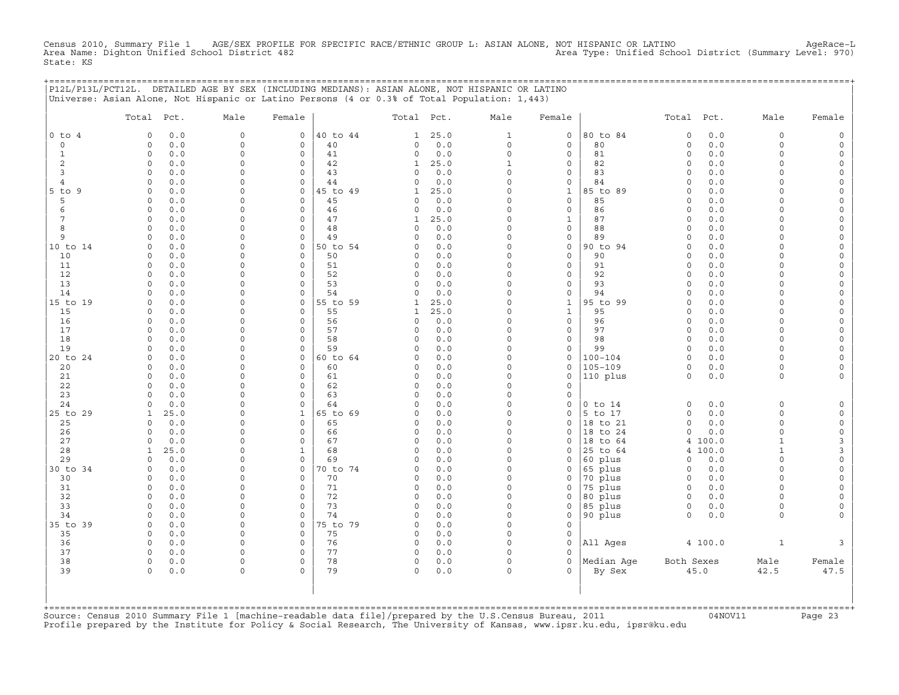Census 2010, Summary File 1 AGE/SEX PROFILE FOR SPECIFIC RACE/ETHNIC GROUP L: ASIAN ALONE, NOT HISPANIC OR LATINO AgeRace-L
Area Name: Dighton Unified School District 482 Area Type: Unified School District (Summary Level: 970)
State: KS

P12L/P13L/PCT12L. DETAILED AGE BY SEX (INCLUDING MEDIANS): ASIAN ALONE, NOT HISPANIC OR LATINO
Universe: Asian Alone, Not Hispanic or Latino Persons (4 or 0.3% of Total Population: 1,443)

| | Total | Pct. | Male | Female | | Total | Pct. | Male | Female | | Total | Pct. | Male | Female |
|---|---|---|---|---|---|---|---|---|---|---|---|---|---|---|
| 0 to 4 | 0 | 0.0 | 0 | 0 | 40 to 44 | 1 | 25.0 | 1 | 0 | 80 to 84 | 0 | 0.0 | 0 | 0 |
| 0 | 0 | 0.0 | 0 | 0 | 40 | 0 | 0.0 | 0 | 0 | 80 | 0 | 0.0 | 0 | 0 |
| 1 | 0 | 0.0 | 0 | 0 | 41 | 0 | 0.0 | 0 | 0 | 81 | 0 | 0.0 | 0 | 0 |
| 2 | 0 | 0.0 | 0 | 0 | 42 | 1 | 25.0 | 1 | 0 | 82 | 0 | 0.0 | 0 | 0 |
| 3 | 0 | 0.0 | 0 | 0 | 43 | 0 | 0.0 | 0 | 0 | 83 | 0 | 0.0 | 0 | 0 |
| 4 | 0 | 0.0 | 0 | 0 | 44 | 0 | 0.0 | 0 | 0 | 84 | 0 | 0.0 | 0 | 0 |
| 5 to 9 | 0 | 0.0 | 0 | 0 | 45 to 49 | 1 | 25.0 | 0 | 1 | 85 to 89 | 0 | 0.0 | 0 | 0 |
| 5 | 0 | 0.0 | 0 | 0 | 45 | 0 | 0.0 | 0 | 0 | 85 | 0 | 0.0 | 0 | 0 |
| 6 | 0 | 0.0 | 0 | 0 | 46 | 0 | 0.0 | 0 | 0 | 86 | 0 | 0.0 | 0 | 0 |
| 7 | 0 | 0.0 | 0 | 0 | 47 | 1 | 25.0 | 0 | 1 | 87 | 0 | 0.0 | 0 | 0 |
| 8 | 0 | 0.0 | 0 | 0 | 48 | 0 | 0.0 | 0 | 0 | 88 | 0 | 0.0 | 0 | 0 |
| 9 | 0 | 0.0 | 0 | 0 | 49 | 0 | 0.0 | 0 | 0 | 89 | 0 | 0.0 | 0 | 0 |
| 10 to 14 | 0 | 0.0 | 0 | 0 | 50 to 54 | 0 | 0.0 | 0 | 0 | 90 to 94 | 0 | 0.0 | 0 | 0 |
| 10 | 0 | 0.0 | 0 | 0 | 50 | 0 | 0.0 | 0 | 0 | 90 | 0 | 0.0 | 0 | 0 |
| 11 | 0 | 0.0 | 0 | 0 | 51 | 0 | 0.0 | 0 | 0 | 91 | 0 | 0.0 | 0 | 0 |
| 12 | 0 | 0.0 | 0 | 0 | 52 | 0 | 0.0 | 0 | 0 | 92 | 0 | 0.0 | 0 | 0 |
| 13 | 0 | 0.0 | 0 | 0 | 53 | 0 | 0.0 | 0 | 0 | 93 | 0 | 0.0 | 0 | 0 |
| 14 | 0 | 0.0 | 0 | 0 | 54 | 0 | 0.0 | 0 | 0 | 94 | 0 | 0.0 | 0 | 0 |
| 15 to 19 | 0 | 0.0 | 0 | 0 | 55 to 59 | 1 | 25.0 | 0 | 1 | 95 to 99 | 0 | 0.0 | 0 | 0 |
| 15 | 0 | 0.0 | 0 | 0 | 55 | 1 | 25.0 | 0 | 1 | 95 | 0 | 0.0 | 0 | 0 |
| 16 | 0 | 0.0 | 0 | 0 | 56 | 0 | 0.0 | 0 | 0 | 96 | 0 | 0.0 | 0 | 0 |
| 17 | 0 | 0.0 | 0 | 0 | 57 | 0 | 0.0 | 0 | 0 | 97 | 0 | 0.0 | 0 | 0 |
| 18 | 0 | 0.0 | 0 | 0 | 58 | 0 | 0.0 | 0 | 0 | 98 | 0 | 0.0 | 0 | 0 |
| 19 | 0 | 0.0 | 0 | 0 | 59 | 0 | 0.0 | 0 | 0 | 99 | 0 | 0.0 | 0 | 0 |
| 20 to 24 | 0 | 0.0 | 0 | 0 | 60 to 64 | 0 | 0.0 | 0 | 0 | 100-104 | 0 | 0.0 | 0 | 0 |
| 20 | 0 | 0.0 | 0 | 0 | 60 | 0 | 0.0 | 0 | 0 | 105-109 | 0 | 0.0 | 0 | 0 |
| 21 | 0 | 0.0 | 0 | 0 | 61 | 0 | 0.0 | 0 | 0 | 110 plus | 0 | 0.0 | 0 | 0 |
| 22 | 0 | 0.0 | 0 | 0 | 62 | 0 | 0.0 | 0 | 0 | | | | | |
| 23 | 0 | 0.0 | 0 | 0 | 63 | 0 | 0.0 | 0 | 0 | | | | | |
| 24 | 0 | 0.0 | 0 | 0 | 64 | 0 | 0.0 | 0 | 0 | 0 to 14 | 0 | 0.0 | 0 | 0 |
| 25 to 29 | 1 | 25.0 | 0 | 1 | 65 to 69 | 0 | 0.0 | 0 | 0 | 5 to 17 | 0 | 0.0 | 0 | 0 |
| 25 | 0 | 0.0 | 0 | 0 | 65 | 0 | 0.0 | 0 | 0 | 18 to 21 | 0 | 0.0 | 0 | 0 |
| 26 | 0 | 0.0 | 0 | 0 | 66 | 0 | 0.0 | 0 | 0 | 18 to 24 | 0 | 0.0 | 0 | 0 |
| 27 | 0 | 0.0 | 0 | 0 | 67 | 0 | 0.0 | 0 | 0 | 18 to 64 | 4 | 100.0 | 1 | 3 |
| 28 | 1 | 25.0 | 0 | 1 | 68 | 0 | 0.0 | 0 | 0 | 25 to 64 | 4 | 100.0 | 1 | 3 |
| 29 | 0 | 0.0 | 0 | 0 | 69 | 0 | 0.0 | 0 | 0 | 60 plus | 0 | 0.0 | 0 | 0 |
| 30 to 34 | 0 | 0.0 | 0 | 0 | 70 to 74 | 0 | 0.0 | 0 | 0 | 65 plus | 0 | 0.0 | 0 | 0 |
| 30 | 0 | 0.0 | 0 | 0 | 70 | 0 | 0.0 | 0 | 0 | 70 plus | 0 | 0.0 | 0 | 0 |
| 31 | 0 | 0.0 | 0 | 0 | 71 | 0 | 0.0 | 0 | 0 | 75 plus | 0 | 0.0 | 0 | 0 |
| 32 | 0 | 0.0 | 0 | 0 | 72 | 0 | 0.0 | 0 | 0 | 80 plus | 0 | 0.0 | 0 | 0 |
| 33 | 0 | 0.0 | 0 | 0 | 73 | 0 | 0.0 | 0 | 0 | 85 plus | 0 | 0.0 | 0 | 0 |
| 34 | 0 | 0.0 | 0 | 0 | 74 | 0 | 0.0 | 0 | 0 | 90 plus | 0 | 0.0 | 0 | 0 |
| 35 to 39 | 0 | 0.0 | 0 | 0 | 75 to 79 | 0 | 0.0 | 0 | 0 | | | | | |
| 35 | 0 | 0.0 | 0 | 0 | 75 | 0 | 0.0 | 0 | 0 | | | | | |
| 36 | 0 | 0.0 | 0 | 0 | 76 | 0 | 0.0 | 0 | 0 | All Ages | 4 | 100.0 | 1 | 3 |
| 37 | 0 | 0.0 | 0 | 0 | 77 | 0 | 0.0 | 0 | 0 | | | | | |
| 38 | 0 | 0.0 | 0 | 0 | 78 | 0 | 0.0 | 0 | 0 | Median Age | Both Sexes | | Male | Female |
| 39 | 0 | 0.0 | 0 | 0 | 79 | 0 | 0.0 | 0 | 0 | By Sex | 45.0 | | 42.5 | 47.5 |

Source: Census 2010 Summary File 1 [machine-readable data file]/prepared by the U.S.Census Bureau, 2011 04NOV11
Profile prepared by the Institute for Policy & Social Research, The University of Kansas, www.ipsr.ku.edu, ipsr@ku.edu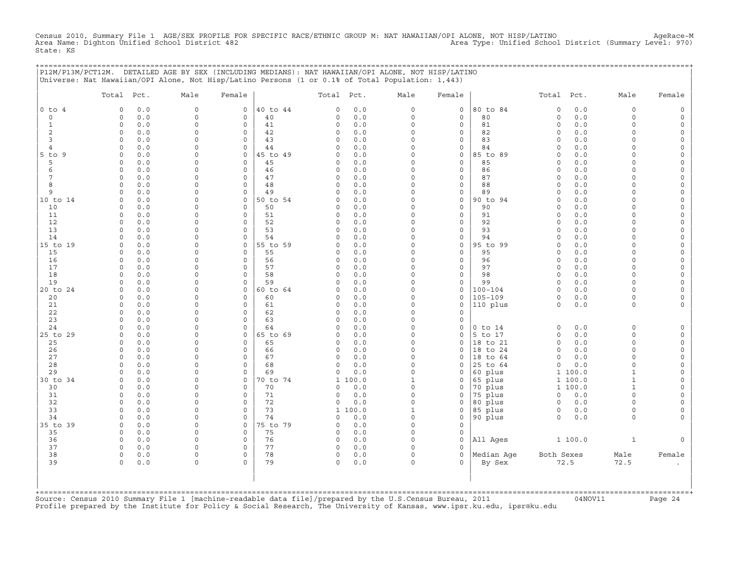Census 2010, Summary File 1 AGE/SEX PROFILE FOR SPECIFIC RACE/ETHNIC GROUP M: NAT HAWAIIAN/OPI ALONE, NOT HISP/LATINO AgeRace-M
Area Name: Dighton Unified School District 482 Area Type: Unified School District (Summary Level: 970)
State: KS

P12M/P13M/PCT12M. DETAILED AGE BY SEX (INCLUDING MEDIANS): NAT HAWAIIAN/OPI ALONE, NOT HISP/LATINO
Universe: Nat Hawaiian/OPI Alone, Not Hisp/Latino Persons (1 or 0.1% of Total Population: 1,443)

| | Total | Pct. | Male | Female | | Total | Pct. | Male | Female | | Total | Pct. | Male | Female |
|---|---|---|---|---|---|---|---|---|---|---|---|---|---|---|
| 0 to 4 | 0 | 0.0 | 0 | 0 | 40 to 44 | 0 | 0.0 | 0 | 0 | 80 to 84 | 0 | 0.0 | 0 | 0 |
| 0 | 0 | 0.0 | 0 | 0 | 40 | 0 | 0.0 | 0 | 0 | 80 | 0 | 0.0 | 0 | 0 |
| 1 | 0 | 0.0 | 0 | 0 | 41 | 0 | 0.0 | 0 | 0 | 81 | 0 | 0.0 | 0 | 0 |
| 2 | 0 | 0.0 | 0 | 0 | 42 | 0 | 0.0 | 0 | 0 | 82 | 0 | 0.0 | 0 | 0 |
| 3 | 0 | 0.0 | 0 | 0 | 43 | 0 | 0.0 | 0 | 0 | 83 | 0 | 0.0 | 0 | 0 |
| 4 | 0 | 0.0 | 0 | 0 | 44 | 0 | 0.0 | 0 | 0 | 84 | 0 | 0.0 | 0 | 0 |
| 5 to 9 | 0 | 0.0 | 0 | 0 | 45 to 49 | 0 | 0.0 | 0 | 0 | 85 to 89 | 0 | 0.0 | 0 | 0 |
| 5 | 0 | 0.0 | 0 | 0 | 45 | 0 | 0.0 | 0 | 0 | 85 | 0 | 0.0 | 0 | 0 |
| 6 | 0 | 0.0 | 0 | 0 | 46 | 0 | 0.0 | 0 | 0 | 86 | 0 | 0.0 | 0 | 0 |
| 7 | 0 | 0.0 | 0 | 0 | 47 | 0 | 0.0 | 0 | 0 | 87 | 0 | 0.0 | 0 | 0 |
| 8 | 0 | 0.0 | 0 | 0 | 48 | 0 | 0.0 | 0 | 0 | 88 | 0 | 0.0 | 0 | 0 |
| 9 | 0 | 0.0 | 0 | 0 | 49 | 0 | 0.0 | 0 | 0 | 89 | 0 | 0.0 | 0 | 0 |
| 10 to 14 | 0 | 0.0 | 0 | 0 | 50 to 54 | 0 | 0.0 | 0 | 0 | 90 to 94 | 0 | 0.0 | 0 | 0 |
| 10 | 0 | 0.0 | 0 | 0 | 50 | 0 | 0.0 | 0 | 0 | 90 | 0 | 0.0 | 0 | 0 |
| 11 | 0 | 0.0 | 0 | 0 | 51 | 0 | 0.0 | 0 | 0 | 91 | 0 | 0.0 | 0 | 0 |
| 12 | 0 | 0.0 | 0 | 0 | 52 | 0 | 0.0 | 0 | 0 | 92 | 0 | 0.0 | 0 | 0 |
| 13 | 0 | 0.0 | 0 | 0 | 53 | 0 | 0.0 | 0 | 0 | 93 | 0 | 0.0 | 0 | 0 |
| 14 | 0 | 0.0 | 0 | 0 | 54 | 0 | 0.0 | 0 | 0 | 94 | 0 | 0.0 | 0 | 0 |
| 15 to 19 | 0 | 0.0 | 0 | 0 | 55 to 59 | 0 | 0.0 | 0 | 0 | 95 to 99 | 0 | 0.0 | 0 | 0 |
| 15 | 0 | 0.0 | 0 | 0 | 55 | 0 | 0.0 | 0 | 0 | 95 | 0 | 0.0 | 0 | 0 |
| 16 | 0 | 0.0 | 0 | 0 | 56 | 0 | 0.0 | 0 | 0 | 96 | 0 | 0.0 | 0 | 0 |
| 17 | 0 | 0.0 | 0 | 0 | 57 | 0 | 0.0 | 0 | 0 | 97 | 0 | 0.0 | 0 | 0 |
| 18 | 0 | 0.0 | 0 | 0 | 58 | 0 | 0.0 | 0 | 0 | 98 | 0 | 0.0 | 0 | 0 |
| 19 | 0 | 0.0 | 0 | 0 | 59 | 0 | 0.0 | 0 | 0 | 99 | 0 | 0.0 | 0 | 0 |
| 20 to 24 | 0 | 0.0 | 0 | 0 | 60 to 64 | 0 | 0.0 | 0 | 0 | 100-104 | 0 | 0.0 | 0 | 0 |
| 20 | 0 | 0.0 | 0 | 0 | 60 | 0 | 0.0 | 0 | 0 | 105-109 | 0 | 0.0 | 0 | 0 |
| 21 | 0 | 0.0 | 0 | 0 | 61 | 0 | 0.0 | 0 | 0 | 110 plus | 0 | 0.0 | 0 | 0 |
| 22 | 0 | 0.0 | 0 | 0 | 62 | 0 | 0.0 | 0 | 0 | | | | | |
| 23 | 0 | 0.0 | 0 | 0 | 63 | 0 | 0.0 | 0 | 0 | | | | | |
| 24 | 0 | 0.0 | 0 | 0 | 64 | 0 | 0.0 | 0 | 0 | 0 to 14 | 0 | 0.0 | 0 | 0 |
| 25 to 29 | 0 | 0.0 | 0 | 0 | 65 to 69 | 0 | 0.0 | 0 | 0 | 5 to 17 | 0 | 0.0 | 0 | 0 |
| 25 | 0 | 0.0 | 0 | 0 | 65 | 0 | 0.0 | 0 | 0 | 18 to 21 | 0 | 0.0 | 0 | 0 |
| 26 | 0 | 0.0 | 0 | 0 | 66 | 0 | 0.0 | 0 | 0 | 18 to 24 | 0 | 0.0 | 0 | 0 |
| 27 | 0 | 0.0 | 0 | 0 | 67 | 0 | 0.0 | 0 | 0 | 18 to 64 | 0 | 0.0 | 0 | 0 |
| 28 | 0 | 0.0 | 0 | 0 | 68 | 0 | 0.0 | 0 | 0 | 25 to 64 | 0 | 0.0 | 0 | 0 |
| 29 | 0 | 0.0 | 0 | 0 | 69 | 0 | 0.0 | 0 | 0 | 60 plus | 1 | 100.0 | 1 | 0 |
| 30 to 34 | 0 | 0.0 | 0 | 0 | 70 to 74 | 1 | 100.0 | 1 | 0 | 65 plus | 1 | 100.0 | 1 | 0 |
| 30 | 0 | 0.0 | 0 | 0 | 70 | 0 | 0.0 | 0 | 0 | 70 plus | 1 | 100.0 | 1 | 0 |
| 31 | 0 | 0.0 | 0 | 0 | 71 | 0 | 0.0 | 0 | 0 | 75 plus | 0 | 0.0 | 0 | 0 |
| 32 | 0 | 0.0 | 0 | 0 | 72 | 0 | 0.0 | 0 | 0 | 80 plus | 0 | 0.0 | 0 | 0 |
| 33 | 0 | 0.0 | 0 | 0 | 73 | 1 | 100.0 | 1 | 0 | 85 plus | 0 | 0.0 | 0 | 0 |
| 34 | 0 | 0.0 | 0 | 0 | 74 | 0 | 0.0 | 0 | 0 | 90 plus | 0 | 0.0 | 0 | 0 |
| 35 to 39 | 0 | 0.0 | 0 | 0 | 75 to 79 | 0 | 0.0 | 0 | 0 | | | | | |
| 35 | 0 | 0.0 | 0 | 0 | 75 | 0 | 0.0 | 0 | 0 | | | | | |
| 36 | 0 | 0.0 | 0 | 0 | 76 | 0 | 0.0 | 0 | 0 | All Ages | 1 | 100.0 | 1 | 0 |
| 37 | 0 | 0.0 | 0 | 0 | 77 | 0 | 0.0 | 0 | 0 | | | | | |
| 38 | 0 | 0.0 | 0 | 0 | 78 | 0 | 0.0 | 0 | 0 | Median Age | Both Sexes | | Male | Female |
| 39 | 0 | 0.0 | 0 | 0 | 79 | 0 | 0.0 | 0 | 0 | By Sex | 72.5 | | 72.5 | . |

Source: Census 2010 Summary File 1 [machine-readable data file]/prepared by the U.S.Census Bureau, 2011 04NOV11
Profile prepared by the Institute for Policy & Social Research, The University of Kansas, www.ipsr.ku.edu, ipsr@ku.edu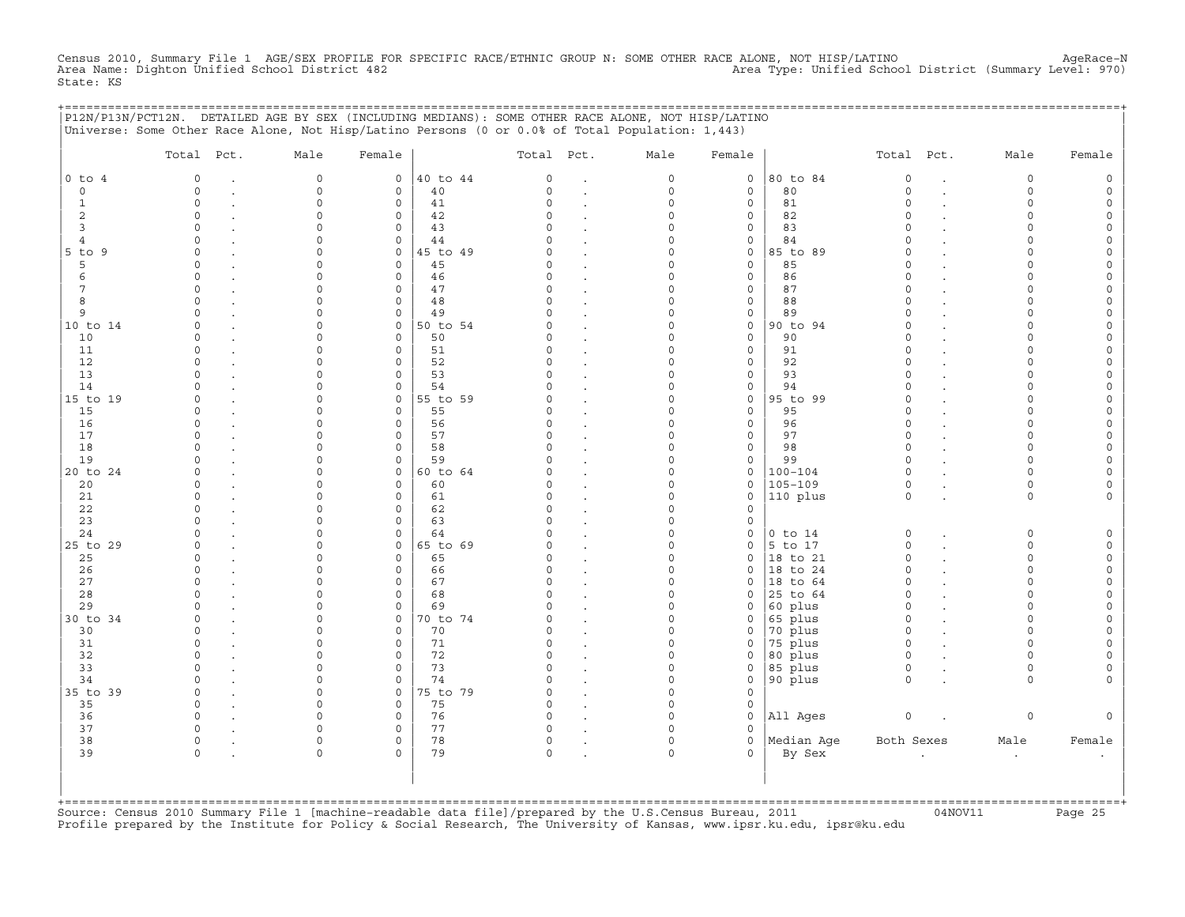Census 2010, Summary File 1 AGE/SEX PROFILE FOR SPECIFIC RACE/ETHNIC GROUP N: SOME OTHER RACE ALONE, NOT HISP/LATINO AgeRace-N
Area Name: Dighton Unified School District 482 Area Type: Unified School District (Summary Level: 970)
State: KS

P12N/P13N/PCT12N. DETAILED AGE BY SEX (INCLUDING MEDIANS): SOME OTHER RACE ALONE, NOT HISP/LATINO
Universe: Some Other Race Alone, Not Hisp/Latino Persons (0 or 0.0% of Total Population: 1,443)

| | Total | Pct. | Male | Female | | Total | Pct. | Male | Female | | Total | Pct. | Male | Female |
|---|---|---|---|---|---|---|---|---|---|---|---|---|---|---|
| 0 to 4 | 0 | . | 0 | 0 | 40 to 44 | 0 | . | 0 | 0 | 80 to 84 | 0 | . | 0 | 0 |
| 0 | 0 | . | 0 | 0 | 40 | 0 | . | 0 | 0 | 80 | 0 | . | 0 | 0 |
| 1 | 0 | . | 0 | 0 | 41 | 0 | . | 0 | 0 | 81 | 0 | . | 0 | 0 |
| 2 | 0 | . | 0 | 0 | 42 | 0 | . | 0 | 0 | 82 | 0 | . | 0 | 0 |
| 3 | 0 | . | 0 | 0 | 43 | 0 | . | 0 | 0 | 83 | 0 | . | 0 | 0 |
| 4 | 0 | . | 0 | 0 | 44 | 0 | . | 0 | 0 | 84 | 0 | . | 0 | 0 |
| 5 to 9 | 0 | . | 0 | 0 | 45 to 49 | 0 | . | 0 | 0 | 85 to 89 | 0 | . | 0 | 0 |
| 5 | 0 | . | 0 | 0 | 45 | 0 | . | 0 | 0 | 85 | 0 | . | 0 | 0 |
| 6 | 0 | . | 0 | 0 | 46 | 0 | . | 0 | 0 | 86 | 0 | . | 0 | 0 |
| 7 | 0 | . | 0 | 0 | 47 | 0 | . | 0 | 0 | 87 | 0 | . | 0 | 0 |
| 8 | 0 | . | 0 | 0 | 48 | 0 | . | 0 | 0 | 88 | 0 | . | 0 | 0 |
| 9 | 0 | . | 0 | 0 | 49 | 0 | . | 0 | 0 | 89 | 0 | . | 0 | 0 |
| 10 to 14 | 0 | . | 0 | 0 | 50 to 54 | 0 | . | 0 | 0 | 90 to 94 | 0 | . | 0 | 0 |
| 10 | 0 | . | 0 | 0 | 50 | 0 | . | 0 | 0 | 90 | 0 | . | 0 | 0 |
| 11 | 0 | . | 0 | 0 | 51 | 0 | . | 0 | 0 | 91 | 0 | . | 0 | 0 |
| 12 | 0 | . | 0 | 0 | 52 | 0 | . | 0 | 0 | 92 | 0 | . | 0 | 0 |
| 13 | 0 | . | 0 | 0 | 53 | 0 | . | 0 | 0 | 93 | 0 | . | 0 | 0 |
| 14 | 0 | . | 0 | 0 | 54 | 0 | . | 0 | 0 | 94 | 0 | . | 0 | 0 |
| 15 to 19 | 0 | . | 0 | 0 | 55 to 59 | 0 | . | 0 | 0 | 95 to 99 | 0 | . | 0 | 0 |
| 15 | 0 | . | 0 | 0 | 55 | 0 | . | 0 | 0 | 95 | 0 | . | 0 | 0 |
| 16 | 0 | . | 0 | 0 | 56 | 0 | . | 0 | 0 | 96 | 0 | . | 0 | 0 |
| 17 | 0 | . | 0 | 0 | 57 | 0 | . | 0 | 0 | 97 | 0 | . | 0 | 0 |
| 18 | 0 | . | 0 | 0 | 58 | 0 | . | 0 | 0 | 98 | 0 | . | 0 | 0 |
| 19 | 0 | . | 0 | 0 | 59 | 0 | . | 0 | 0 | 99 | 0 | . | 0 | 0 |
| 20 to 24 | 0 | . | 0 | 0 | 60 to 64 | 0 | . | 0 | 0 | 100-104 | 0 | . | 0 | 0 |
| 20 | 0 | . | 0 | 0 | 60 | 0 | . | 0 | 0 | 105-109 | 0 | . | 0 | 0 |
| 21 | 0 | . | 0 | 0 | 61 | 0 | . | 0 | 0 | 110 plus | 0 | . | 0 | 0 |
| 22 | 0 | . | 0 | 0 | 62 | 0 | . | 0 | 0 | | | | | |
| 23 | 0 | . | 0 | 0 | 63 | 0 | . | 0 | 0 | | | | | |
| 24 | 0 | . | 0 | 0 | 64 | 0 | . | 0 | 0 | 0 to 14 | 0 | . | 0 | 0 |
| 25 to 29 | 0 | . | 0 | 0 | 65 to 69 | 0 | . | 0 | 0 | 5 to 17 | 0 | . | 0 | 0 |
| 25 | 0 | . | 0 | 0 | 65 | 0 | . | 0 | 0 | 18 to 21 | 0 | . | 0 | 0 |
| 26 | 0 | . | 0 | 0 | 66 | 0 | . | 0 | 0 | 18 to 24 | 0 | . | 0 | 0 |
| 27 | 0 | . | 0 | 0 | 67 | 0 | . | 0 | 0 | 18 to 64 | 0 | . | 0 | 0 |
| 28 | 0 | . | 0 | 0 | 68 | 0 | . | 0 | 0 | 25 to 64 | 0 | . | 0 | 0 |
| 29 | 0 | . | 0 | 0 | 69 | 0 | . | 0 | 0 | 60 plus | 0 | . | 0 | 0 |
| 30 to 34 | 0 | . | 0 | 0 | 70 to 74 | 0 | . | 0 | 0 | 65 plus | 0 | . | 0 | 0 |
| 30 | 0 | . | 0 | 0 | 70 | 0 | . | 0 | 0 | 70 plus | 0 | . | 0 | 0 |
| 31 | 0 | . | 0 | 0 | 71 | 0 | . | 0 | 0 | 75 plus | 0 | . | 0 | 0 |
| 32 | 0 | . | 0 | 0 | 72 | 0 | . | 0 | 0 | 80 plus | 0 | . | 0 | 0 |
| 33 | 0 | . | 0 | 0 | 73 | 0 | . | 0 | 0 | 85 plus | 0 | . | 0 | 0 |
| 34 | 0 | . | 0 | 0 | 74 | 0 | . | 0 | 0 | 90 plus | 0 | . | 0 | 0 |
| 35 to 39 | 0 | . | 0 | 0 | 75 to 79 | 0 | . | 0 | 0 | | | | | |
| 35 | 0 | . | 0 | 0 | 75 | 0 | . | 0 | 0 | | | | | |
| 36 | 0 | . | 0 | 0 | 76 | 0 | . | 0 | 0 | All Ages | 0 | . | 0 | 0 |
| 37 | 0 | . | 0 | 0 | 77 | 0 | . | 0 | 0 | | | | | |
| 38 | 0 | . | 0 | 0 | 78 | 0 | . | 0 | 0 | Median Age | Both Sexes | | Male | Female |
| 39 | 0 | . | 0 | 0 | 79 | 0 | . | 0 | 0 | By Sex | . | | . | . |

Source: Census 2010 Summary File 1 [machine-readable data file]/prepared by the U.S.Census Bureau, 2011 04NOV11
Profile prepared by the Institute for Policy & Social Research, The University of Kansas, www.ipsr.ku.edu, ipsr@ku.edu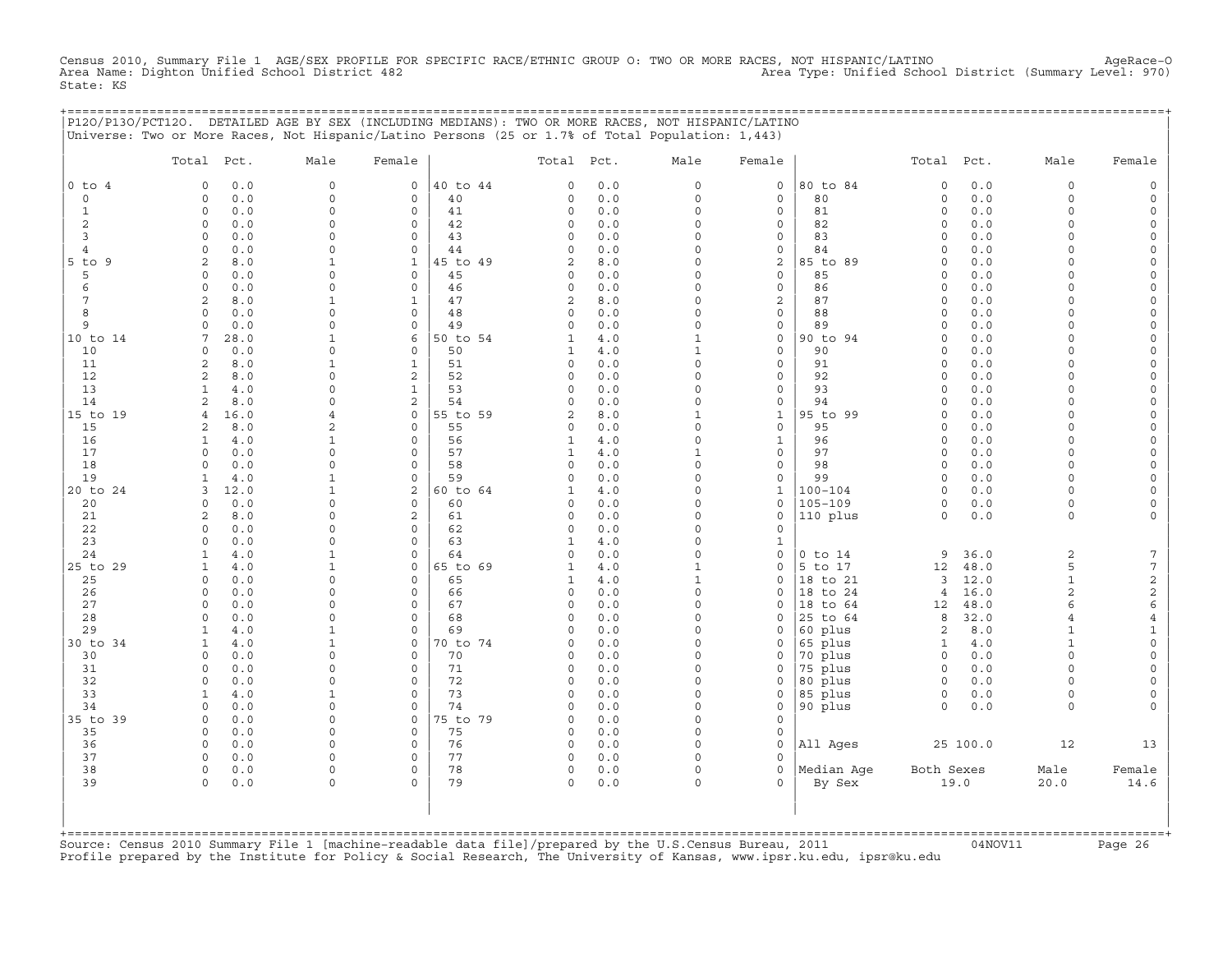Census 2010, Summary File 1 AGE/SEX PROFILE FOR SPECIFIC RACE/ETHNIC GROUP O: TWO OR MORE RACES, NOT HISPANIC/LATINO AgeRace-O
Area Name: Dighton Unified School District 482 Area Type: Unified School District (Summary Level: 970)
State: KS

P12O/P13O/PCT12O. DETAILED AGE BY SEX (INCLUDING MEDIANS): TWO OR MORE RACES, NOT HISPANIC/LATINO
Universe: Two or More Races, Not Hispanic/Latino Persons (25 or 1.7% of Total Population: 1,443)

| | Total | Pct. | Male | Female | | Total | Pct. | Male | Female | | Total | Pct. | Male | Female |
|---|---|---|---|---|---|---|---|---|---|---|---|---|---|---|
| 0 to 4 | 0 | 0.0 | 0 | 0 | 40 to 44 | 0 | 0.0 | 0 | 0 | 80 to 84 | 0 | 0.0 | 0 | 0 |
| 0 | 0 | 0.0 | 0 | 0 | 40 | 0 | 0.0 | 0 | 0 | 80 | 0 | 0.0 | 0 | 0 |
| 1 | 0 | 0.0 | 0 | 0 | 41 | 0 | 0.0 | 0 | 0 | 81 | 0 | 0.0 | 0 | 0 |
| 2 | 0 | 0.0 | 0 | 0 | 42 | 0 | 0.0 | 0 | 0 | 82 | 0 | 0.0 | 0 | 0 |
| 3 | 0 | 0.0 | 0 | 0 | 43 | 0 | 0.0 | 0 | 0 | 83 | 0 | 0.0 | 0 | 0 |
| 4 | 0 | 0.0 | 0 | 0 | 44 | 0 | 0.0 | 0 | 0 | 84 | 0 | 0.0 | 0 | 0 |
| 5 to 9 | 2 | 8.0 | 1 | 1 | 45 to 49 | 2 | 8.0 | 0 | 2 | 85 to 89 | 0 | 0.0 | 0 | 0 |
| 5 | 0 | 0.0 | 0 | 0 | 45 | 0 | 0.0 | 0 | 0 | 85 | 0 | 0.0 | 0 | 0 |
| 6 | 0 | 0.0 | 0 | 0 | 46 | 0 | 0.0 | 0 | 0 | 86 | 0 | 0.0 | 0 | 0 |
| 7 | 2 | 8.0 | 1 | 1 | 47 | 2 | 8.0 | 0 | 2 | 87 | 0 | 0.0 | 0 | 0 |
| 8 | 0 | 0.0 | 0 | 0 | 48 | 0 | 0.0 | 0 | 0 | 88 | 0 | 0.0 | 0 | 0 |
| 9 | 0 | 0.0 | 0 | 0 | 49 | 0 | 0.0 | 0 | 0 | 89 | 0 | 0.0 | 0 | 0 |
| 10 to 14 | 7 | 28.0 | 1 | 6 | 50 to 54 | 1 | 4.0 | 1 | 0 | 90 to 94 | 0 | 0.0 | 0 | 0 |
| 10 | 0 | 0.0 | 0 | 0 | 50 | 1 | 4.0 | 1 | 0 | 90 | 0 | 0.0 | 0 | 0 |
| 11 | 2 | 8.0 | 1 | 1 | 51 | 0 | 0.0 | 0 | 0 | 91 | 0 | 0.0 | 0 | 0 |
| 12 | 2 | 8.0 | 0 | 2 | 52 | 0 | 0.0 | 0 | 0 | 92 | 0 | 0.0 | 0 | 0 |
| 13 | 1 | 4.0 | 0 | 1 | 53 | 0 | 0.0 | 0 | 0 | 93 | 0 | 0.0 | 0 | 0 |
| 14 | 2 | 8.0 | 0 | 2 | 54 | 0 | 0.0 | 0 | 0 | 94 | 0 | 0.0 | 0 | 0 |
| 15 to 19 | 4 | 16.0 | 4 | 0 | 55 to 59 | 2 | 8.0 | 1 | 1 | 95 to 99 | 0 | 0.0 | 0 | 0 |
| 15 | 2 | 8.0 | 2 | 0 | 55 | 0 | 0.0 | 0 | 0 | 95 | 0 | 0.0 | 0 | 0 |
| 16 | 1 | 4.0 | 1 | 0 | 56 | 1 | 4.0 | 0 | 1 | 96 | 0 | 0.0 | 0 | 0 |
| 17 | 0 | 0.0 | 0 | 0 | 57 | 1 | 4.0 | 1 | 0 | 97 | 0 | 0.0 | 0 | 0 |
| 18 | 0 | 0.0 | 0 | 0 | 58 | 0 | 0.0 | 0 | 0 | 98 | 0 | 0.0 | 0 | 0 |
| 19 | 1 | 4.0 | 1 | 0 | 59 | 0 | 0.0 | 0 | 0 | 99 | 0 | 0.0 | 0 | 0 |
| 20 to 24 | 3 | 12.0 | 1 | 2 | 60 to 64 | 1 | 4.0 | 0 | 1 | 100-104 | 0 | 0.0 | 0 | 0 |
| 20 | 0 | 0.0 | 0 | 0 | 60 | 0 | 0.0 | 0 | 0 | 105-109 | 0 | 0.0 | 0 | 0 |
| 21 | 2 | 8.0 | 0 | 2 | 61 | 0 | 0.0 | 0 | 0 | 110 plus | 0 | 0.0 | 0 | 0 |
| 22 | 0 | 0.0 | 0 | 0 | 62 | 0 | 0.0 | 0 | 0 | | | | | |
| 23 | 0 | 0.0 | 0 | 0 | 63 | 1 | 4.0 | 0 | 1 | | | | | |
| 24 | 1 | 4.0 | 1 | 0 | 64 | 0 | 0.0 | 0 | 0 | 0 to 14 | 9 | 36.0 | 2 | 7 |
| 25 to 29 | 1 | 4.0 | 1 | 0 | 65 to 69 | 1 | 4.0 | 1 | 0 | 5 to 17 | 12 | 48.0 | 5 | 7 |
| 25 | 0 | 0.0 | 0 | 0 | 65 | 1 | 4.0 | 1 | 0 | 18 to 21 | 3 | 12.0 | 1 | 2 |
| 26 | 0 | 0.0 | 0 | 0 | 66 | 0 | 0.0 | 0 | 0 | 18 to 24 | 4 | 16.0 | 2 | 2 |
| 27 | 0 | 0.0 | 0 | 0 | 67 | 0 | 0.0 | 0 | 0 | 18 to 64 | 12 | 48.0 | 6 | 6 |
| 28 | 0 | 0.0 | 0 | 0 | 68 | 0 | 0.0 | 0 | 0 | 25 to 64 | 8 | 32.0 | 4 | 4 |
| 29 | 1 | 4.0 | 1 | 0 | 69 | 0 | 0.0 | 0 | 0 | 60 plus | 2 | 8.0 | 1 | 1 |
| 30 to 34 | 1 | 4.0 | 1 | 0 | 70 to 74 | 0 | 0.0 | 0 | 0 | 65 plus | 1 | 4.0 | 1 | 0 |
| 30 | 0 | 0.0 | 0 | 0 | 70 | 0 | 0.0 | 0 | 0 | 70 plus | 0 | 0.0 | 0 | 0 |
| 31 | 0 | 0.0 | 0 | 0 | 71 | 0 | 0.0 | 0 | 0 | 75 plus | 0 | 0.0 | 0 | 0 |
| 32 | 0 | 0.0 | 0 | 0 | 72 | 0 | 0.0 | 0 | 0 | 80 plus | 0 | 0.0 | 0 | 0 |
| 33 | 1 | 4.0 | 1 | 0 | 73 | 0 | 0.0 | 0 | 0 | 85 plus | 0 | 0.0 | 0 | 0 |
| 34 | 0 | 0.0 | 0 | 0 | 74 | 0 | 0.0 | 0 | 0 | 90 plus | 0 | 0.0 | 0 | 0 |
| 35 to 39 | 0 | 0.0 | 0 | 0 | 75 to 79 | 0 | 0.0 | 0 | 0 | | | | | |
| 35 | 0 | 0.0 | 0 | 0 | 75 | 0 | 0.0 | 0 | 0 | | | | | |
| 36 | 0 | 0.0 | 0 | 0 | 76 | 0 | 0.0 | 0 | 0 | All Ages | 25 | 100.0 | 12 | 13 |
| 37 | 0 | 0.0 | 0 | 0 | 77 | 0 | 0.0 | 0 | 0 | | | | | |
| 38 | 0 | 0.0 | 0 | 0 | 78 | 0 | 0.0 | 0 | 0 | Median Age | Both Sexes | | Male | Female |
| 39 | 0 | 0.0 | 0 | 0 | 79 | 0 | 0.0 | 0 | 0 | By Sex | 19.0 | | 20.0 | 14.6 |

Source: Census 2010 Summary File 1 [machine-readable data file]/prepared by the U.S.Census Bureau, 2011 04NOV11
Profile prepared by the Institute for Policy & Social Research, The University of Kansas, www.ipsr.ku.edu, ipsr@ku.edu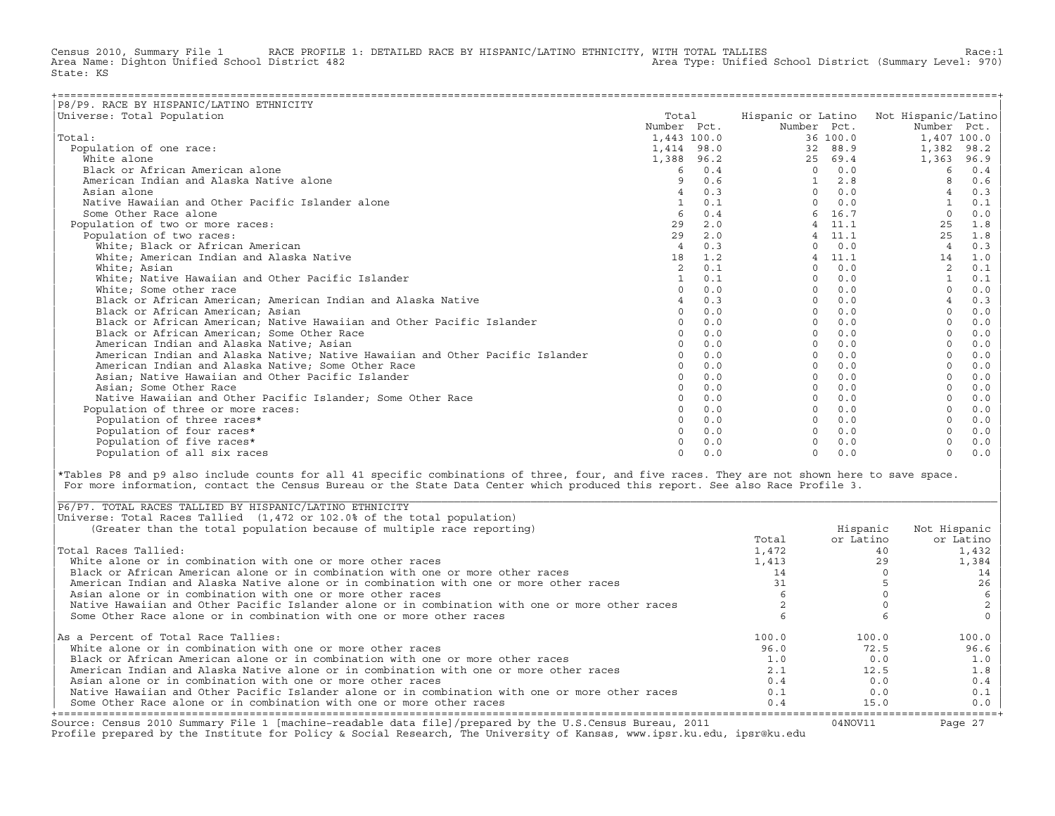Census 2010, Summary File 1 RACE PROFILE 1: DETAILED RACE BY HISPANIC/LATINO ETHNICITY, WITH TOTAL TALLIES Race:1
Area Name: Dighton Unified School District 482 Area Type: Unified School District (Summary Level: 970)
State: KS

## P8/P9. RACE BY HISPANIC/LATINO ETHNICITY

Universe: Total Population

| | Total Number | Total Pct. | Hispanic or Latino Number | Hispanic or Latino Pct. | Not Hispanic/Latino Number | Not Hispanic/Latino Pct. |
|---|---|---|---|---|---|---|
| Total: | 1,443 | 100.0 | 36 | 100.0 | 1,407 | 100.0 |
| Population of one race: | 1,414 | 98.0 | 32 | 88.9 | 1,382 | 98.2 |
| White alone | 1,388 | 96.2 | 25 | 69.4 | 1,363 | 96.9 |
| Black or African American alone | 6 | 0.4 | 0 | 0.0 | 6 | 0.4 |
| American Indian and Alaska Native alone | 9 | 0.6 | 1 | 2.8 | 8 | 0.6 |
| Asian alone | 4 | 0.3 | 0 | 0.0 | 4 | 0.3 |
| Native Hawaiian and Other Pacific Islander alone | 1 | 0.1 | 0 | 0.0 | 1 | 0.1 |
| Some Other Race alone | 6 | 0.4 | 6 | 16.7 | 0 | 0.0 |
| Population of two or more races: | 29 | 2.0 | 4 | 11.1 | 25 | 1.8 |
| Population of two races: | 29 | 2.0 | 4 | 11.1 | 25 | 1.8 |
| White; Black or African American | 4 | 0.3 | 0 | 0.0 | 4 | 0.3 |
| White; American Indian and Alaska Native | 18 | 1.2 | 4 | 11.1 | 14 | 1.0 |
| White; Asian | 2 | 0.1 | 0 | 0.0 | 2 | 0.1 |
| White; Native Hawaiian and Other Pacific Islander | 1 | 0.1 | 0 | 0.0 | 1 | 0.1 |
| White; Some other race | 0 | 0.0 | 0 | 0.0 | 0 | 0.0 |
| Black or African American; American Indian and Alaska Native | 4 | 0.3 | 0 | 0.0 | 4 | 0.3 |
| Black or African American; Asian | 0 | 0.0 | 0 | 0.0 | 0 | 0.0 |
| Black or African American; Native Hawaiian and Other Pacific Islander | 0 | 0.0 | 0 | 0.0 | 0 | 0.0 |
| Black or African American; Some Other Race | 0 | 0.0 | 0 | 0.0 | 0 | 0.0 |
| American Indian and Alaska Native; Asian | 0 | 0.0 | 0 | 0.0 | 0 | 0.0 |
| American Indian and Alaska Native; Native Hawaiian and Other Pacific Islander | 0 | 0.0 | 0 | 0.0 | 0 | 0.0 |
| American Indian and Alaska Native; Some Other Race | 0 | 0.0 | 0 | 0.0 | 0 | 0.0 |
| Asian; Native Hawaiian and Other Pacific Islander | 0 | 0.0 | 0 | 0.0 | 0 | 0.0 |
| Asian; Some Other Race | 0 | 0.0 | 0 | 0.0 | 0 | 0.0 |
| Native Hawaiian and Other Pacific Islander; Some Other Race | 0 | 0.0 | 0 | 0.0 | 0 | 0.0 |
| Population of three or more races: | 0 | 0.0 | 0 | 0.0 | 0 | 0.0 |
| Population of three races* | 0 | 0.0 | 0 | 0.0 | 0 | 0.0 |
| Population of four races* | 0 | 0.0 | 0 | 0.0 | 0 | 0.0 |
| Population of five races* | 0 | 0.0 | 0 | 0.0 | 0 | 0.0 |
| Population of all six races | 0 | 0.0 | 0 | 0.0 | 0 | 0.0 |

*Tables P8 and p9 also include counts for all 41 specific combinations of three, four, and five races. They are not shown here to save space. For more information, contact the Census Bureau or the State Data Center which produced this report. See also Race Profile 3.

## P6/P7. TOTAL RACES TALLIED BY HISPANIC/LATINO ETHNICITY

Universe: Total Races Tallied (1,472 or 102.0% of the total population)
(Greater than the total population because of multiple race reporting)

| | Total | Hispanic or Latino | Not Hispanic or Latino |
|---|---|---|---|
| Total Races Tallied: | 1,472 | 40 | 1,432 |
| White alone or in combination with one or more other races | 1,413 | 29 | 1,384 |
| Black or African American alone or in combination with one or more other races | 14 | 0 | 14 |
| American Indian and Alaska Native alone or in combination with one or more other races | 31 | 5 | 26 |
| Asian alone or in combination with one or more other races | 6 | 0 | 6 |
| Native Hawaiian and Other Pacific Islander alone or in combination with one or more other races | 2 | 0 | 2 |
| Some Other Race alone or in combination with one or more other races | 6 | 6 | 0 |
| As a Percent of Total Race Tallies: | 100.0 | 100.0 | 100.0 |
| White alone or in combination with one or more other races | 96.0 | 72.5 | 96.6 |
| Black or African American alone or in combination with one or more other races | 1.0 | 0.0 | 1.0 |
| American Indian and Alaska Native alone or in combination with one or more other races | 2.1 | 12.5 | 1.8 |
| Asian alone or in combination with one or more other races | 0.4 | 0.0 | 0.4 |
| Native Hawaiian and Other Pacific Islander alone or in combination with one or more other races | 0.1 | 0.0 | 0.1 |
| Some Other Race alone or in combination with one or more other races | 0.4 | 15.0 | 0.0 |

Source: Census 2010 Summary File 1 [machine-readable data file]/prepared by the U.S.Census Bureau, 2011 04NOV11
Profile prepared by the Institute for Policy & Social Research, The University of Kansas, www.ipsr.ku.edu, ipsr@ku.edu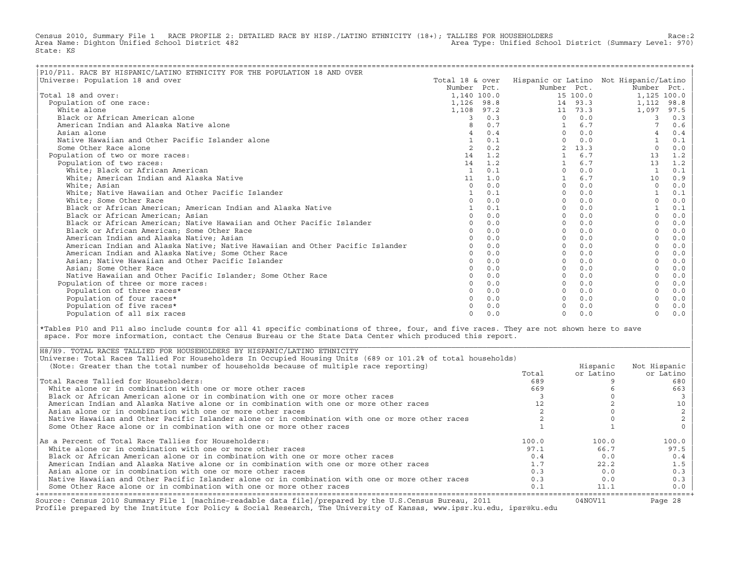Census 2010, Summary File 1 RACE PROFILE 2: DETAILED RACE BY HISP./LATINO ETHNICITY (18+); TALLIES FOR HOUSEHOLDERS Race:2
Area Name: Dighton Unified School District 482 Area Type: Unified School District (Summary Level: 970)
State: KS

## P10/P11. RACE BY HISPANIC/LATINO ETHNICITY FOR THE POPULATION 18 AND OVER

Universe: Population 18 and over

| | Total 18 & over Number | Pct. | Hispanic or Latino Number | Pct. | Not Hispanic/Latino Number | Pct. |
|---|---|---|---|---|---|---|
| Total 18 and over: | 1,140 | 100.0 | 15 | 100.0 | 1,125 | 100.0 |
| Population of one race: | 1,126 | 98.8 | 14 | 93.3 | 1,112 | 98.8 |
| White alone | 1,108 | 97.2 | 11 | 73.3 | 1,097 | 97.5 |
| Black or African American alone | 3 | 0.3 | 0 | 0.0 | 3 | 0.3 |
| American Indian and Alaska Native alone | 8 | 0.7 | 1 | 6.7 | 7 | 0.6 |
| Asian alone | 4 | 0.4 | 0 | 0.0 | 4 | 0.4 |
| Native Hawaiian and Other Pacific Islander alone | 1 | 0.1 | 0 | 0.0 | 1 | 0.1 |
| Some Other Race alone | 2 | 0.2 | 2 | 13.3 | 0 | 0.0 |
| Population of two or more races: | 14 | 1.2 | 1 | 6.7 | 13 | 1.2 |
| Population of two races: | 14 | 1.2 | 1 | 6.7 | 13 | 1.2 |
| White; Black or African American | 1 | 0.1 | 0 | 0.0 | 1 | 0.1 |
| White; American Indian and Alaska Native | 11 | 1.0 | 1 | 6.7 | 10 | 0.9 |
| White; Asian | 0 | 0.0 | 0 | 0.0 | 0 | 0.0 |
| White; Native Hawaiian and Other Pacific Islander | 1 | 0.1 | 0 | 0.0 | 1 | 0.1 |
| White; Some Other Race | 0 | 0.0 | 0 | 0.0 | 0 | 0.0 |
| Black or African American; American Indian and Alaska Native | 1 | 0.1 | 0 | 0.0 | 1 | 0.1 |
| Black or African American; Asian | 0 | 0.0 | 0 | 0.0 | 0 | 0.0 |
| Black or African American; Native Hawaiian and Other Pacific Islander | 0 | 0.0 | 0 | 0.0 | 0 | 0.0 |
| Black or African American; Some Other Race | 0 | 0.0 | 0 | 0.0 | 0 | 0.0 |
| American Indian and Alaska Native; Asian | 0 | 0.0 | 0 | 0.0 | 0 | 0.0 |
| American Indian and Alaska Native; Native Hawaiian and Other Pacific Islander | 0 | 0.0 | 0 | 0.0 | 0 | 0.0 |
| American Indian and Alaska Native; Some Other Race | 0 | 0.0 | 0 | 0.0 | 0 | 0.0 |
| Asian; Native Hawaiian and Other Pacific Islander | 0 | 0.0 | 0 | 0.0 | 0 | 0.0 |
| Asian; Some Other Race | 0 | 0.0 | 0 | 0.0 | 0 | 0.0 |
| Native Hawaiian and Other Pacific Islander; Some Other Race | 0 | 0.0 | 0 | 0.0 | 0 | 0.0 |
| Population of three or more races: | 0 | 0.0 | 0 | 0.0 | 0 | 0.0 |
| Population of three races* | 0 | 0.0 | 0 | 0.0 | 0 | 0.0 |
| Population of four races* | 0 | 0.0 | 0 | 0.0 | 0 | 0.0 |
| Population of five races* | 0 | 0.0 | 0 | 0.0 | 0 | 0.0 |
| Population of all six races | 0 | 0.0 | 0 | 0.0 | 0 | 0.0 |

*Tables P10 and P11 also include counts for all 41 specific combinations of three, four, and five races. They are not shown here to save space. For more information, contact the Census Bureau or the State Data Center which produced this report.

## H8/H9. TOTAL RACES TALLIED FOR HOUSEHOLDERS BY HISPANIC/LATINO ETHNICITY

Universe: Total Races Tallied For Householders In Occupied Housing Units (689 or 101.2% of total households)
(Note: Greater than the total number of households because of multiple race reporting)

| | Total | Hispanic or Latino | Not Hispanic or Latino |
|---|---|---|---|
| Total Races Tallied for Householders: | 689 | 9 | 680 |
| White alone or in combination with one or more other races | 669 | 6 | 663 |
| Black or African American alone or in combination with one or more other races | 3 | 0 | 3 |
| American Indian and Alaska Native alone or in combination with one or more other races | 12 | 2 | 10 |
| Asian alone or in combination with one or more other races | 2 | 0 | 2 |
| Native Hawaiian and Other Pacific Islander alone or in combination with one or more other races | 2 | 0 | 2 |
| Some Other Race alone or in combination with one or more other races | 1 | 1 | 0 |
| As a Percent of Total Race Tallies for Householders: | 100.0 | 100.0 | 100.0 |
| White alone or in combination with one or more other races | 97.1 | 66.7 | 97.5 |
| Black or African American alone or in combination with one or more other races | 0.4 | 0.0 | 0.4 |
| American Indian and Alaska Native alone or in combination with one or more other races | 1.7 | 22.2 | 1.5 |
| Asian alone or in combination with one or more other races | 0.3 | 0.0 | 0.3 |
| Native Hawaiian and Other Pacific Islander alone or in combination with one or more other races | 0.3 | 0.0 | 0.3 |
| Some Other Race alone or in combination with one or more other races | 0.1 | 11.1 | 0.0 |

Source: Census 2010 Summary File 1 [machine-readable data file]/prepared by the U.S.Census Bureau, 2011 04NOV11
Profile prepared by the Institute for Policy & Social Research, The University of Kansas, www.ipsr.ku.edu, ipsr@ku.edu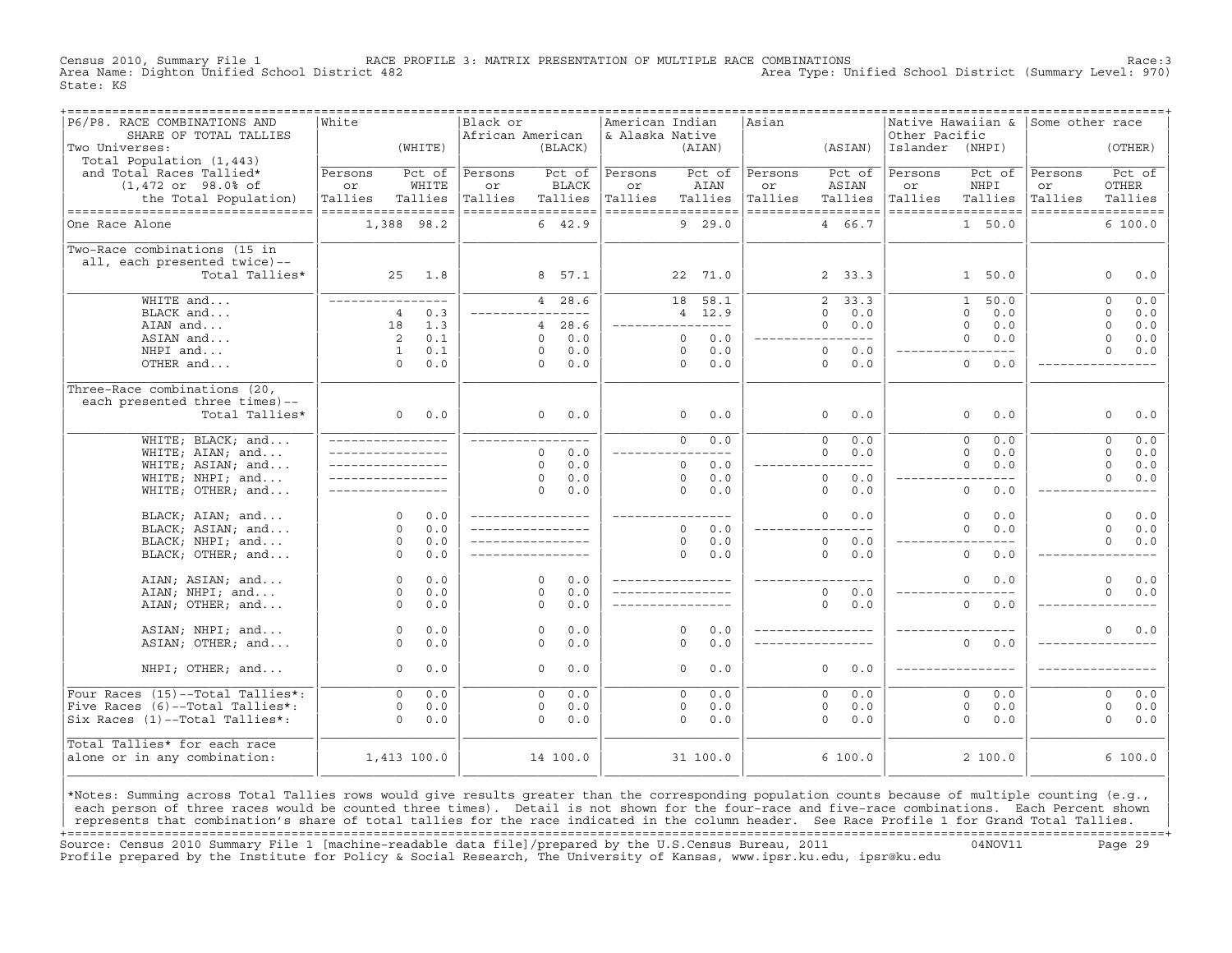Census 2010, Summary File 1 RACE PROFILE 3: MATRIX PRESENTATION OF MULTIPLE RACE COMBINATIONS Race:3
Area Name: Dighton Unified School District 482 Area Type: Unified School District (Summary Level: 970)
State: KS

| P6/P8. RACE COMBINATIONS AND SHARE OF TOTAL TALLIES<br>Two Universes:<br>Total Population (1,443) and Total Races Tallied* (1,472 or 98.0% of the Total Population) | White (WHITE) Persons or Tallies | Pct of WHITE Tallies | Black or African American (BLACK) Persons or Tallies | Pct of BLACK Tallies | American Indian & Alaska Native (AIAN) Persons or Tallies | Pct of AIAN Tallies | Asian (ASIAN) Persons or Tallies | Pct of ASIAN Tallies | Native Hawaiian & Other Pacific Islander (NHPI) Persons or Tallies | Pct of NHPI Tallies | Some other race (OTHER) Persons or Tallies | Pct of OTHER Tallies |
|---|---|---|---|---|---|---|---|---|---|---|---|---|
| One Race Alone | 1,388 | 98.2 | 6 | 42.9 | 9 | 29.0 | 4 | 66.7 | 1 | 50.0 | 6 | 100.0 |
| Two-Race combinations (15 in all, each presented twice)-- Total Tallies* | 25 | 1.8 | 8 | 57.1 | 22 | 71.0 | 2 | 33.3 | 1 | 50.0 | 0 | 0.0 |
| WHITE and... | --- | --- | 4 | 28.6 | 18 | 58.1 | 2 | 33.3 | 1 | 50.0 | 0 | 0.0 |
| BLACK and... | 4 | 0.3 | --- | --- | 4 | 12.9 | 0 | 0.0 | 0 | 0.0 | 0 | 0.0 |
| AIAN and... | 18 | 1.3 | 4 | 28.6 | --- | --- | 0 | 0.0 | 0 | 0.0 | 0 | 0.0 |
| ASIAN and... | 2 | 0.1 | 0 | 0.0 | 0 | 0.0 | --- | --- | 0 | 0.0 | 0 | 0.0 |
| NHPI and... | 1 | 0.1 | 0 | 0.0 | 0 | 0.0 | 0 | 0.0 | --- | --- | 0 | 0.0 |
| OTHER and... | 0 | 0.0 | 0 | 0.0 | 0 | 0.0 | 0 | 0.0 | 0 | 0.0 | --- | --- |
| Three-Race combinations (20, each presented three times)-- Total Tallies* | 0 | 0.0 | 0 | 0.0 | 0 | 0.0 | 0 | 0.0 | 0 | 0.0 | 0 | 0.0 |
| WHITE; BLACK; and... | --- | --- | --- | --- | 0 | 0.0 | 0 | 0.0 | 0 | 0.0 | 0 | 0.0 |
| WHITE; AIAN; and... | --- | --- | 0 | 0.0 | --- | --- | 0 | 0.0 | 0 | 0.0 | 0 | 0.0 |
| WHITE; ASIAN; and... | --- | --- | 0 | 0.0 | 0 | 0.0 | --- | --- | 0 | 0.0 | 0 | 0.0 |
| WHITE; NHPI; and... | --- | --- | 0 | 0.0 | 0 | 0.0 | 0 | 0.0 | --- | --- | 0 | 0.0 |
| WHITE; OTHER; and... | --- | --- | 0 | 0.0 | 0 | 0.0 | 0 | 0.0 | 0 | 0.0 | --- | --- |
| BLACK; AIAN; and... | 0 | 0.0 | --- | --- | --- | --- | 0 | 0.0 | 0 | 0.0 | 0 | 0.0 |
| BLACK; ASIAN; and... | 0 | 0.0 | --- | --- | 0 | 0.0 | --- | --- | 0 | 0.0 | 0 | 0.0 |
| BLACK; NHPI; and... | 0 | 0.0 | --- | --- | 0 | 0.0 | 0 | 0.0 | --- | --- | 0 | 0.0 |
| BLACK; OTHER; and... | 0 | 0.0 | --- | --- | 0 | 0.0 | 0 | 0.0 | 0 | 0.0 | --- | --- |
| AIAN; ASIAN; and... | 0 | 0.0 | 0 | 0.0 | --- | --- | --- | --- | 0 | 0.0 | 0 | 0.0 |
| AIAN; NHPI; and... | 0 | 0.0 | 0 | 0.0 | --- | --- | 0 | 0.0 | --- | --- | 0 | 0.0 |
| AIAN; OTHER; and... | 0 | 0.0 | 0 | 0.0 | --- | --- | 0 | 0.0 | 0 | 0.0 | --- | --- |
| ASIAN; NHPI; and... | 0 | 0.0 | 0 | 0.0 | 0 | 0.0 | --- | --- | --- | --- | 0 | 0.0 |
| ASIAN; OTHER; and... | 0 | 0.0 | 0 | 0.0 | 0 | 0.0 | --- | --- | 0 | 0.0 | --- | --- |
| NHPI; OTHER; and... | 0 | 0.0 | 0 | 0.0 | 0 | 0.0 | 0 | 0.0 | --- | --- | --- | --- |
| Four Races (15)--Total Tallies*: | 0 | 0.0 | 0 | 0.0 | 0 | 0.0 | 0 | 0.0 | 0 | 0.0 | 0 | 0.0 |
| Five Races (6)--Total Tallies*: | 0 | 0.0 | 0 | 0.0 | 0 | 0.0 | 0 | 0.0 | 0 | 0.0 | 0 | 0.0 |
| Six Races (1)--Total Tallies*: | 0 | 0.0 | 0 | 0.0 | 0 | 0.0 | 0 | 0.0 | 0 | 0.0 | 0 | 0.0 |
| Total Tallies* for each race alone or in any combination: | 1,413 | 100.0 | 14 | 100.0 | 31 | 100.0 | 6 | 100.0 | 2 | 100.0 | 6 | 100.0 |

*Notes: Summing across Total Tallies rows would give results greater than the corresponding population counts because of multiple counting (e.g., each person of three races would be counted three times). Detail is not shown for the four-race and five-race combinations. Each Percent shown represents that combination's share of total tallies for the race indicated in the column header. See Race Profile 1 for Grand Total Tallies.

Source: Census 2010 Summary File 1 [machine-readable data file]/prepared by the U.S.Census Bureau, 2011 04NOV11
Profile prepared by the Institute for Policy & Social Research, The University of Kansas, www.ipsr.ku.edu, ipsr@ku.edu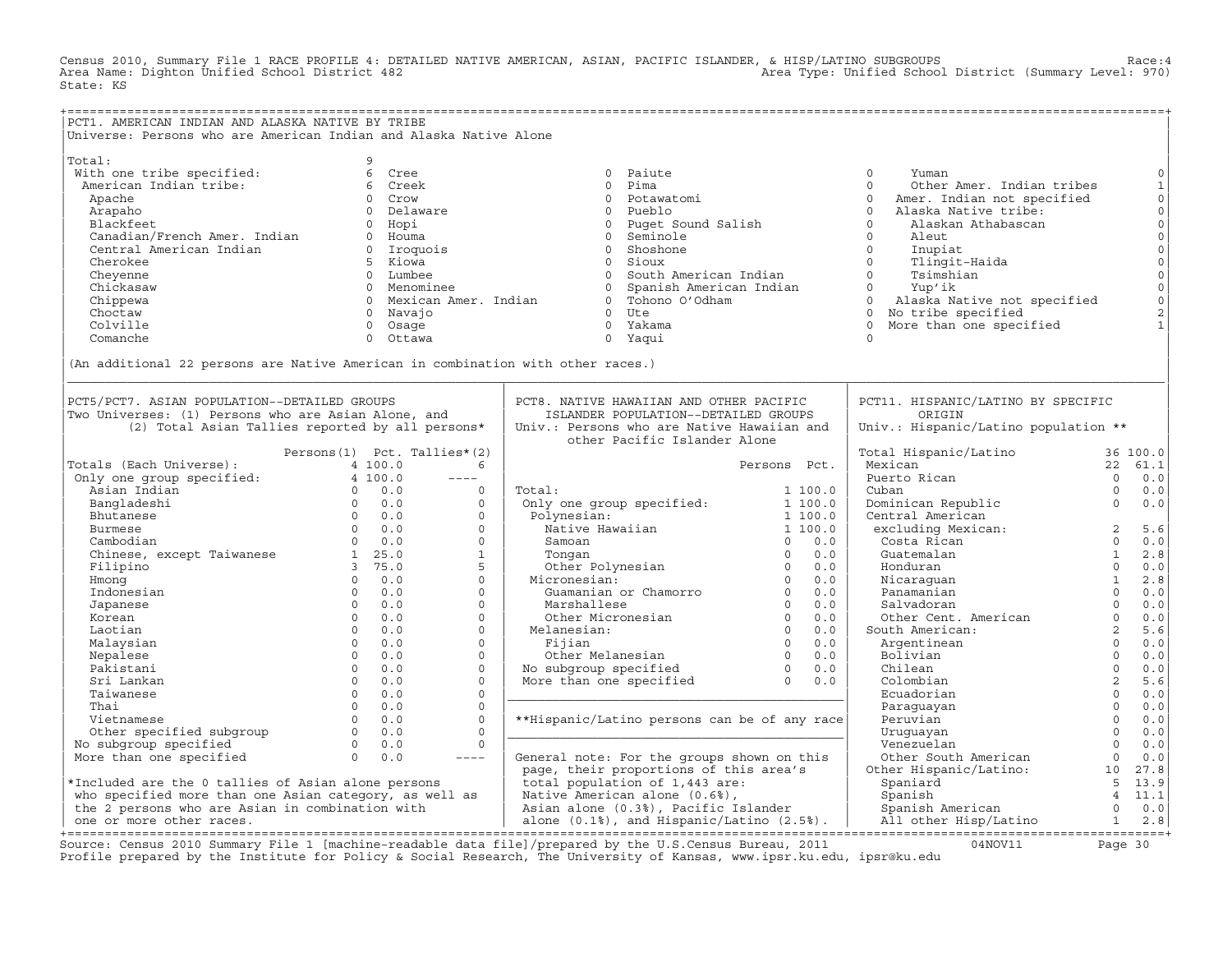Census 2010, Summary File 1 RACE PROFILE 4: DETAILED NATIVE AMERICAN, ASIAN, PACIFIC ISLANDER, & HISP/LATINO SUBGROUPS Race:4
Area Name: Dighton Unified School District 482
Area Type: Unified School District (Summary Level: 970)
State: KS

## PCT1. AMERICAN INDIAN AND ALASKA NATIVE BY TRIBE

Universe: Persons who are American Indian and Alaska Native Alone

| Tribe | Count | Tribe | Count | Tribe | Count | Tribe | Count |
|---|---|---|---|---|---|---|---|
| Total: | 9 | | | | | | |
| With one tribe specified: | 6 | Cree | 0 | Paiute | 0 | Yuman | 0 |
| American Indian tribe: | 6 | Creek | 0 | Pima | 0 | Other Amer. Indian tribes | 1 |
| Apache | 0 | Crow | 0 | Potawatomi | 0 | Amer. Indian not specified | 0 |
| Arapaho | 0 | Delaware | 0 | Pueblo | 0 | Alaska Native tribe: | 0 |
| Blackfeet | 0 | Hopi | 0 | Puget Sound Salish | 0 | Alaskan Athabascan | 0 |
| Canadian/French Amer. Indian | 0 | Houma | 0 | Seminole | 0 | Aleut | 0 |
| Central American Indian | 0 | Iroquois | 0 | Shoshone | 0 | Inupiat | 0 |
| Cherokee | 5 | Kiowa | 0 | Sioux | 0 | Tlingit-Haida | 0 |
| Cheyenne | 0 | Lumbee | 0 | South American Indian | 0 | Tsimshian | 0 |
| Chickasaw | 0 | Menominee | 0 | Spanish American Indian | 0 | Yup'ik | 0 |
| Chippewa | 0 | Mexican Amer. Indian | 0 | Tohono O'Odham | 0 | Alaska Native not specified | 0 |
| Choctaw | 0 | Navajo | 0 | Ute | 0 | No tribe specified | 2 |
| Colville | 0 | Osage | 0 | Yakama | 0 | More than one specified | 1 |
| Comanche | 0 | Ottawa | 0 | Yaqui | 0 | | |

(An additional 22 persons are Native American in combination with other races.)

## PCT5/PCT7. ASIAN POPULATION--DETAILED GROUPS

Two Universes: (1) Persons who are Asian Alone, and (2) Total Asian Tallies reported by all persons*

| | Persons(1) | Pct. | Tallies*(2) |
|---|---|---|---|
| Totals (Each Universe): | 4 | 100.0 | 6 |
| Only one group specified: | 4 | 100.0 | ---- |
| Asian Indian | 0 | 0.0 | 0 |
| Bangladeshi | 0 | 0.0 | 0 |
| Bhutanese | 0 | 0.0 | 0 |
| Burmese | 0 | 0.0 | 0 |
| Cambodian | 0 | 0.0 | 0 |
| Chinese, except Taiwanese | 1 | 25.0 | 1 |
| Filipino | 3 | 75.0 | 5 |
| Hmong | 0 | 0.0 | 0 |
| Indonesian | 0 | 0.0 | 0 |
| Japanese | 0 | 0.0 | 0 |
| Korean | 0 | 0.0 | 0 |
| Laotian | 0 | 0.0 | 0 |
| Malaysian | 0 | 0.0 | 0 |
| Nepalese | 0 | 0.0 | 0 |
| Pakistani | 0 | 0.0 | 0 |
| Sri Lankan | 0 | 0.0 | 0 |
| Taiwanese | 0 | 0.0 | 0 |
| Thai | 0 | 0.0 | 0 |
| Vietnamese | 0 | 0.0 | 0 |
| Other specified subgroup | 0 | 0.0 | 0 |
| No subgroup specified | 0 | 0.0 | 0 |
| More than one specified | 0 | 0.0 | ---- |

*Included are the 0 tallies of Asian alone persons who specified more than one Asian category, as well as the 2 persons who are Asian in combination with one or more other races.

## PCT8. NATIVE HAWAIIAN AND OTHER PACIFIC ISLANDER POPULATION--DETAILED GROUPS

Univ.: Persons who are Native Hawaiian and other Pacific Islander Alone

| | Persons | Pct. |
|---|---|---|
| Total: | 1 | 100.0 |
| Only one group specified: | 1 | 100.0 |
| Polynesian: | 1 | 100.0 |
| Native Hawaiian | 1 | 100.0 |
| Samoan | 0 | 0.0 |
| Tongan | 0 | 0.0 |
| Other Polynesian | 0 | 0.0 |
| Micronesian: | 0 | 0.0 |
| Guamanian or Chamorro | 0 | 0.0 |
| Marshallese | 0 | 0.0 |
| Other Micronesian | 0 | 0.0 |
| Melanesian: | 0 | 0.0 |
| Fijian | 0 | 0.0 |
| Other Melanesian | 0 | 0.0 |
| No subgroup specified | 0 | 0.0 |
| More than one specified | 0 | 0.0 |

**Hispanic/Latino persons can be of any race

General note: For the groups shown on this page, their proportions of this area's total population of 1,443 are: Native American alone (0.6%), Asian alone (0.3%), Pacific Islander alone (0.1%), and Hispanic/Latino (2.5%).

## PCT11. HISPANIC/LATINO BY SPECIFIC ORIGIN

Univ.: Hispanic/Latino population **

| | Persons | Pct. |
|---|---|---|
| Total Hispanic/Latino | 36 | 100.0 |
| Mexican | 22 | 61.1 |
| Puerto Rican | 0 | 0.0 |
| Cuban | 0 | 0.0 |
| Dominican Republic | 0 | 0.0 |
| Central American excluding Mexican: | 2 | 5.6 |
| Costa Rican | 0 | 0.0 |
| Guatemalan | 1 | 2.8 |
| Honduran | 0 | 0.0 |
| Nicaraguan | 1 | 2.8 |
| Panamanian | 0 | 0.0 |
| Salvadoran | 0 | 0.0 |
| Other Cent. American | 0 | 0.0 |
| South American: | 2 | 5.6 |
| Argentinean | 0 | 0.0 |
| Bolivian | 0 | 0.0 |
| Chilean | 0 | 0.0 |
| Colombian | 2 | 5.6 |
| Ecuadorian | 0 | 0.0 |
| Paraguayan | 0 | 0.0 |
| Peruvian | 0 | 0.0 |
| Uruguayan | 0 | 0.0 |
| Venezuelan | 0 | 0.0 |
| Other South American | 0 | 0.0 |
| Other Hispanic/Latino: | 10 | 27.8 |
| Spaniard | 5 | 13.9 |
| Spanish | 4 | 11.1 |
| Spanish American | 0 | 0.0 |
| All other Hisp/Latino | 1 | 2.8 |

Source: Census 2010 Summary File 1 [machine-readable data file]/prepared by the U.S.Census Bureau, 2011 04NOV11
Profile prepared by the Institute for Policy & Social Research, The University of Kansas, www.ipsr.ku.edu, ipsr@ku.edu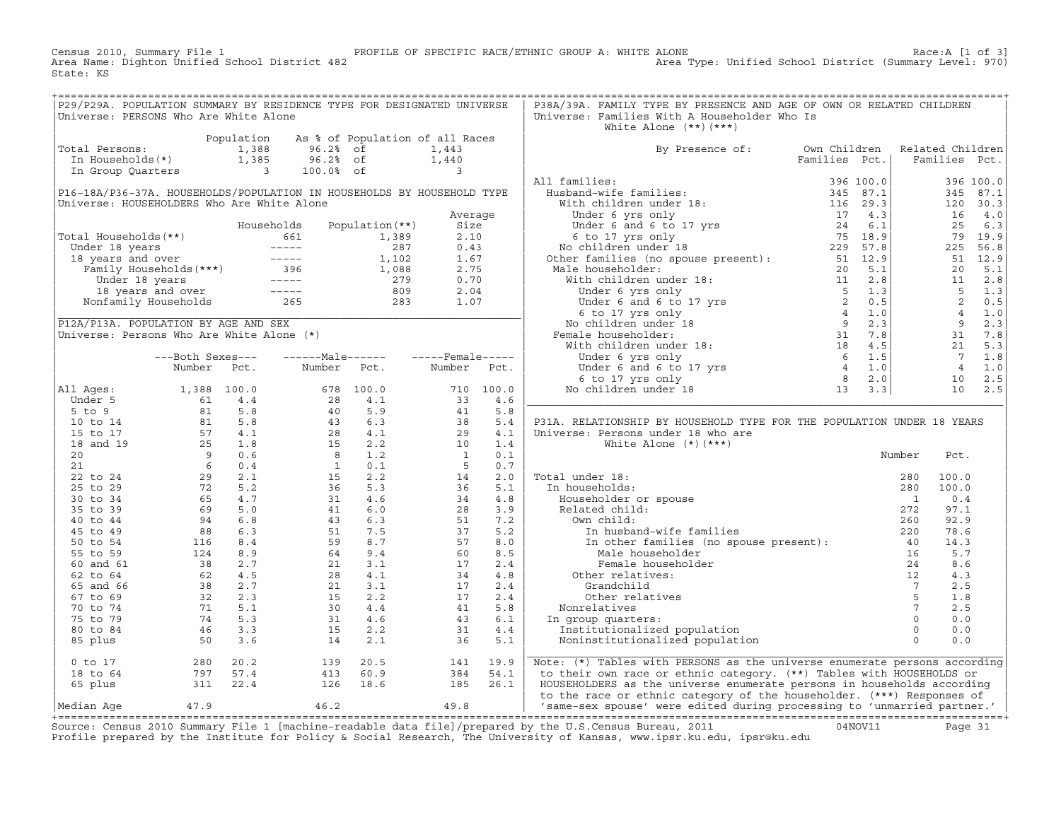Census 2010, Summary File 1 — PROFILE OF SPECIFIC RACE/ETHNIC GROUP A: WHITE ALONE — Race:A [1 of 3]
Area Name: Dighton Unified School District 482 — Area Type: Unified School District (Summary Level: 970)
State: KS

## P29/P29A. POPULATION SUMMARY BY RESIDENCE TYPE FOR DESIGNATED UNIVERSE

Universe: PERSONS Who Are White Alone

| | Population | As % of Population of all Races | | |
|---|---|---|---|---|
| Total Persons: | 1,388 | 96.2% | of | 1,443 |
| In Households(*) | 1,385 | 96.2% | of | 1,440 |
| In Group Quarters | 3 | 100.0% | of | 3 |

## P16-18A/P36-37A. HOUSEHOLDS/POPULATION IN HOUSEHOLDS BY HOUSEHOLD TYPE

Universe: HOUSEHOLDERS Who Are White Alone

| | Households | Population(**) | Average Size |
|---|---|---|---|
| Total Households(**) | 661 | 1,389 | 2.10 |
| Under 18 years | ----- | 287 | 0.43 |
| 18 years and over | ----- | 1,102 | 1.67 |
| Family Households(***) | 396 | 1,088 | 2.75 |
| Under 18 years | ----- | 279 | 0.70 |
| 18 years and over | ----- | 809 | 2.04 |
| Nonfamily Households | 265 | 283 | 1.07 |

## P12A/P13A. POPULATION BY AGE AND SEX

Universe: Persons Who Are White Alone (*)

| | Both Sexes Number | Both Sexes Pct. | Male Number | Male Pct. | Female Number | Female Pct. |
|---|---|---|---|---|---|---|
| All Ages: | 1,388 | 100.0 | 678 | 100.0 | 710 | 100.0 |
| Under 5 | 61 | 4.4 | 28 | 4.1 | 33 | 4.6 |
| 5 to 9 | 81 | 5.8 | 40 | 5.9 | 41 | 5.8 |
| 10 to 14 | 81 | 5.8 | 43 | 6.3 | 38 | 5.4 |
| 15 to 17 | 57 | 4.1 | 28 | 4.1 | 29 | 4.1 |
| 18 and 19 | 25 | 1.8 | 15 | 2.2 | 10 | 1.4 |
| 20 | 9 | 0.6 | 8 | 1.2 | 1 | 0.1 |
| 21 | 6 | 0.4 | 1 | 0.1 | 5 | 0.7 |
| 22 to 24 | 29 | 2.1 | 15 | 2.2 | 14 | 2.0 |
| 25 to 29 | 72 | 5.2 | 36 | 5.3 | 36 | 5.1 |
| 30 to 34 | 65 | 4.7 | 31 | 4.6 | 34 | 4.8 |
| 35 to 39 | 69 | 5.0 | 41 | 6.0 | 28 | 3.9 |
| 40 to 44 | 94 | 6.8 | 43 | 6.3 | 51 | 7.2 |
| 45 to 49 | 88 | 6.3 | 51 | 7.5 | 37 | 5.2 |
| 50 to 54 | 116 | 8.4 | 59 | 8.7 | 57 | 8.0 |
| 55 to 59 | 124 | 8.9 | 64 | 9.4 | 60 | 8.5 |
| 60 and 61 | 38 | 2.7 | 21 | 3.1 | 17 | 2.4 |
| 62 to 64 | 62 | 4.5 | 28 | 4.1 | 34 | 4.8 |
| 65 and 66 | 38 | 2.7 | 21 | 3.1 | 17 | 2.4 |
| 67 to 69 | 32 | 2.3 | 15 | 2.2 | 17 | 2.4 |
| 70 to 74 | 71 | 5.1 | 30 | 4.4 | 41 | 5.8 |
| 75 to 79 | 74 | 5.3 | 31 | 4.6 | 43 | 6.1 |
| 80 to 84 | 46 | 3.3 | 15 | 2.2 | 31 | 4.4 |
| 85 plus | 50 | 3.6 | 14 | 2.1 | 36 | 5.1 |
| 0 to 17 | 280 | 20.2 | 139 | 20.5 | 141 | 19.9 |
| 18 to 64 | 797 | 57.4 | 413 | 60.9 | 384 | 54.1 |
| 65 plus | 311 | 22.4 | 126 | 18.6 | 185 | 26.1 |
| Median Age | 47.9 | | 46.2 | | 49.8 | |

## P38A/39A. FAMILY TYPE BY PRESENCE AND AGE OF OWN OR RELATED CHILDREN

Universe: Families With A Householder Who Is White Alone (**)(***)

| By Presence of: | Own Children Families | Own Children Pct. | Related Children Families | Related Children Pct. |
|---|---|---|---|---|
| All families: | 396 | 100.0 | 396 | 100.0 |
| Husband-wife families: | 345 | 87.1 | 345 | 87.1 |
| With children under 18: | 116 | 29.3 | 120 | 30.3 |
| Under 6 yrs only | 17 | 4.3 | 16 | 4.0 |
| Under 6 and 6 to 17 yrs | 24 | 6.1 | 25 | 6.3 |
| 6 to 17 yrs only | 75 | 18.9 | 79 | 19.9 |
| No children under 18 | 229 | 57.8 | 225 | 56.8 |
| Other families (no spouse present): | 51 | 12.9 | 51 | 12.9 |
| Male householder: | 20 | 5.1 | 20 | 5.1 |
| With children under 18: | 11 | 2.8 | 11 | 2.8 |
| Under 6 yrs only | 5 | 1.3 | 5 | 1.3 |
| Under 6 and 6 to 17 yrs | 2 | 0.5 | 2 | 0.5 |
| 6 to 17 yrs only | 4 | 1.0 | 4 | 1.0 |
| No children under 18 | 9 | 2.3 | 9 | 2.3 |
| Female householder: | 31 | 7.8 | 31 | 7.8 |
| With children under 18: | 18 | 4.5 | 21 | 5.3 |
| Under 6 yrs only | 6 | 1.5 | 7 | 1.8 |
| Under 6 and 6 to 17 yrs | 4 | 1.0 | 4 | 1.0 |
| 6 to 17 yrs only | 8 | 2.0 | 10 | 2.5 |
| No children under 18 | 13 | 3.3 | 10 | 2.5 |

## P31A. RELATIONSHIP BY HOUSEHOLD TYPE FOR THE POPULATION UNDER 18 YEARS

Universe: Persons under 18 who are White Alone (*)(***)

| | Number | Pct. |
|---|---|---|
| Total under 18: | 280 | 100.0 |
| In households: | 280 | 100.0 |
| Householder or spouse | 1 | 0.4 |
| Related child: | 272 | 97.1 |
| Own child: | 260 | 92.9 |
| In husband-wife families | 220 | 78.6 |
| In other families (no spouse present): | 40 | 14.3 |
| Male householder | 16 | 5.7 |
| Female householder | 24 | 8.6 |
| Other relatives: | 12 | 4.3 |
| Grandchild | 7 | 2.5 |
| Other relatives | 5 | 1.8 |
| Nonrelatives | 7 | 2.5 |
| In group quarters: | 0 | 0.0 |
| Institutionalized population | 0 | 0.0 |
| Noninstitutionalized population | 0 | 0.0 |

Note: (*) Tables with PERSONS as the universe enumerate persons according to their own race or ethnic category. (**) Tables with HOUSEHOLDS or HOUSEHOLDERS as the universe enumerate persons in households according to the race or ethnic category of the householder. (***) Responses of 'same-sex spouse' were edited during processing to 'unmarried partner.'

Source: Census 2010 Summary File 1 [machine-readable data file]/prepared by the U.S.Census Bureau, 2011 — 04NOV11
Profile prepared by the Institute for Policy & Social Research, The University of Kansas, www.ipsr.ku.edu, ipsr@ku.edu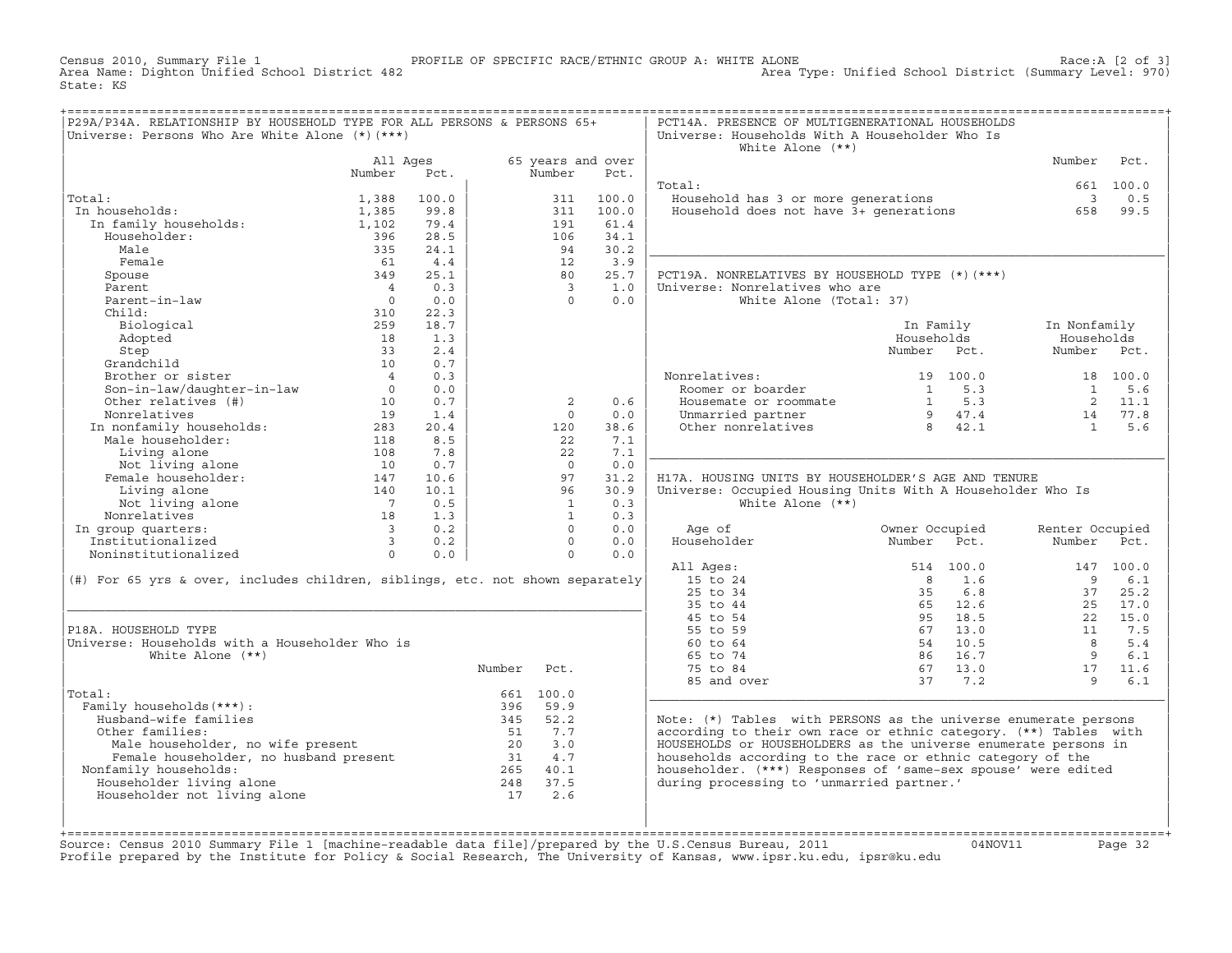Census 2010, Summary File 1 PROFILE OF SPECIFIC RACE/ETHNIC GROUP A: WHITE ALONE Race:A [2 of 3]
Area Name: Dighton Unified School District 482 Area Type: Unified School District (Summary Level: 970)
State: KS

## P29A/P34A. RELATIONSHIP BY HOUSEHOLD TYPE FOR ALL PERSONS & PERSONS 65+

Universe: Persons Who Are White Alone (*)(***)

| | All Ages Number | All Ages Pct. | 65 years and over Number | 65 years and over Pct. |
|---|---|---|---|---|
| Total: | 1,388 | 100.0 | 311 | 100.0 |
| In households: | 1,385 | 99.8 | 311 | 100.0 |
| In family households: | 1,102 | 79.4 | 191 | 61.4 |
| Householder: | 396 | 28.5 | 106 | 34.1 |
| Male | 335 | 24.1 | 94 | 30.2 |
| Female | 61 | 4.4 | 12 | 3.9 |
| Spouse | 349 | 25.1 | 80 | 25.7 |
| Parent | 4 | 0.3 | 3 | 1.0 |
| Parent-in-law | 0 | 0.0 | 0 | 0.0 |
| Child: | 310 | 22.3 | | |
| Biological | 259 | 18.7 | | |
| Adopted | 18 | 1.3 | | |
| Step | 33 | 2.4 | | |
| Grandchild | 10 | 0.7 | | |
| Brother or sister | 4 | 0.3 | | |
| Son-in-law/daughter-in-law | 0 | 0.0 | | |
| Other relatives (#) | 10 | 0.7 | 2 | 0.6 |
| Nonrelatives | 19 | 1.4 | 0 | 0.0 |
| In nonfamily households: | 283 | 20.4 | 120 | 38.6 |
| Male householder: | 118 | 8.5 | 22 | 7.1 |
| Living alone | 108 | 7.8 | 22 | 7.1 |
| Not living alone | 10 | 0.7 | 0 | 0.0 |
| Female householder: | 147 | 10.6 | 97 | 31.2 |
| Living alone | 140 | 10.1 | 96 | 30.9 |
| Not living alone | 7 | 0.5 | 1 | 0.3 |
| Nonrelatives | 18 | 1.3 | 1 | 0.3 |
| In group quarters: | 3 | 0.2 | 0 | 0.0 |
| Institutionalized | 3 | 0.2 | 0 | 0.0 |
| Noninstitutionalized | 0 | 0.0 | 0 | 0.0 |

(#) For 65 yrs & over, includes children, siblings, etc. not shown separately

## P18A. HOUSEHOLD TYPE

Universe: Households with a Householder Who is White Alone (**)

| | Number | Pct. |
|---|---|---|
| Total: | 661 | 100.0 |
| Family households(***): | 396 | 59.9 |
| Husband-wife families | 345 | 52.2 |
| Other families: | 51 | 7.7 |
| Male householder, no wife present | 20 | 3.0 |
| Female householder, no husband present | 31 | 4.7 |
| Nonfamily households: | 265 | 40.1 |
| Householder living alone | 248 | 37.5 |
| Householder not living alone | 17 | 2.6 |

## PCT14A. PRESENCE OF MULTIGENERATIONAL HOUSEHOLDS

Universe: Households With A Householder Who Is White Alone (**)

| | Number | Pct. |
|---|---|---|
| Total: | 661 | 100.0 |
| Household has 3 or more generations | 3 | 0.5 |
| Household does not have 3+ generations | 658 | 99.5 |

## PCT19A. NONRELATIVES BY HOUSEHOLD TYPE (*)(***)

Universe: Nonrelatives who are White Alone (Total: 37)

| | In Family Households Number | In Family Households Pct. | In Nonfamily Households Number | In Nonfamily Households Pct. |
|---|---|---|---|---|
| Nonrelatives: | 19 | 100.0 | 18 | 100.0 |
| Roomer or boarder | 1 | 5.3 | 1 | 5.6 |
| Housemate or roommate | 1 | 5.3 | 2 | 11.1 |
| Unmarried partner | 9 | 47.4 | 14 | 77.8 |
| Other nonrelatives | 8 | 42.1 | 1 | 5.6 |

## H17A. HOUSING UNITS BY HOUSEHOLDER'S AGE AND TENURE

Universe: Occupied Housing Units With A Householder Who Is White Alone (**)

| Age of Householder | Owner Occupied Number | Owner Occupied Pct. | Renter Occupied Number | Renter Occupied Pct. |
|---|---|---|---|---|
| All Ages: | 514 | 100.0 | 147 | 100.0 |
| 15 to 24 | 8 | 1.6 | 9 | 6.1 |
| 25 to 34 | 35 | 6.8 | 37 | 25.2 |
| 35 to 44 | 65 | 12.6 | 25 | 17.0 |
| 45 to 54 | 95 | 18.5 | 22 | 15.0 |
| 55 to 59 | 67 | 13.0 | 11 | 7.5 |
| 60 to 64 | 54 | 10.5 | 8 | 5.4 |
| 65 to 74 | 86 | 16.7 | 9 | 6.1 |
| 75 to 84 | 67 | 13.0 | 17 | 11.6 |
| 85 and over | 37 | 7.2 | 9 | 6.1 |

Note: (*) Tables with PERSONS as the universe enumerate persons according to their own race or ethnic category. (**) Tables with HOUSEHOLDS or HOUSEHOLDERS as the universe enumerate persons in households according to the race or ethnic category of the householder. (***) Responses of 'same-sex spouse' were edited during processing to 'unmarried partner.'

Source: Census 2010 Summary File 1 [machine-readable data file]/prepared by the U.S.Census Bureau, 2011 04NOV11
Profile prepared by the Institute for Policy & Social Research, The University of Kansas, www.ipsr.ku.edu, ipsr@ku.edu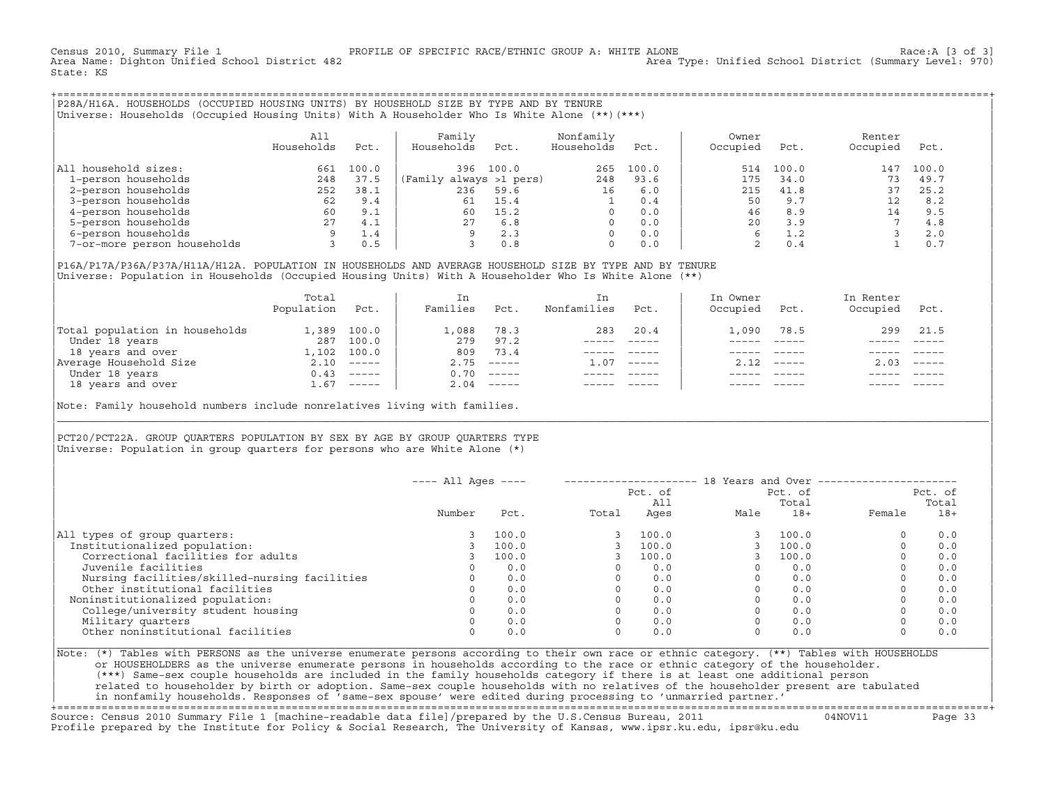Census 2010, Summary File 1 — PROFILE OF SPECIFIC RACE/ETHNIC GROUP A: WHITE ALONE — Race:A [3 of 3]
Area Name: Dighton Unified School District 482 — Area Type: Unified School District (Summary Level: 970)
State: KS

## P28A/H16A. HOUSEHOLDS (OCCUPIED HOUSING UNITS) BY HOUSEHOLD SIZE BY TYPE AND BY TENURE

Universe: Households (Occupied Housing Units) With A Householder Who Is White Alone (**)(***)

| | All Households | Pct. | Family Households | Pct. | Nonfamily Households | Pct. | Owner Occupied | Pct. | Renter Occupied | Pct. |
|---|---|---|---|---|---|---|---|---|---|---|
| All household sizes: | 661 | 100.0 | 396 | 100.0 | 265 | 100.0 | 514 | 100.0 | 147 | 100.0 |
| 1-person households | 248 | 37.5 | (Family always >1 pers) | | 248 | 93.6 | 175 | 34.0 | 73 | 49.7 |
| 2-person households | 252 | 38.1 | 236 | 59.6 | 16 | 6.0 | 215 | 41.8 | 37 | 25.2 |
| 3-person households | 62 | 9.4 | 61 | 15.4 | 1 | 0.4 | 50 | 9.7 | 12 | 8.2 |
| 4-person households | 60 | 9.1 | 60 | 15.2 | 0 | 0.0 | 46 | 8.9 | 14 | 9.5 |
| 5-person households | 27 | 4.1 | 27 | 6.8 | 0 | 0.0 | 20 | 3.9 | 7 | 4.8 |
| 6-person households | 9 | 1.4 | 9 | 2.3 | 0 | 0.0 | 6 | 1.2 | 3 | 2.0 |
| 7-or-more person households | 3 | 0.5 | 3 | 0.8 | 0 | 0.0 | 2 | 0.4 | 1 | 0.7 |

## P16A/P17A/P36A/P37A/H11A/H12A. POPULATION IN HOUSEHOLDS AND AVERAGE HOUSEHOLD SIZE BY TYPE AND BY TENURE

Universe: Population in Households (Occupied Housing Units) With A Householder Who Is White Alone (**)

| | Total Population | Pct. | In Families | Pct. | In Nonfamilies | Pct. | In Owner Occupied | Pct. | In Renter Occupied | Pct. |
|---|---|---|---|---|---|---|---|---|---|---|
| Total population in households | 1,389 | 100.0 | 1,088 | 78.3 | 283 | 20.4 | 1,090 | 78.5 | 299 | 21.5 |
| Under 18 years | 287 | 100.0 | 279 | 97.2 | ----- | ----- | ----- | ----- | ----- | ----- |
| 18 years and over | 1,102 | 100.0 | 809 | 73.4 | ----- | ----- | ----- | ----- | ----- | ----- |
| Average Household Size | 2.10 | ----- | 2.75 | ----- | 1.07 | ----- | 2.12 | ----- | 2.03 | ----- |
| Under 18 years | 0.43 | ----- | 0.70 | ----- | ----- | ----- | ----- | ----- | ----- | ----- |
| 18 years and over | 1.67 | ----- | 2.04 | ----- | ----- | ----- | ----- | ----- | ----- | ----- |

Note: Family household numbers include nonrelatives living with families.

## PCT20/PCT22A. GROUP QUARTERS POPULATION BY SEX BY AGE BY GROUP QUARTERS TYPE

Universe: Population in group quarters for persons who are White Alone (*)

| | All Ages | | 18 Years and Over | | | | | |
|---|---|---|---|---|---|---|---|---|
| | Number | Pct. | Total | Pct. of All Ages | Male | Pct. of Total 18+ | Female | Pct. of Total 18+ |
| All types of group quarters: | 3 | 100.0 | 3 | 100.0 | 3 | 100.0 | 0 | 0.0 |
| Institutionalized population: | 3 | 100.0 | 3 | 100.0 | 3 | 100.0 | 0 | 0.0 |
| Correctional facilities for adults | 3 | 100.0 | 3 | 100.0 | 3 | 100.0 | 0 | 0.0 |
| Juvenile facilities | 0 | 0.0 | 0 | 0.0 | 0 | 0.0 | 0 | 0.0 |
| Nursing facilities/skilled-nursing facilities | 0 | 0.0 | 0 | 0.0 | 0 | 0.0 | 0 | 0.0 |
| Other institutional facilities | 0 | 0.0 | 0 | 0.0 | 0 | 0.0 | 0 | 0.0 |
| Noninstitutionalized population: | 0 | 0.0 | 0 | 0.0 | 0 | 0.0 | 0 | 0.0 |
| College/university student housing | 0 | 0.0 | 0 | 0.0 | 0 | 0.0 | 0 | 0.0 |
| Military quarters | 0 | 0.0 | 0 | 0.0 | 0 | 0.0 | 0 | 0.0 |
| Other noninstitutional facilities | 0 | 0.0 | 0 | 0.0 | 0 | 0.0 | 0 | 0.0 |

Note: (*) Tables with PERSONS as the universe enumerate persons according to their own race or ethnic category. (**) Tables with HOUSEHOLDS or HOUSEHOLDERS as the universe enumerate persons in households according to the race or ethnic category of the householder. (***) Same-sex couple households are included in the family households category if there is at least one additional person related to householder by birth or adoption. Same-sex couple households with no relatives of the householder present are tabulated in nonfamily households. Responses of 'same-sex spouse' were edited during processing to 'unmarried partner.'

Source: Census 2010 Summary File 1 [machine-readable data file]/prepared by the U.S.Census Bureau, 2011 — 04NOV11
Profile prepared by the Institute for Policy & Social Research, The University of Kansas, www.ipsr.ku.edu, ipsr@ku.edu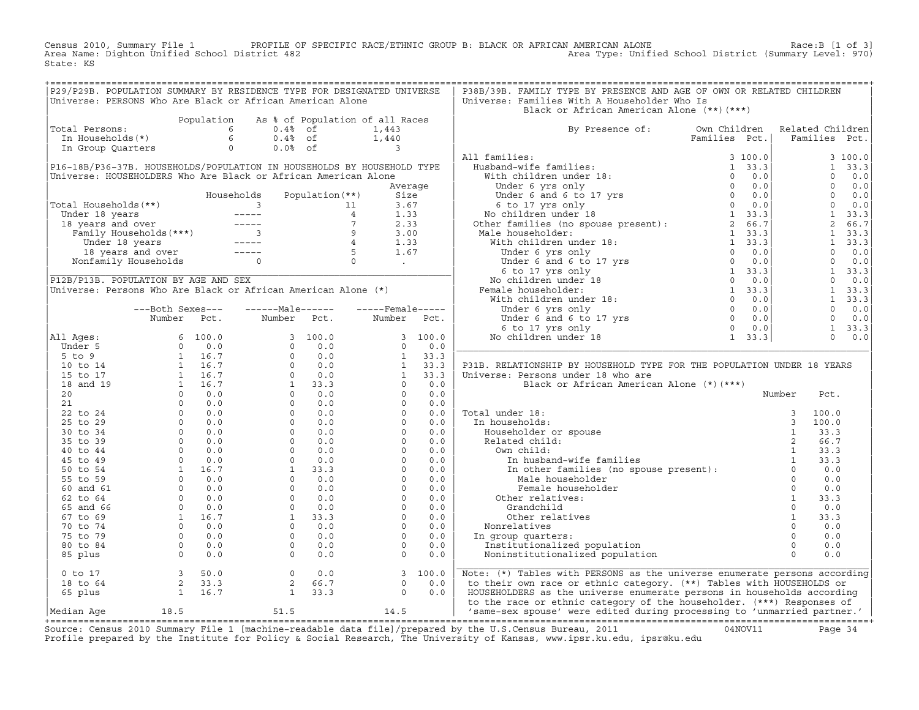Census 2010, Summary File 1 PROFILE OF SPECIFIC RACE/ETHNIC GROUP B: BLACK OR AFRICAN AMERICAN ALONE Race:B [1 of 3]
Area Name: Dighton Unified School District 482 Area Type: Unified School District (Summary Level: 970)
State: KS

## P29/P29B. POPULATION SUMMARY BY RESIDENCE TYPE FOR DESIGNATED UNIVERSE

Universe: PERSONS Who Are Black or African American Alone

| | Population | As % of Population of all Races | |
|---|---|---|---|
| Total Persons: | 6 | 0.4% of | 1,443 |
| In Households(*) | 6 | 0.4% of | 1,440 |
| In Group Quarters | 0 | 0.0% of | 3 |

## P16-18B/P36-37B. HOUSEHOLDS/POPULATION IN HOUSEHOLDS BY HOUSEHOLD TYPE

Universe: HOUSEHOLDERS Who Are Black or African American Alone

| | Households | Population(**) | Average Size |
|---|---|---|---|
| Total Households(**) | 3 | 11 | 3.67 |
| Under 18 years | ----- | 4 | 1.33 |
| 18 years and over | ----- | 7 | 2.33 |
| Family Households(***) | 3 | 9 | 3.00 |
| Under 18 years | ----- | 4 | 1.33 |
| 18 years and over | ----- | 5 | 1.67 |
| Nonfamily Households | 0 | 0 | . |

## P12B/P13B. POPULATION BY AGE AND SEX

Universe: Persons Who Are Black or African American Alone (*)

| | Both Sexes Number | Both Sexes Pct. | Male Number | Male Pct. | Female Number | Female Pct. |
|---|---|---|---|---|---|---|
| All Ages: | 6 | 100.0 | 3 | 100.0 | 3 | 100.0 |
| Under 5 | 0 | 0.0 | 0 | 0.0 | 0 | 0.0 |
| 5 to 9 | 1 | 16.7 | 0 | 0.0 | 1 | 33.3 |
| 10 to 14 | 1 | 16.7 | 0 | 0.0 | 1 | 33.3 |
| 15 to 17 | 1 | 16.7 | 0 | 0.0 | 1 | 33.3 |
| 18 and 19 | 1 | 16.7 | 1 | 33.3 | 0 | 0.0 |
| 20 | 0 | 0.0 | 0 | 0.0 | 0 | 0.0 |
| 21 | 0 | 0.0 | 0 | 0.0 | 0 | 0.0 |
| 22 to 24 | 0 | 0.0 | 0 | 0.0 | 0 | 0.0 |
| 25 to 29 | 0 | 0.0 | 0 | 0.0 | 0 | 0.0 |
| 30 to 34 | 0 | 0.0 | 0 | 0.0 | 0 | 0.0 |
| 35 to 39 | 0 | 0.0 | 0 | 0.0 | 0 | 0.0 |
| 40 to 44 | 0 | 0.0 | 0 | 0.0 | 0 | 0.0 |
| 45 to 49 | 0 | 0.0 | 0 | 0.0 | 0 | 0.0 |
| 50 to 54 | 1 | 16.7 | 1 | 33.3 | 0 | 0.0 |
| 55 to 59 | 0 | 0.0 | 0 | 0.0 | 0 | 0.0 |
| 60 and 61 | 0 | 0.0 | 0 | 0.0 | 0 | 0.0 |
| 62 to 64 | 0 | 0.0 | 0 | 0.0 | 0 | 0.0 |
| 65 and 66 | 0 | 0.0 | 0 | 0.0 | 0 | 0.0 |
| 67 to 69 | 1 | 16.7 | 1 | 33.3 | 0 | 0.0 |
| 70 to 74 | 0 | 0.0 | 0 | 0.0 | 0 | 0.0 |
| 75 to 79 | 0 | 0.0 | 0 | 0.0 | 0 | 0.0 |
| 80 to 84 | 0 | 0.0 | 0 | 0.0 | 0 | 0.0 |
| 85 plus | 0 | 0.0 | 0 | 0.0 | 0 | 0.0 |
| 0 to 17 | 3 | 50.0 | 0 | 0.0 | 3 | 100.0 |
| 18 to 64 | 2 | 33.3 | 2 | 66.7 | 0 | 0.0 |
| 65 plus | 1 | 16.7 | 1 | 33.3 | 0 | 0.0 |
| Median Age | 18.5 | | 51.5 | | 14.5 | |

## P38B/39B. FAMILY TYPE BY PRESENCE AND AGE OF OWN OR RELATED CHILDREN

Universe: Families With A Householder Who Is Black or African American Alone (**)(***)

| By Presence of: | Own Children Families | Own Children Pct. | Related Children Families | Related Children Pct. |
|---|---|---|---|---|
| All families: | 3 | 100.0 | 3 | 100.0 |
| Husband-wife families: | 1 | 33.3 | 1 | 33.3 |
| With children under 18: | 0 | 0.0 | 0 | 0.0 |
| Under 6 yrs only | 0 | 0.0 | 0 | 0.0 |
| Under 6 and 6 to 17 yrs | 0 | 0.0 | 0 | 0.0 |
| 6 to 17 yrs only | 0 | 0.0 | 0 | 0.0 |
| No children under 18 | 1 | 33.3 | 1 | 33.3 |
| Other families (no spouse present): | 2 | 66.7 | 2 | 66.7 |
| Male householder: | 1 | 33.3 | 1 | 33.3 |
| With children under 18: | 1 | 33.3 | 1 | 33.3 |
| Under 6 yrs only | 0 | 0.0 | 0 | 0.0 |
| Under 6 and 6 to 17 yrs | 0 | 0.0 | 0 | 0.0 |
| 6 to 17 yrs only | 1 | 33.3 | 1 | 33.3 |
| No children under 18 | 0 | 0.0 | 0 | 0.0 |
| Female householder: | 1 | 33.3 | 1 | 33.3 |
| With children under 18: | 0 | 0.0 | 1 | 33.3 |
| Under 6 yrs only | 0 | 0.0 | 0 | 0.0 |
| Under 6 and 6 to 17 yrs | 0 | 0.0 | 0 | 0.0 |
| 6 to 17 yrs only | 0 | 0.0 | 1 | 33.3 |
| No children under 18 | 1 | 33.3 | 0 | 0.0 |

## P31B. RELATIONSHIP BY HOUSEHOLD TYPE FOR THE POPULATION UNDER 18 YEARS

Universe: Persons under 18 who are Black or African American Alone (*)(***)

| | Number | Pct. |
|---|---|---|
| Total under 18: | 3 | 100.0 |
| In households: | 3 | 100.0 |
| Householder or spouse | 1 | 33.3 |
| Related child: | 2 | 66.7 |
| Own child: | 1 | 33.3 |
| In husband-wife families | 1 | 33.3 |
| In other families (no spouse present): | 0 | 0.0 |
| Male householder | 0 | 0.0 |
| Female householder | 0 | 0.0 |
| Other relatives: | 1 | 33.3 |
| Grandchild | 0 | 0.0 |
| Other relatives | 1 | 33.3 |
| Nonrelatives | 0 | 0.0 |
| In group quarters: | 0 | 0.0 |
| Institutionalized population | 0 | 0.0 |
| Noninstitutionalized population | 0 | 0.0 |

Note: (*) Tables with PERSONS as the universe enumerate persons according to their own race or ethnic category. (**) Tables with HOUSEHOLDS or HOUSEHOLDERS as the universe enumerate persons in households according to the race or ethnic category of the householder. (***) Responses of 'same-sex spouse' were edited during processing to 'unmarried partner.'

Source: Census 2010 Summary File 1 [machine-readable data file]/prepared by the U.S.Census Bureau, 2011 04NOV11
Profile prepared by the Institute for Policy & Social Research, The University of Kansas, www.ipsr.ku.edu, ipsr@ku.edu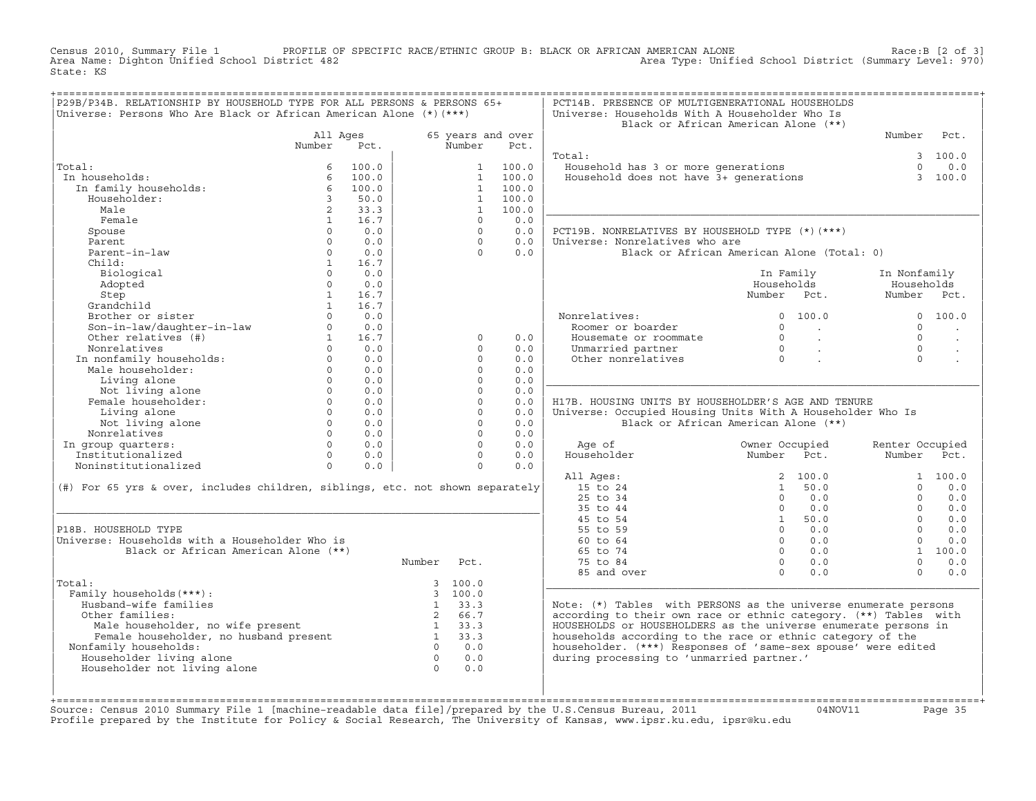Census 2010, Summary File 1 PROFILE OF SPECIFIC RACE/ETHNIC GROUP B: BLACK OR AFRICAN AMERICAN ALONE Race:B [2 of 3]
Area Name: Dighton Unified School District 482 Area Type: Unified School District (Summary Level: 970)
State: KS

## P29B/P34B. RELATIONSHIP BY HOUSEHOLD TYPE FOR ALL PERSONS & PERSONS 65+

Universe: Persons Who Are Black or African American Alone (*)(***)

| | All Ages Number | All Ages Pct. | 65 years and over Number | 65 years and over Pct. |
|---|---|---|---|---|
| Total: | 6 | 100.0 | 1 | 100.0 |
| In households: | 6 | 100.0 | 1 | 100.0 |
| In family households: | 6 | 100.0 | 1 | 100.0 |
| Householder: | 3 | 50.0 | 1 | 100.0 |
| Male | 2 | 33.3 | 1 | 100.0 |
| Female | 1 | 16.7 | 0 | 0.0 |
| Spouse | 0 | 0.0 | 0 | 0.0 |
| Parent | 0 | 0.0 | 0 | 0.0 |
| Parent-in-law | 0 | 0.0 | 0 | 0.0 |
| Child: | 1 | 16.7 | | |
| Biological | 0 | 0.0 | | |
| Adopted | 0 | 0.0 | | |
| Step | 1 | 16.7 | | |
| Grandchild | 1 | 16.7 | | |
| Brother or sister | 0 | 0.0 | | |
| Son-in-law/daughter-in-law | 0 | 0.0 | | |
| Other relatives (#) | 1 | 16.7 | 0 | 0.0 |
| Nonrelatives | 0 | 0.0 | 0 | 0.0 |
| In nonfamily households: | 0 | 0.0 | 0 | 0.0 |
| Male householder: | 0 | 0.0 | 0 | 0.0 |
| Living alone | 0 | 0.0 | 0 | 0.0 |
| Not living alone | 0 | 0.0 | 0 | 0.0 |
| Female householder: | 0 | 0.0 | 0 | 0.0 |
| Living alone | 0 | 0.0 | 0 | 0.0 |
| Not living alone | 0 | 0.0 | 0 | 0.0 |
| Nonrelatives | 0 | 0.0 | 0 | 0.0 |
| In group quarters: | 0 | 0.0 | 0 | 0.0 |
| Institutionalized | 0 | 0.0 | 0 | 0.0 |
| Noninstitutionalized | 0 | 0.0 | 0 | 0.0 |

(#) For 65 yrs & over, includes children, siblings, etc. not shown separately

## P18B. HOUSEHOLD TYPE

Universe: Households with a Householder Who is Black or African American Alone (**)

| | Number | Pct. |
|---|---|---|
| Total: | 3 | 100.0 |
| Family households(***): | 3 | 100.0 |
| Husband-wife families | 1 | 33.3 |
| Other families: | 2 | 66.7 |
| Male householder, no wife present | 1 | 33.3 |
| Female householder, no husband present | 1 | 33.3 |
| Nonfamily households: | 0 | 0.0 |
| Householder living alone | 0 | 0.0 |
| Householder not living alone | 0 | 0.0 |

## PCT14B. PRESENCE OF MULTIGENERATIONAL HOUSEHOLDS

Universe: Households With A Householder Who Is Black or African American Alone (**)

| | Number | Pct. |
|---|---|---|
| Total: | 3 | 100.0 |
| Household has 3 or more generations | 0 | 0.0 |
| Household does not have 3+ generations | 3 | 100.0 |

## PCT19B. NONRELATIVES BY HOUSEHOLD TYPE (*)(***)

Universe: Nonrelatives who are Black or African American Alone (Total: 0)

| | In Family Households Number | In Family Households Pct. | In Nonfamily Households Number | In Nonfamily Households Pct. |
|---|---|---|---|---|
| Nonrelatives: | 0 | 100.0 | 0 | 100.0 |
| Roomer or boarder | 0 | . | 0 | . |
| Housemate or roommate | 0 | . | 0 | . |
| Unmarried partner | 0 | . | 0 | . |
| Other nonrelatives | 0 | . | 0 | . |

## H17B. HOUSING UNITS BY HOUSEHOLDER'S AGE AND TENURE

Universe: Occupied Housing Units With A Householder Who Is Black or African American Alone (**)

| Age of Householder | Owner Occupied Number | Owner Occupied Pct. | Renter Occupied Number | Renter Occupied Pct. |
|---|---|---|---|---|
| All Ages: | 2 | 100.0 | 1 | 100.0 |
| 15 to 24 | 1 | 50.0 | 0 | 0.0 |
| 25 to 34 | 0 | 0.0 | 0 | 0.0 |
| 35 to 44 | 0 | 0.0 | 0 | 0.0 |
| 45 to 54 | 1 | 50.0 | 0 | 0.0 |
| 55 to 59 | 0 | 0.0 | 0 | 0.0 |
| 60 to 64 | 0 | 0.0 | 0 | 0.0 |
| 65 to 74 | 0 | 0.0 | 1 | 100.0 |
| 75 to 84 | 0 | 0.0 | 0 | 0.0 |
| 85 and over | 0 | 0.0 | 0 | 0.0 |

Note: (*) Tables with PERSONS as the universe enumerate persons according to their own race or ethnic category. (**) Tables with HOUSEHOLDS or HOUSEHOLDERS as the universe enumerate persons in households according to the race or ethnic category of the householder. (***) Responses of 'same-sex spouse' were edited during processing to 'unmarried partner.'

Source: Census 2010 Summary File 1 [machine-readable data file]/prepared by the U.S.Census Bureau, 2011 04NOV11
Profile prepared by the Institute for Policy & Social Research, The University of Kansas, www.ipsr.ku.edu, ipsr@ku.edu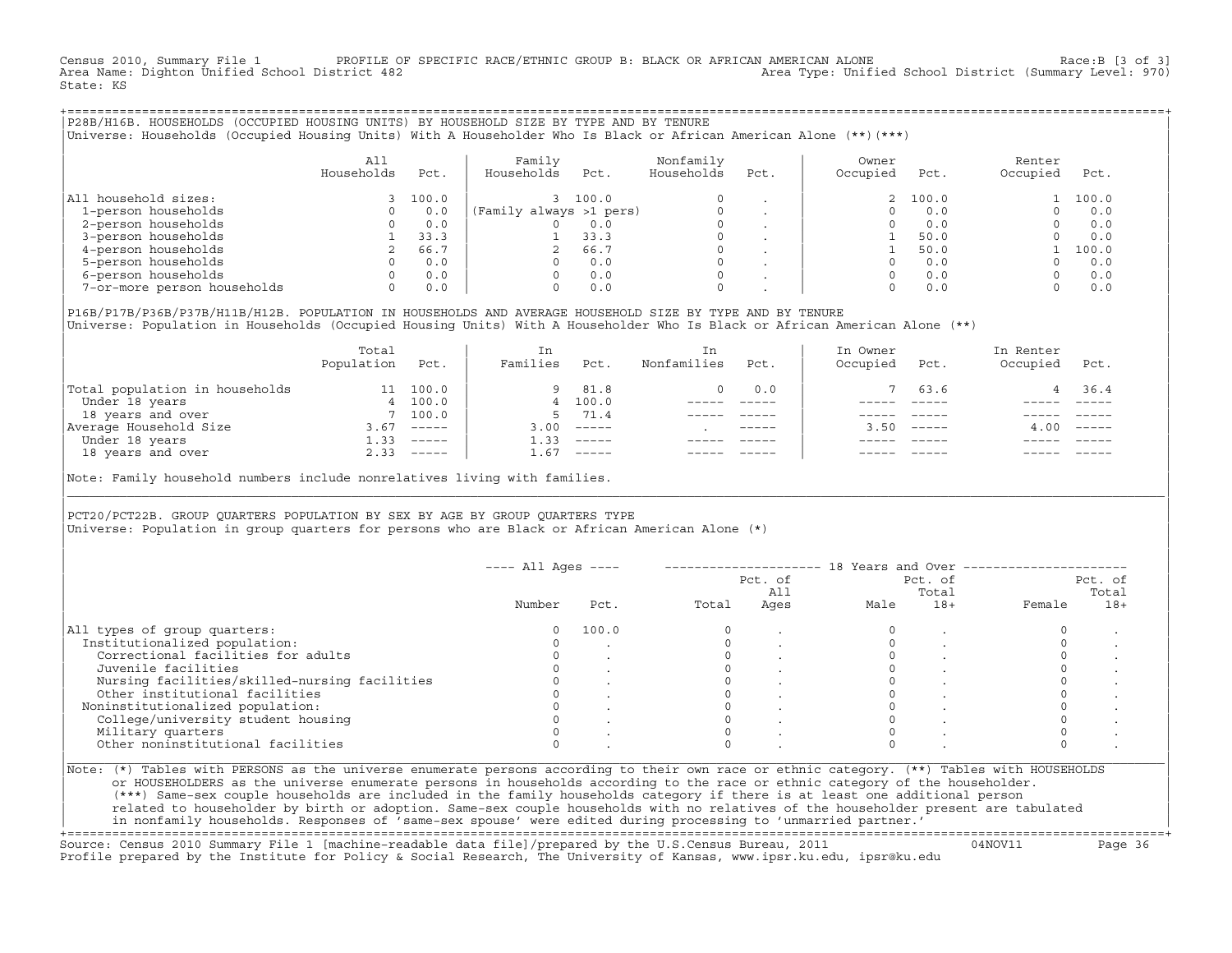Census 2010, Summary File 1 PROFILE OF SPECIFIC RACE/ETHNIC GROUP B: BLACK OR AFRICAN AMERICAN ALONE Race:B [3 of 3]
Area Name: Dighton Unified School District 482 Area Type: Unified School District (Summary Level: 970)
State: KS

## P28B/H16B. HOUSEHOLDS (OCCUPIED HOUSING UNITS) BY HOUSEHOLD SIZE BY TYPE AND BY TENURE

Universe: Households (Occupied Housing Units) With A Householder Who Is Black or African American Alone (**)(***)

| | All Households | Pct. | Family Households | Pct. | Nonfamily Households | Pct. | Owner Occupied | Pct. | Renter Occupied | Pct. |
|---|---|---|---|---|---|---|---|---|---|---|
| All household sizes: | 3 | 100.0 | 3 | 100.0 | 0 | . | 2 | 100.0 | 1 | 100.0 |
| 1-person households | 0 | 0.0 | (Family always >1 pers) | | 0 | . | 0 | 0.0 | 0 | 0.0 |
| 2-person households | 0 | 0.0 | 0 | 0.0 | 0 | . | 0 | 0.0 | 0 | 0.0 |
| 3-person households | 1 | 33.3 | 1 | 33.3 | 0 | . | 1 | 50.0 | 0 | 0.0 |
| 4-person households | 2 | 66.7 | 2 | 66.7 | 0 | . | 1 | 50.0 | 1 | 100.0 |
| 5-person households | 0 | 0.0 | 0 | 0.0 | 0 | . | 0 | 0.0 | 0 | 0.0 |
| 6-person households | 0 | 0.0 | 0 | 0.0 | 0 | . | 0 | 0.0 | 0 | 0.0 |
| 7-or-more person households | 0 | 0.0 | 0 | 0.0 | 0 | . | 0 | 0.0 | 0 | 0.0 |

## P16B/P17B/P36B/P37B/H11B/H12B. POPULATION IN HOUSEHOLDS AND AVERAGE HOUSEHOLD SIZE BY TYPE AND BY TENURE

Universe: Population in Households (Occupied Housing Units) With A Householder Who Is Black or African American Alone (**)

| | Total Population | Pct. | In Families | Pct. | In Nonfamilies | Pct. | In Owner Occupied | Pct. | In Renter Occupied | Pct. |
|---|---|---|---|---|---|---|---|---|---|---|
| Total population in households | 11 | 100.0 | 9 | 81.8 | 0 | 0.0 | 7 | 63.6 | 4 | 36.4 |
| Under 18 years | 4 | 100.0 | 4 | 100.0 | ----- | ----- | ----- | ----- | ----- | ----- |
| 18 years and over | 7 | 100.0 | 5 | 71.4 | ----- | ----- | ----- | ----- | ----- | ----- |
| Average Household Size | 3.67 | ----- | 3.00 | ----- | . | ----- | 3.50 | ----- | 4.00 | ----- |
| Under 18 years | 1.33 | ----- | 1.33 | ----- | ----- | ----- | ----- | ----- | ----- | ----- |
| 18 years and over | 2.33 | ----- | 1.67 | ----- | ----- | ----- | ----- | ----- | ----- | ----- |

Note: Family household numbers include nonrelatives living with families.

## PCT20/PCT22B. GROUP QUARTERS POPULATION BY SEX BY AGE BY GROUP QUARTERS TYPE

Universe: Population in group quarters for persons who are Black or African American Alone (*)

| | All Ages Number | All Ages Pct. | 18 Years and Over Total | Pct. of All Ages | Male | Pct. of Total 18+ | Female | Pct. of Total 18+ |
|---|---|---|---|---|---|---|---|---|
| All types of group quarters: | 0 | 100.0 | 0 | . | 0 | . | 0 | . |
| Institutionalized population: | 0 | . | 0 | . | 0 | . | 0 | . |
| Correctional facilities for adults | 0 | . | 0 | . | 0 | . | 0 | . |
| Juvenile facilities | 0 | . | 0 | . | 0 | . | 0 | . |
| Nursing facilities/skilled-nursing facilities | 0 | . | 0 | . | 0 | . | 0 | . |
| Other institutional facilities | 0 | . | 0 | . | 0 | . | 0 | . |
| Noninstitutionalized population: | 0 | . | 0 | . | 0 | . | 0 | . |
| College/university student housing | 0 | . | 0 | . | 0 | . | 0 | . |
| Military quarters | 0 | . | 0 | . | 0 | . | 0 | . |
| Other noninstitutional facilities | 0 | . | 0 | . | 0 | . | 0 | . |

Note: (*) Tables with PERSONS as the universe enumerate persons according to their own race or ethnic category. (**) Tables with HOUSEHOLDS or HOUSEHOLDERS as the universe enumerate persons in households according to the race or ethnic category of the householder. (***) Same-sex couple households are included in the family households category if there is at least one additional person related to householder by birth or adoption. Same-sex couple households with no relatives of the householder present are tabulated in nonfamily households. Responses of 'same-sex spouse' were edited during processing to 'unmarried partner.'

Source: Census 2010 Summary File 1 [machine-readable data file]/prepared by the U.S.Census Bureau, 2011 04NOV11
Profile prepared by the Institute for Policy & Social Research, The University of Kansas, www.ipsr.ku.edu, ipsr@ku.edu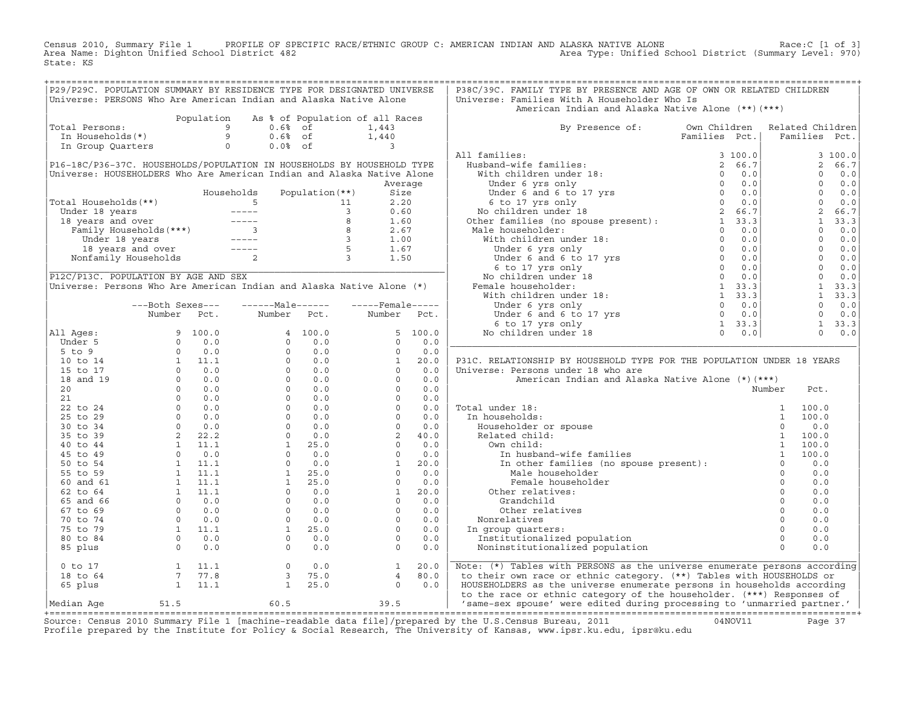Census 2010, Summary File 1 PROFILE OF SPECIFIC RACE/ETHNIC GROUP C: AMERICAN INDIAN AND ALASKA NATIVE ALONE Race:C [1 of 3]
Area Name: Dighton Unified School District 482 Area Type: Unified School District (Summary Level: 970)
State: KS

## P29/P29C. POPULATION SUMMARY BY RESIDENCE TYPE FOR DESIGNATED UNIVERSE

Universe: PERSONS Who Are American Indian and Alaska Native Alone

| | Population | As % of Population of all Races | |
|---|---|---|---|
| Total Persons: | 9 | 0.6% of | 1,443 |
| In Households(*) | 9 | 0.6% of | 1,440 |
| In Group Quarters | 0 | 0.0% of | 3 |

## P16-18C/P36-37C. HOUSEHOLDS/POPULATION IN HOUSEHOLDS BY HOUSEHOLD TYPE

Universe: HOUSEHOLDERS Who Are American Indian and Alaska Native Alone

| | Households | Population(**) | Average Size |
|---|---|---|---|
| Total Households(**) | 5 | 11 | 2.20 |
| Under 18 years | ----- | 3 | 0.60 |
| 18 years and over | ----- | 8 | 1.60 |
| Family Households(***) | 3 | 8 | 2.67 |
| Under 18 years | ----- | 3 | 1.00 |
| 18 years and over | ----- | 5 | 1.67 |
| Nonfamily Households | 2 | 3 | 1.50 |

## P12C/P13C. POPULATION BY AGE AND SEX

Universe: Persons Who Are American Indian and Alaska Native Alone (*)

| | Both Sexes Number | Both Sexes Pct. | Male Number | Male Pct. | Female Number | Female Pct. |
|---|---|---|---|---|---|---|
| All Ages: | 9 | 100.0 | 4 | 100.0 | 5 | 100.0 |
| Under 5 | 0 | 0.0 | 0 | 0.0 | 0 | 0.0 |
| 5 to 9 | 0 | 0.0 | 0 | 0.0 | 0 | 0.0 |
| 10 to 14 | 1 | 11.1 | 0 | 0.0 | 1 | 20.0 |
| 15 to 17 | 0 | 0.0 | 0 | 0.0 | 0 | 0.0 |
| 18 and 19 | 0 | 0.0 | 0 | 0.0 | 0 | 0.0 |
| 20 | 0 | 0.0 | 0 | 0.0 | 0 | 0.0 |
| 21 | 0 | 0.0 | 0 | 0.0 | 0 | 0.0 |
| 22 to 24 | 0 | 0.0 | 0 | 0.0 | 0 | 0.0 |
| 25 to 29 | 0 | 0.0 | 0 | 0.0 | 0 | 0.0 |
| 30 to 34 | 0 | 0.0 | 0 | 0.0 | 0 | 0.0 |
| 35 to 39 | 2 | 22.2 | 0 | 0.0 | 2 | 40.0 |
| 40 to 44 | 1 | 11.1 | 1 | 25.0 | 0 | 0.0 |
| 45 to 49 | 0 | 0.0 | 0 | 0.0 | 0 | 0.0 |
| 50 to 54 | 1 | 11.1 | 0 | 0.0 | 1 | 20.0 |
| 55 to 59 | 1 | 11.1 | 1 | 25.0 | 0 | 0.0 |
| 60 and 61 | 1 | 11.1 | 1 | 25.0 | 0 | 0.0 |
| 62 to 64 | 1 | 11.1 | 0 | 0.0 | 1 | 20.0 |
| 65 and 66 | 0 | 0.0 | 0 | 0.0 | 0 | 0.0 |
| 67 to 69 | 0 | 0.0 | 0 | 0.0 | 0 | 0.0 |
| 70 to 74 | 0 | 0.0 | 0 | 0.0 | 0 | 0.0 |
| 75 to 79 | 1 | 11.1 | 1 | 25.0 | 0 | 0.0 |
| 80 to 84 | 0 | 0.0 | 0 | 0.0 | 0 | 0.0 |
| 85 plus | 0 | 0.0 | 0 | 0.0 | 0 | 0.0 |
| 0 to 17 | 1 | 11.1 | 0 | 0.0 | 1 | 20.0 |
| 18 to 64 | 7 | 77.8 | 3 | 75.0 | 4 | 80.0 |
| 65 plus | 1 | 11.1 | 1 | 25.0 | 0 | 0.0 |
| Median Age | 51.5 | | 60.5 | | 39.5 | |

## P38C/39C. FAMILY TYPE BY PRESENCE AND AGE OF OWN OR RELATED CHILDREN

Universe: Families With A Householder Who Is American Indian and Alaska Native Alone (**)(***)

| By Presence of: | Own Children Families | Own Children Pct. | Related Children Families | Related Children Pct. |
|---|---|---|---|---|
| All families: | 3 | 100.0 | 3 | 100.0 |
| Husband-wife families: | 2 | 66.7 | 2 | 66.7 |
| With children under 18: | 0 | 0.0 | 0 | 0.0 |
| Under 6 yrs only | 0 | 0.0 | 0 | 0.0 |
| Under 6 and 6 to 17 yrs | 0 | 0.0 | 0 | 0.0 |
| 6 to 17 yrs only | 0 | 0.0 | 0 | 0.0 |
| No children under 18 | 2 | 66.7 | 2 | 66.7 |
| Other families (no spouse present): | 1 | 33.3 | 1 | 33.3 |
| Male householder: | 0 | 0.0 | 0 | 0.0 |
| With children under 18: | 0 | 0.0 | 0 | 0.0 |
| Under 6 yrs only | 0 | 0.0 | 0 | 0.0 |
| Under 6 and 6 to 17 yrs | 0 | 0.0 | 0 | 0.0 |
| 6 to 17 yrs only | 0 | 0.0 | 0 | 0.0 |
| No children under 18 | 0 | 0.0 | 0 | 0.0 |
| Female householder: | 1 | 33.3 | 1 | 33.3 |
| With children under 18: | 1 | 33.3 | 1 | 33.3 |
| Under 6 yrs only | 0 | 0.0 | 0 | 0.0 |
| Under 6 and 6 to 17 yrs | 0 | 0.0 | 0 | 0.0 |
| 6 to 17 yrs only | 1 | 33.3 | 1 | 33.3 |
| No children under 18 | 0 | 0.0 | 0 | 0.0 |

## P31C. RELATIONSHIP BY HOUSEHOLD TYPE FOR THE POPULATION UNDER 18 YEARS

Universe: Persons under 18 who are American Indian and Alaska Native Alone (*)(***)

| | Number | Pct. |
|---|---|---|
| Total under 18: | 1 | 100.0 |
| In households: | 1 | 100.0 |
| Householder or spouse | 0 | 0.0 |
| Related child: | 1 | 100.0 |
| Own child: | 1 | 100.0 |
| In husband-wife families | 1 | 100.0 |
| In other families (no spouse present): | 0 | 0.0 |
| Male householder | 0 | 0.0 |
| Female householder | 0 | 0.0 |
| Other relatives: | 0 | 0.0 |
| Grandchild | 0 | 0.0 |
| Other relatives | 0 | 0.0 |
| Nonrelatives | 0 | 0.0 |
| In group quarters: | 0 | 0.0 |
| Institutionalized population | 0 | 0.0 |
| Noninstitutionalized population | 0 | 0.0 |

Note: (*) Tables with PERSONS as the universe enumerate persons according to their own race or ethnic category. (**) Tables with HOUSEHOLDS or HOUSEHOLDERS as the universe enumerate persons in households according to the race or ethnic category of the householder. (***) Responses of 'same-sex spouse' were edited during processing to 'unmarried partner.'

Source: Census 2010 Summary File 1 [machine-readable data file]/prepared by the U.S.Census Bureau, 2011 04NOV11
Profile prepared by the Institute for Policy & Social Research, The University of Kansas, www.ipsr.ku.edu, ipsr@ku.edu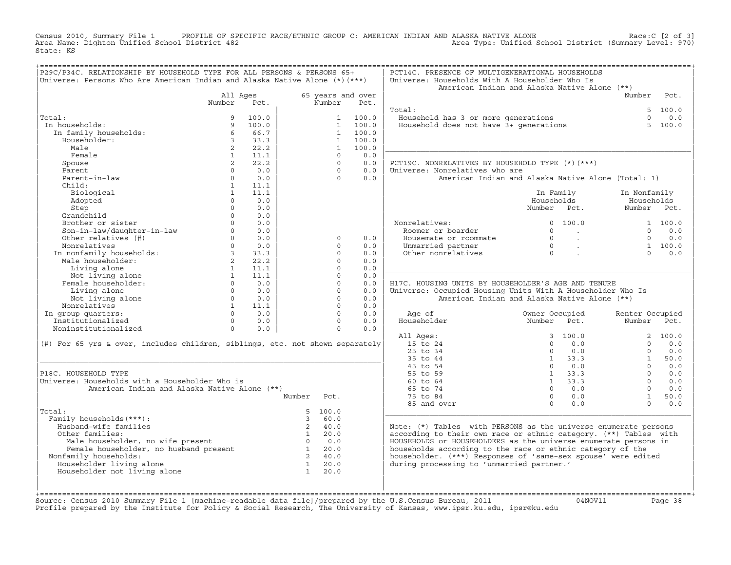Census 2010, Summary File 1 — PROFILE OF SPECIFIC RACE/ETHNIC GROUP C: AMERICAN INDIAN AND ALASKA NATIVE ALONE — Race:C [2 of 3]
Area Name: Dighton Unified School District 482 — Area Type: Unified School District (Summary Level: 970)
State: KS

## P29C/P34C. RELATIONSHIP BY HOUSEHOLD TYPE FOR ALL PERSONS & PERSONS 65+
Universe: Persons Who Are American Indian and Alaska Native Alone (*)(***)

| | All Ages Number | All Ages Pct. | 65 years and over Number | 65 years and over Pct. |
|---|---|---|---|---|
| Total: | 9 | 100.0 | 1 | 100.0 |
| In households: | 9 | 100.0 | 1 | 100.0 |
| In family households: | 6 | 66.7 | 1 | 100.0 |
| Householder: | 3 | 33.3 | 1 | 100.0 |
| Male | 2 | 22.2 | 1 | 100.0 |
| Female | 1 | 11.1 | 0 | 0.0 |
| Spouse | 2 | 22.2 | 0 | 0.0 |
| Parent | 0 | 0.0 | 0 | 0.0 |
| Parent-in-law | 0 | 0.0 | 0 | 0.0 |
| Child: | 1 | 11.1 | | |
| Biological | 1 | 11.1 | | |
| Adopted | 0 | 0.0 | | |
| Step | 0 | 0.0 | | |
| Grandchild | 0 | 0.0 | | |
| Brother or sister | 0 | 0.0 | | |
| Son-in-law/daughter-in-law | 0 | 0.0 | | |
| Other relatives (#) | 0 | 0.0 | 0 | 0.0 |
| Nonrelatives | 0 | 0.0 | 0 | 0.0 |
| In nonfamily households: | 3 | 33.3 | 0 | 0.0 |
| Male householder: | 2 | 22.2 | 0 | 0.0 |
| Living alone | 1 | 11.1 | 0 | 0.0 |
| Not living alone | 1 | 11.1 | 0 | 0.0 |
| Female householder: | 0 | 0.0 | 0 | 0.0 |
| Living alone | 0 | 0.0 | 0 | 0.0 |
| Not living alone | 0 | 0.0 | 0 | 0.0 |
| Nonrelatives | 1 | 11.1 | 0 | 0.0 |
| In group quarters: | 0 | 0.0 | 0 | 0.0 |
| Institutionalized | 0 | 0.0 | 0 | 0.0 |
| Noninstitutionalized | 0 | 0.0 | 0 | 0.0 |

(#) For 65 yrs & over, includes children, siblings, etc. not shown separately

## P18C. HOUSEHOLD TYPE
Universe: Households with a Householder Who is American Indian and Alaska Native Alone (**)

| | Number | Pct. |
|---|---|---|
| Total: | 5 | 100.0 |
| Family households(***): | 3 | 60.0 |
| Husband-wife families | 2 | 40.0 |
| Other families: | 1 | 20.0 |
| Male householder, no wife present | 0 | 0.0 |
| Female householder, no husband present | 1 | 20.0 |
| Nonfamily households: | 2 | 40.0 |
| Householder living alone | 1 | 20.0 |
| Householder not living alone | 1 | 20.0 |

## PCT14C. PRESENCE OF MULTIGENERATIONAL HOUSEHOLDS
Universe: Households With A Householder Who Is American Indian and Alaska Native Alone (**)

| | Number | Pct. |
|---|---|---|
| Total: | 5 | 100.0 |
| Household has 3 or more generations | 0 | 0.0 |
| Household does not have 3+ generations | 5 | 100.0 |

## PCT19C. NONRELATIVES BY HOUSEHOLD TYPE (*)(***)
Universe: Nonrelatives who are American Indian and Alaska Native Alone (Total: 1)

| | In Family Households Number | In Family Households Pct. | In Nonfamily Households Number | In Nonfamily Households Pct. |
|---|---|---|---|---|
| Nonrelatives: | 0 | 100.0 | 1 | 100.0 |
| Roomer or boarder | 0 | . | 0 | 0.0 |
| Housemate or roommate | 0 | . | 0 | 0.0 |
| Unmarried partner | 0 | . | 1 | 100.0 |
| Other nonrelatives | 0 | . | 0 | 0.0 |

## H17C. HOUSING UNITS BY HOUSEHOLDER'S AGE AND TENURE
Universe: Occupied Housing Units With A Householder Who Is American Indian and Alaska Native Alone (**)

| Age of Householder | Owner Occupied Number | Owner Occupied Pct. | Renter Occupied Number | Renter Occupied Pct. |
|---|---|---|---|---|
| All Ages: | 3 | 100.0 | 2 | 100.0 |
| 15 to 24 | 0 | 0.0 | 0 | 0.0 |
| 25 to 34 | 0 | 0.0 | 0 | 0.0 |
| 35 to 44 | 1 | 33.3 | 1 | 50.0 |
| 45 to 54 | 0 | 0.0 | 0 | 0.0 |
| 55 to 59 | 1 | 33.3 | 0 | 0.0 |
| 60 to 64 | 1 | 33.3 | 0 | 0.0 |
| 65 to 74 | 0 | 0.0 | 0 | 0.0 |
| 75 to 84 | 0 | 0.0 | 1 | 50.0 |
| 85 and over | 0 | 0.0 | 0 | 0.0 |

Note: (*) Tables with PERSONS as the universe enumerate persons according to their own race or ethnic category. (**) Tables with HOUSEHOLDS or HOUSEHOLDERS as the universe enumerate persons in households according to the race or ethnic category of the householder. (***) Responses of 'same-sex spouse' were edited during processing to 'unmarried partner.'

Source: Census 2010 Summary File 1 [machine-readable data file]/prepared by the U.S.Census Bureau, 2011 04NOV11
Profile prepared by the Institute for Policy & Social Research, The University of Kansas, www.ipsr.ku.edu, ipsr@ku.edu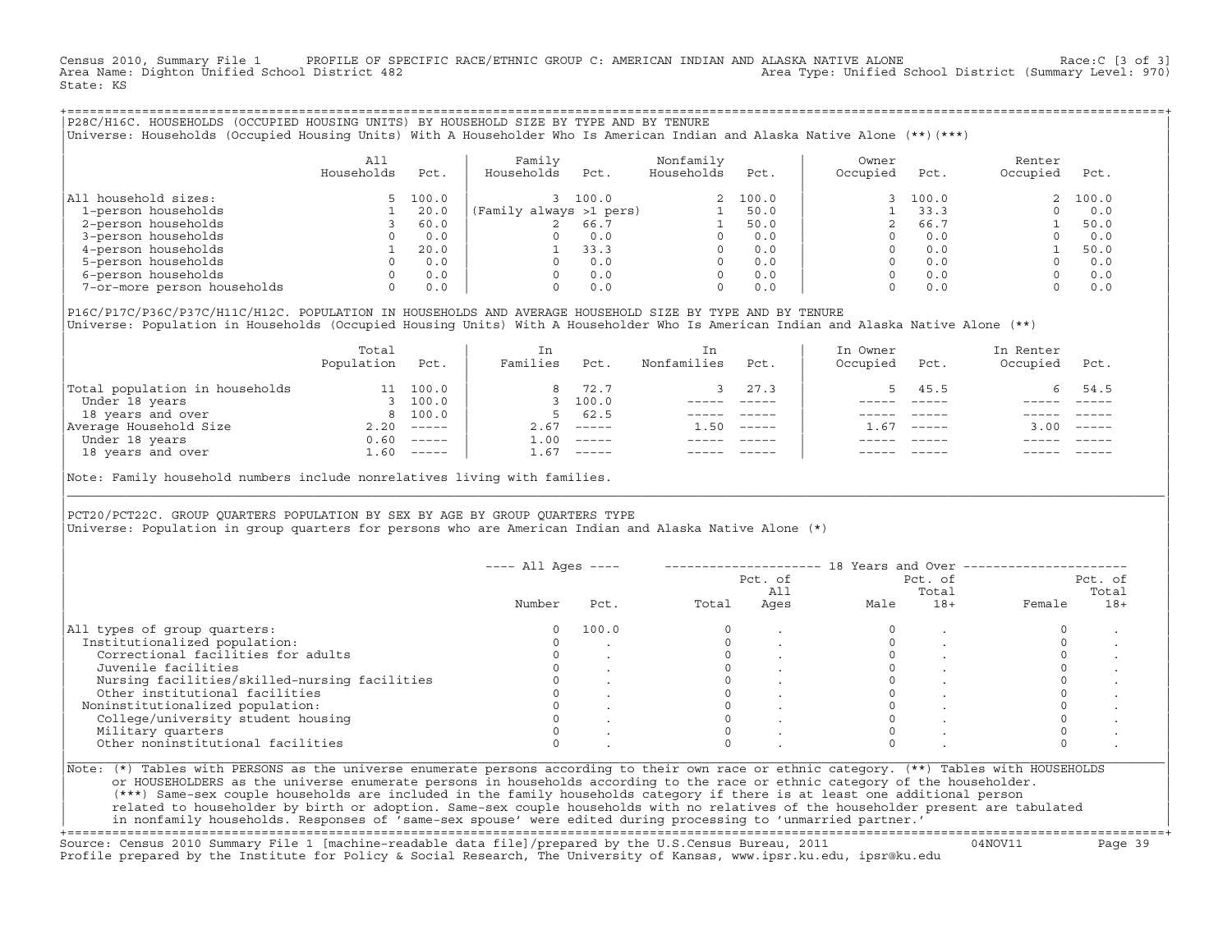Census 2010, Summary File 1 PROFILE OF SPECIFIC RACE/ETHNIC GROUP C: AMERICAN INDIAN AND ALASKA NATIVE ALONE Race:C [3 of 3]
Area Name: Dighton Unified School District 482 Area Type: Unified School District (Summary Level: 970)
State: KS

## P28C/H16C. HOUSEHOLDS (OCCUPIED HOUSING UNITS) BY HOUSEHOLD SIZE BY TYPE AND BY TENURE

Universe: Households (Occupied Housing Units) With A Householder Who Is American Indian and Alaska Native Alone (**)(***)

| | All Households | Pct. | Family Households | Pct. | Nonfamily Households | Pct. | Owner Occupied | Pct. | Renter Occupied | Pct. |
|---|---|---|---|---|---|---|---|---|---|---|
| All household sizes: | 5 | 100.0 | 3 | 100.0 | 2 | 100.0 | 3 | 100.0 | 2 | 100.0 |
| 1-person households | 1 | 20.0 | (Family always >1 pers) | | 1 | 50.0 | 1 | 33.3 | 0 | 0.0 |
| 2-person households | 3 | 60.0 | 2 | 66.7 | 1 | 50.0 | 2 | 66.7 | 1 | 50.0 |
| 3-person households | 0 | 0.0 | 0 | 0.0 | 0 | 0.0 | 0 | 0.0 | 0 | 0.0 |
| 4-person households | 1 | 20.0 | 1 | 33.3 | 0 | 0.0 | 0 | 0.0 | 1 | 50.0 |
| 5-person households | 0 | 0.0 | 0 | 0.0 | 0 | 0.0 | 0 | 0.0 | 0 | 0.0 |
| 6-person households | 0 | 0.0 | 0 | 0.0 | 0 | 0.0 | 0 | 0.0 | 0 | 0.0 |
| 7-or-more person households | 0 | 0.0 | 0 | 0.0 | 0 | 0.0 | 0 | 0.0 | 0 | 0.0 |

## P16C/P17C/P36C/P37C/H11C/H12C. POPULATION IN HOUSEHOLDS AND AVERAGE HOUSEHOLD SIZE BY TYPE AND BY TENURE

Universe: Population in Households (Occupied Housing Units) With A Householder Who Is American Indian and Alaska Native Alone (**)

| | Total Population | Pct. | In Families | Pct. | In Nonfamilies | Pct. | In Owner Occupied | Pct. | In Renter Occupied | Pct. |
|---|---|---|---|---|---|---|---|---|---|---|
| Total population in households | 11 | 100.0 | 8 | 72.7 | 3 | 27.3 | 5 | 45.5 | 6 | 54.5 |
| Under 18 years | 3 | 100.0 | 3 | 100.0 | ----- | ----- | ----- | ----- | ----- | ----- |
| 18 years and over | 8 | 100.0 | 5 | 62.5 | ----- | ----- | ----- | ----- | ----- | ----- |
| Average Household Size | 2.20 | ----- | 2.67 | ----- | 1.50 | ----- | 1.67 | ----- | 3.00 | ----- |
| Under 18 years | 0.60 | ----- | 1.00 | ----- | ----- | ----- | ----- | ----- | ----- | ----- |
| 18 years and over | 1.60 | ----- | 1.67 | ----- | ----- | ----- | ----- | ----- | ----- | ----- |

Note: Family household numbers include nonrelatives living with families.

## PCT20/PCT22C. GROUP QUARTERS POPULATION BY SEX BY AGE BY GROUP QUARTERS TYPE

Universe: Population in group quarters for persons who are American Indian and Alaska Native Alone (*)

| | All Ages | | 18 Years and Over | | | | | |
|---|---|---|---|---|---|---|---|---|
| | Number | Pct. | Total | Pct. of All Ages | Male | Pct. of Total 18+ | Female | Pct. of Total 18+ |
| All types of group quarters: | 0 | 100.0 | 0 | . | 0 | . | 0 | . |
| Institutionalized population: | 0 | . | 0 | . | 0 | . | 0 | . |
| Correctional facilities for adults | 0 | . | 0 | . | 0 | . | 0 | . |
| Juvenile facilities | 0 | . | 0 | . | 0 | . | 0 | . |
| Nursing facilities/skilled-nursing facilities | 0 | . | 0 | . | 0 | . | 0 | . |
| Other institutional facilities | 0 | . | 0 | . | 0 | . | 0 | . |
| Noninstitutionalized population: | 0 | . | 0 | . | 0 | . | 0 | . |
| College/university student housing | 0 | . | 0 | . | 0 | . | 0 | . |
| Military quarters | 0 | . | 0 | . | 0 | . | 0 | . |
| Other noninstitutional facilities | 0 | . | 0 | . | 0 | . | 0 | . |

Note: (*) Tables with PERSONS as the universe enumerate persons according to their own race or ethnic category. (**) Tables with HOUSEHOLDS or HOUSEHOLDERS as the universe enumerate persons in households according to the race or ethnic category of the householder. (***) Same-sex couple households are included in the family households category if there is at least one additional person related to householder by birth or adoption. Same-sex couple households with no relatives of the householder present are tabulated in nonfamily households. Responses of 'same-sex spouse' were edited during processing to 'unmarried partner.'

Source: Census 2010 Summary File 1 [machine-readable data file]/prepared by the U.S.Census Bureau, 2011 04NOV11
Profile prepared by the Institute for Policy & Social Research, The University of Kansas, www.ipsr.ku.edu, ipsr@ku.edu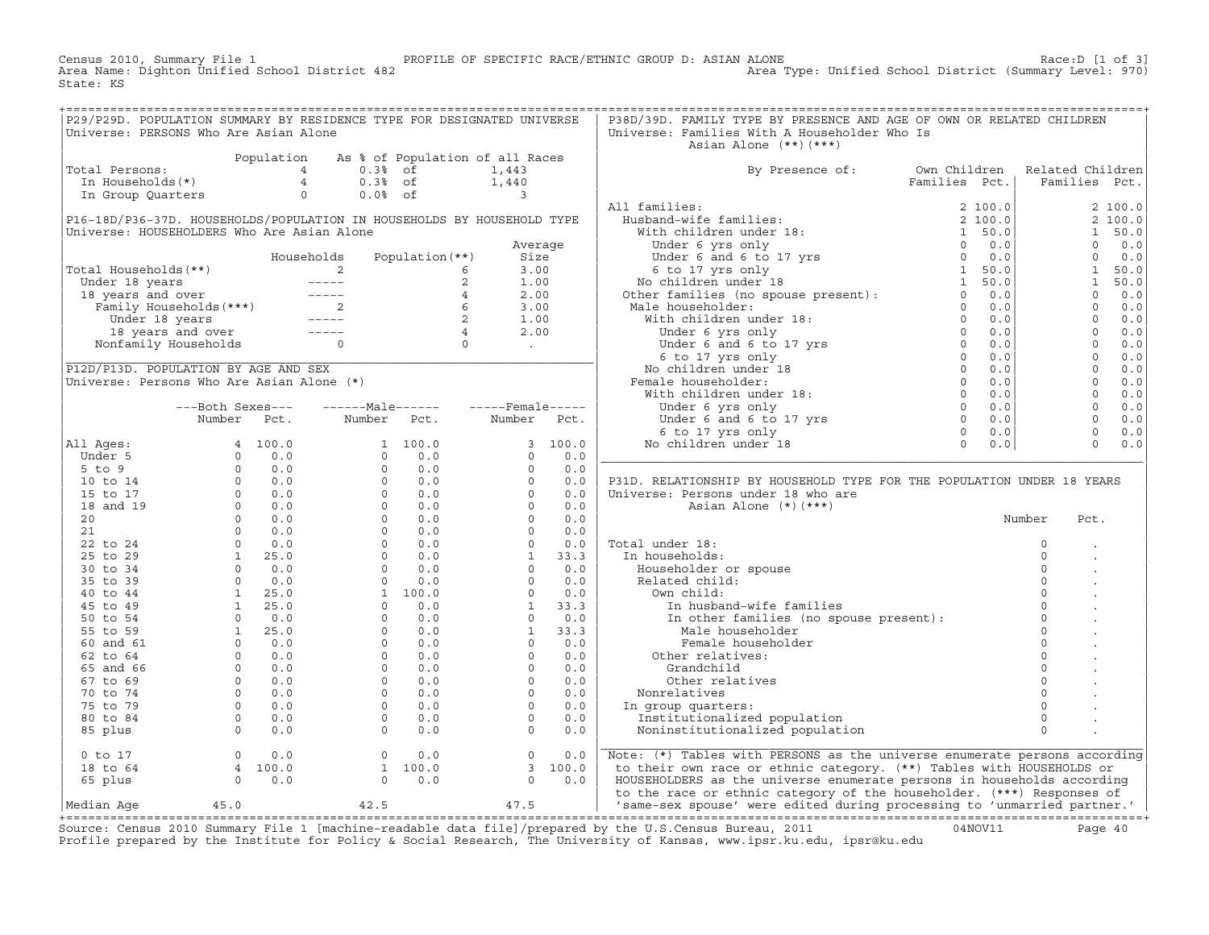Census 2010, Summary File 1 PROFILE OF SPECIFIC RACE/ETHNIC GROUP D: ASIAN ALONE Race:D [1 of 3]
Area Name: Dighton Unified School District 482 Area Type: Unified School District (Summary Level: 970)
State: KS

## P29/P29D. POPULATION SUMMARY BY RESIDENCE TYPE FOR DESIGNATED UNIVERSE

Universe: PERSONS Who Are Asian Alone

| | Population | As % of Population of all Races | |
|---|---|---|---|
| Total Persons: | 4 | 0.3% of | 1,443 |
| In Households(*) | 4 | 0.3% of | 1,440 |
| In Group Quarters | 0 | 0.0% of | 3 |

## P16-18D/P36-37D. HOUSEHOLDS/POPULATION IN HOUSEHOLDS BY HOUSEHOLD TYPE

Universe: HOUSEHOLDERS Who Are Asian Alone

| | Households | Population(**) | Average Size |
|---|---|---|---|
| Total Households(**) | 2 | 6 | 3.00 |
| Under 18 years | ----- | 2 | 1.00 |
| 18 years and over | ----- | 4 | 2.00 |
| Family Households(***) | 2 | 6 | 3.00 |
| Under 18 years | ----- | 2 | 1.00 |
| 18 years and over | ----- | 4 | 2.00 |
| Nonfamily Households | 0 | 0 | . |

## P12D/P13D. POPULATION BY AGE AND SEX

Universe: Persons Who Are Asian Alone (*)

| | Both Sexes Number | Both Sexes Pct. | Male Number | Male Pct. | Female Number | Female Pct. |
|---|---|---|---|---|---|---|
| All Ages: | 4 | 100.0 | 1 | 100.0 | 3 | 100.0 |
| Under 5 | 0 | 0.0 | 0 | 0.0 | 0 | 0.0 |
| 5 to 9 | 0 | 0.0 | 0 | 0.0 | 0 | 0.0 |
| 10 to 14 | 0 | 0.0 | 0 | 0.0 | 0 | 0.0 |
| 15 to 17 | 0 | 0.0 | 0 | 0.0 | 0 | 0.0 |
| 18 and 19 | 0 | 0.0 | 0 | 0.0 | 0 | 0.0 |
| 20 | 0 | 0.0 | 0 | 0.0 | 0 | 0.0 |
| 21 | 0 | 0.0 | 0 | 0.0 | 0 | 0.0 |
| 22 to 24 | 0 | 0.0 | 0 | 0.0 | 0 | 0.0 |
| 25 to 29 | 1 | 25.0 | 0 | 0.0 | 1 | 33.3 |
| 30 to 34 | 0 | 0.0 | 0 | 0.0 | 0 | 0.0 |
| 35 to 39 | 0 | 0.0 | 0 | 0.0 | 0 | 0.0 |
| 40 to 44 | 1 | 25.0 | 1 | 100.0 | 0 | 0.0 |
| 45 to 49 | 1 | 25.0 | 0 | 0.0 | 1 | 33.3 |
| 50 to 54 | 0 | 0.0 | 0 | 0.0 | 0 | 0.0 |
| 55 to 59 | 1 | 25.0 | 0 | 0.0 | 1 | 33.3 |
| 60 and 61 | 0 | 0.0 | 0 | 0.0 | 0 | 0.0 |
| 62 to 64 | 0 | 0.0 | 0 | 0.0 | 0 | 0.0 |
| 65 and 66 | 0 | 0.0 | 0 | 0.0 | 0 | 0.0 |
| 67 to 69 | 0 | 0.0 | 0 | 0.0 | 0 | 0.0 |
| 70 to 74 | 0 | 0.0 | 0 | 0.0 | 0 | 0.0 |
| 75 to 79 | 0 | 0.0 | 0 | 0.0 | 0 | 0.0 |
| 80 to 84 | 0 | 0.0 | 0 | 0.0 | 0 | 0.0 |
| 85 plus | 0 | 0.0 | 0 | 0.0 | 0 | 0.0 |
| 0 to 17 | 0 | 0.0 | 0 | 0.0 | 0 | 0.0 |
| 18 to 64 | 4 | 100.0 | 1 | 100.0 | 3 | 100.0 |
| 65 plus | 0 | 0.0 | 0 | 0.0 | 0 | 0.0 |
| Median Age | 45.0 | | 42.5 | | 47.5 | |

## P38D/39D. FAMILY TYPE BY PRESENCE AND AGE OF OWN OR RELATED CHILDREN

Universe: Families With A Householder Who Is Asian Alone (**)(***)

| By Presence of: | Own Children Families | Own Children Pct. | Related Children Families | Related Children Pct. |
|---|---|---|---|---|
| All families: | 2 | 100.0 | 2 | 100.0 |
| Husband-wife families: | 2 | 100.0 | 2 | 100.0 |
| With children under 18: | 1 | 50.0 | 1 | 50.0 |
| Under 6 yrs only | 0 | 0.0 | 0 | 0.0 |
| Under 6 and 6 to 17 yrs | 0 | 0.0 | 0 | 0.0 |
| 6 to 17 yrs only | 1 | 50.0 | 1 | 50.0 |
| No children under 18 | 1 | 50.0 | 1 | 50.0 |
| Other families (no spouse present): | 0 | 0.0 | 0 | 0.0 |
| Male householder: | 0 | 0.0 | 0 | 0.0 |
| With children under 18: | 0 | 0.0 | 0 | 0.0 |
| Under 6 yrs only | 0 | 0.0 | 0 | 0.0 |
| Under 6 and 6 to 17 yrs | 0 | 0.0 | 0 | 0.0 |
| 6 to 17 yrs only | 0 | 0.0 | 0 | 0.0 |
| No children under 18 | 0 | 0.0 | 0 | 0.0 |
| Female householder: | 0 | 0.0 | 0 | 0.0 |
| With children under 18: | 0 | 0.0 | 0 | 0.0 |
| Under 6 yrs only | 0 | 0.0 | 0 | 0.0 |
| Under 6 and 6 to 17 yrs | 0 | 0.0 | 0 | 0.0 |
| 6 to 17 yrs only | 0 | 0.0 | 0 | 0.0 |
| No children under 18 | 0 | 0.0 | 0 | 0.0 |

## P31D. RELATIONSHIP BY HOUSEHOLD TYPE FOR THE POPULATION UNDER 18 YEARS

Universe: Persons under 18 who are Asian Alone (*)(***)

| | Number | Pct. |
|---|---|---|
| Total under 18: | 0 | . |
| In households: | 0 | . |
| Householder or spouse | 0 | . |
| Related child: | 0 | . |
| Own child: | 0 | . |
| In husband-wife families | 0 | . |
| In other families (no spouse present): | 0 | . |
| Male householder | 0 | . |
| Female householder | 0 | . |
| Other relatives: | 0 | . |
| Grandchild | 0 | . |
| Other relatives | 0 | . |
| Nonrelatives | 0 | . |
| In group quarters: | 0 | . |
| Institutionalized population | 0 | . |
| Noninstitutionalized population | 0 | . |

Note: (*) Tables with PERSONS as the universe enumerate persons according to their own race or ethnic category. (**) Tables with HOUSEHOLDS or HOUSEHOLDERS as the universe enumerate persons in households according to the race or ethnic category of the householder. (***) Responses of 'same-sex spouse' were edited during processing to 'unmarried partner.'

Source: Census 2010 Summary File 1 [machine-readable data file]/prepared by the U.S.Census Bureau, 2011 04NOV11
Profile prepared by the Institute for Policy & Social Research, The University of Kansas, www.ipsr.ku.edu, ipsr@ku.edu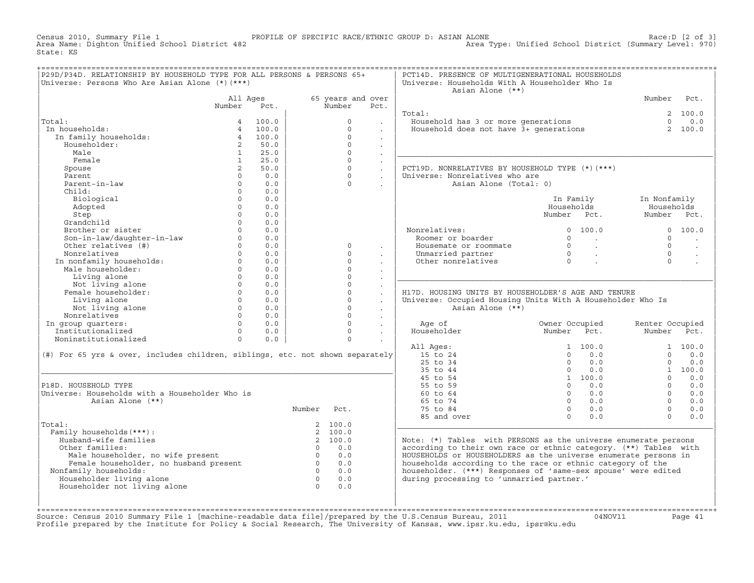Census 2010, Summary File 1 PROFILE OF SPECIFIC RACE/ETHNIC GROUP D: ASIAN ALONE Race:D [2 of 3]
Area Name: Dighton Unified School District 482 Area Type: Unified School District (Summary Level: 970)
State: KS

## P29D/P34D. RELATIONSHIP BY HOUSEHOLD TYPE FOR ALL PERSONS & PERSONS 65+

Universe: Persons Who Are Asian Alone (*)(***)

| | All Ages Number | All Ages Pct. | 65 years and over Number | 65 years and over Pct. |
|---|---|---|---|---|
| Total: | 4 | 100.0 | 0 | . |
| In households: | 4 | 100.0 | 0 | . |
| In family households: | 4 | 100.0 | 0 | . |
| Householder: | 2 | 50.0 | 0 | . |
| Male | 1 | 25.0 | 0 | . |
| Female | 1 | 25.0 | 0 | . |
| Spouse | 2 | 50.0 | 0 | . |
| Parent | 0 | 0.0 | 0 | . |
| Parent-in-law | 0 | 0.0 | 0 | . |
| Child: | 0 | 0.0 | | |
| Biological | 0 | 0.0 | | |
| Adopted | 0 | 0.0 | | |
| Step | 0 | 0.0 | | |
| Grandchild | 0 | 0.0 | | |
| Brother or sister | 0 | 0.0 | | |
| Son-in-law/daughter-in-law | 0 | 0.0 | | |
| Other relatives (#) | 0 | 0.0 | 0 | . |
| Nonrelatives | 0 | 0.0 | 0 | . |
| In nonfamily households: | 0 | 0.0 | 0 | . |
| Male householder: | 0 | 0.0 | 0 | . |
| Living alone | 0 | 0.0 | 0 | . |
| Not living alone | 0 | 0.0 | 0 | . |
| Female householder: | 0 | 0.0 | 0 | . |
| Living alone | 0 | 0.0 | 0 | . |
| Not living alone | 0 | 0.0 | 0 | . |
| Nonrelatives | 0 | 0.0 | 0 | . |
| In group quarters: | 0 | 0.0 | 0 | . |
| Institutionalized | 0 | 0.0 | 0 | . |
| Noninstitutionalized | 0 | 0.0 | 0 | . |

(#) For 65 yrs & over, includes children, siblings, etc. not shown separately

## P18D. HOUSEHOLD TYPE

Universe: Households with a Householder Who is Asian Alone (**)

| | Number | Pct. |
|---|---|---|
| Total: | 2 | 100.0 |
| Family households(***): | 2 | 100.0 |
| Husband-wife families | 2 | 100.0 |
| Other families: | 0 | 0.0 |
| Male householder, no wife present | 0 | 0.0 |
| Female householder, no husband present | 0 | 0.0 |
| Nonfamily households: | 0 | 0.0 |
| Householder living alone | 0 | 0.0 |
| Householder not living alone | 0 | 0.0 |

## PCT14D. PRESENCE OF MULTIGENERATIONAL HOUSEHOLDS

Universe: Households With A Householder Who Is Asian Alone (**)

| | Number | Pct. |
|---|---|---|
| Total: | 2 | 100.0 |
| Household has 3 or more generations | 0 | 0.0 |
| Household does not have 3+ generations | 2 | 100.0 |

## PCT19D. NONRELATIVES BY HOUSEHOLD TYPE (*)(***)

Universe: Nonrelatives who are Asian Alone (Total: 0)

| | In Family Households Number | In Family Households Pct. | In Nonfamily Households Number | In Nonfamily Households Pct. |
|---|---|---|---|---|
| Nonrelatives: | 0 | 100.0 | 0 | 100.0 |
| Roomer or boarder | 0 | . | 0 | . |
| Housemate or roommate | 0 | . | 0 | . |
| Unmarried partner | 0 | . | 0 | . |
| Other nonrelatives | 0 | . | 0 | . |

## H17D. HOUSING UNITS BY HOUSEHOLDER'S AGE AND TENURE

Universe: Occupied Housing Units With A Householder Who Is Asian Alone (**)

| Age of Householder | Owner Occupied Number | Owner Occupied Pct. | Renter Occupied Number | Renter Occupied Pct. |
|---|---|---|---|---|
| All Ages: | 1 | 100.0 | 1 | 100.0 |
| 15 to 24 | 0 | 0.0 | 0 | 0.0 |
| 25 to 34 | 0 | 0.0 | 0 | 0.0 |
| 35 to 44 | 0 | 0.0 | 1 | 100.0 |
| 45 to 54 | 1 | 100.0 | 0 | 0.0 |
| 55 to 59 | 0 | 0.0 | 0 | 0.0 |
| 60 to 64 | 0 | 0.0 | 0 | 0.0 |
| 65 to 74 | 0 | 0.0 | 0 | 0.0 |
| 75 to 84 | 0 | 0.0 | 0 | 0.0 |
| 85 and over | 0 | 0.0 | 0 | 0.0 |

Note: (*) Tables with PERSONS as the universe enumerate persons according to their own race or ethnic category. (**) Tables with HOUSEHOLDS or HOUSEHOLDERS as the universe enumerate persons in households according to the race or ethnic category of the householder. (***) Responses of 'same-sex spouse' were edited during processing to 'unmarried partner.'

Source: Census 2010 Summary File 1 [machine-readable data file]/prepared by the U.S.Census Bureau, 2011 04NOV11
Profile prepared by the Institute for Policy & Social Research, The University of Kansas, www.ipsr.ku.edu, ipsr@ku.edu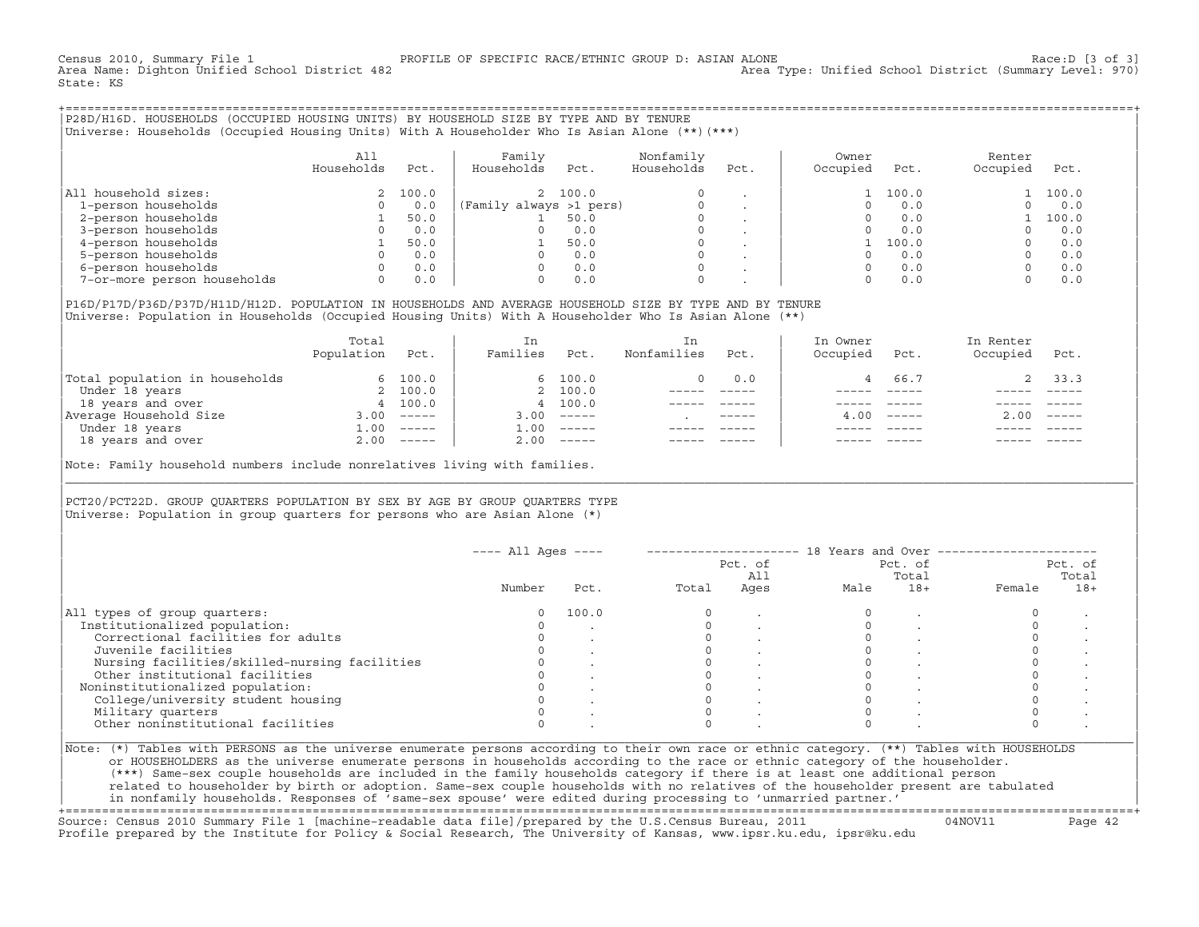Census 2010, Summary File 1 PROFILE OF SPECIFIC RACE/ETHNIC GROUP D: ASIAN ALONE Race:D [3 of 3]
Area Name: Dighton Unified School District 482 Area Type: Unified School District (Summary Level: 970)
State: KS

## P28D/H16D. HOUSEHOLDS (OCCUPIED HOUSING UNITS) BY HOUSEHOLD SIZE BY TYPE AND BY TENURE

Universe: Households (Occupied Housing Units) With A Householder Who Is Asian Alone (**)(***)

| | All Households | Pct. | Family Households | Pct. | Nonfamily Households | Pct. | Owner Occupied | Pct. | Renter Occupied | Pct. |
|---|---|---|---|---|---|---|---|---|---|---|
| All household sizes: | 2 | 100.0 | 2 | 100.0 | 0 | . | 1 | 100.0 | 1 | 100.0 |
| 1-person households | 0 | 0.0 | (Family always >1 pers) | | 0 | . | 0 | 0.0 | 0 | 0.0 |
| 2-person households | 1 | 50.0 | 1 | 50.0 | 0 | . | 0 | 0.0 | 1 | 100.0 |
| 3-person households | 0 | 0.0 | 0 | 0.0 | 0 | . | 0 | 0.0 | 0 | 0.0 |
| 4-person households | 1 | 50.0 | 1 | 50.0 | 0 | . | 1 | 100.0 | 0 | 0.0 |
| 5-person households | 0 | 0.0 | 0 | 0.0 | 0 | . | 0 | 0.0 | 0 | 0.0 |
| 6-person households | 0 | 0.0 | 0 | 0.0 | 0 | . | 0 | 0.0 | 0 | 0.0 |
| 7-or-more person households | 0 | 0.0 | 0 | 0.0 | 0 | . | 0 | 0.0 | 0 | 0.0 |

## P16D/P17D/P36D/P37D/H11D/H12D. POPULATION IN HOUSEHOLDS AND AVERAGE HOUSEHOLD SIZE BY TYPE AND BY TENURE

Universe: Population in Households (Occupied Housing Units) With A Householder Who Is Asian Alone (**)

| | Total Population | Pct. | In Families | Pct. | In Nonfamilies | Pct. | In Owner Occupied | Pct. | In Renter Occupied | Pct. |
|---|---|---|---|---|---|---|---|---|---|---|
| Total population in households | 6 | 100.0 | 6 | 100.0 | 0 | 0.0 | 4 | 66.7 | 2 | 33.3 |
| Under 18 years | 2 | 100.0 | 2 | 100.0 | ----- | ----- | ----- | ----- | ----- | ----- |
| 18 years and over | 4 | 100.0 | 4 | 100.0 | ----- | ----- | ----- | ----- | ----- | ----- |
| Average Household Size | 3.00 | ----- | 3.00 | ----- | . | ----- | 4.00 | ----- | 2.00 | ----- |
| Under 18 years | 1.00 | ----- | 1.00 | ----- | ----- | ----- | ----- | ----- | ----- | ----- |
| 18 years and over | 2.00 | ----- | 2.00 | ----- | ----- | ----- | ----- | ----- | ----- | ----- |

Note: Family household numbers include nonrelatives living with families.

## PCT20/PCT22D. GROUP QUARTERS POPULATION BY SEX BY AGE BY GROUP QUARTERS TYPE

Universe: Population in group quarters for persons who are Asian Alone (*)

| | All Ages | | 18 Years and Over | | | | | |
|---|---|---|---|---|---|---|---|---|
| | Number | Pct. | Total | Pct. of All Ages | Male | Pct. of Total 18+ | Female | Pct. of Total 18+ |
| All types of group quarters: | 0 | 100.0 | 0 | . | 0 | . | 0 | . |
| Institutionalized population: | 0 | . | 0 | . | 0 | . | 0 | . |
| Correctional facilities for adults | 0 | . | 0 | . | 0 | . | 0 | . |
| Juvenile facilities | 0 | . | 0 | . | 0 | . | 0 | . |
| Nursing facilities/skilled-nursing facilities | 0 | . | 0 | . | 0 | . | 0 | . |
| Other institutional facilities | 0 | . | 0 | . | 0 | . | 0 | . |
| Noninstitutionalized population: | 0 | . | 0 | . | 0 | . | 0 | . |
| College/university student housing | 0 | . | 0 | . | 0 | . | 0 | . |
| Military quarters | 0 | . | 0 | . | 0 | . | 0 | . |
| Other noninstitutional facilities | 0 | . | 0 | . | 0 | . | 0 | . |

Note: (*) Tables with PERSONS as the universe enumerate persons according to their own race or ethnic category. (**) Tables with HOUSEHOLDS or HOUSEHOLDERS as the universe enumerate persons in households according to the race or ethnic category of the householder. (***) Same-sex couple households are included in the family households category if there is at least one additional person related to householder by birth or adoption. Same-sex couple households with no relatives of the householder present are tabulated in nonfamily households. Responses of 'same-sex spouse' were edited during processing to 'unmarried partner.'

Source: Census 2010 Summary File 1 [machine-readable data file]/prepared by the U.S.Census Bureau, 2011 04NOV11
Profile prepared by the Institute for Policy & Social Research, The University of Kansas, www.ipsr.ku.edu, ipsr@ku.edu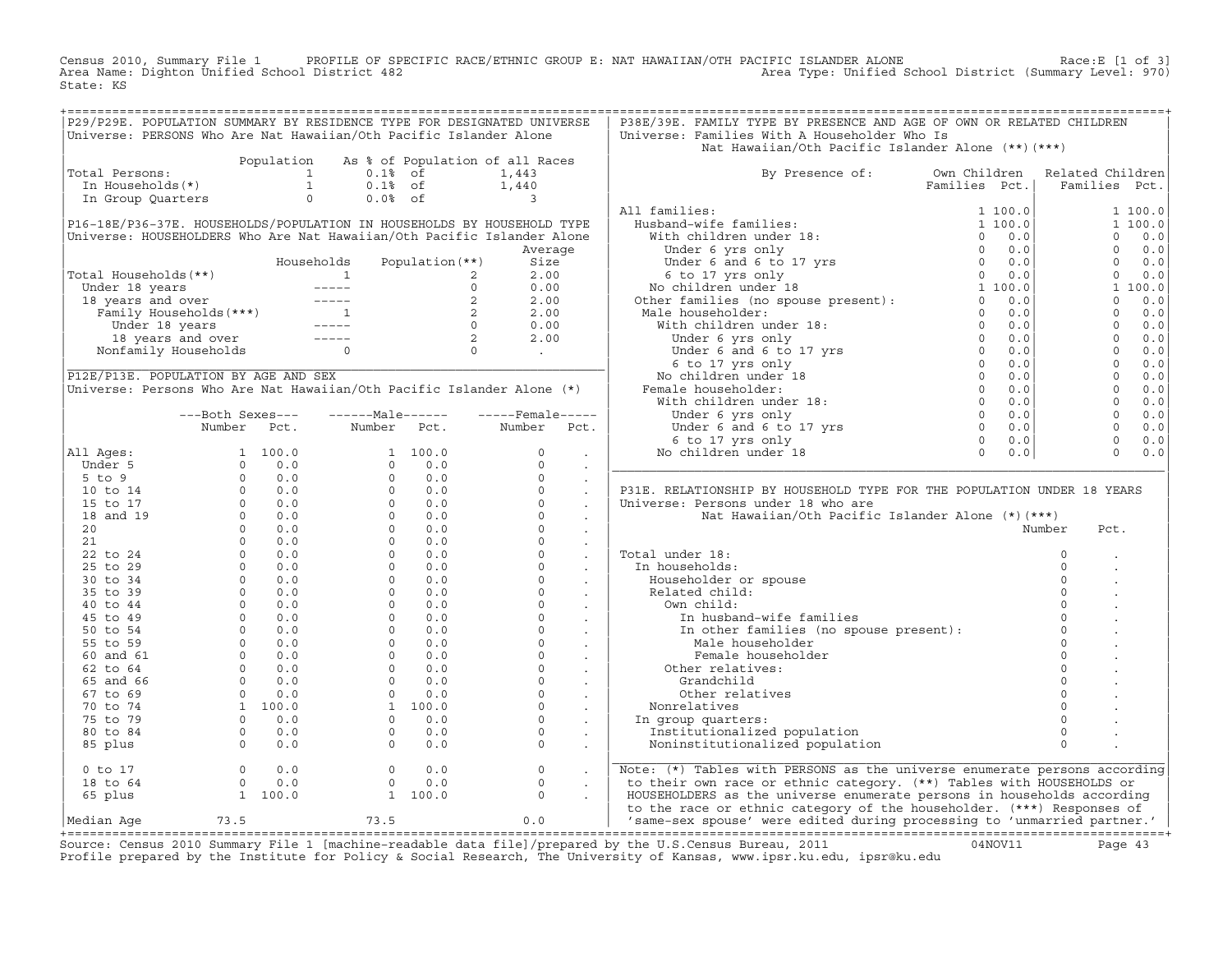Census 2010, Summary File 1 PROFILE OF SPECIFIC RACE/ETHNIC GROUP E: NAT HAWAIIAN/OTH PACIFIC ISLANDER ALONE Race:E [1 of 3]
Area Name: Dighton Unified School District 482 Area Type: Unified School District (Summary Level: 970)
State: KS

## P29/P29E. POPULATION SUMMARY BY RESIDENCE TYPE FOR DESIGNATED UNIVERSE

Universe: PERSONS Who Are Nat Hawaiian/Oth Pacific Islander Alone

| | Population | As % of Population of all Races | |
|---|---|---|---|
| Total Persons: | 1 | 0.1% of | 1,443 |
| In Households(*) | 1 | 0.1% of | 1,440 |
| In Group Quarters | 0 | 0.0% of | 3 |

## P16-18E/P36-37E. HOUSEHOLDS/POPULATION IN HOUSEHOLDS BY HOUSEHOLD TYPE

Universe: HOUSEHOLDERS Who Are Nat Hawaiian/Oth Pacific Islander Alone

| | Households | Population(**) | Average Size |
|---|---|---|---|
| Total Households(**) | 1 | 2 | 2.00 |
| Under 18 years | ----- | 0 | 0.00 |
| 18 years and over | ----- | 2 | 2.00 |
| Family Households(***) | 1 | 2 | 2.00 |
| Under 18 years | ----- | 0 | 0.00 |
| 18 years and over | ----- | 2 | 2.00 |
| Nonfamily Households | 0 | 0 | . |

## P12E/P13E. POPULATION BY AGE AND SEX

Universe: Persons Who Are Nat Hawaiian/Oth Pacific Islander Alone (*)

| | Both Sexes Number | Both Sexes Pct. | Male Number | Male Pct. | Female Number | Female Pct. |
|---|---|---|---|---|---|---|
| All Ages: | 1 | 100.0 | 1 | 100.0 | 0 | . |
| Under 5 | 0 | 0.0 | 0 | 0.0 | 0 | . |
| 5 to 9 | 0 | 0.0 | 0 | 0.0 | 0 | . |
| 10 to 14 | 0 | 0.0 | 0 | 0.0 | 0 | . |
| 15 to 17 | 0 | 0.0 | 0 | 0.0 | 0 | . |
| 18 and 19 | 0 | 0.0 | 0 | 0.0 | 0 | . |
| 20 | 0 | 0.0 | 0 | 0.0 | 0 | . |
| 21 | 0 | 0.0 | 0 | 0.0 | 0 | . |
| 22 to 24 | 0 | 0.0 | 0 | 0.0 | 0 | . |
| 25 to 29 | 0 | 0.0 | 0 | 0.0 | 0 | . |
| 30 to 34 | 0 | 0.0 | 0 | 0.0 | 0 | . |
| 35 to 39 | 0 | 0.0 | 0 | 0.0 | 0 | . |
| 40 to 44 | 0 | 0.0 | 0 | 0.0 | 0 | . |
| 45 to 49 | 0 | 0.0 | 0 | 0.0 | 0 | . |
| 50 to 54 | 0 | 0.0 | 0 | 0.0 | 0 | . |
| 55 to 59 | 0 | 0.0 | 0 | 0.0 | 0 | . |
| 60 and 61 | 0 | 0.0 | 0 | 0.0 | 0 | . |
| 62 to 64 | 0 | 0.0 | 0 | 0.0 | 0 | . |
| 65 and 66 | 0 | 0.0 | 0 | 0.0 | 0 | . |
| 67 to 69 | 0 | 0.0 | 0 | 0.0 | 0 | . |
| 70 to 74 | 1 | 100.0 | 1 | 100.0 | 0 | . |
| 75 to 79 | 0 | 0.0 | 0 | 0.0 | 0 | . |
| 80 to 84 | 0 | 0.0 | 0 | 0.0 | 0 | . |
| 85 plus | 0 | 0.0 | 0 | 0.0 | 0 | . |
| 0 to 17 | 0 | 0.0 | 0 | 0.0 | 0 | . |
| 18 to 64 | 0 | 0.0 | 0 | 0.0 | 0 | . |
| 65 plus | 1 | 100.0 | 1 | 100.0 | 0 | . |
| Median Age | 73.5 | | 73.5 | | 0.0 | |

## P38E/39E. FAMILY TYPE BY PRESENCE AND AGE OF OWN OR RELATED CHILDREN

Universe: Families With A Householder Who Is Nat Hawaiian/Oth Pacific Islander Alone (**)(***)

| By Presence of: | Own Children Families | Own Children Pct. | Related Children Families | Related Children Pct. |
|---|---|---|---|---|
| All families: | 1 | 100.0 | 1 | 100.0 |
| Husband-wife families: | 1 | 100.0 | 1 | 100.0 |
| With children under 18: | 0 | 0.0 | 0 | 0.0 |
| Under 6 yrs only | 0 | 0.0 | 0 | 0.0 |
| Under 6 and 6 to 17 yrs | 0 | 0.0 | 0 | 0.0 |
| 6 to 17 yrs only | 0 | 0.0 | 0 | 0.0 |
| No children under 18 | 1 | 100.0 | 1 | 100.0 |
| Other families (no spouse present): | 0 | 0.0 | 0 | 0.0 |
| Male householder: | 0 | 0.0 | 0 | 0.0 |
| With children under 18: | 0 | 0.0 | 0 | 0.0 |
| Under 6 yrs only | 0 | 0.0 | 0 | 0.0 |
| Under 6 and 6 to 17 yrs | 0 | 0.0 | 0 | 0.0 |
| 6 to 17 yrs only | 0 | 0.0 | 0 | 0.0 |
| No children under 18 | 0 | 0.0 | 0 | 0.0 |
| Female householder: | 0 | 0.0 | 0 | 0.0 |
| With children under 18: | 0 | 0.0 | 0 | 0.0 |
| Under 6 yrs only | 0 | 0.0 | 0 | 0.0 |
| Under 6 and 6 to 17 yrs | 0 | 0.0 | 0 | 0.0 |
| 6 to 17 yrs only | 0 | 0.0 | 0 | 0.0 |
| No children under 18 | 0 | 0.0 | 0 | 0.0 |

## P31E. RELATIONSHIP BY HOUSEHOLD TYPE FOR THE POPULATION UNDER 18 YEARS

Universe: Persons under 18 who are Nat Hawaiian/Oth Pacific Islander Alone (*)(***)

| | Number | Pct. |
|---|---|---|
| Total under 18: | 0 | . |
| In households: | 0 | . |
| Householder or spouse | 0 | . |
| Related child: | 0 | . |
| Own child: | 0 | . |
| In husband-wife families | 0 | . |
| In other families (no spouse present): | 0 | . |
| Male householder | 0 | . |
| Female householder | 0 | . |
| Other relatives: | 0 | . |
| Grandchild | 0 | . |
| Other relatives | 0 | . |
| Nonrelatives | 0 | . |
| In group quarters: | 0 | . |
| Institutionalized population | 0 | . |
| Noninstitutionalized population | 0 | . |

Note: (*) Tables with PERSONS as the universe enumerate persons according to their own race or ethnic category. (**) Tables with HOUSEHOLDS or HOUSEHOLDERS as the universe enumerate persons in households according to the race or ethnic category of the householder. (***) Responses of 'same-sex spouse' were edited during processing to 'unmarried partner.'

Source: Census 2010 Summary File 1 [machine-readable data file]/prepared by the U.S.Census Bureau, 2011 04NOV11
Profile prepared by the Institute for Policy & Social Research, The University of Kansas, www.ipsr.ku.edu, ipsr@ku.edu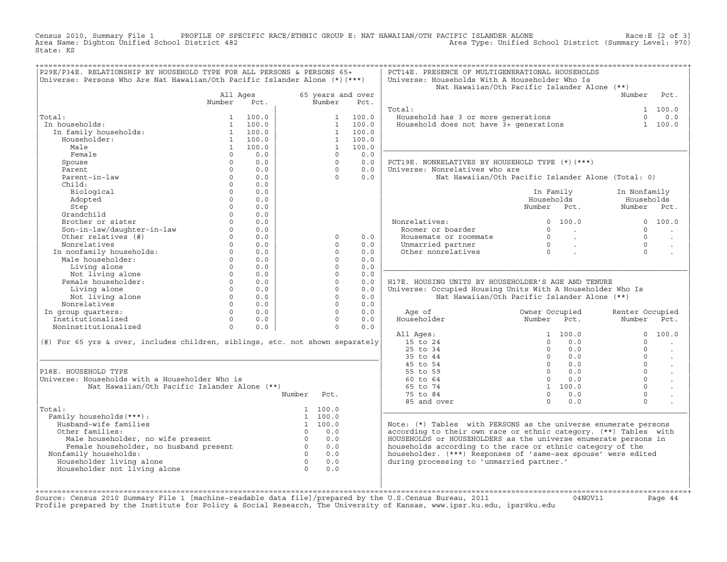Census 2010, Summary File 1 PROFILE OF SPECIFIC RACE/ETHNIC GROUP E: NAT HAWAIIAN/OTH PACIFIC ISLANDER ALONE Race:E [2 of 3]
Area Name: Dighton Unified School District 482 Area Type: Unified School District (Summary Level: 970)
State: KS

## P29E/P34E. RELATIONSHIP BY HOUSEHOLD TYPE FOR ALL PERSONS & PERSONS 65+

Universe: Persons Who Are Nat Hawaiian/Oth Pacific Islander Alone (*)(***)

| | All Ages Number | All Ages Pct. | 65 years and over Number | 65 years and over Pct. |
|---|---|---|---|---|
| Total: | 1 | 100.0 | 1 | 100.0 |
| In households: | 1 | 100.0 | 1 | 100.0 |
| In family households: | 1 | 100.0 | 1 | 100.0 |
| Householder: | 1 | 100.0 | 1 | 100.0 |
| Male | 1 | 100.0 | 1 | 100.0 |
| Female | 0 | 0.0 | 0 | 0.0 |
| Spouse | 0 | 0.0 | 0 | 0.0 |
| Parent | 0 | 0.0 | 0 | 0.0 |
| Parent-in-law | 0 | 0.0 | 0 | 0.0 |
| Child: | 0 | 0.0 | | |
| Biological | 0 | 0.0 | | |
| Adopted | 0 | 0.0 | | |
| Step | 0 | 0.0 | | |
| Grandchild | 0 | 0.0 | | |
| Brother or sister | 0 | 0.0 | | |
| Son-in-law/daughter-in-law | 0 | 0.0 | | |
| Other relatives (#) | 0 | 0.0 | 0 | 0.0 |
| Nonrelatives | 0 | 0.0 | 0 | 0.0 |
| In nonfamily households: | 0 | 0.0 | 0 | 0.0 |
| Male householder: | 0 | 0.0 | 0 | 0.0 |
| Living alone | 0 | 0.0 | 0 | 0.0 |
| Not living alone | 0 | 0.0 | 0 | 0.0 |
| Female householder: | 0 | 0.0 | 0 | 0.0 |
| Living alone | 0 | 0.0 | 0 | 0.0 |
| Not living alone | 0 | 0.0 | 0 | 0.0 |
| Nonrelatives | 0 | 0.0 | 0 | 0.0 |
| In group quarters: | 0 | 0.0 | 0 | 0.0 |
| Institutionalized | 0 | 0.0 | 0 | 0.0 |
| Noninstitutionalized | 0 | 0.0 | 0 | 0.0 |

(#) For 65 yrs & over, includes children, siblings, etc. not shown separately

## P18E. HOUSEHOLD TYPE

Universe: Households with a Householder Who is Nat Hawaiian/Oth Pacific Islander Alone (**)

| | Number | Pct. |
|---|---|---|
| Total: | 1 | 100.0 |
| Family households(***): | 1 | 100.0 |
| Husband-wife families | 1 | 100.0 |
| Other families: | 0 | 0.0 |
| Male householder, no wife present | 0 | 0.0 |
| Female householder, no husband present | 0 | 0.0 |
| Nonfamily households: | 0 | 0.0 |
| Householder living alone | 0 | 0.0 |
| Householder not living alone | 0 | 0.0 |

## PCT14E. PRESENCE OF MULTIGENERATIONAL HOUSEHOLDS

Universe: Households With A Householder Who Is Nat Hawaiian/Oth Pacific Islander Alone (**)

| | Number | Pct. |
|---|---|---|
| Total: | 1 | 100.0 |
| Household has 3 or more generations | 0 | 0.0 |
| Household does not have 3+ generations | 1 | 100.0 |

## PCT19E. NONRELATIVES BY HOUSEHOLD TYPE (*)(***)

Universe: Nonrelatives who are Nat Hawaiian/Oth Pacific Islander Alone (Total: 0)

| | In Family Households Number | In Family Households Pct. | In Nonfamily Households Number | In Nonfamily Households Pct. |
|---|---|---|---|---|
| Nonrelatives: | 0 | 100.0 | 0 | 100.0 |
| Roomer or boarder | 0 | . | 0 | . |
| Housemate or roommate | 0 | . | 0 | . |
| Unmarried partner | 0 | . | 0 | . |
| Other nonrelatives | 0 | . | 0 | . |

## H17E. HOUSING UNITS BY HOUSEHOLDER'S AGE AND TENURE

Universe: Occupied Housing Units With A Householder Who Is Nat Hawaiian/Oth Pacific Islander Alone (**)

| Age of Householder | Owner Occupied Number | Owner Occupied Pct. | Renter Occupied Number | Renter Occupied Pct. |
|---|---|---|---|---|
| All Ages: | 1 | 100.0 | 0 | 100.0 |
| 15 to 24 | 0 | 0.0 | 0 | . |
| 25 to 34 | 0 | 0.0 | 0 | . |
| 35 to 44 | 0 | 0.0 | 0 | . |
| 45 to 54 | 0 | 0.0 | 0 | . |
| 55 to 59 | 0 | 0.0 | 0 | . |
| 60 to 64 | 0 | 0.0 | 0 | . |
| 65 to 74 | 1 | 100.0 | 0 | . |
| 75 to 84 | 0 | 0.0 | 0 | . |
| 85 and over | 0 | 0.0 | 0 | . |

Note: (*) Tables with PERSONS as the universe enumerate persons according to their own race or ethnic category. (**) Tables with HOUSEHOLDS or HOUSEHOLDERS as the universe enumerate persons in households according to the race or ethnic category of the householder. (***) Responses of 'same-sex spouse' were edited during processing to 'unmarried partner.'

Source: Census 2010 Summary File 1 [machine-readable data file]/prepared by the U.S.Census Bureau, 2011 04NOV11
Profile prepared by the Institute for Policy & Social Research, The University of Kansas, www.ipsr.ku.edu, ipsr@ku.edu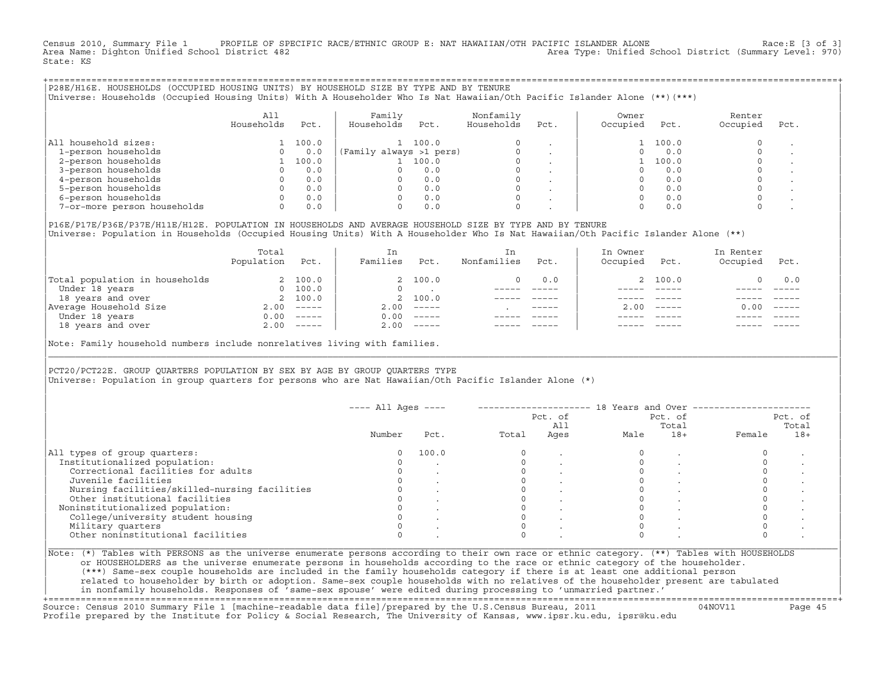Census 2010, Summary File 1 PROFILE OF SPECIFIC RACE/ETHNIC GROUP E: NAT HAWAIIAN/OTH PACIFIC ISLANDER ALONE Race:E [3 of 3]
Area Name: Dighton Unified School District 482 Area Type: Unified School District (Summary Level: 970)
State: KS

## P28E/H16E. HOUSEHOLDS (OCCUPIED HOUSING UNITS) BY HOUSEHOLD SIZE BY TYPE AND BY TENURE

Universe: Households (Occupied Housing Units) With A Householder Who Is Nat Hawaiian/Oth Pacific Islander Alone (**)(***)

| | All Households | Pct. | Family Households | Pct. | Nonfamily Households | Pct. | Owner Occupied | Pct. | Renter Occupied | Pct. |
|---|---|---|---|---|---|---|---|---|---|---|
| All household sizes: | 1 | 100.0 | 1 | 100.0 | 0 | . | 1 | 100.0 | 0 | . |
| 1-person households | 0 | 0.0 | (Family always >1 pers) | | 0 | . | 0 | 0.0 | 0 | . |
| 2-person households | 1 | 100.0 | 1 | 100.0 | 0 | . | 1 | 100.0 | 0 | . |
| 3-person households | 0 | 0.0 | 0 | 0.0 | 0 | . | 0 | 0.0 | 0 | . |
| 4-person households | 0 | 0.0 | 0 | 0.0 | 0 | . | 0 | 0.0 | 0 | . |
| 5-person households | 0 | 0.0 | 0 | 0.0 | 0 | . | 0 | 0.0 | 0 | . |
| 6-person households | 0 | 0.0 | 0 | 0.0 | 0 | . | 0 | 0.0 | 0 | . |
| 7-or-more person households | 0 | 0.0 | 0 | 0.0 | 0 | . | 0 | 0.0 | 0 | . |

## P16E/P17E/P36E/P37E/H11E/H12E. POPULATION IN HOUSEHOLDS AND AVERAGE HOUSEHOLD SIZE BY TYPE AND BY TENURE

Universe: Population in Households (Occupied Housing Units) With A Householder Who Is Nat Hawaiian/Oth Pacific Islander Alone (**)

| | Total Population | Pct. | In Families | Pct. | In Nonfamilies | Pct. | In Owner Occupied | Pct. | In Renter Occupied | Pct. |
|---|---|---|---|---|---|---|---|---|---|---|
| Total population in households | 2 | 100.0 | 2 | 100.0 | 0 | 0.0 | 2 | 100.0 | 0 | 0.0 |
| Under 18 years | 0 | 100.0 | 0 | . | ----- | ----- | ----- | ----- | ----- | ----- |
| 18 years and over | 2 | 100.0 | 2 | 100.0 | ----- | ----- | ----- | ----- | ----- | ----- |
| Average Household Size | 2.00 | ----- | 2.00 | ----- | . | ----- | 2.00 | ----- | 0.00 | ----- |
| Under 18 years | 0.00 | ----- | 0.00 | ----- | ----- | ----- | ----- | ----- | ----- | ----- |
| 18 years and over | 2.00 | ----- | 2.00 | ----- | ----- | ----- | ----- | ----- | ----- | ----- |

Note: Family household numbers include nonrelatives living with families.

## PCT20/PCT22E. GROUP QUARTERS POPULATION BY SEX BY AGE BY GROUP QUARTERS TYPE

Universe: Population in group quarters for persons who are Nat Hawaiian/Oth Pacific Islander Alone (*)

| | All Ages Number | All Ages Pct. | 18 Years and Over Total | Pct. of All Ages | Male | Pct. of Total 18+ | Female | Pct. of Total 18+ |
|---|---|---|---|---|---|---|---|---|
| All types of group quarters: | 0 | 100.0 | 0 | . | 0 | . | 0 | . |
| Institutionalized population: | 0 | . | 0 | . | 0 | . | 0 | . |
| Correctional facilities for adults | 0 | . | 0 | . | 0 | . | 0 | . |
| Juvenile facilities | 0 | . | 0 | . | 0 | . | 0 | . |
| Nursing facilities/skilled-nursing facilities | 0 | . | 0 | . | 0 | . | 0 | . |
| Other institutional facilities | 0 | . | 0 | . | 0 | . | 0 | . |
| Noninstitutionalized population: | 0 | . | 0 | . | 0 | . | 0 | . |
| College/university student housing | 0 | . | 0 | . | 0 | . | 0 | . |
| Military quarters | 0 | . | 0 | . | 0 | . | 0 | . |
| Other noninstitutional facilities | 0 | . | 0 | . | 0 | . | 0 | . |

Note: (*) Tables with PERSONS as the universe enumerate persons according to their own race or ethnic category. (**) Tables with HOUSEHOLDS or HOUSEHOLDERS as the universe enumerate persons in households according to the race or ethnic category of the householder. (***) Same-sex couple households are included in the family households category if there is at least one additional person related to householder by birth or adoption. Same-sex couple households with no relatives of the householder present are tabulated in nonfamily households. Responses of 'same-sex spouse' were edited during processing to 'unmarried partner.'

Source: Census 2010 Summary File 1 [machine-readable data file]/prepared by the U.S.Census Bureau, 2011 04NOV11
Profile prepared by the Institute for Policy & Social Research, The University of Kansas, www.ipsr.ku.edu, ipsr@ku.edu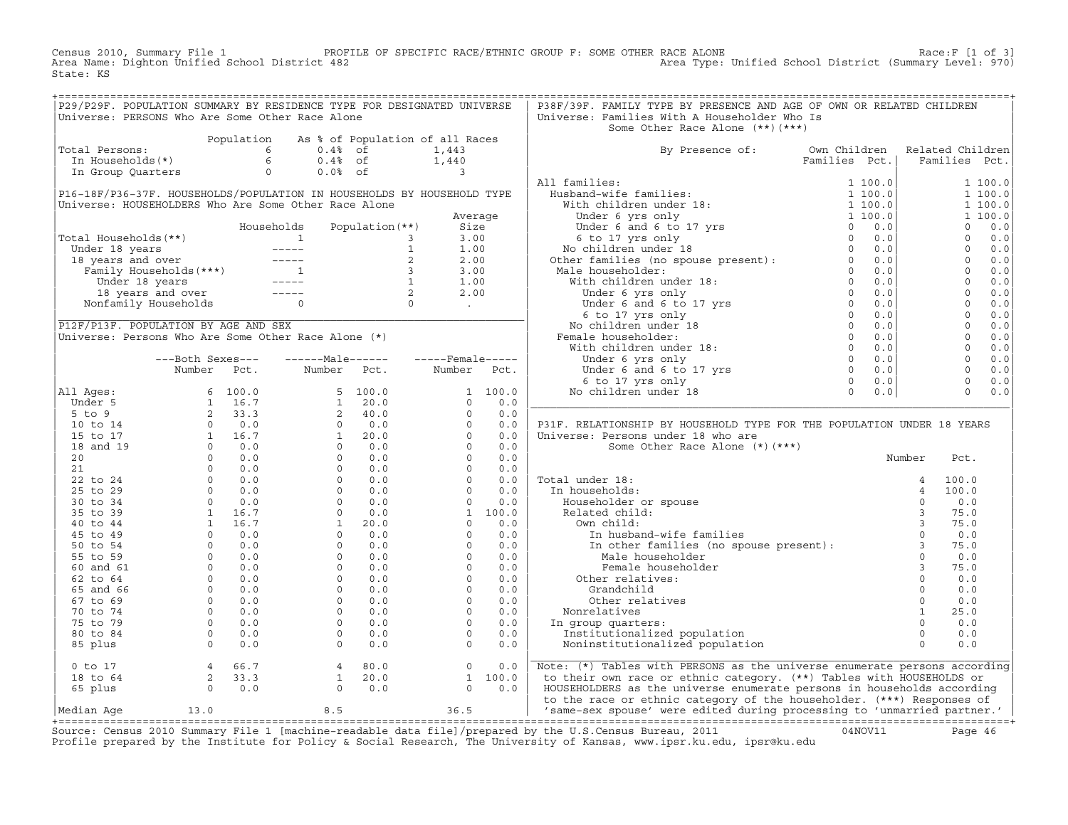Census 2010, Summary File 1 PROFILE OF SPECIFIC RACE/ETHNIC GROUP F: SOME OTHER RACE ALONE Race:F [1 of 3]
Area Name: Dighton Unified School District 482 Area Type: Unified School District (Summary Level: 970)
State: KS

## P29/P29F. POPULATION SUMMARY BY RESIDENCE TYPE FOR DESIGNATED UNIVERSE

Universe: PERSONS Who Are Some Other Race Alone

| | Population | As % of Population of all Races | |
|---|---|---|---|
| Total Persons: | 6 | 0.4% of | 1,443 |
| In Households(*) | 6 | 0.4% of | 1,440 |
| In Group Quarters | 0 | 0.0% of | 3 |

## P16-18F/P36-37F. HOUSEHOLDS/POPULATION IN HOUSEHOLDS BY HOUSEHOLD TYPE

Universe: HOUSEHOLDERS Who Are Some Other Race Alone

| | Households | Population(**) | Average Size |
|---|---|---|---|
| Total Households(**) | 1 | 3 | 3.00 |
| Under 18 years | ----- | 1 | 1.00 |
| 18 years and over | ----- | 2 | 2.00 |
| Family Households(***) | 1 | 3 | 3.00 |
| Under 18 years | ----- | 1 | 1.00 |
| 18 years and over | ----- | 2 | 2.00 |
| Nonfamily Households | 0 | 0 | . |

## P12F/P13F. POPULATION BY AGE AND SEX

Universe: Persons Who Are Some Other Race Alone (*)

| | Both Sexes Number | Both Sexes Pct. | Male Number | Male Pct. | Female Number | Female Pct. |
|---|---|---|---|---|---|---|
| All Ages: | 6 | 100.0 | 5 | 100.0 | 1 | 100.0 |
| Under 5 | 1 | 16.7 | 1 | 20.0 | 0 | 0.0 |
| 5 to 9 | 2 | 33.3 | 2 | 40.0 | 0 | 0.0 |
| 10 to 14 | 0 | 0.0 | 0 | 0.0 | 0 | 0.0 |
| 15 to 17 | 1 | 16.7 | 1 | 20.0 | 0 | 0.0 |
| 18 and 19 | 0 | 0.0 | 0 | 0.0 | 0 | 0.0 |
| 20 | 0 | 0.0 | 0 | 0.0 | 0 | 0.0 |
| 21 | 0 | 0.0 | 0 | 0.0 | 0 | 0.0 |
| 22 to 24 | 0 | 0.0 | 0 | 0.0 | 0 | 0.0 |
| 25 to 29 | 0 | 0.0 | 0 | 0.0 | 0 | 0.0 |
| 30 to 34 | 0 | 0.0 | 0 | 0.0 | 0 | 0.0 |
| 35 to 39 | 1 | 16.7 | 0 | 0.0 | 1 | 100.0 |
| 40 to 44 | 1 | 16.7 | 1 | 20.0 | 0 | 0.0 |
| 45 to 49 | 0 | 0.0 | 0 | 0.0 | 0 | 0.0 |
| 50 to 54 | 0 | 0.0 | 0 | 0.0 | 0 | 0.0 |
| 55 to 59 | 0 | 0.0 | 0 | 0.0 | 0 | 0.0 |
| 60 and 61 | 0 | 0.0 | 0 | 0.0 | 0 | 0.0 |
| 62 to 64 | 0 | 0.0 | 0 | 0.0 | 0 | 0.0 |
| 65 and 66 | 0 | 0.0 | 0 | 0.0 | 0 | 0.0 |
| 67 to 69 | 0 | 0.0 | 0 | 0.0 | 0 | 0.0 |
| 70 to 74 | 0 | 0.0 | 0 | 0.0 | 0 | 0.0 |
| 75 to 79 | 0 | 0.0 | 0 | 0.0 | 0 | 0.0 |
| 80 to 84 | 0 | 0.0 | 0 | 0.0 | 0 | 0.0 |
| 85 plus | 0 | 0.0 | 0 | 0.0 | 0 | 0.0 |
| 0 to 17 | 4 | 66.7 | 4 | 80.0 | 0 | 0.0 |
| 18 to 64 | 2 | 33.3 | 1 | 20.0 | 1 | 100.0 |
| 65 plus | 0 | 0.0 | 0 | 0.0 | 0 | 0.0 |
| Median Age | 13.0 | | 8.5 | | 36.5 | |

## P38F/39F. FAMILY TYPE BY PRESENCE AND AGE OF OWN OR RELATED CHILDREN

Universe: Families With A Householder Who Is Some Other Race Alone (**)(***)

| By Presence of: | Own Children Families | Own Children Pct. | Related Children Families | Related Children Pct. |
|---|---|---|---|---|
| All families: | 1 | 100.0 | 1 | 100.0 |
| Husband-wife families: | 1 | 100.0 | 1 | 100.0 |
| With children under 18: | 1 | 100.0 | 1 | 100.0 |
| Under 6 yrs only | 1 | 100.0 | 1 | 100.0 |
| Under 6 and 6 to 17 yrs | 0 | 0.0 | 0 | 0.0 |
| 6 to 17 yrs only | 0 | 0.0 | 0 | 0.0 |
| No children under 18 | 0 | 0.0 | 0 | 0.0 |
| Other families (no spouse present): | 0 | 0.0 | 0 | 0.0 |
| Male householder: | 0 | 0.0 | 0 | 0.0 |
| With children under 18: | 0 | 0.0 | 0 | 0.0 |
| Under 6 yrs only | 0 | 0.0 | 0 | 0.0 |
| Under 6 and 6 to 17 yrs | 0 | 0.0 | 0 | 0.0 |
| 6 to 17 yrs only | 0 | 0.0 | 0 | 0.0 |
| No children under 18 | 0 | 0.0 | 0 | 0.0 |
| Female householder: | 0 | 0.0 | 0 | 0.0 |
| With children under 18: | 0 | 0.0 | 0 | 0.0 |
| Under 6 yrs only | 0 | 0.0 | 0 | 0.0 |
| Under 6 and 6 to 17 yrs | 0 | 0.0 | 0 | 0.0 |
| 6 to 17 yrs only | 0 | 0.0 | 0 | 0.0 |
| No children under 18 | 0 | 0.0 | 0 | 0.0 |

## P31F. RELATIONSHIP BY HOUSEHOLD TYPE FOR THE POPULATION UNDER 18 YEARS

Universe: Persons under 18 who are Some Other Race Alone (*)(***)

| | Number | Pct. |
|---|---|---|
| Total under 18: | 4 | 100.0 |
| In households: | 4 | 100.0 |
| Householder or spouse | 0 | 0.0 |
| Related child: | 3 | 75.0 |
| Own child: | 3 | 75.0 |
| In husband-wife families | 0 | 0.0 |
| In other families (no spouse present): | 3 | 75.0 |
| Male householder | 0 | 0.0 |
| Female householder | 3 | 75.0 |
| Other relatives: | 0 | 0.0 |
| Grandchild | 0 | 0.0 |
| Other relatives | 0 | 0.0 |
| Nonrelatives | 1 | 25.0 |
| In group quarters: | 0 | 0.0 |
| Institutionalized population | 0 | 0.0 |
| Noninstitutionalized population | 0 | 0.0 |

Note: (*) Tables with PERSONS as the universe enumerate persons according to their own race or ethnic category. (**) Tables with HOUSEHOLDS or HOUSEHOLDERS as the universe enumerate persons in households according to the race or ethnic category of the householder. (***) Responses of 'same-sex spouse' were edited during processing to 'unmarried partner.'

Source: Census 2010 Summary File 1 [machine-readable data file]/prepared by the U.S.Census Bureau, 2011 04NOV11
Profile prepared by the Institute for Policy & Social Research, The University of Kansas, www.ipsr.ku.edu, ipsr@ku.edu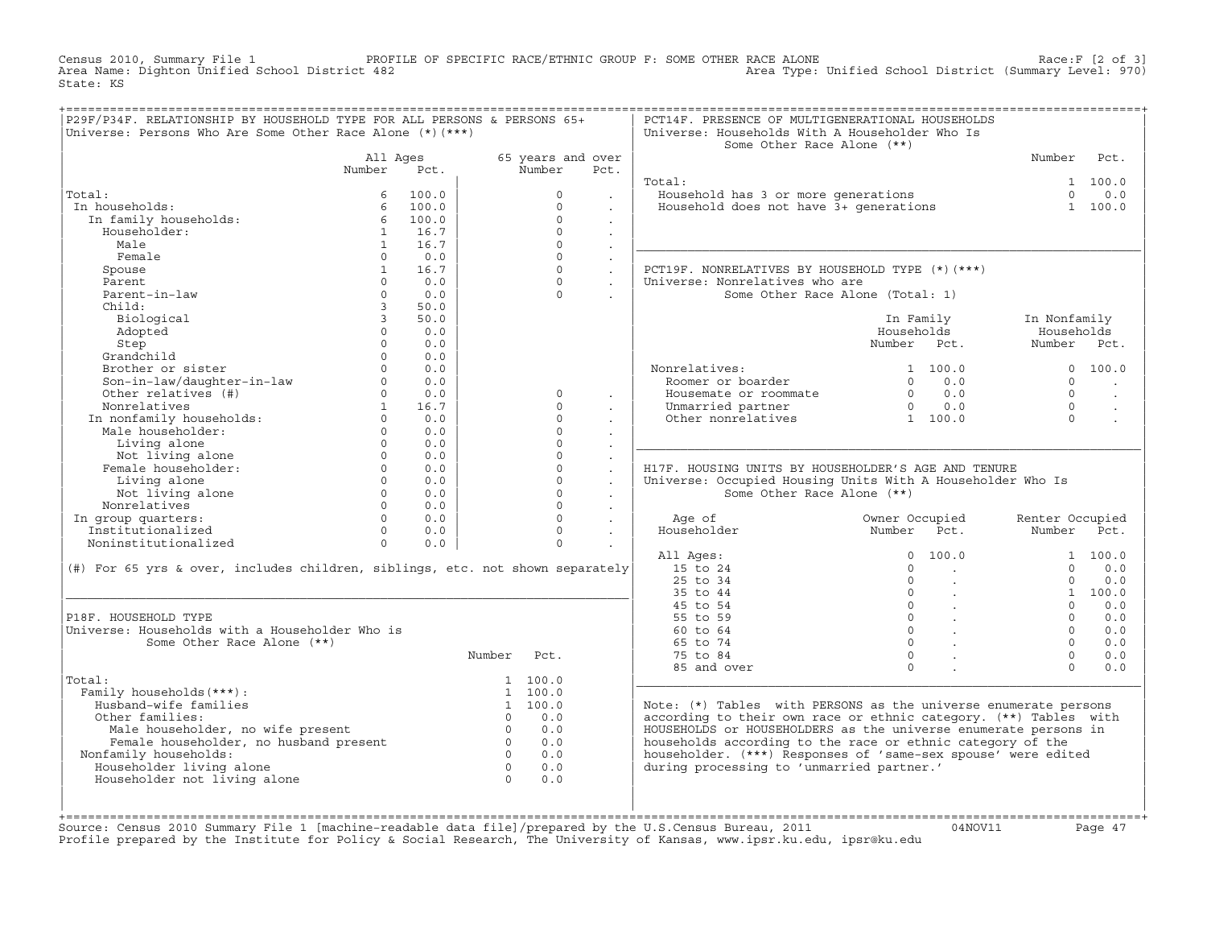Census 2010, Summary File 1 — PROFILE OF SPECIFIC RACE/ETHNIC GROUP F: SOME OTHER RACE ALONE — Race:F [2 of 3]
Area Name: Dighton Unified School District 482 — Area Type: Unified School District (Summary Level: 970)
State: KS

## P29F/P34F. RELATIONSHIP BY HOUSEHOLD TYPE FOR ALL PERSONS & PERSONS 65+
Universe: Persons Who Are Some Other Race Alone (*)(***)

| | All Ages Number | All Ages Pct. | 65 years and over Number | 65 years and over Pct. |
|---|---|---|---|---|
| Total: | 6 | 100.0 | 0 | . |
| In households: | 6 | 100.0 | 0 | . |
| In family households: | 6 | 100.0 | 0 | . |
| Householder: | 1 | 16.7 | 0 | . |
| Male | 1 | 16.7 | 0 | . |
| Female | 0 | 0.0 | 0 | . |
| Spouse | 1 | 16.7 | 0 | . |
| Parent | 0 | 0.0 | 0 | . |
| Parent-in-law | 0 | 0.0 | 0 | . |
| Child: | 3 | 50.0 | | |
| Biological | 3 | 50.0 | | |
| Adopted | 0 | 0.0 | | |
| Step | 0 | 0.0 | | |
| Grandchild | 0 | 0.0 | | |
| Brother or sister | 0 | 0.0 | | |
| Son-in-law/daughter-in-law | 0 | 0.0 | | |
| Other relatives (#) | 0 | 0.0 | 0 | . |
| Nonrelatives | 1 | 16.7 | 0 | . |
| In nonfamily households: | 0 | 0.0 | 0 | . |
| Male householder: | 0 | 0.0 | 0 | . |
| Living alone | 0 | 0.0 | 0 | . |
| Not living alone | 0 | 0.0 | 0 | . |
| Female householder: | 0 | 0.0 | 0 | . |
| Living alone | 0 | 0.0 | 0 | . |
| Not living alone | 0 | 0.0 | 0 | . |
| Nonrelatives | 0 | 0.0 | 0 | . |
| In group quarters: | 0 | 0.0 | 0 | . |
| Institutionalized | 0 | 0.0 | 0 | . |
| Noninstitutionalized | 0 | 0.0 | 0 | . |

(#) For 65 yrs & over, includes children, siblings, etc. not shown separately

## P18F. HOUSEHOLD TYPE
Universe: Households with a Householder Who is Some Other Race Alone (**)

| | Number | Pct. |
|---|---|---|
| Total: | 1 | 100.0 |
| Family households(***): | 1 | 100.0 |
| Husband-wife families | 1 | 100.0 |
| Other families: | 0 | 0.0 |
| Male householder, no wife present | 0 | 0.0 |
| Female householder, no husband present | 0 | 0.0 |
| Nonfamily households: | 0 | 0.0 |
| Householder living alone | 0 | 0.0 |
| Householder not living alone | 0 | 0.0 |

## PCT14F. PRESENCE OF MULTIGENERATIONAL HOUSEHOLDS
Universe: Households With A Householder Who Is Some Other Race Alone (**)

| | Number | Pct. |
|---|---|---|
| Total: | 1 | 100.0 |
| Household has 3 or more generations | 0 | 0.0 |
| Household does not have 3+ generations | 1 | 100.0 |

## PCT19F. NONRELATIVES BY HOUSEHOLD TYPE (*)(***)
Universe: Nonrelatives who are Some Other Race Alone (Total: 1)

| | In Family Households Number | In Family Households Pct. | In Nonfamily Households Number | In Nonfamily Households Pct. |
|---|---|---|---|---|
| Nonrelatives: | 1 | 100.0 | 0 | 100.0 |
| Roomer or boarder | 0 | 0.0 | 0 | . |
| Housemate or roommate | 0 | 0.0 | 0 | . |
| Unmarried partner | 0 | 0.0 | 0 | . |
| Other nonrelatives | 1 | 100.0 | 0 | . |

## H17F. HOUSING UNITS BY HOUSEHOLDER'S AGE AND TENURE
Universe: Occupied Housing Units With A Householder Who Is Some Other Race Alone (**)

| Age of Householder | Owner Occupied Number | Owner Occupied Pct. | Renter Occupied Number | Renter Occupied Pct. |
|---|---|---|---|---|
| All Ages: | 0 | 100.0 | 1 | 100.0 |
| 15 to 24 | 0 | . | 0 | 0.0 |
| 25 to 34 | 0 | . | 0 | 0.0 |
| 35 to 44 | 0 | . | 1 | 100.0 |
| 45 to 54 | 0 | . | 0 | 0.0 |
| 55 to 59 | 0 | . | 0 | 0.0 |
| 60 to 64 | 0 | . | 0 | 0.0 |
| 65 to 74 | 0 | . | 0 | 0.0 |
| 75 to 84 | 0 | . | 0 | 0.0 |
| 85 and over | 0 | . | 0 | 0.0 |

Note: (*) Tables with PERSONS as the universe enumerate persons according to their own race or ethnic category. (**) Tables with HOUSEHOLDS or HOUSEHOLDERS as the universe enumerate persons in households according to the race or ethnic category of the householder. (***) Responses of 'same-sex spouse' were edited during processing to 'unmarried partner.'

Source: Census 2010 Summary File 1 [machine-readable data file]/prepared by the U.S.Census Bureau, 2011 04NOV11
Profile prepared by the Institute for Policy & Social Research, The University of Kansas, www.ipsr.ku.edu, ipsr@ku.edu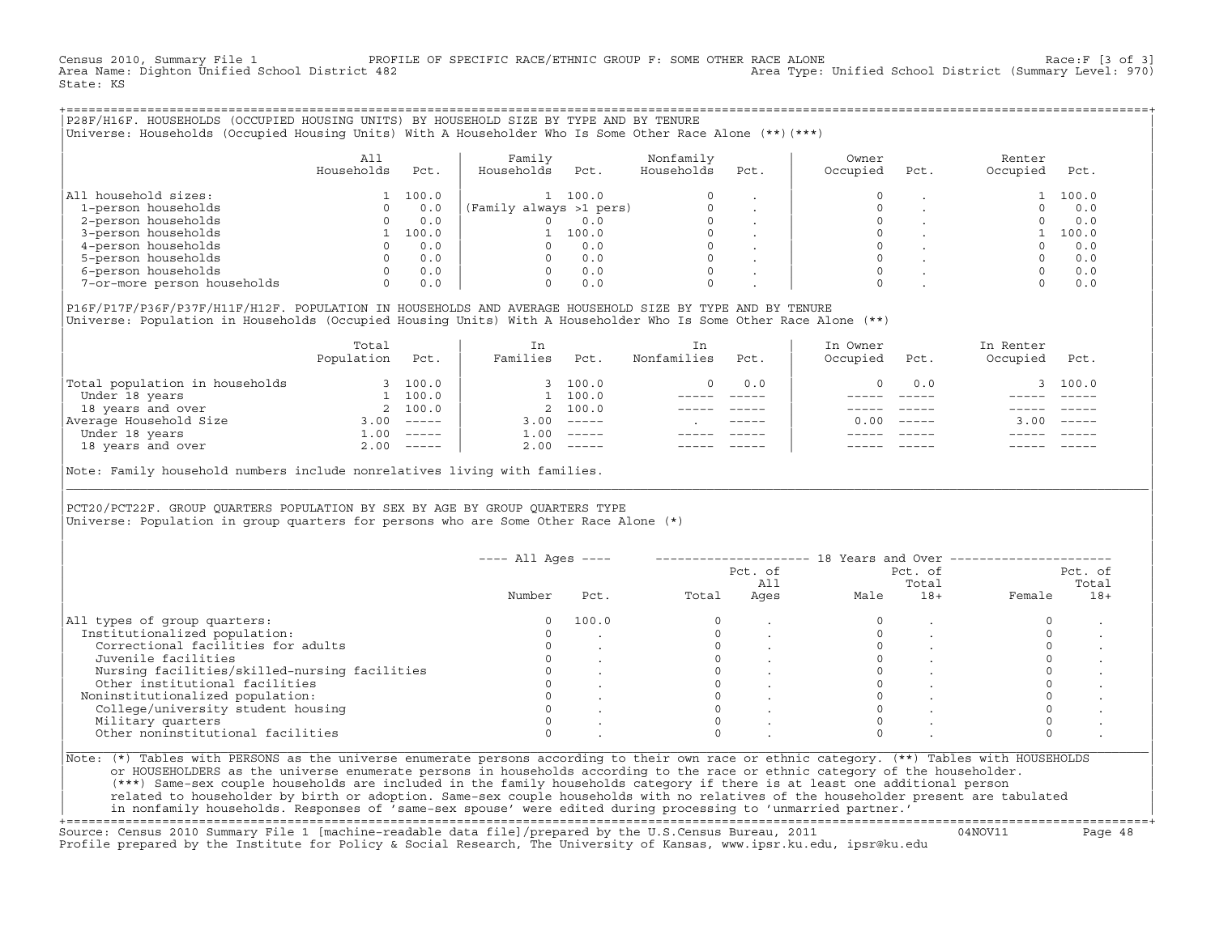Census 2010, Summary File 1 — PROFILE OF SPECIFIC RACE/ETHNIC GROUP F: SOME OTHER RACE ALONE — Race:F [3 of 3]
Area Name: Dighton Unified School District 482 — Area Type: Unified School District (Summary Level: 970)
State: KS

## P28F/H16F. HOUSEHOLDS (OCCUPIED HOUSING UNITS) BY HOUSEHOLD SIZE BY TYPE AND BY TENURE

Universe: Households (Occupied Housing Units) With A Householder Who Is Some Other Race Alone (**)(***)

| | All Households | Pct. | Family Households | Pct. | Nonfamily Households | Pct. | Owner Occupied | Pct. | Renter Occupied | Pct. |
|---|---|---|---|---|---|---|---|---|---|---|
| All household sizes: | 1 | 100.0 | 1 | 100.0 | 0 | . | 0 | . | 1 | 100.0 |
| 1-person households | 0 | 0.0 | (Family always >1 pers) | | 0 | . | 0 | . | 0 | 0.0 |
| 2-person households | 0 | 0.0 | 0 | 0.0 | 0 | . | 0 | . | 0 | 0.0 |
| 3-person households | 1 | 100.0 | 1 | 100.0 | 0 | . | 0 | . | 1 | 100.0 |
| 4-person households | 0 | 0.0 | 0 | 0.0 | 0 | . | 0 | . | 0 | 0.0 |
| 5-person households | 0 | 0.0 | 0 | 0.0 | 0 | . | 0 | . | 0 | 0.0 |
| 6-person households | 0 | 0.0 | 0 | 0.0 | 0 | . | 0 | . | 0 | 0.0 |
| 7-or-more person households | 0 | 0.0 | 0 | 0.0 | 0 | . | 0 | . | 0 | 0.0 |

## P16F/P17F/P36F/P37F/H11F/H12F. POPULATION IN HOUSEHOLDS AND AVERAGE HOUSEHOLD SIZE BY TYPE AND BY TENURE

Universe: Population in Households (Occupied Housing Units) With A Householder Who Is Some Other Race Alone (**)

| | Total Population | Pct. | In Families | Pct. | In Nonfamilies | Pct. | In Owner Occupied | Pct. | In Renter Occupied | Pct. |
|---|---|---|---|---|---|---|---|---|---|---|
| Total population in households | 3 | 100.0 | 3 | 100.0 | 0 | 0.0 | 0 | 0.0 | 3 | 100.0 |
| Under 18 years | 1 | 100.0 | 1 | 100.0 | ----- | ----- | ----- | ----- | ----- | ----- |
| 18 years and over | 2 | 100.0 | 2 | 100.0 | ----- | ----- | ----- | ----- | ----- | ----- |
| Average Household Size | 3.00 | ----- | 3.00 | ----- | . | ----- | 0.00 | ----- | 3.00 | ----- |
| Under 18 years | 1.00 | ----- | 1.00 | ----- | ----- | ----- | ----- | ----- | ----- | ----- |
| 18 years and over | 2.00 | ----- | 2.00 | ----- | ----- | ----- | ----- | ----- | ----- | ----- |

Note: Family household numbers include nonrelatives living with families.

## PCT20/PCT22F. GROUP QUARTERS POPULATION BY SEX BY AGE BY GROUP QUARTERS TYPE

Universe: Population in group quarters for persons who are Some Other Race Alone (*)

| | All Ages Number | All Ages Pct. | 18 Years and Over Total | Pct. of All Ages | Male | Pct. of Total 18+ | Female | Pct. of Total 18+ |
|---|---|---|---|---|---|---|---|---|
| All types of group quarters: | 0 | 100.0 | 0 | . | 0 | . | 0 | . |
| Institutionalized population: | 0 | . | 0 | . | 0 | . | 0 | . |
| Correctional facilities for adults | 0 | . | 0 | . | 0 | . | 0 | . |
| Juvenile facilities | 0 | . | 0 | . | 0 | . | 0 | . |
| Nursing facilities/skilled-nursing facilities | 0 | . | 0 | . | 0 | . | 0 | . |
| Other institutional facilities | 0 | . | 0 | . | 0 | . | 0 | . |
| Noninstitutionalized population: | 0 | . | 0 | . | 0 | . | 0 | . |
| College/university student housing | 0 | . | 0 | . | 0 | . | 0 | . |
| Military quarters | 0 | . | 0 | . | 0 | . | 0 | . |
| Other noninstitutional facilities | 0 | . | 0 | . | 0 | . | 0 | . |

Note: (*) Tables with PERSONS as the universe enumerate persons according to their own race or ethnic category. (**) Tables with HOUSEHOLDS or HOUSEHOLDERS as the universe enumerate persons in households according to the race or ethnic category of the householder. (***) Same-sex couple households are included in the family households category if there is at least one additional person related to householder by birth or adoption. Same-sex couple households with no relatives of the householder present are tabulated in nonfamily households. Responses of 'same-sex spouse' were edited during processing to 'unmarried partner.'

Source: Census 2010 Summary File 1 [machine-readable data file]/prepared by the U.S.Census Bureau, 2011 — 04NOV11
Profile prepared by the Institute for Policy & Social Research, The University of Kansas, www.ipsr.ku.edu, ipsr@ku.edu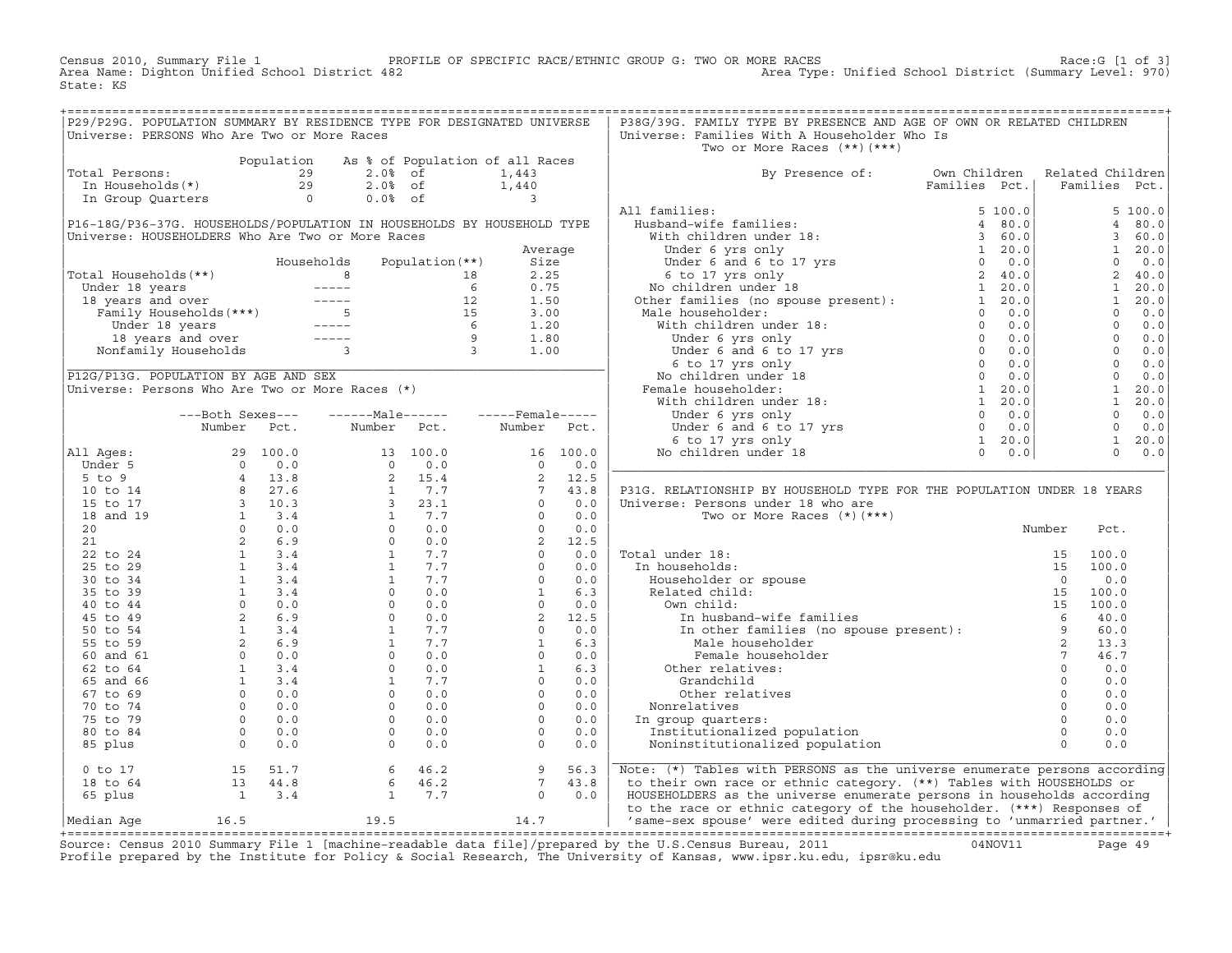Census 2010, Summary File 1 PROFILE OF SPECIFIC RACE/ETHNIC GROUP G: TWO OR MORE RACES Race:G [1 of 3]
Area Name: Dighton Unified School District 482 Area Type: Unified School District (Summary Level: 970)
State: KS

## P29/P29G. POPULATION SUMMARY BY RESIDENCE TYPE FOR DESIGNATED UNIVERSE

Universe: PERSONS Who Are Two or More Races

| | Population | As % of Population of all Races | |
|---|---|---|---|
| Total Persons: | 29 | 2.0% of | 1,443 |
| In Households(*) | 29 | 2.0% of | 1,440 |
| In Group Quarters | 0 | 0.0% of | 3 |

## P16-18G/P36-37G. HOUSEHOLDS/POPULATION IN HOUSEHOLDS BY HOUSEHOLD TYPE

Universe: HOUSEHOLDERS Who Are Two or More Races

| | Households | Population(**) | Average Size |
|---|---|---|---|
| Total Households(**) | 8 | 18 | 2.25 |
| Under 18 years | ----- | 6 | 0.75 |
| 18 years and over | ----- | 12 | 1.50 |
| Family Households(***) | 5 | 15 | 3.00 |
| Under 18 years | ----- | 6 | 1.20 |
| 18 years and over | ----- | 9 | 1.80 |
| Nonfamily Households | 3 | 3 | 1.00 |

## P12G/P13G. POPULATION BY AGE AND SEX

Universe: Persons Who Are Two or More Races (*)

| | Both Sexes Number | Both Sexes Pct. | Male Number | Male Pct. | Female Number | Female Pct. |
|---|---|---|---|---|---|---|
| All Ages: | 29 | 100.0 | 13 | 100.0 | 16 | 100.0 |
| Under 5 | 0 | 0.0 | 0 | 0.0 | 0 | 0.0 |
| 5 to 9 | 4 | 13.8 | 2 | 15.4 | 2 | 12.5 |
| 10 to 14 | 8 | 27.6 | 1 | 7.7 | 7 | 43.8 |
| 15 to 17 | 3 | 10.3 | 3 | 23.1 | 0 | 0.0 |
| 18 and 19 | 1 | 3.4 | 1 | 7.7 | 0 | 0.0 |
| 20 | 0 | 0.0 | 0 | 0.0 | 0 | 0.0 |
| 21 | 2 | 6.9 | 0 | 0.0 | 2 | 12.5 |
| 22 to 24 | 1 | 3.4 | 1 | 7.7 | 0 | 0.0 |
| 25 to 29 | 1 | 3.4 | 1 | 7.7 | 0 | 0.0 |
| 30 to 34 | 1 | 3.4 | 1 | 7.7 | 0 | 0.0 |
| 35 to 39 | 1 | 3.4 | 0 | 0.0 | 1 | 6.3 |
| 40 to 44 | 0 | 0.0 | 0 | 0.0 | 0 | 0.0 |
| 45 to 49 | 2 | 6.9 | 0 | 0.0 | 2 | 12.5 |
| 50 to 54 | 1 | 3.4 | 1 | 7.7 | 0 | 0.0 |
| 55 to 59 | 2 | 6.9 | 1 | 7.7 | 1 | 6.3 |
| 60 and 61 | 0 | 0.0 | 0 | 0.0 | 0 | 0.0 |
| 62 to 64 | 1 | 3.4 | 0 | 0.0 | 1 | 6.3 |
| 65 and 66 | 1 | 3.4 | 1 | 7.7 | 0 | 0.0 |
| 67 to 69 | 0 | 0.0 | 0 | 0.0 | 0 | 0.0 |
| 70 to 74 | 0 | 0.0 | 0 | 0.0 | 0 | 0.0 |
| 75 to 79 | 0 | 0.0 | 0 | 0.0 | 0 | 0.0 |
| 80 to 84 | 0 | 0.0 | 0 | 0.0 | 0 | 0.0 |
| 85 plus | 0 | 0.0 | 0 | 0.0 | 0 | 0.0 |
| 0 to 17 | 15 | 51.7 | 6 | 46.2 | 9 | 56.3 |
| 18 to 64 | 13 | 44.8 | 6 | 46.2 | 7 | 43.8 |
| 65 plus | 1 | 3.4 | 1 | 7.7 | 0 | 0.0 |
| Median Age | 16.5 | | 19.5 | | 14.7 | |

## P38G/39G. FAMILY TYPE BY PRESENCE AND AGE OF OWN OR RELATED CHILDREN

Universe: Families With A Householder Who Is Two or More Races (**)(***)

| By Presence of: | Own Children Families | Own Children Pct. | Related Children Families | Related Children Pct. |
|---|---|---|---|---|
| All families: | 5 | 100.0 | 5 | 100.0 |
| Husband-wife families: | 4 | 80.0 | 4 | 80.0 |
| With children under 18: | 3 | 60.0 | 3 | 60.0 |
| Under 6 yrs only | 1 | 20.0 | 1 | 20.0 |
| Under 6 and 6 to 17 yrs | 0 | 0.0 | 0 | 0.0 |
| 6 to 17 yrs only | 2 | 40.0 | 2 | 40.0 |
| No children under 18 | 1 | 20.0 | 1 | 20.0 |
| Other families (no spouse present): | 1 | 20.0 | 1 | 20.0 |
| Male householder: | 0 | 0.0 | 0 | 0.0 |
| With children under 18: | 0 | 0.0 | 0 | 0.0 |
| Under 6 yrs only | 0 | 0.0 | 0 | 0.0 |
| Under 6 and 6 to 17 yrs | 0 | 0.0 | 0 | 0.0 |
| 6 to 17 yrs only | 0 | 0.0 | 0 | 0.0 |
| No children under 18 | 0 | 0.0 | 0 | 0.0 |
| Female householder: | 1 | 20.0 | 1 | 20.0 |
| With children under 18: | 1 | 20.0 | 1 | 20.0 |
| Under 6 yrs only | 0 | 0.0 | 0 | 0.0 |
| Under 6 and 6 to 17 yrs | 0 | 0.0 | 0 | 0.0 |
| 6 to 17 yrs only | 1 | 20.0 | 1 | 20.0 |
| No children under 18 | 0 | 0.0 | 0 | 0.0 |

## P31G. RELATIONSHIP BY HOUSEHOLD TYPE FOR THE POPULATION UNDER 18 YEARS

Universe: Persons under 18 who are Two or More Races (*)(***)

| | Number | Pct. |
|---|---|---|
| Total under 18: | 15 | 100.0 |
| In households: | 15 | 100.0 |
| Householder or spouse | 0 | 0.0 |
| Related child: | 15 | 100.0 |
| Own child: | 15 | 100.0 |
| In husband-wife families | 6 | 40.0 |
| In other families (no spouse present): | 9 | 60.0 |
| Male householder | 2 | 13.3 |
| Female householder | 7 | 46.7 |
| Other relatives: | 0 | 0.0 |
| Grandchild | 0 | 0.0 |
| Other relatives | 0 | 0.0 |
| Nonrelatives | 0 | 0.0 |
| In group quarters: | 0 | 0.0 |
| Institutionalized population | 0 | 0.0 |
| Noninstitutionalized population | 0 | 0.0 |

Note: (*) Tables with PERSONS as the universe enumerate persons according to their own race or ethnic category. (**) Tables with HOUSEHOLDS or HOUSEHOLDERS as the universe enumerate persons in households according to the race or ethnic category of the householder. (***) Responses of 'same-sex spouse' were edited during processing to 'unmarried partner.'

Source: Census 2010 Summary File 1 [machine-readable data file]/prepared by the U.S.Census Bureau, 2011 04NOV11
Profile prepared by the Institute for Policy & Social Research, The University of Kansas, www.ipsr.ku.edu, ipsr@ku.edu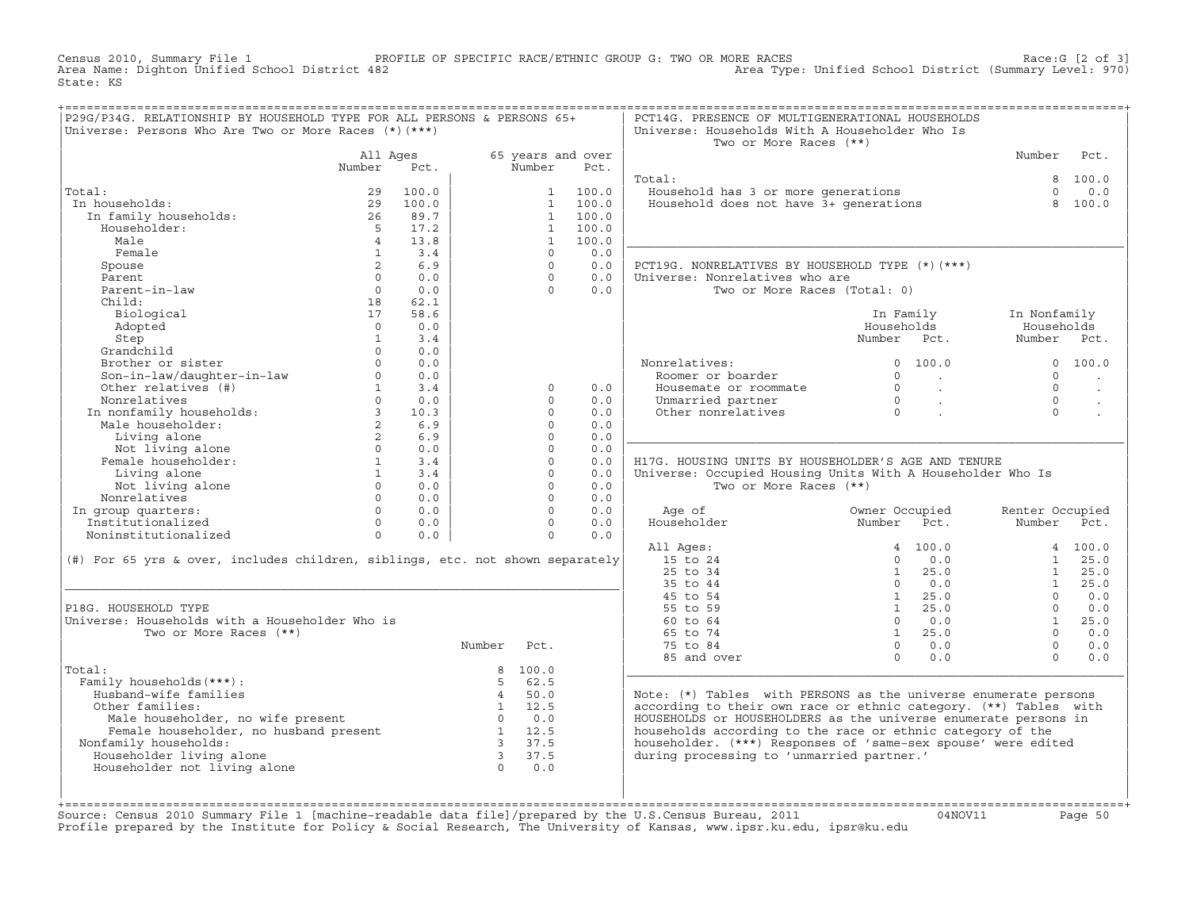Census 2010, Summary File 1 — PROFILE OF SPECIFIC RACE/ETHNIC GROUP G: TWO OR MORE RACES — Race:G [2 of 3]
Area Name: Dighton Unified School District 482 — Area Type: Unified School District (Summary Level: 970)
State: KS

## P29G/P34G. RELATIONSHIP BY HOUSEHOLD TYPE FOR ALL PERSONS & PERSONS 65+

Universe: Persons Who Are Two or More Races (*)(***)

| | All Ages Number | All Ages Pct. | 65 years and over Number | 65 years and over Pct. |
|---|---|---|---|---|
| Total: | 29 | 100.0 | 1 | 100.0 |
| In households: | 29 | 100.0 | 1 | 100.0 |
| In family households: | 26 | 89.7 | 1 | 100.0 |
| Householder: | 5 | 17.2 | 1 | 100.0 |
| Male | 4 | 13.8 | 1 | 100.0 |
| Female | 1 | 3.4 | 0 | 0.0 |
| Spouse | 2 | 6.9 | 0 | 0.0 |
| Parent | 0 | 0.0 | 0 | 0.0 |
| Parent-in-law | 0 | 0.0 | 0 | 0.0 |
| Child: | 18 | 62.1 | | |
| Biological | 17 | 58.6 | | |
| Adopted | 0 | 0.0 | | |
| Step | 1 | 3.4 | | |
| Grandchild | 0 | 0.0 | | |
| Brother or sister | 0 | 0.0 | | |
| Son-in-law/daughter-in-law | 0 | 0.0 | | |
| Other relatives (#) | 1 | 3.4 | 0 | 0.0 |
| Nonrelatives | 0 | 0.0 | 0 | 0.0 |
| In nonfamily households: | 3 | 10.3 | 0 | 0.0 |
| Male householder: | 2 | 6.9 | 0 | 0.0 |
| Living alone | 2 | 6.9 | 0 | 0.0 |
| Not living alone | 0 | 0.0 | 0 | 0.0 |
| Female householder: | 1 | 3.4 | 0 | 0.0 |
| Living alone | 1 | 3.4 | 0 | 0.0 |
| Not living alone | 0 | 0.0 | 0 | 0.0 |
| Nonrelatives | 0 | 0.0 | 0 | 0.0 |
| In group quarters: | 0 | 0.0 | 0 | 0.0 |
| Institutionalized | 0 | 0.0 | 0 | 0.0 |
| Noninstitutionalized | 0 | 0.0 | 0 | 0.0 |

(#) For 65 yrs & over, includes children, siblings, etc. not shown separately

## P18G. HOUSEHOLD TYPE

Universe: Households with a Householder Who is Two or More Races (**)

| | Number | Pct. |
|---|---|---|
| Total: | 8 | 100.0 |
| Family households(***): | 5 | 62.5 |
| Husband-wife families | 4 | 50.0 |
| Other families: | 1 | 12.5 |
| Male householder, no wife present | 0 | 0.0 |
| Female householder, no husband present | 1 | 12.5 |
| Nonfamily households: | 3 | 37.5 |
| Householder living alone | 3 | 37.5 |
| Householder not living alone | 0 | 0.0 |

## PCT14G. PRESENCE OF MULTIGENERATIONAL HOUSEHOLDS

Universe: Households With A Householder Who Is Two or More Races (**)

| | Number | Pct. |
|---|---|---|
| Total: | 8 | 100.0 |
| Household has 3 or more generations | 0 | 0.0 |
| Household does not have 3+ generations | 8 | 100.0 |

## PCT19G. NONRELATIVES BY HOUSEHOLD TYPE (*)(***)

Universe: Nonrelatives who are Two or More Races (Total: 0)

| | In Family Households Number | In Family Households Pct. | In Nonfamily Households Number | In Nonfamily Households Pct. |
|---|---|---|---|---|
| Nonrelatives: | 0 | 100.0 | 0 | 100.0 |
| Roomer or boarder | 0 | . | 0 | . |
| Housemate or roommate | 0 | . | 0 | . |
| Unmarried partner | 0 | . | 0 | . |
| Other nonrelatives | 0 | . | 0 | . |

## H17G. HOUSING UNITS BY HOUSEHOLDER'S AGE AND TENURE

Universe: Occupied Housing Units With A Householder Who Is Two or More Races (**)

| Age of Householder | Owner Occupied Number | Owner Occupied Pct. | Renter Occupied Number | Renter Occupied Pct. |
|---|---|---|---|---|
| All Ages: | 4 | 100.0 | 4 | 100.0 |
| 15 to 24 | 0 | 0.0 | 1 | 25.0 |
| 25 to 34 | 1 | 25.0 | 1 | 25.0 |
| 35 to 44 | 0 | 0.0 | 1 | 25.0 |
| 45 to 54 | 1 | 25.0 | 0 | 0.0 |
| 55 to 59 | 1 | 25.0 | 0 | 0.0 |
| 60 to 64 | 0 | 0.0 | 1 | 25.0 |
| 65 to 74 | 1 | 25.0 | 0 | 0.0 |
| 75 to 84 | 0 | 0.0 | 0 | 0.0 |
| 85 and over | 0 | 0.0 | 0 | 0.0 |

Note: (*) Tables with PERSONS as the universe enumerate persons according to their own race or ethnic category. (**) Tables with HOUSEHOLDS or HOUSEHOLDERS as the universe enumerate persons in households according to the race or ethnic category of the householder. (***) Responses of 'same-sex spouse' were edited during processing to 'unmarried partner.'

Source: Census 2010 Summary File 1 [machine-readable data file]/prepared by the U.S.Census Bureau, 2011 04NOV11
Profile prepared by the Institute for Policy & Social Research, The University of Kansas, www.ipsr.ku.edu, ipsr@ku.edu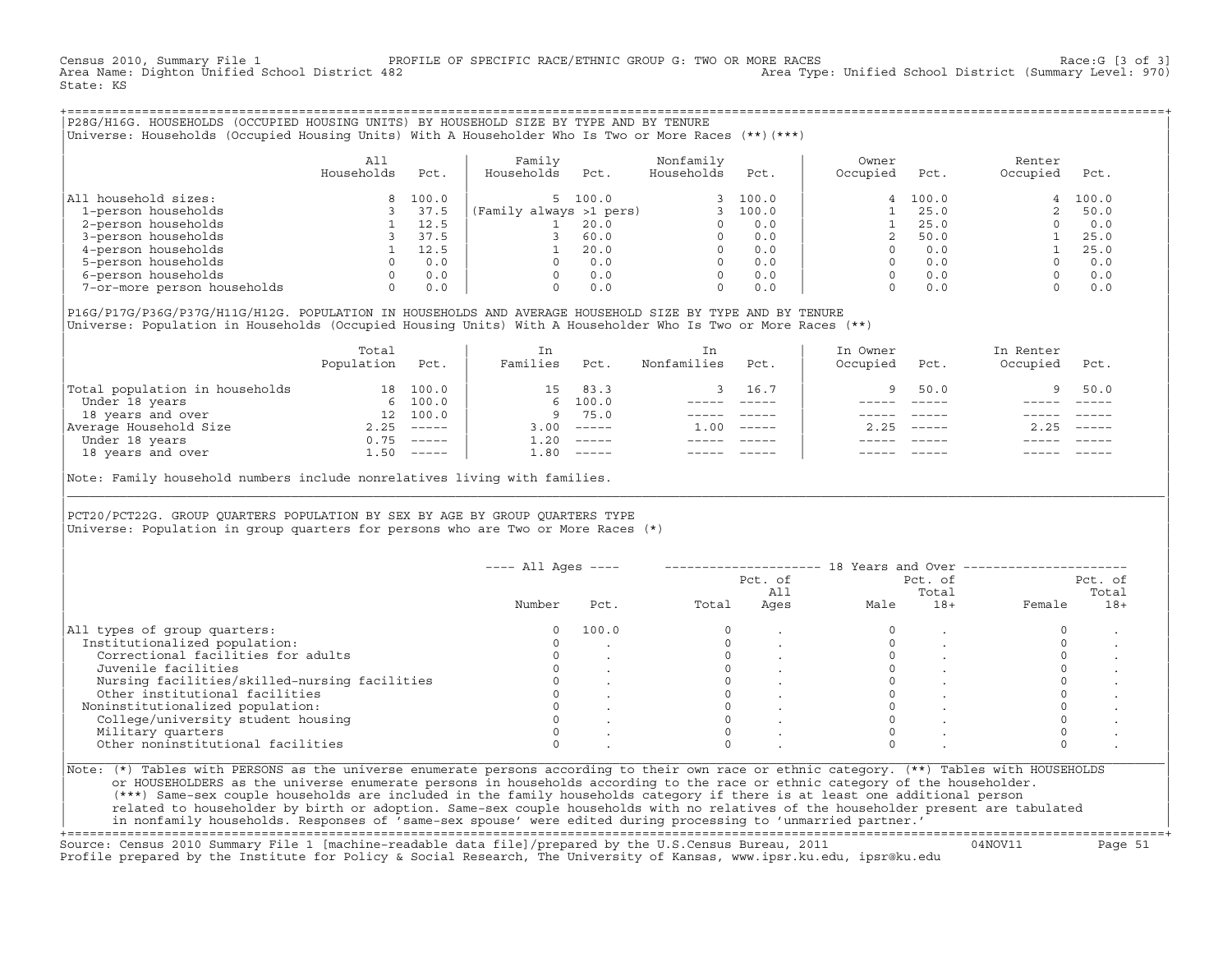Census 2010, Summary File 1 — PROFILE OF SPECIFIC RACE/ETHNIC GROUP G: TWO OR MORE RACES — Race:G [3 of 3]
Area Name: Dighton Unified School District 482 — Area Type: Unified School District (Summary Level: 970)
State: KS

## P28G/H16G. HOUSEHOLDS (OCCUPIED HOUSING UNITS) BY HOUSEHOLD SIZE BY TYPE AND BY TENURE

Universe: Households (Occupied Housing Units) With A Householder Who Is Two or More Races (**)(***)

| | All Households | Pct. | Family Households | Pct. | Nonfamily Households | Pct. | Owner Occupied | Pct. | Renter Occupied | Pct. |
|---|---|---|---|---|---|---|---|---|---|---|
| All household sizes: | 8 | 100.0 | 5 | 100.0 | 3 | 100.0 | 4 | 100.0 | 4 | 100.0 |
| 1-person households | 3 | 37.5 | (Family always >1 pers) | | 3 | 100.0 | 1 | 25.0 | 2 | 50.0 |
| 2-person households | 1 | 12.5 | 1 | 20.0 | 0 | 0.0 | 1 | 25.0 | 0 | 0.0 |
| 3-person households | 3 | 37.5 | 3 | 60.0 | 0 | 0.0 | 2 | 50.0 | 1 | 25.0 |
| 4-person households | 1 | 12.5 | 1 | 20.0 | 0 | 0.0 | 0 | 0.0 | 1 | 25.0 |
| 5-person households | 0 | 0.0 | 0 | 0.0 | 0 | 0.0 | 0 | 0.0 | 0 | 0.0 |
| 6-person households | 0 | 0.0 | 0 | 0.0 | 0 | 0.0 | 0 | 0.0 | 0 | 0.0 |
| 7-or-more person households | 0 | 0.0 | 0 | 0.0 | 0 | 0.0 | 0 | 0.0 | 0 | 0.0 |

## P16G/P17G/P36G/P37G/H11G/H12G. POPULATION IN HOUSEHOLDS AND AVERAGE HOUSEHOLD SIZE BY TYPE AND BY TENURE

Universe: Population in Households (Occupied Housing Units) With A Householder Who Is Two or More Races (**)

| | Total Population | Pct. | In Families | Pct. | In Nonfamilies | Pct. | In Owner Occupied | Pct. | In Renter Occupied | Pct. |
|---|---|---|---|---|---|---|---|---|---|---|
| Total population in households | 18 | 100.0 | 15 | 83.3 | 3 | 16.7 | 9 | 50.0 | 9 | 50.0 |
| Under 18 years | 6 | 100.0 | 6 | 100.0 | ----- | ----- | ----- | ----- | ----- | ----- |
| 18 years and over | 12 | 100.0 | 9 | 75.0 | ----- | ----- | ----- | ----- | ----- | ----- |
| Average Household Size | 2.25 | ----- | 3.00 | ----- | 1.00 | ----- | 2.25 | ----- | 2.25 | ----- |
| Under 18 years | 0.75 | ----- | 1.20 | ----- | ----- | ----- | ----- | ----- | ----- | ----- |
| 18 years and over | 1.50 | ----- | 1.80 | ----- | ----- | ----- | ----- | ----- | ----- | ----- |

Note: Family household numbers include nonrelatives living with families.

## PCT20/PCT22G. GROUP QUARTERS POPULATION BY SEX BY AGE BY GROUP QUARTERS TYPE

Universe: Population in group quarters for persons who are Two or More Races (*)

| | All Ages | | 18 Years and Over | | | | | |
|---|---|---|---|---|---|---|---|---|
| | Number | Pct. | Total | Pct. of All Ages | Male | Pct. of Total 18+ | Female | Pct. of Total 18+ |
| All types of group quarters: | 0 | 100.0 | 0 | . | 0 | . | 0 | . |
| Institutionalized population: | 0 | . | 0 | . | 0 | . | 0 | . |
| Correctional facilities for adults | 0 | . | 0 | . | 0 | . | 0 | . |
| Juvenile facilities | 0 | . | 0 | . | 0 | . | 0 | . |
| Nursing facilities/skilled-nursing facilities | 0 | . | 0 | . | 0 | . | 0 | . |
| Other institutional facilities | 0 | . | 0 | . | 0 | . | 0 | . |
| Noninstitutionalized population: | 0 | . | 0 | . | 0 | . | 0 | . |
| College/university student housing | 0 | . | 0 | . | 0 | . | 0 | . |
| Military quarters | 0 | . | 0 | . | 0 | . | 0 | . |
| Other noninstitutional facilities | 0 | . | 0 | . | 0 | . | 0 | . |

Note: (*) Tables with PERSONS as the universe enumerate persons according to their own race or ethnic category. (**) Tables with HOUSEHOLDS or HOUSEHOLDERS as the universe enumerate persons in households according to the race or ethnic category of the householder. (***) Same-sex couple households are included in the family households category if there is at least one additional person related to householder by birth or adoption. Same-sex couple households with no relatives of the householder present are tabulated in nonfamily households. Responses of 'same-sex spouse' were edited during processing to 'unmarried partner.'

Source: Census 2010 Summary File 1 [machine-readable data file]/prepared by the U.S.Census Bureau, 2011 — 04NOV11
Profile prepared by the Institute for Policy & Social Research, The University of Kansas, www.ipsr.ku.edu, ipsr@ku.edu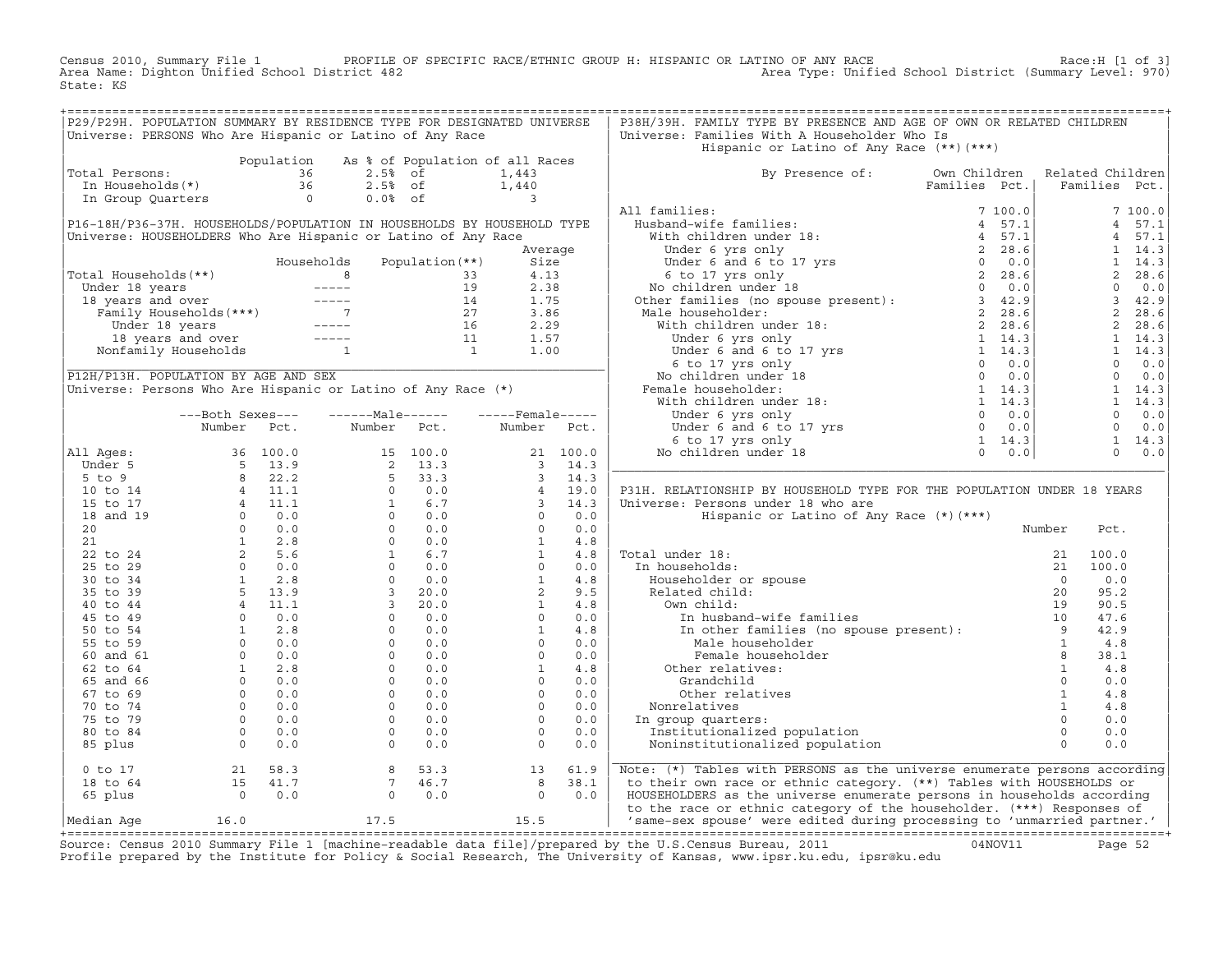Census 2010, Summary File 1 PROFILE OF SPECIFIC RACE/ETHNIC GROUP H: HISPANIC OR LATINO OF ANY RACE Race:H [1 of 3]
Area Name: Dighton Unified School District 482 Area Type: Unified School District (Summary Level: 970)
State: KS

## P29/P29H. POPULATION SUMMARY BY RESIDENCE TYPE FOR DESIGNATED UNIVERSE

Universe: PERSONS Who Are Hispanic or Latino of Any Race

| | Population | As % of Population of all Races | | |
|---|---|---|---|---|
| Total Persons: | 36 | 2.5% | of | 1,443 |
| In Households(*) | 36 | 2.5% | of | 1,440 |
| In Group Quarters | 0 | 0.0% | of | 3 |

## P16-18H/P36-37H. HOUSEHOLDS/POPULATION IN HOUSEHOLDS BY HOUSEHOLD TYPE

Universe: HOUSEHOLDERS Who Are Hispanic or Latino of Any Race

| | Households | Population(**) | Average Size |
|---|---|---|---|
| Total Households(**) | 8 | 33 | 4.13 |
| Under 18 years | ----- | 19 | 2.38 |
| 18 years and over | ----- | 14 | 1.75 |
| Family Households(***) | 7 | 27 | 3.86 |
| Under 18 years | ----- | 16 | 2.29 |
| 18 years and over | ----- | 11 | 1.57 |
| Nonfamily Households | 1 | 1 | 1.00 |

## P12H/P13H. POPULATION BY AGE AND SEX

Universe: Persons Who Are Hispanic or Latino of Any Race (*)

| | Both Sexes Number | Both Sexes Pct. | Male Number | Male Pct. | Female Number | Female Pct. |
|---|---|---|---|---|---|---|
| All Ages: | 36 | 100.0 | 15 | 100.0 | 21 | 100.0 |
| Under 5 | 5 | 13.9 | 2 | 13.3 | 3 | 14.3 |
| 5 to 9 | 8 | 22.2 | 5 | 33.3 | 3 | 14.3 |
| 10 to 14 | 4 | 11.1 | 0 | 0.0 | 4 | 19.0 |
| 15 to 17 | 4 | 11.1 | 1 | 6.7 | 3 | 14.3 |
| 18 and 19 | 0 | 0.0 | 0 | 0.0 | 0 | 0.0 |
| 20 | 0 | 0.0 | 0 | 0.0 | 0 | 0.0 |
| 21 | 1 | 2.8 | 0 | 0.0 | 1 | 4.8 |
| 22 to 24 | 2 | 5.6 | 1 | 6.7 | 1 | 4.8 |
| 25 to 29 | 0 | 0.0 | 0 | 0.0 | 0 | 0.0 |
| 30 to 34 | 1 | 2.8 | 0 | 0.0 | 1 | 4.8 |
| 35 to 39 | 5 | 13.9 | 3 | 20.0 | 2 | 9.5 |
| 40 to 44 | 4 | 11.1 | 3 | 20.0 | 1 | 4.8 |
| 45 to 49 | 0 | 0.0 | 0 | 0.0 | 0 | 0.0 |
| 50 to 54 | 1 | 2.8 | 0 | 0.0 | 1 | 4.8 |
| 55 to 59 | 0 | 0.0 | 0 | 0.0 | 0 | 0.0 |
| 60 and 61 | 0 | 0.0 | 0 | 0.0 | 0 | 0.0 |
| 62 to 64 | 1 | 2.8 | 0 | 0.0 | 1 | 4.8 |
| 65 and 66 | 0 | 0.0 | 0 | 0.0 | 0 | 0.0 |
| 67 to 69 | 0 | 0.0 | 0 | 0.0 | 0 | 0.0 |
| 70 to 74 | 0 | 0.0 | 0 | 0.0 | 0 | 0.0 |
| 75 to 79 | 0 | 0.0 | 0 | 0.0 | 0 | 0.0 |
| 80 to 84 | 0 | 0.0 | 0 | 0.0 | 0 | 0.0 |
| 85 plus | 0 | 0.0 | 0 | 0.0 | 0 | 0.0 |
| 0 to 17 | 21 | 58.3 | 8 | 53.3 | 13 | 61.9 |
| 18 to 64 | 15 | 41.7 | 7 | 46.7 | 8 | 38.1 |
| 65 plus | 0 | 0.0 | 0 | 0.0 | 0 | 0.0 |
| Median Age | 16.0 | | 17.5 | | 15.5 | |

## P38H/39H. FAMILY TYPE BY PRESENCE AND AGE OF OWN OR RELATED CHILDREN

Universe: Families With A Householder Who Is Hispanic or Latino of Any Race (**)(***)

| By Presence of: | Own Children Families | Own Children Pct. | Related Children Families | Related Children Pct. |
|---|---|---|---|---|
| All families: | 7 | 100.0 | 7 | 100.0 |
| Husband-wife families: | 4 | 57.1 | 4 | 57.1 |
| With children under 18: | 4 | 57.1 | 4 | 57.1 |
| Under 6 yrs only | 2 | 28.6 | 1 | 14.3 |
| Under 6 and 6 to 17 yrs | 0 | 0.0 | 1 | 14.3 |
| 6 to 17 yrs only | 2 | 28.6 | 2 | 28.6 |
| No children under 18 | 0 | 0.0 | 0 | 0.0 |
| Other families (no spouse present): | 3 | 42.9 | 3 | 42.9 |
| Male householder: | 2 | 28.6 | 2 | 28.6 |
| With children under 18: | 2 | 28.6 | 2 | 28.6 |
| Under 6 yrs only | 1 | 14.3 | 1 | 14.3 |
| Under 6 and 6 to 17 yrs | 1 | 14.3 | 1 | 14.3 |
| 6 to 17 yrs only | 0 | 0.0 | 0 | 0.0 |
| No children under 18 | 0 | 0.0 | 0 | 0.0 |
| Female householder: | 1 | 14.3 | 1 | 14.3 |
| With children under 18: | 1 | 14.3 | 1 | 14.3 |
| Under 6 yrs only | 0 | 0.0 | 0 | 0.0 |
| Under 6 and 6 to 17 yrs | 0 | 0.0 | 0 | 0.0 |
| 6 to 17 yrs only | 1 | 14.3 | 1 | 14.3 |
| No children under 18 | 0 | 0.0 | 0 | 0.0 |

## P31H. RELATIONSHIP BY HOUSEHOLD TYPE FOR THE POPULATION UNDER 18 YEARS

Universe: Persons under 18 who are Hispanic or Latino of Any Race (*)(***)

| | Number | Pct. |
|---|---|---|
| Total under 18: | 21 | 100.0 |
| In households: | 21 | 100.0 |
| Householder or spouse | 0 | 0.0 |
| Related child: | 20 | 95.2 |
| Own child: | 19 | 90.5 |
| In husband-wife families | 10 | 47.6 |
| In other families (no spouse present): | 9 | 42.9 |
| Male householder | 1 | 4.8 |
| Female householder | 8 | 38.1 |
| Other relatives: | 1 | 4.8 |
| Grandchild | 0 | 0.0 |
| Other relatives | 1 | 4.8 |
| Nonrelatives | 1 | 4.8 |
| In group quarters: | 0 | 0.0 |
| Institutionalized population | 0 | 0.0 |
| Noninstitutionalized population | 0 | 0.0 |

Note: (*) Tables with PERSONS as the universe enumerate persons according to their own race or ethnic category. (**) Tables with HOUSEHOLDS or HOUSEHOLDERS as the universe enumerate persons in households according to the race or ethnic category of the householder. (***) Responses of 'same-sex spouse' were edited during processing to 'unmarried partner.'

Source: Census 2010 Summary File 1 [machine-readable data file]/prepared by the U.S.Census Bureau, 2011 04NOV11
Profile prepared by the Institute for Policy & Social Research, The University of Kansas, www.ipsr.ku.edu, ipsr@ku.edu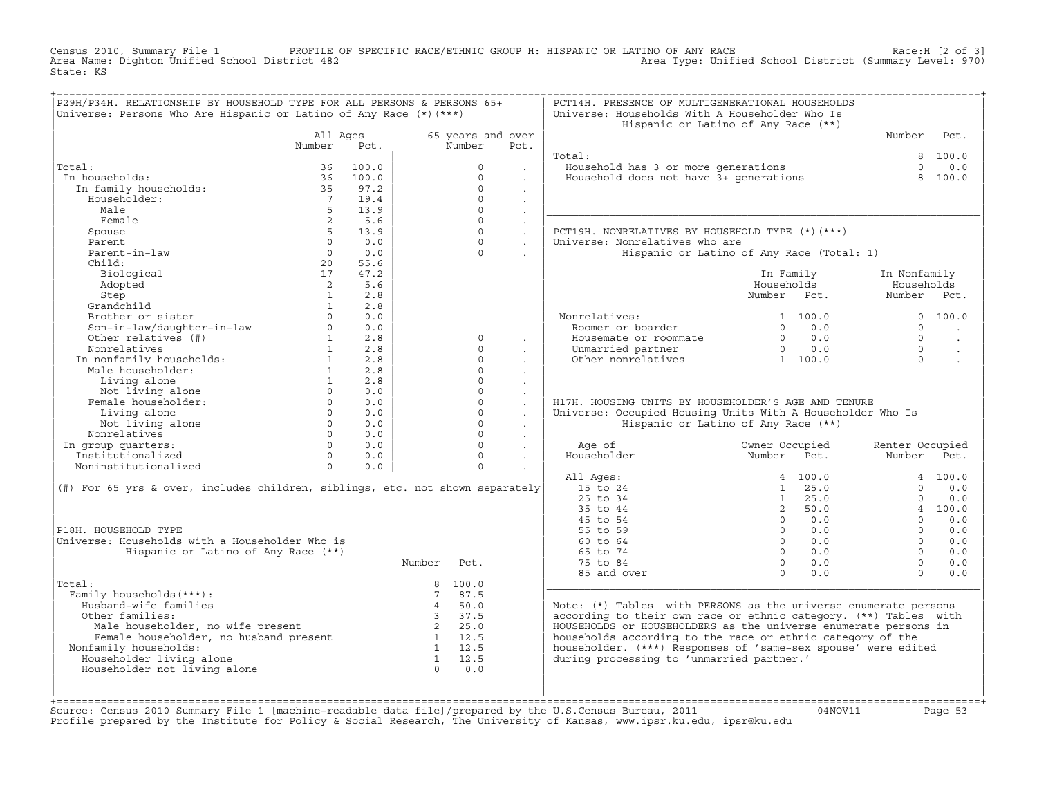Census 2010, Summary File 1 — PROFILE OF SPECIFIC RACE/ETHNIC GROUP H: HISPANIC OR LATINO OF ANY RACE — Race:H [2 of 3]
Area Name: Dighton Unified School District 482 — Area Type: Unified School District (Summary Level: 970)
State: KS

## P29H/P34H. RELATIONSHIP BY HOUSEHOLD TYPE FOR ALL PERSONS & PERSONS 65+

Universe: Persons Who Are Hispanic or Latino of Any Race (*)(***)

| | All Ages Number | All Ages Pct. | 65 years and over Number | 65 years and over Pct. |
|---|---|---|---|---|
| Total: | 36 | 100.0 | 0 | . |
| In households: | 36 | 100.0 | 0 | . |
| In family households: | 35 | 97.2 | 0 | . |
| Householder: | 7 | 19.4 | 0 | . |
| Male | 5 | 13.9 | 0 | . |
| Female | 2 | 5.6 | 0 | . |
| Spouse | 5 | 13.9 | 0 | . |
| Parent | 0 | 0.0 | 0 | . |
| Parent-in-law | 0 | 0.0 | 0 | . |
| Child: | 20 | 55.6 | | |
| Biological | 17 | 47.2 | | |
| Adopted | 2 | 5.6 | | |
| Step | 1 | 2.8 | | |
| Grandchild | 1 | 2.8 | | |
| Brother or sister | 0 | 0.0 | | |
| Son-in-law/daughter-in-law | 0 | 0.0 | | |
| Other relatives (#) | 1 | 2.8 | 0 | . |
| Nonrelatives | 1 | 2.8 | 0 | . |
| In nonfamily households: | 1 | 2.8 | 0 | . |
| Male householder: | 1 | 2.8 | 0 | . |
| Living alone | 1 | 2.8 | 0 | . |
| Not living alone | 0 | 0.0 | 0 | . |
| Female householder: | 0 | 0.0 | 0 | . |
| Living alone | 0 | 0.0 | 0 | . |
| Not living alone | 0 | 0.0 | 0 | . |
| Nonrelatives | 0 | 0.0 | 0 | . |
| In group quarters: | 0 | 0.0 | 0 | . |
| Institutionalized | 0 | 0.0 | 0 | . |
| Noninstitutionalized | 0 | 0.0 | 0 | . |

(#) For 65 yrs & over, includes children, siblings, etc. not shown separately

## P18H. HOUSEHOLD TYPE

Universe: Households with a Householder Who is Hispanic or Latino of Any Race (**)

| | Number | Pct. |
|---|---|---|
| Total: | 8 | 100.0 |
| Family households(***): | 7 | 87.5 |
| Husband-wife families | 4 | 50.0 |
| Other families: | 3 | 37.5 |
| Male householder, no wife present | 2 | 25.0 |
| Female householder, no husband present | 1 | 12.5 |
| Nonfamily households: | 1 | 12.5 |
| Householder living alone | 1 | 12.5 |
| Householder not living alone | 0 | 0.0 |

## PCT14H. PRESENCE OF MULTIGENERATIONAL HOUSEHOLDS

Universe: Households With A Householder Who Is Hispanic or Latino of Any Race (**)

| | Number | Pct. |
|---|---|---|
| Total: | 8 | 100.0 |
| Household has 3 or more generations | 0 | 0.0 |
| Household does not have 3+ generations | 8 | 100.0 |

## PCT19H. NONRELATIVES BY HOUSEHOLD TYPE (*)(***)

Universe: Nonrelatives who are Hispanic or Latino of Any Race (Total: 1)

| | In Family Households Number | In Family Households Pct. | In Nonfamily Households Number | In Nonfamily Households Pct. |
|---|---|---|---|---|
| Nonrelatives: | 1 | 100.0 | 0 | 100.0 |
| Roomer or boarder | 0 | 0.0 | 0 | . |
| Housemate or roommate | 0 | 0.0 | 0 | . |
| Unmarried partner | 0 | 0.0 | 0 | . |
| Other nonrelatives | 1 | 100.0 | 0 | . |

## H17H. HOUSING UNITS BY HOUSEHOLDER'S AGE AND TENURE

Universe: Occupied Housing Units With A Householder Who Is Hispanic or Latino of Any Race (**)

| Age of Householder | Owner Occupied Number | Owner Occupied Pct. | Renter Occupied Number | Renter Occupied Pct. |
|---|---|---|---|---|
| All Ages: | 4 | 100.0 | 4 | 100.0 |
| 15 to 24 | 1 | 25.0 | 0 | 0.0 |
| 25 to 34 | 1 | 25.0 | 0 | 0.0 |
| 35 to 44 | 2 | 50.0 | 4 | 100.0 |
| 45 to 54 | 0 | 0.0 | 0 | 0.0 |
| 55 to 59 | 0 | 0.0 | 0 | 0.0 |
| 60 to 64 | 0 | 0.0 | 0 | 0.0 |
| 65 to 74 | 0 | 0.0 | 0 | 0.0 |
| 75 to 84 | 0 | 0.0 | 0 | 0.0 |
| 85 and over | 0 | 0.0 | 0 | 0.0 |

Note: (*) Tables with PERSONS as the universe enumerate persons according to their own race or ethnic category. (**) Tables with HOUSEHOLDS or HOUSEHOLDERS as the universe enumerate persons in households according to the race or ethnic category of the householder. (***) Responses of 'same-sex spouse' were edited during processing to 'unmarried partner.'

Source: Census 2010 Summary File 1 [machine-readable data file]/prepared by the U.S.Census Bureau, 2011 — 04NOV11
Profile prepared by the Institute for Policy & Social Research, The University of Kansas, www.ipsr.ku.edu, ipsr@ku.edu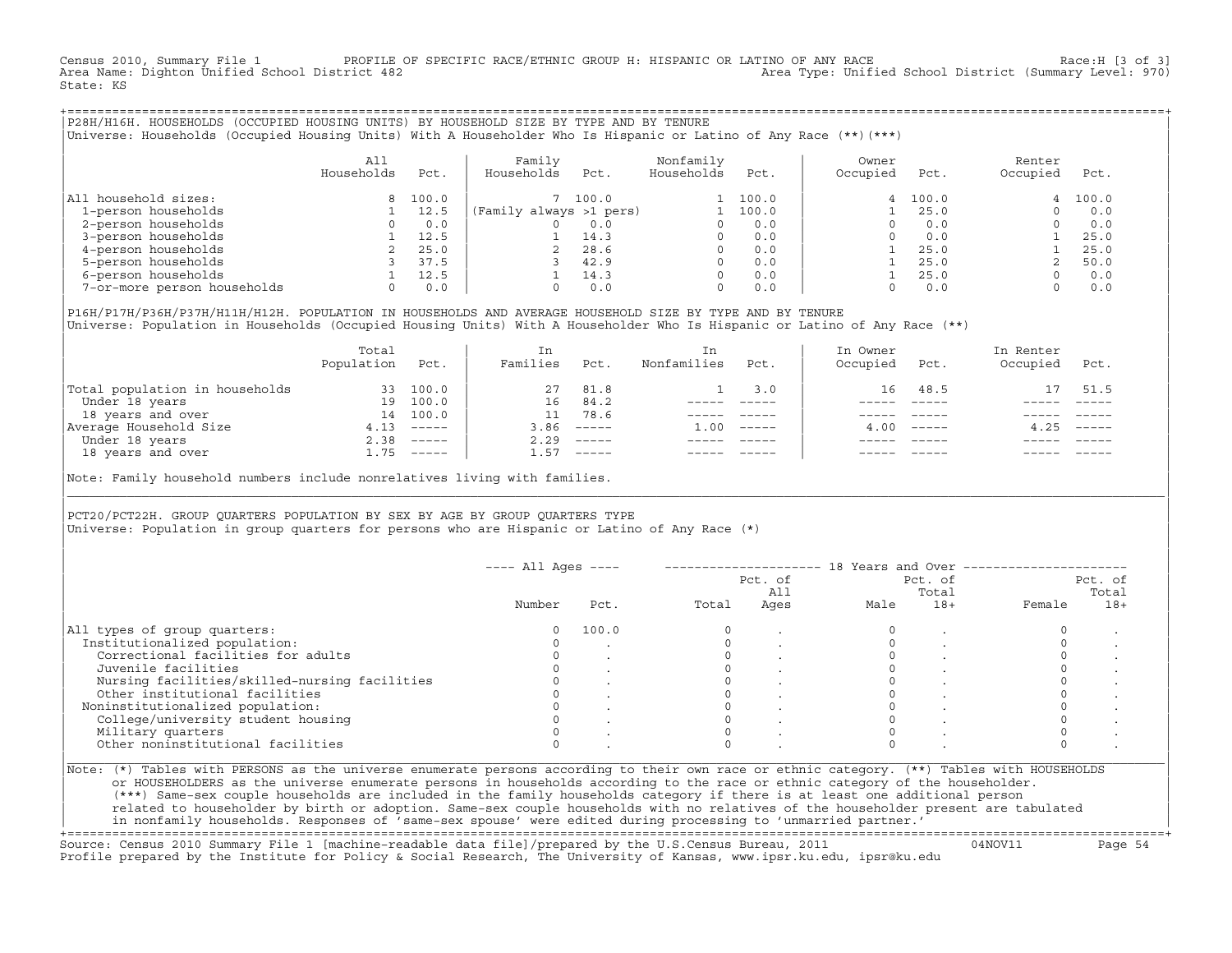Census 2010, Summary File 1 PROFILE OF SPECIFIC RACE/ETHNIC GROUP H: HISPANIC OR LATINO OF ANY RACE Race:H [3 of 3]
Area Name: Dighton Unified School District 482 Area Type: Unified School District (Summary Level: 970)
State: KS

## P28H/H16H. HOUSEHOLDS (OCCUPIED HOUSING UNITS) BY HOUSEHOLD SIZE BY TYPE AND BY TENURE

Universe: Households (Occupied Housing Units) With A Householder Who Is Hispanic or Latino of Any Race (**)(***)

| | All Households | Pct. | Family Households | Pct. | Nonfamily Households | Pct. | Owner Occupied | Pct. | Renter Occupied | Pct. |
|---|---|---|---|---|---|---|---|---|---|---|
| All household sizes: | 8 | 100.0 | 7 | 100.0 | 1 | 100.0 | 4 | 100.0 | 4 | 100.0 |
| 1-person households | 1 | 12.5 | (Family always >1 pers) | | 1 | 100.0 | 1 | 25.0 | 0 | 0.0 |
| 2-person households | 0 | 0.0 | 0 | 0.0 | 0 | 0.0 | 0 | 0.0 | 0 | 0.0 |
| 3-person households | 1 | 12.5 | 1 | 14.3 | 0 | 0.0 | 0 | 0.0 | 1 | 25.0 |
| 4-person households | 2 | 25.0 | 2 | 28.6 | 0 | 0.0 | 1 | 25.0 | 1 | 25.0 |
| 5-person households | 3 | 37.5 | 3 | 42.9 | 0 | 0.0 | 1 | 25.0 | 2 | 50.0 |
| 6-person households | 1 | 12.5 | 1 | 14.3 | 0 | 0.0 | 1 | 25.0 | 0 | 0.0 |
| 7-or-more person households | 0 | 0.0 | 0 | 0.0 | 0 | 0.0 | 0 | 0.0 | 0 | 0.0 |

## P16H/P17H/P36H/P37H/H11H/H12H. POPULATION IN HOUSEHOLDS AND AVERAGE HOUSEHOLD SIZE BY TYPE AND BY TENURE

Universe: Population in Households (Occupied Housing Units) With A Householder Who Is Hispanic or Latino of Any Race (**)

| | Total Population | Pct. | In Families | Pct. | In Nonfamilies | Pct. | In Owner Occupied | Pct. | In Renter Occupied | Pct. |
|---|---|---|---|---|---|---|---|---|---|---|
| Total population in households | 33 | 100.0 | 27 | 81.8 | 1 | 3.0 | 16 | 48.5 | 17 | 51.5 |
| Under 18 years | 19 | 100.0 | 16 | 84.2 | ----- | ----- | ----- | ----- | ----- | ----- |
| 18 years and over | 14 | 100.0 | 11 | 78.6 | ----- | ----- | ----- | ----- | ----- | ----- |
| Average Household Size | 4.13 | ----- | 3.86 | ----- | 1.00 | ----- | 4.00 | ----- | 4.25 | ----- |
| Under 18 years | 2.38 | ----- | 2.29 | ----- | ----- | ----- | ----- | ----- | ----- | ----- |
| 18 years and over | 1.75 | ----- | 1.57 | ----- | ----- | ----- | ----- | ----- | ----- | ----- |

Note: Family household numbers include nonrelatives living with families.

## PCT20/PCT22H. GROUP QUARTERS POPULATION BY SEX BY AGE BY GROUP QUARTERS TYPE

Universe: Population in group quarters for persons who are Hispanic or Latino of Any Race (*)

| | All Ages | | 18 Years and Over | | | | | |
|---|---|---|---|---|---|---|---|---|
| | Number | Pct. | Total | Pct. of All Ages | Male | Pct. of Total 18+ | Female | Pct. of Total 18+ |
| All types of group quarters: | 0 | 100.0 | 0 | . | 0 | . | 0 | . |
| Institutionalized population: | 0 | . | 0 | . | 0 | . | 0 | . |
| Correctional facilities for adults | 0 | . | 0 | . | 0 | . | 0 | . |
| Juvenile facilities | 0 | . | 0 | . | 0 | . | 0 | . |
| Nursing facilities/skilled-nursing facilities | 0 | . | 0 | . | 0 | . | 0 | . |
| Other institutional facilities | 0 | . | 0 | . | 0 | . | 0 | . |
| Noninstitutionalized population: | 0 | . | 0 | . | 0 | . | 0 | . |
| College/university student housing | 0 | . | 0 | . | 0 | . | 0 | . |
| Military quarters | 0 | . | 0 | . | 0 | . | 0 | . |
| Other noninstitutional facilities | 0 | . | 0 | . | 0 | . | 0 | . |

Note: (*) Tables with PERSONS as the universe enumerate persons according to their own race or ethnic category. (**) Tables with HOUSEHOLDS or HOUSEHOLDERS as the universe enumerate persons in households according to the race or ethnic category of the householder. (***) Same-sex couple households are included in the family households category if there is at least one additional person related to householder by birth or adoption. Same-sex couple households with no relatives of the householder present are tabulated in nonfamily households. Responses of 'same-sex spouse' were edited during processing to 'unmarried partner.'

Source: Census 2010 Summary File 1 [machine-readable data file]/prepared by the U.S.Census Bureau, 2011 04NOV11
Profile prepared by the Institute for Policy & Social Research, The University of Kansas, www.ipsr.ku.edu, ipsr@ku.edu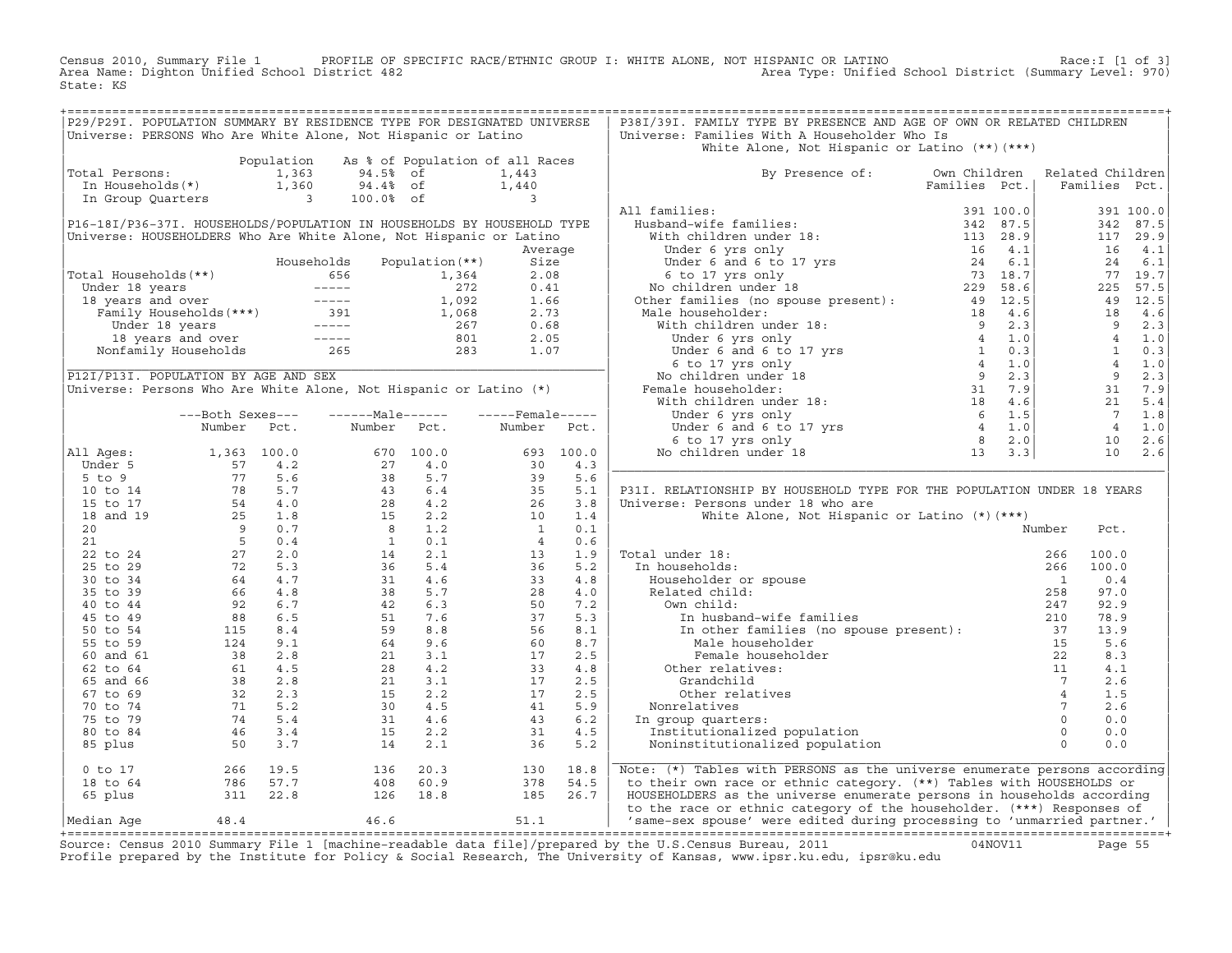Census 2010, Summary File 1 PROFILE OF SPECIFIC RACE/ETHNIC GROUP I: WHITE ALONE, NOT HISPANIC OR LATINO Race:I [1 of 3]
Area Name: Dighton Unified School District 482 Area Type: Unified School District (Summary Level: 970)
State: KS

## P29/P29I. POPULATION SUMMARY BY RESIDENCE TYPE FOR DESIGNATED UNIVERSE
Universe: PERSONS Who Are White Alone, Not Hispanic or Latino

| | Population | As % of Population of all Races | | |
|---|---|---|---|---|
| Total Persons: | 1,363 | 94.5% | of | 1,443 |
| In Households(*) | 1,360 | 94.4% | of | 1,440 |
| In Group Quarters | 3 | 100.0% | of | 3 |

## P16-18I/P36-37I. HOUSEHOLDS/POPULATION IN HOUSEHOLDS BY HOUSEHOLD TYPE
Universe: HOUSEHOLDERS Who Are White Alone, Not Hispanic or Latino

| | Households | Population(**) | Average Size |
|---|---|---|---|
| Total Households(**) | 656 | 1,364 | 2.08 |
| Under 18 years | ----- | 272 | 0.41 |
| 18 years and over | ----- | 1,092 | 1.66 |
| Family Households(***) | 391 | 1,068 | 2.73 |
| Under 18 years | ----- | 267 | 0.68 |
| 18 years and over | ----- | 801 | 2.05 |
| Nonfamily Households | 265 | 283 | 1.07 |

## P12I/P13I. POPULATION BY AGE AND SEX
Universe: Persons Who Are White Alone, Not Hispanic or Latino (*)

| | Both Sexes Number | Both Sexes Pct. | Male Number | Male Pct. | Female Number | Female Pct. |
|---|---|---|---|---|---|---|
| All Ages: | 1,363 | 100.0 | 670 | 100.0 | 693 | 100.0 |
| Under 5 | 57 | 4.2 | 27 | 4.0 | 30 | 4.3 |
| 5 to 9 | 77 | 5.6 | 38 | 5.7 | 39 | 5.6 |
| 10 to 14 | 78 | 5.7 | 43 | 6.4 | 35 | 5.1 |
| 15 to 17 | 54 | 4.0 | 28 | 4.2 | 26 | 3.8 |
| 18 and 19 | 25 | 1.8 | 15 | 2.2 | 10 | 1.4 |
| 20 | 9 | 0.7 | 8 | 1.2 | 1 | 0.1 |
| 21 | 5 | 0.4 | 1 | 0.1 | 4 | 0.6 |
| 22 to 24 | 27 | 2.0 | 14 | 2.1 | 13 | 1.9 |
| 25 to 29 | 72 | 5.3 | 36 | 5.4 | 36 | 5.2 |
| 30 to 34 | 64 | 4.7 | 31 | 4.6 | 33 | 4.8 |
| 35 to 39 | 66 | 4.8 | 38 | 5.7 | 28 | 4.0 |
| 40 to 44 | 92 | 6.7 | 42 | 6.3 | 50 | 7.2 |
| 45 to 49 | 88 | 6.5 | 51 | 7.6 | 37 | 5.3 |
| 50 to 54 | 115 | 8.4 | 59 | 8.8 | 56 | 8.1 |
| 55 to 59 | 124 | 9.1 | 64 | 9.6 | 60 | 8.7 |
| 60 and 61 | 38 | 2.8 | 21 | 3.1 | 17 | 2.5 |
| 62 to 64 | 61 | 4.5 | 28 | 4.2 | 33 | 4.8 |
| 65 and 66 | 38 | 2.8 | 21 | 3.1 | 17 | 2.5 |
| 67 to 69 | 32 | 2.3 | 15 | 2.2 | 17 | 2.5 |
| 70 to 74 | 71 | 5.2 | 30 | 4.5 | 41 | 5.9 |
| 75 to 79 | 74 | 5.4 | 31 | 4.6 | 43 | 6.2 |
| 80 to 84 | 46 | 3.4 | 15 | 2.2 | 31 | 4.5 |
| 85 plus | 50 | 3.7 | 14 | 2.1 | 36 | 5.2 |
| 0 to 17 | 266 | 19.5 | 136 | 20.3 | 130 | 18.8 |
| 18 to 64 | 786 | 57.7 | 408 | 60.9 | 378 | 54.5 |
| 65 plus | 311 | 22.8 | 126 | 18.8 | 185 | 26.7 |
| Median Age | 48.4 | | 46.6 | | 51.1 | |

## P38I/39I. FAMILY TYPE BY PRESENCE AND AGE OF OWN OR RELATED CHILDREN
Universe: Families With A Householder Who Is White Alone, Not Hispanic or Latino (**)(***)

| By Presence of: | Own Children Families | Own Children Pct. | Related Children Families | Related Children Pct. |
|---|---|---|---|---|
| All families: | 391 | 100.0 | 391 | 100.0 |
| Husband-wife families: | 342 | 87.5 | 342 | 87.5 |
| With children under 18: | 113 | 28.9 | 117 | 29.9 |
| Under 6 yrs only | 16 | 4.1 | 16 | 4.1 |
| Under 6 and 6 to 17 yrs | 24 | 6.1 | 24 | 6.1 |
| 6 to 17 yrs only | 73 | 18.7 | 77 | 19.7 |
| No children under 18 | 229 | 58.6 | 225 | 57.5 |
| Other families (no spouse present): | 49 | 12.5 | 49 | 12.5 |
| Male householder: | 18 | 4.6 | 18 | 4.6 |
| With children under 18: | 9 | 2.3 | 9 | 2.3 |
| Under 6 yrs only | 4 | 1.0 | 4 | 1.0 |
| Under 6 and 6 to 17 yrs | 1 | 0.3 | 1 | 0.3 |
| 6 to 17 yrs only | 4 | 1.0 | 4 | 1.0 |
| No children under 18 | 9 | 2.3 | 9 | 2.3 |
| Female householder: | 31 | 7.9 | 31 | 7.9 |
| With children under 18: | 18 | 4.6 | 21 | 5.4 |
| Under 6 yrs only | 6 | 1.5 | 7 | 1.8 |
| Under 6 and 6 to 17 yrs | 4 | 1.0 | 4 | 1.0 |
| 6 to 17 yrs only | 8 | 2.0 | 10 | 2.6 |
| No children under 18 | 13 | 3.3 | 10 | 2.6 |

## P31I. RELATIONSHIP BY HOUSEHOLD TYPE FOR THE POPULATION UNDER 18 YEARS
Universe: Persons under 18 who are White Alone, Not Hispanic or Latino (*)(***)

| | Number | Pct. |
|---|---|---|
| Total under 18: | 266 | 100.0 |
| In households: | 266 | 100.0 |
| Householder or spouse | 1 | 0.4 |
| Related child: | 258 | 97.0 |
| Own child: | 247 | 92.9 |
| In husband-wife families | 210 | 78.9 |
| In other families (no spouse present): | 37 | 13.9 |
| Male householder | 15 | 5.6 |
| Female householder | 22 | 8.3 |
| Other relatives: | 11 | 4.1 |
| Grandchild | 7 | 2.6 |
| Other relatives | 4 | 1.5 |
| Nonrelatives | 7 | 2.6 |
| In group quarters: | 0 | 0.0 |
| Institutionalized population | 0 | 0.0 |
| Noninstitutionalized population | 0 | 0.0 |

Note: (*) Tables with PERSONS as the universe enumerate persons according to their own race or ethnic category. (**) Tables with HOUSEHOLDS or HOUSEHOLDERS as the universe enumerate persons in households according to the race or ethnic category of the householder. (***) Responses of 'same-sex spouse' were edited during processing to 'unmarried partner.'

Source: Census 2010 Summary File 1 [machine-readable data file]/prepared by the U.S.Census Bureau, 2011 04NOV11
Profile prepared by the Institute for Policy & Social Research, The University of Kansas, www.ipsr.ku.edu, ipsr@ku.edu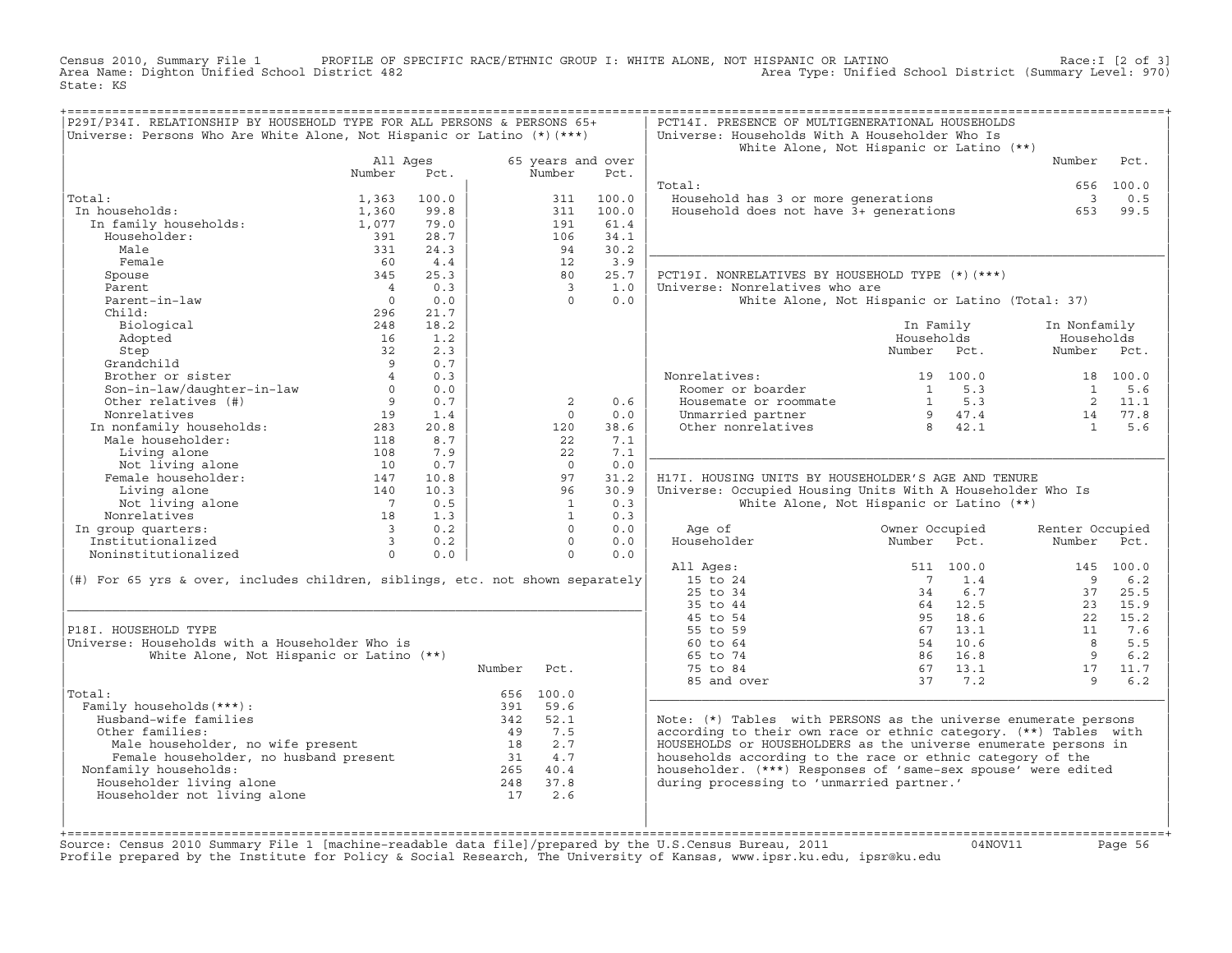Census 2010, Summary File 1 PROFILE OF SPECIFIC RACE/ETHNIC GROUP I: WHITE ALONE, NOT HISPANIC OR LATINO Race:I [2 of 3]
Area Name: Dighton Unified School District 482 Area Type: Unified School District (Summary Level: 970)
State: KS

## P29I/P34I. RELATIONSHIP BY HOUSEHOLD TYPE FOR ALL PERSONS & PERSONS 65+

Universe: Persons Who Are White Alone, Not Hispanic or Latino (*)(***)

| | All Ages Number | All Ages Pct. | 65 years and over Number | 65 years and over Pct. |
|---|---|---|---|---|
| Total: | 1,363 | 100.0 | 311 | 100.0 |
| In households: | 1,360 | 99.8 | 311 | 100.0 |
| In family households: | 1,077 | 79.0 | 191 | 61.4 |
| Householder: | 391 | 28.7 | 106 | 34.1 |
| Male | 331 | 24.3 | 94 | 30.2 |
| Female | 60 | 4.4 | 12 | 3.9 |
| Spouse | 345 | 25.3 | 80 | 25.7 |
| Parent | 4 | 0.3 | 3 | 1.0 |
| Parent-in-law | 0 | 0.0 | 0 | 0.0 |
| Child: | 296 | 21.7 | | |
| Biological | 248 | 18.2 | | |
| Adopted | 16 | 1.2 | | |
| Step | 32 | 2.3 | | |
| Grandchild | 9 | 0.7 | | |
| Brother or sister | 4 | 0.3 | | |
| Son-in-law/daughter-in-law | 0 | 0.0 | | |
| Other relatives (#) | 9 | 0.7 | 2 | 0.6 |
| Nonrelatives | 19 | 1.4 | 0 | 0.0 |
| In nonfamily households: | 283 | 20.8 | 120 | 38.6 |
| Male householder: | 118 | 8.7 | 22 | 7.1 |
| Living alone | 108 | 7.9 | 22 | 7.1 |
| Not living alone | 10 | 0.7 | 0 | 0.0 |
| Female householder: | 147 | 10.8 | 97 | 31.2 |
| Living alone | 140 | 10.3 | 96 | 30.9 |
| Not living alone | 7 | 0.5 | 1 | 0.3 |
| Nonrelatives | 18 | 1.3 | 1 | 0.3 |
| In group quarters: | 3 | 0.2 | 0 | 0.0 |
| Institutionalized | 3 | 0.2 | 0 | 0.0 |
| Noninstitutionalized | 0 | 0.0 | 0 | 0.0 |

(#) For 65 yrs & over, includes children, siblings, etc. not shown separately

## P18I. HOUSEHOLD TYPE

Universe: Households with a Householder Who is White Alone, Not Hispanic or Latino (**)

| | Number | Pct. |
|---|---|---|
| Total: | 656 | 100.0 |
| Family households(***): | 391 | 59.6 |
| Husband-wife families | 342 | 52.1 |
| Other families: | 49 | 7.5 |
| Male householder, no wife present | 18 | 2.7 |
| Female householder, no husband present | 31 | 4.7 |
| Nonfamily households: | 265 | 40.4 |
| Householder living alone | 248 | 37.8 |
| Householder not living alone | 17 | 2.6 |

## PCT14I. PRESENCE OF MULTIGENERATIONAL HOUSEHOLDS

Universe: Households With A Householder Who Is White Alone, Not Hispanic or Latino (**)

| | Number | Pct. |
|---|---|---|
| Total: | 656 | 100.0 |
| Household has 3 or more generations | 3 | 0.5 |
| Household does not have 3+ generations | 653 | 99.5 |

## PCT19I. NONRELATIVES BY HOUSEHOLD TYPE (*)(***)

Universe: Nonrelatives who are White Alone, Not Hispanic or Latino (Total: 37)

| | In Family Households Number | In Family Households Pct. | In Nonfamily Households Number | In Nonfamily Households Pct. |
|---|---|---|---|---|
| Nonrelatives: | 19 | 100.0 | 18 | 100.0 |
| Roomer or boarder | 1 | 5.3 | 1 | 5.6 |
| Housemate or roommate | 1 | 5.3 | 2 | 11.1 |
| Unmarried partner | 9 | 47.4 | 14 | 77.8 |
| Other nonrelatives | 8 | 42.1 | 1 | 5.6 |

## H17I. HOUSING UNITS BY HOUSEHOLDER'S AGE AND TENURE

Universe: Occupied Housing Units With A Householder Who Is White Alone, Not Hispanic or Latino (**)

| Age of Householder | Owner Occupied Number | Owner Occupied Pct. | Renter Occupied Number | Renter Occupied Pct. |
|---|---|---|---|---|
| All Ages: | 511 | 100.0 | 145 | 100.0 |
| 15 to 24 | 7 | 1.4 | 9 | 6.2 |
| 25 to 34 | 34 | 6.7 | 37 | 25.5 |
| 35 to 44 | 64 | 12.5 | 23 | 15.9 |
| 45 to 54 | 95 | 18.6 | 22 | 15.2 |
| 55 to 59 | 67 | 13.1 | 11 | 7.6 |
| 60 to 64 | 54 | 10.6 | 8 | 5.5 |
| 65 to 74 | 86 | 16.8 | 9 | 6.2 |
| 75 to 84 | 67 | 13.1 | 17 | 11.7 |
| 85 and over | 37 | 7.2 | 9 | 6.2 |

Note: (*) Tables with PERSONS as the universe enumerate persons according to their own race or ethnic category. (**) Tables with HOUSEHOLDS or HOUSEHOLDERS as the universe enumerate persons in households according to the race or ethnic category of the householder. (***) Responses of 'same-sex spouse' were edited during processing to 'unmarried partner.'

Source: Census 2010 Summary File 1 [machine-readable data file]/prepared by the U.S.Census Bureau, 2011 04NOV11
Profile prepared by the Institute for Policy & Social Research, The University of Kansas, www.ipsr.ku.edu, ipsr@ku.edu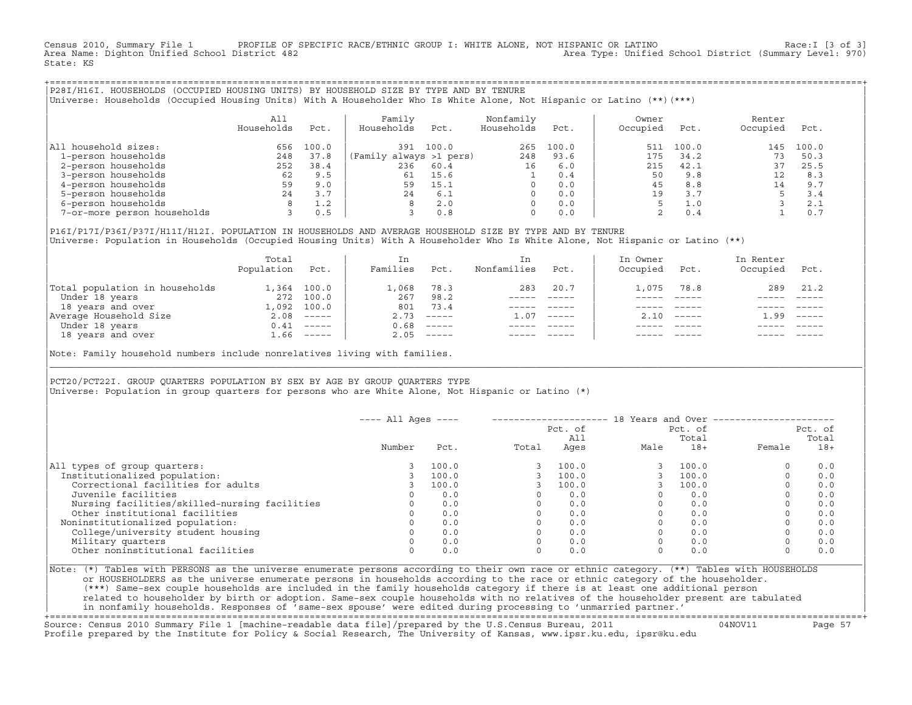Census 2010, Summary File 1 PROFILE OF SPECIFIC RACE/ETHNIC GROUP I: WHITE ALONE, NOT HISPANIC OR LATINO Race:I [3 of 3]
Area Name: Dighton Unified School District 482 Area Type: Unified School District (Summary Level: 970)
State: KS

## P28I/H16I. HOUSEHOLDS (OCCUPIED HOUSING UNITS) BY HOUSEHOLD SIZE BY TYPE AND BY TENURE

Universe: Households (Occupied Housing Units) With A Householder Who Is White Alone, Not Hispanic or Latino (**)(***)

| | All Households | Pct. | Family Households | Pct. | Nonfamily Households | Pct. | Owner Occupied | Pct. | Renter Occupied | Pct. |
|---|---|---|---|---|---|---|---|---|---|---|
| All household sizes: | 656 | 100.0 | 391 | 100.0 | 265 | 100.0 | 511 | 100.0 | 145 | 100.0 |
| 1-person households | 248 | 37.8 | (Family always >1 pers) | | 248 | 93.6 | 175 | 34.2 | 73 | 50.3 |
| 2-person households | 252 | 38.4 | 236 | 60.4 | 16 | 6.0 | 215 | 42.1 | 37 | 25.5 |
| 3-person households | 62 | 9.5 | 61 | 15.6 | 1 | 0.4 | 50 | 9.8 | 12 | 8.3 |
| 4-person households | 59 | 9.0 | 59 | 15.1 | 0 | 0.0 | 45 | 8.8 | 14 | 9.7 |
| 5-person households | 24 | 3.7 | 24 | 6.1 | 0 | 0.0 | 19 | 3.7 | 5 | 3.4 |
| 6-person households | 8 | 1.2 | 8 | 2.0 | 0 | 0.0 | 5 | 1.0 | 3 | 2.1 |
| 7-or-more person households | 3 | 0.5 | 3 | 0.8 | 0 | 0.0 | 2 | 0.4 | 1 | 0.7 |

## P16I/P17I/P36I/P37I/H11I/H12I. POPULATION IN HOUSEHOLDS AND AVERAGE HOUSEHOLD SIZE BY TYPE AND BY TENURE

Universe: Population in Households (Occupied Housing Units) With A Householder Who Is White Alone, Not Hispanic or Latino (**)

| | Total Population | Pct. | In Families | Pct. | In Nonfamilies | Pct. | In Owner Occupied | Pct. | In Renter Occupied | Pct. |
|---|---|---|---|---|---|---|---|---|---|---|
| Total population in households | 1,364 | 100.0 | 1,068 | 78.3 | 283 | 20.7 | 1,075 | 78.8 | 289 | 21.2 |
| Under 18 years | 272 | 100.0 | 267 | 98.2 | ----- | ----- | ----- | ----- | ----- | ----- |
| 18 years and over | 1,092 | 100.0 | 801 | 73.4 | ----- | ----- | ----- | ----- | ----- | ----- |
| Average Household Size | 2.08 | ----- | 2.73 | ----- | 1.07 | ----- | 2.10 | ----- | 1.99 | ----- |
| Under 18 years | 0.41 | ----- | 0.68 | ----- | ----- | ----- | ----- | ----- | ----- | ----- |
| 18 years and over | 1.66 | ----- | 2.05 | ----- | ----- | ----- | ----- | ----- | ----- | ----- |

Note: Family household numbers include nonrelatives living with families.

## PCT20/PCT22I. GROUP QUARTERS POPULATION BY SEX BY AGE BY GROUP QUARTERS TYPE

Universe: Population in group quarters for persons who are White Alone, Not Hispanic or Latino (*)

| | ---- All Ages ---- | | 18 Years and Over | | | | | |
|---|---|---|---|---|---|---|---|---|
| | Number | Pct. | Total | Pct. of All Ages | Male | Pct. of Total 18+ | Female | Pct. of Total 18+ |
| All types of group quarters: | 3 | 100.0 | 3 | 100.0 | 3 | 100.0 | 0 | 0.0 |
| Institutionalized population: | 3 | 100.0 | 3 | 100.0 | 3 | 100.0 | 0 | 0.0 |
| Correctional facilities for adults | 3 | 100.0 | 3 | 100.0 | 3 | 100.0 | 0 | 0.0 |
| Juvenile facilities | 0 | 0.0 | 0 | 0.0 | 0 | 0.0 | 0 | 0.0 |
| Nursing facilities/skilled-nursing facilities | 0 | 0.0 | 0 | 0.0 | 0 | 0.0 | 0 | 0.0 |
| Other institutional facilities | 0 | 0.0 | 0 | 0.0 | 0 | 0.0 | 0 | 0.0 |
| Noninstitutionalized population: | 0 | 0.0 | 0 | 0.0 | 0 | 0.0 | 0 | 0.0 |
| College/university student housing | 0 | 0.0 | 0 | 0.0 | 0 | 0.0 | 0 | 0.0 |
| Military quarters | 0 | 0.0 | 0 | 0.0 | 0 | 0.0 | 0 | 0.0 |
| Other noninstitutional facilities | 0 | 0.0 | 0 | 0.0 | 0 | 0.0 | 0 | 0.0 |

Note: (*) Tables with PERSONS as the universe enumerate persons according to their own race or ethnic category. (**) Tables with HOUSEHOLDS or HOUSEHOLDERS as the universe enumerate persons in households according to the race or ethnic category of the householder. (***) Same-sex couple households are included in the family households category if there is at least one additional person related to householder by birth or adoption. Same-sex couple households with no relatives of the householder present are tabulated in nonfamily households. Responses of 'same-sex spouse' were edited during processing to 'unmarried partner.'

Source: Census 2010 Summary File 1 [machine-readable data file]/prepared by the U.S.Census Bureau, 2011 04NOV11
Profile prepared by the Institute for Policy & Social Research, The University of Kansas, www.ipsr.ku.edu, ipsr@ku.edu